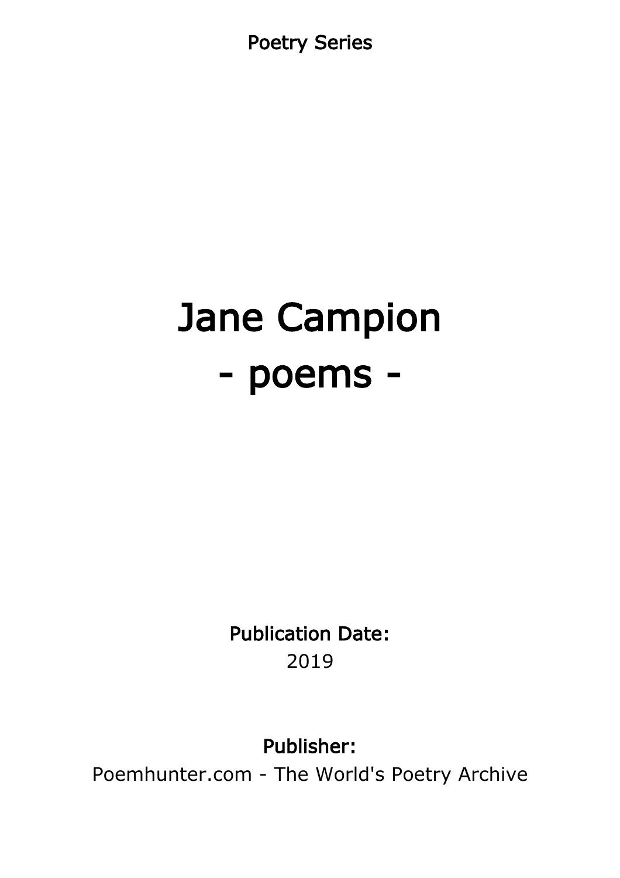Poetry Series

# Jane Campion
# - poems -

**Publication Date:**
2019

**Publisher:**
Poemhunter.com - The World's Poetry Archive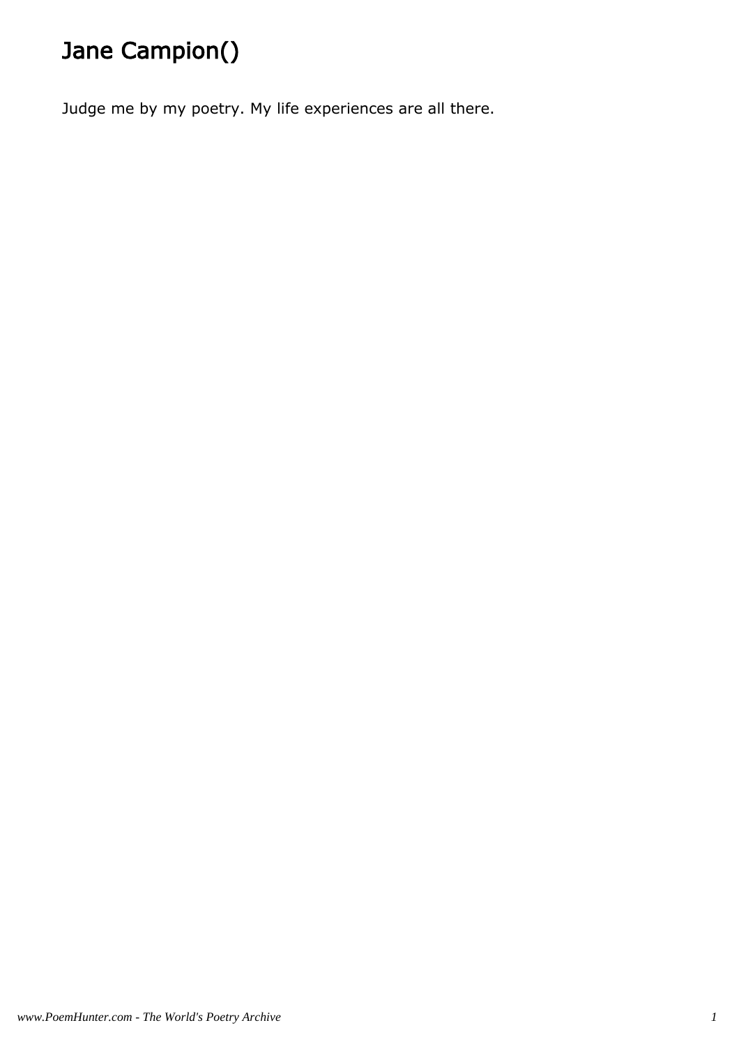# Jane Campion()

Judge me by my poetry. My life experiences are all there.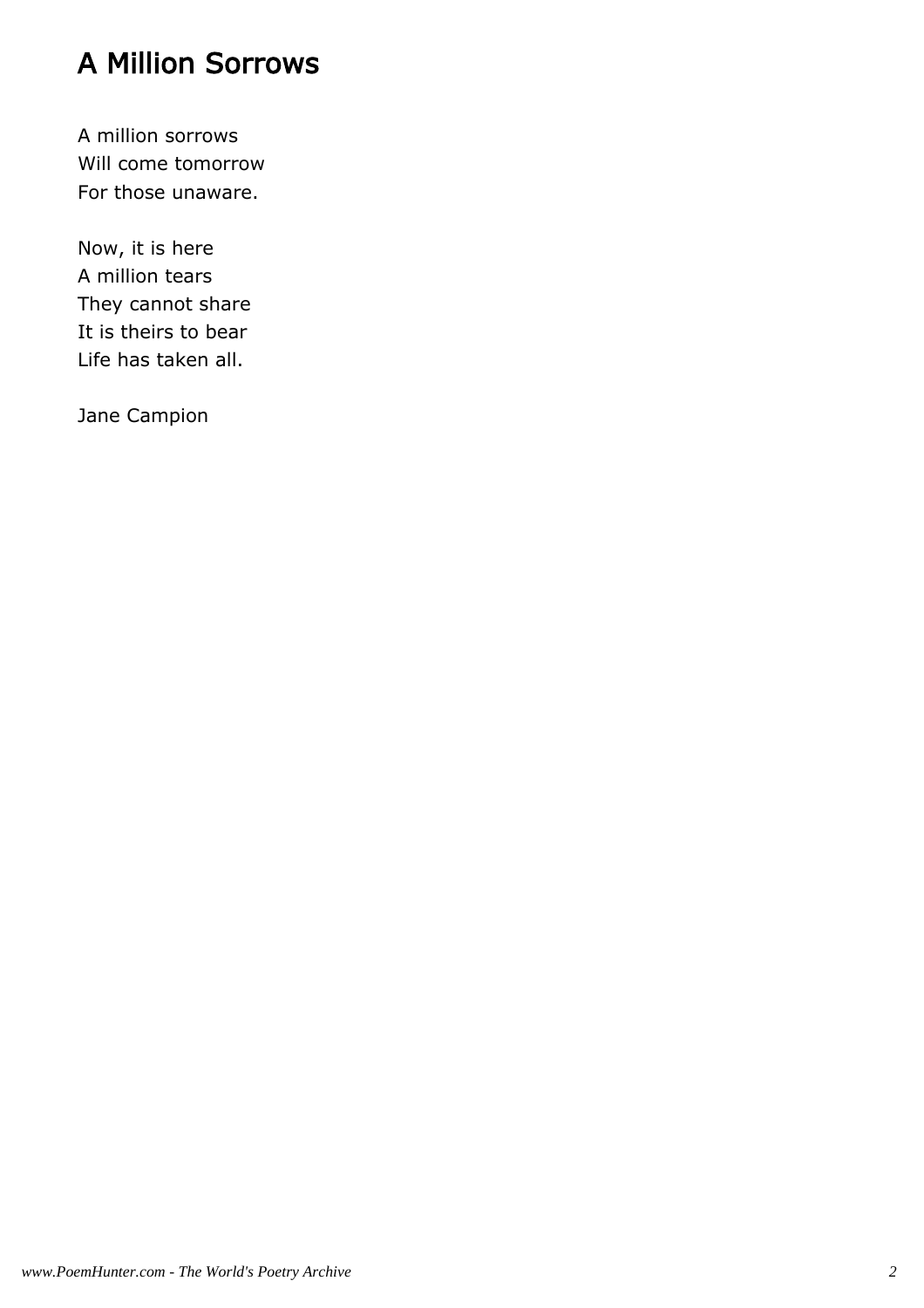# A Million Sorrows

A million sorrows  
Will come tomorrow  
For those unaware.

Now, it is here  
A million tears  
They cannot share  
It is theirs to bear  
Life has taken all.

Jane Campion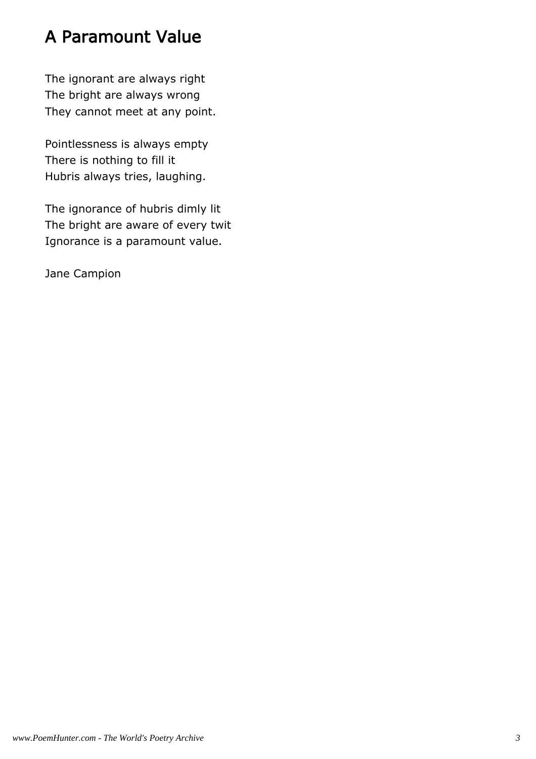# A Paramount Value

The ignorant are always right
The bright are always wrong
They cannot meet at any point.

Pointlessness is always empty
There is nothing to fill it
Hubris always tries, laughing.

The ignorance of hubris dimly lit
The bright are aware of every twit
Ignorance is a paramount value.

Jane Campion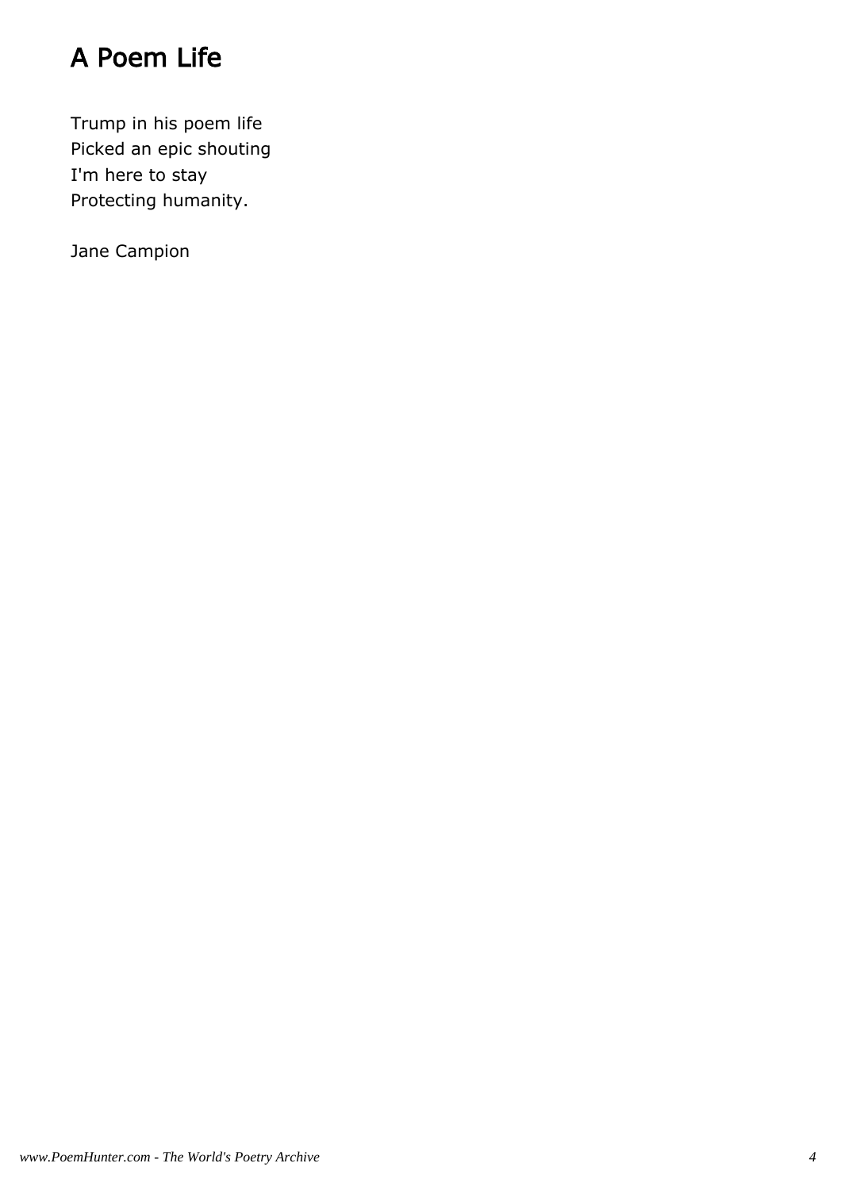# A Poem Life

Trump in his poem life
Picked an epic shouting
I'm here to stay
Protecting humanity.

Jane Campion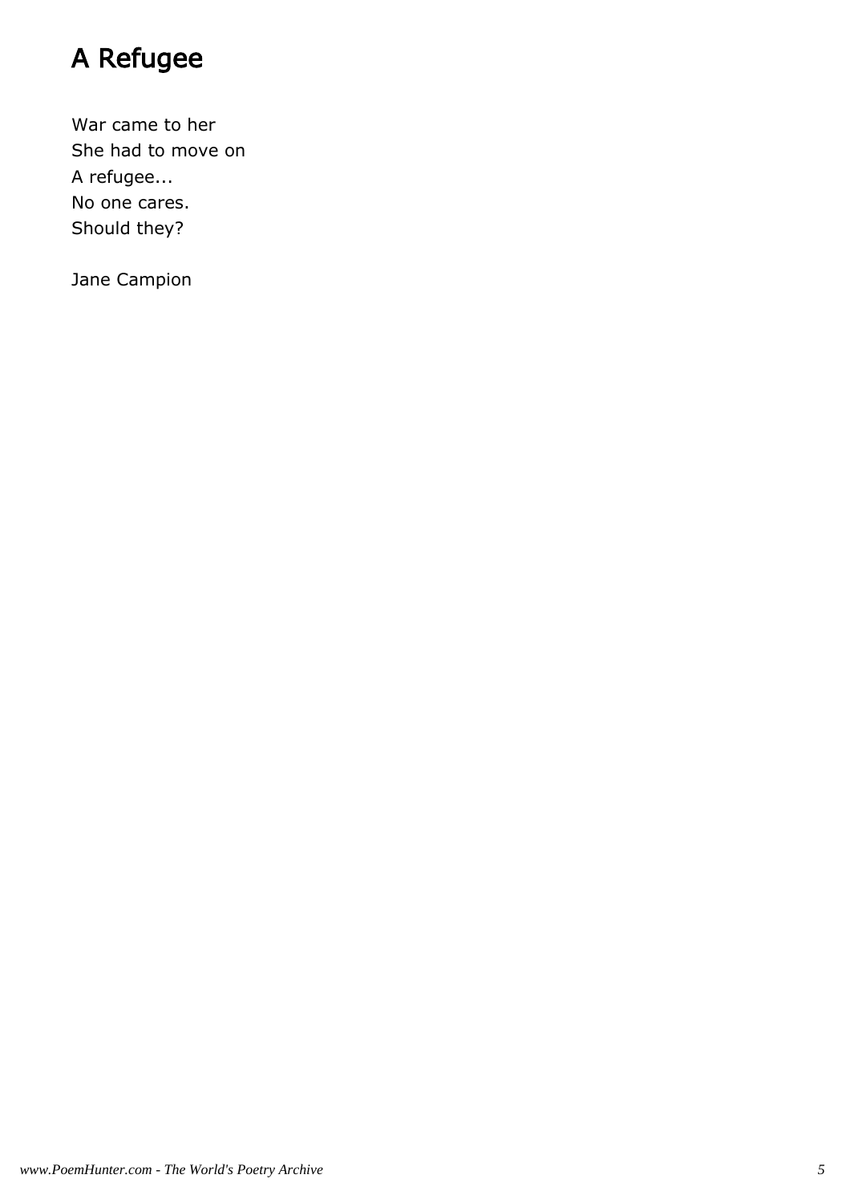# A Refugee

War came to her  
She had to move on  
A refugee...  
No one cares.  
Should they?

Jane Campion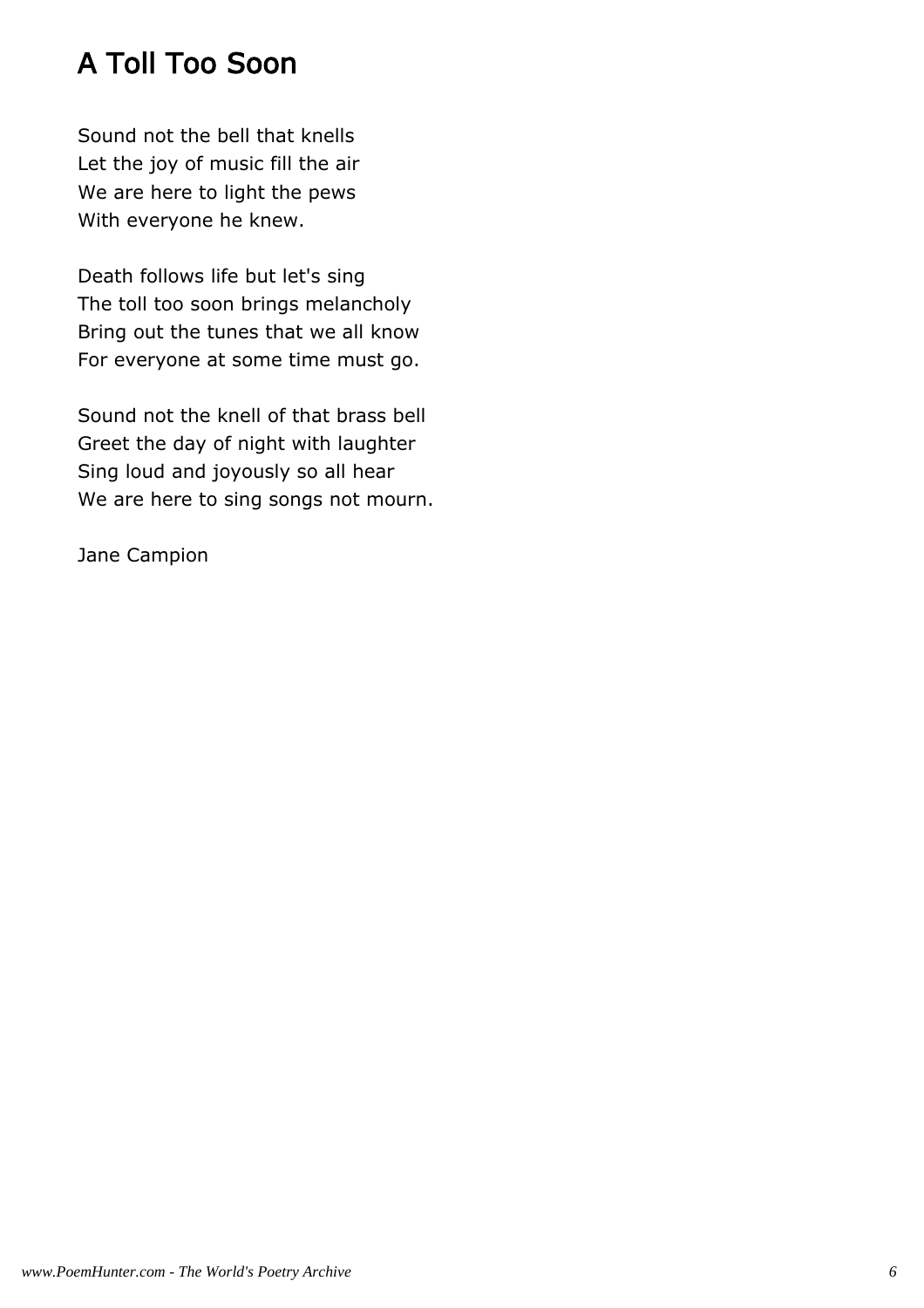# A Toll Too Soon

Sound not the bell that knells  
Let the joy of music fill the air  
We are here to light the pews  
With everyone he knew.

Death follows life but let's sing  
The toll too soon brings melancholy  
Bring out the tunes that we all know  
For everyone at some time must go.

Sound not the knell of that brass bell  
Greet the day of night with laughter  
Sing loud and joyously so all hear  
We are here to sing songs not mourn.

Jane Campion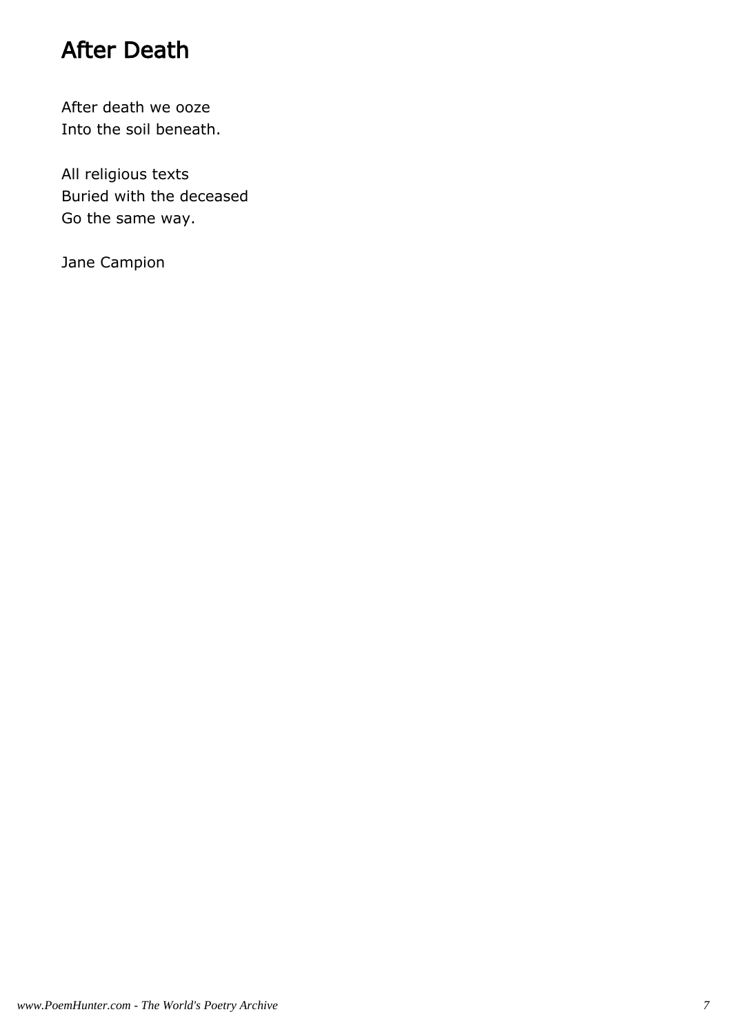# After Death

After death we ooze
Into the soil beneath.

All religious texts
Buried with the deceased
Go the same way.

Jane Campion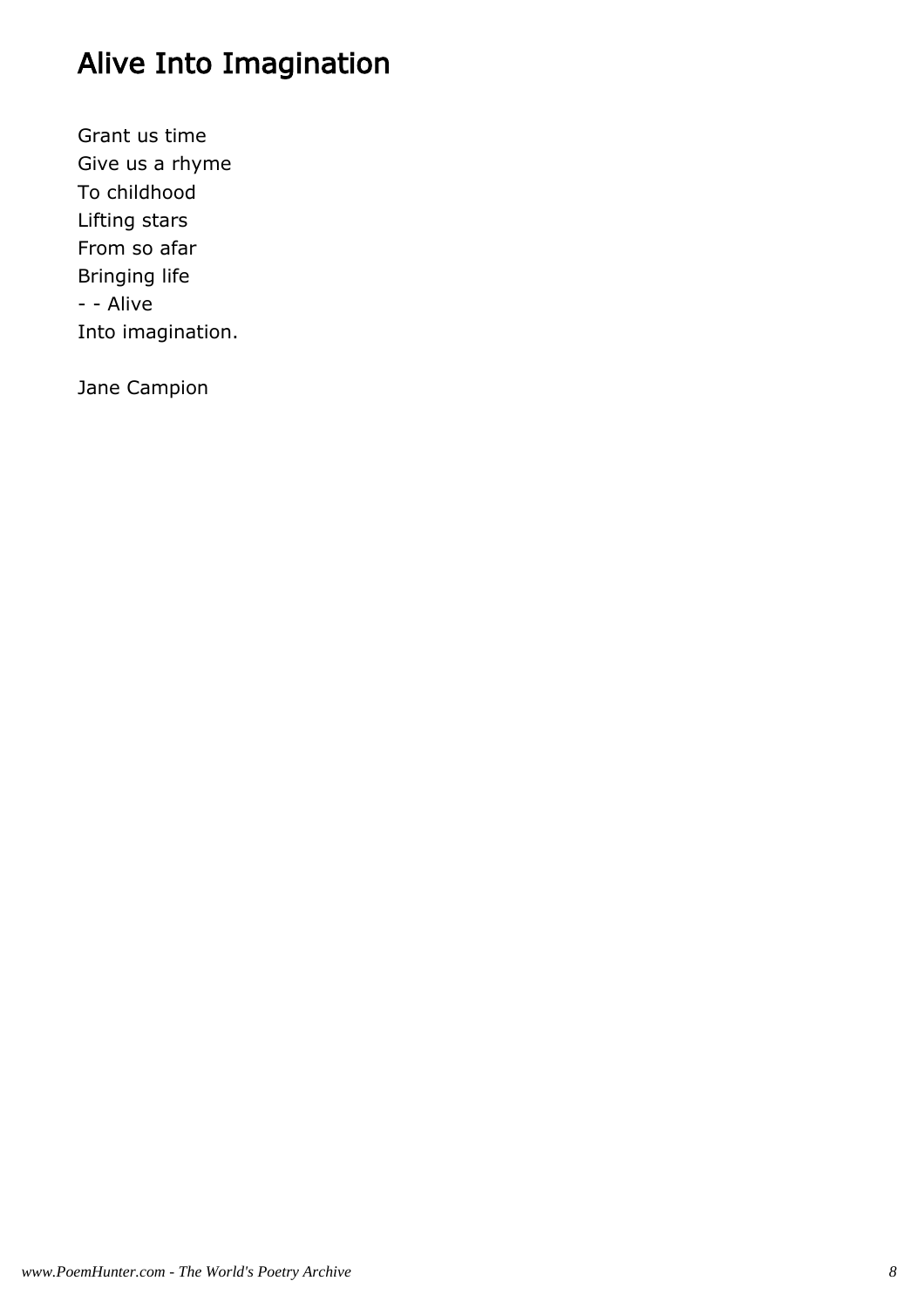# Alive Into Imagination

Grant us time
Give us a rhyme
To childhood
Lifting stars
From so afar
Bringing life
- - Alive
Into imagination.

Jane Campion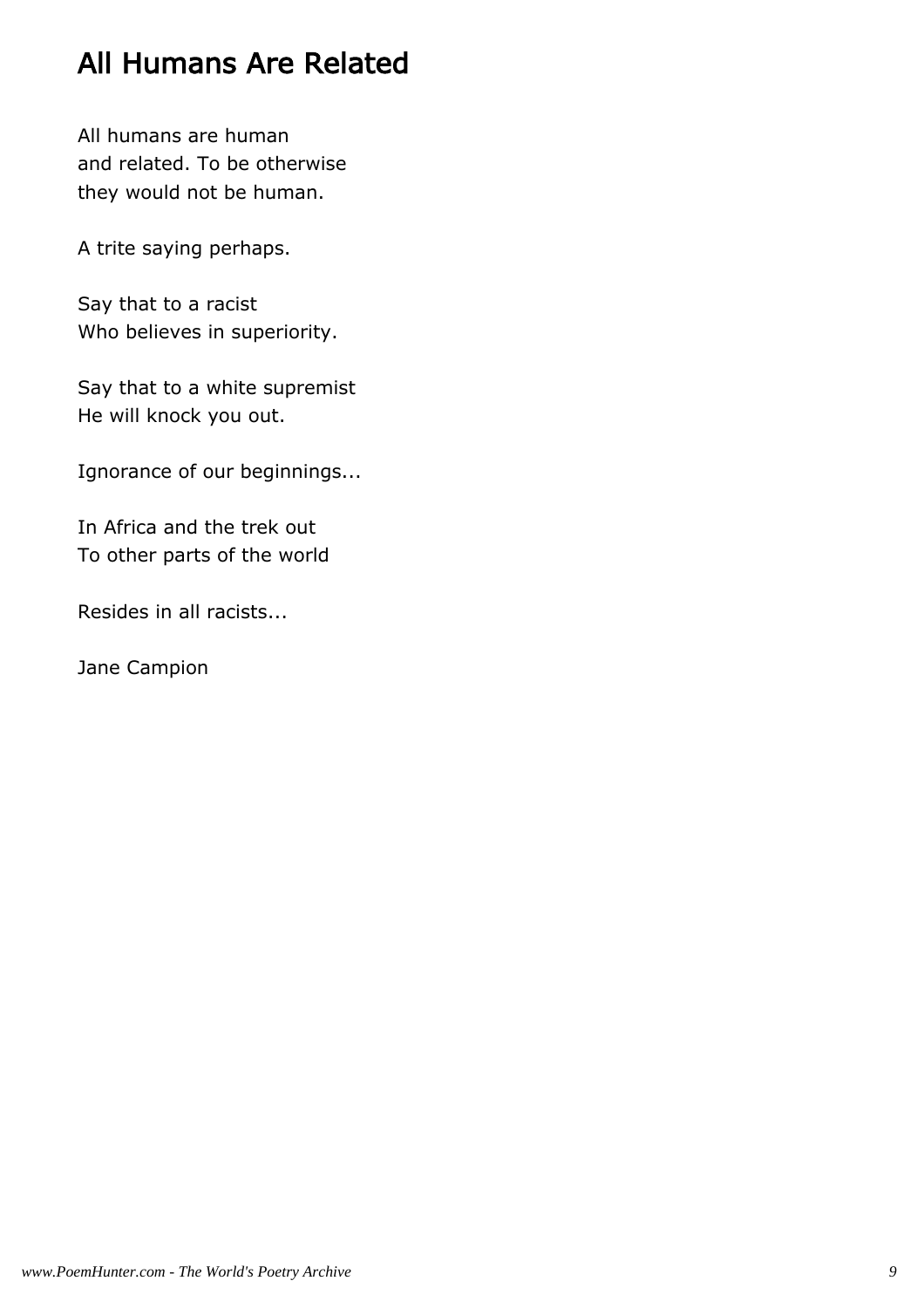# All Humans Are Related

All humans are human  
and related. To be otherwise  
they would not be human.

A trite saying perhaps.

Say that to a racist  
Who believes in superiority.

Say that to a white supremist  
He will knock you out.

Ignorance of our beginnings...

In Africa and the trek out  
To other parts of the world

Resides in all racists...

Jane Campion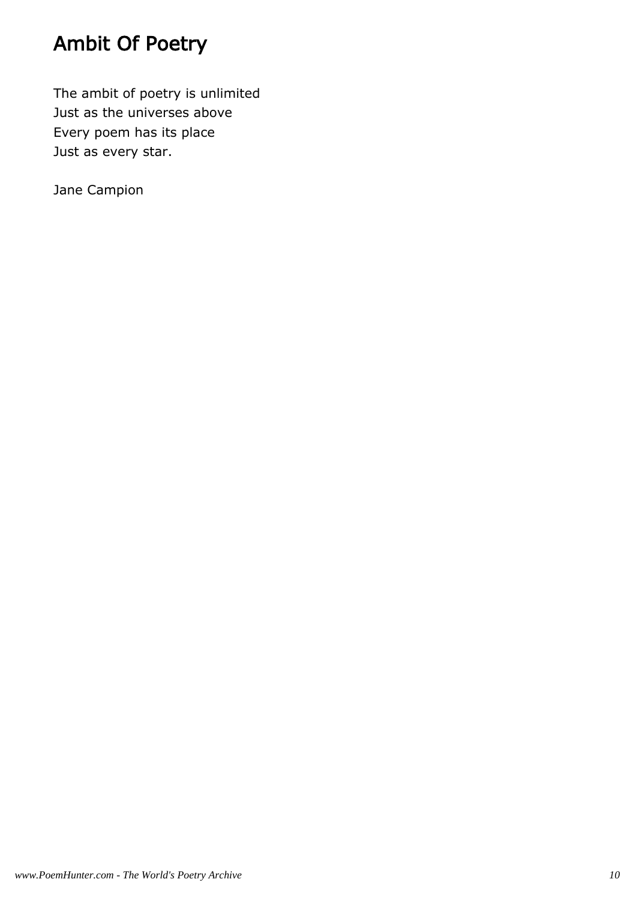# Ambit Of Poetry

The ambit of poetry is unlimited  
Just as the universes above  
Every poem has its place  
Just as every star.

Jane Campion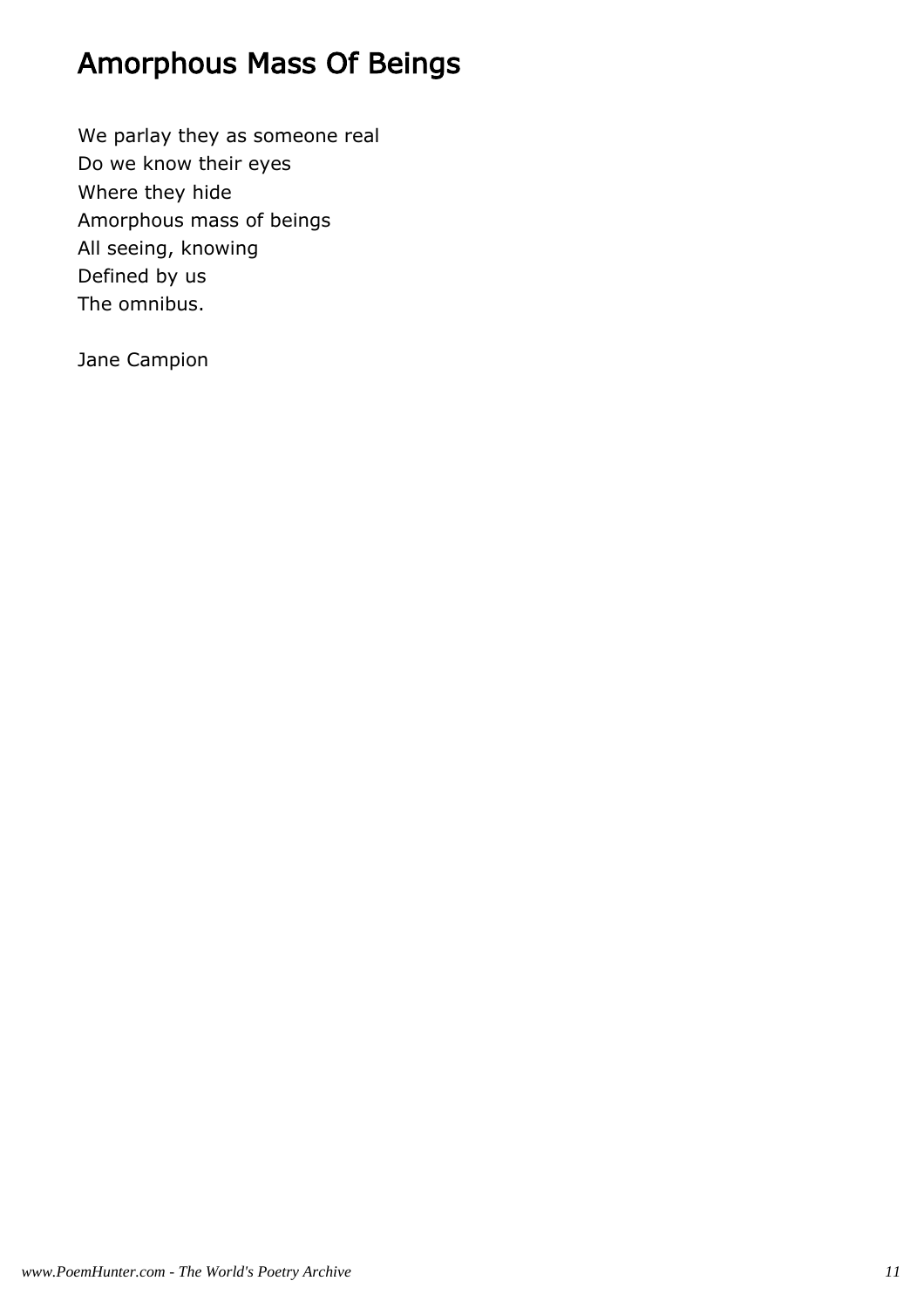# Amorphous Mass Of Beings

We parlay they as someone real
Do we know their eyes
Where they hide
Amorphous mass of beings
All seeing, knowing
Defined by us
The omnibus.

Jane Campion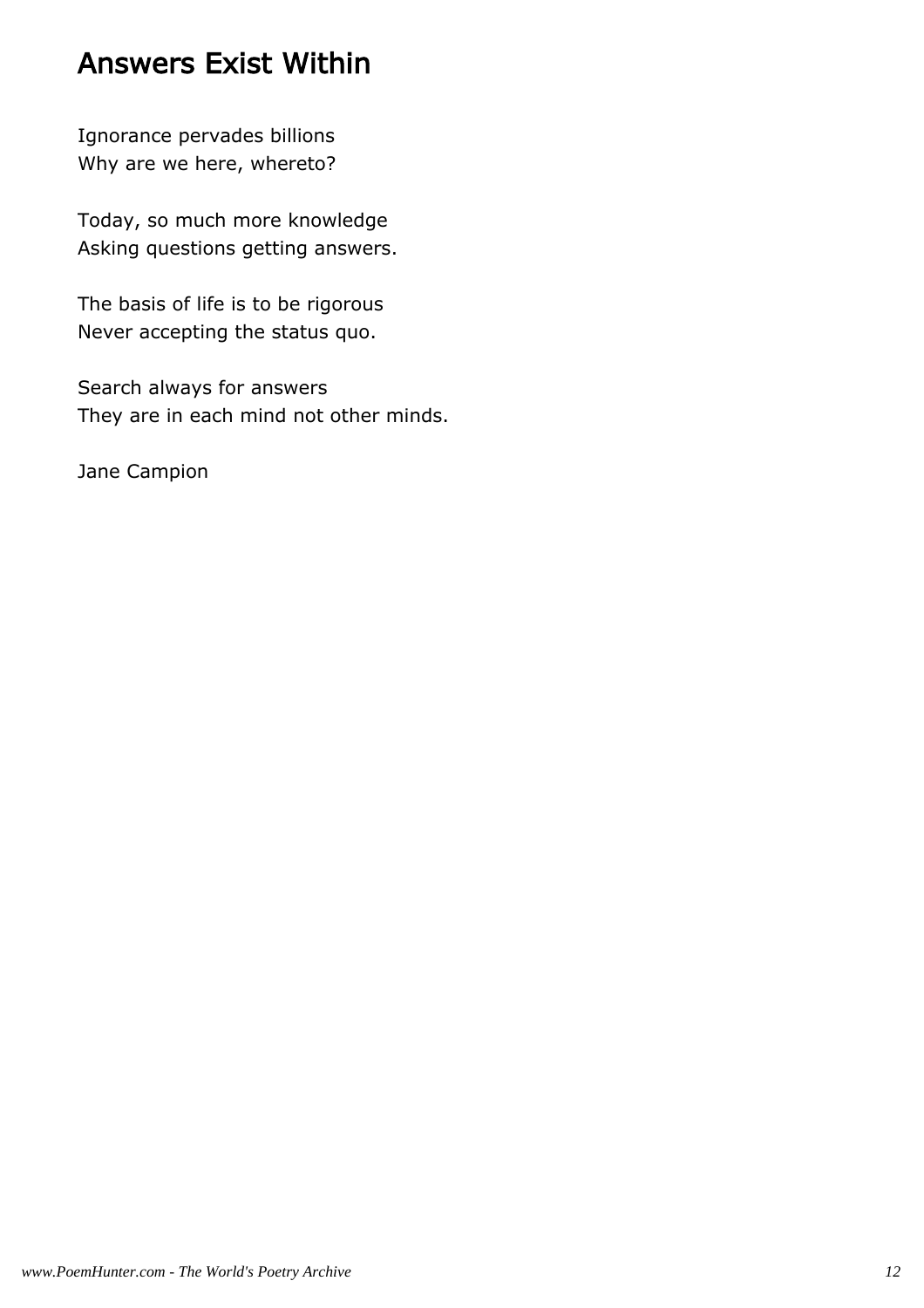# Answers Exist Within

Ignorance pervades billions
Why are we here, whereto?

Today, so much more knowledge
Asking questions getting answers.

The basis of life is to be rigorous
Never accepting the status quo.

Search always for answers
They are in each mind not other minds.

Jane Campion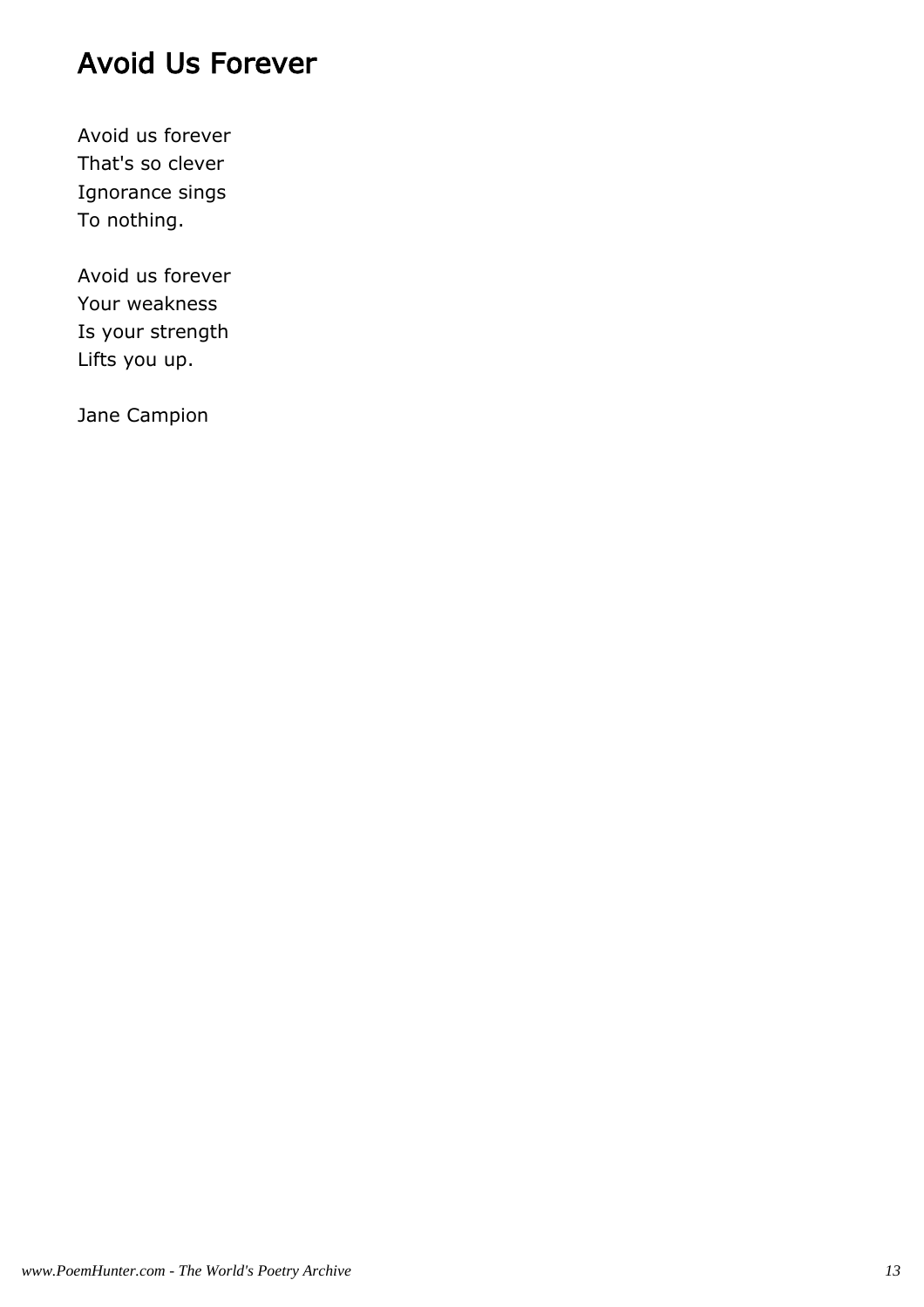# Avoid Us Forever

Avoid us forever
That's so clever
Ignorance sings
To nothing.

Avoid us forever
Your weakness
Is your strength
Lifts you up.

Jane Campion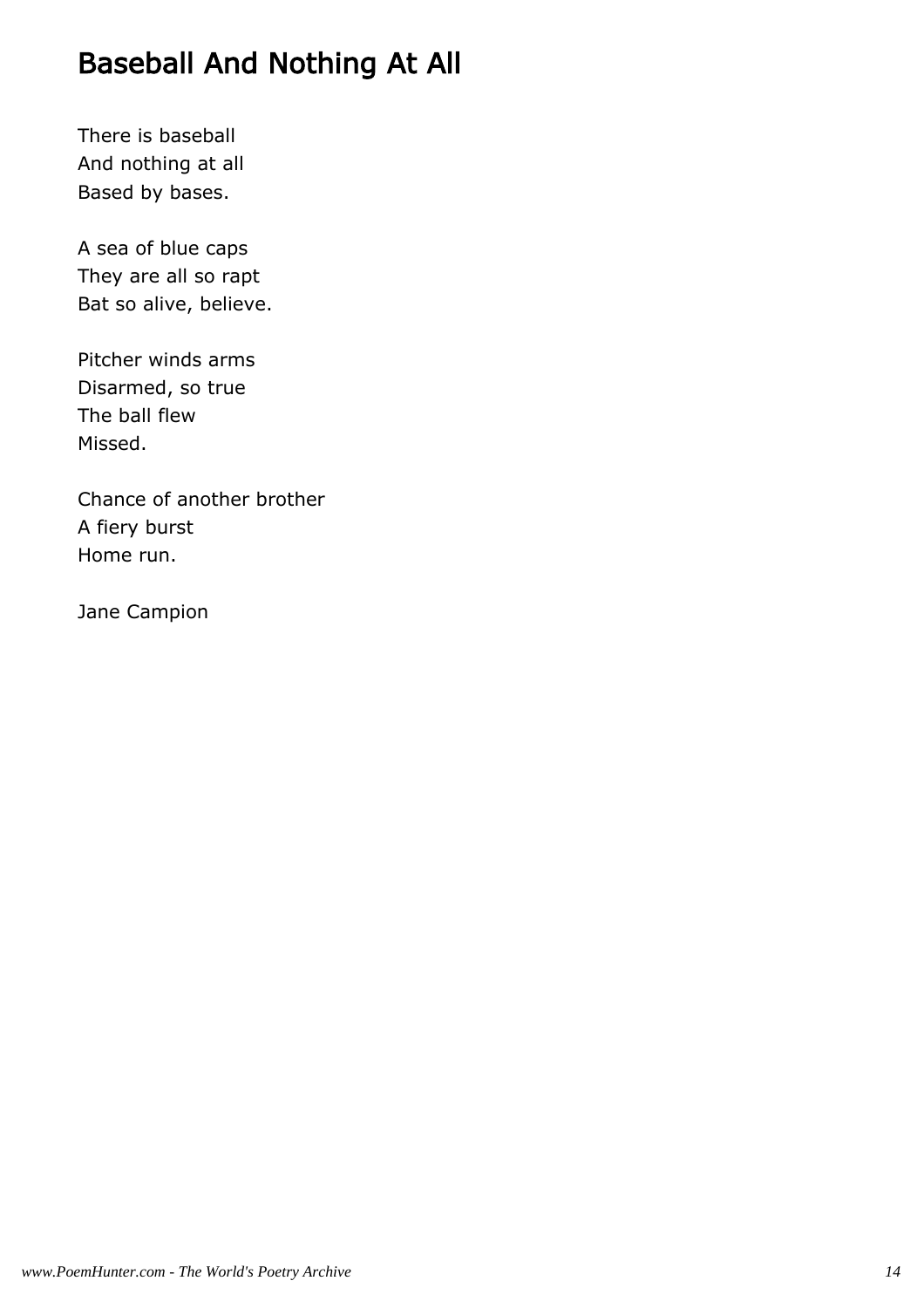# Baseball And Nothing At All

There is baseball  
And nothing at all  
Based by bases.

A sea of blue caps  
They are all so rapt  
Bat so alive, believe.

Pitcher winds arms  
Disarmed, so true  
The ball flew  
Missed.

Chance of another brother  
A fiery burst  
Home run.

Jane Campion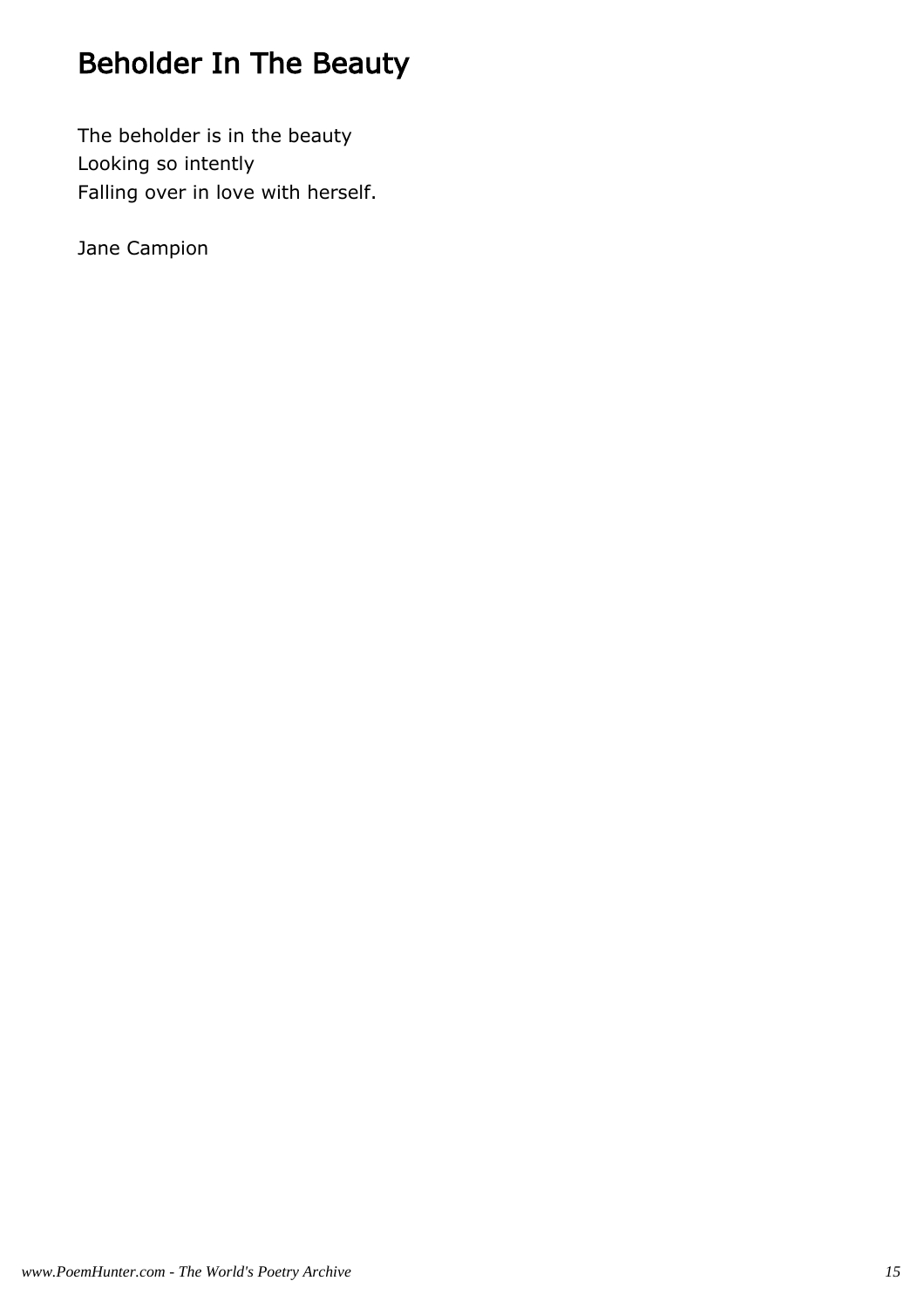# Beholder In The Beauty

The beholder is in the beauty
Looking so intently
Falling over in love with herself.

Jane Campion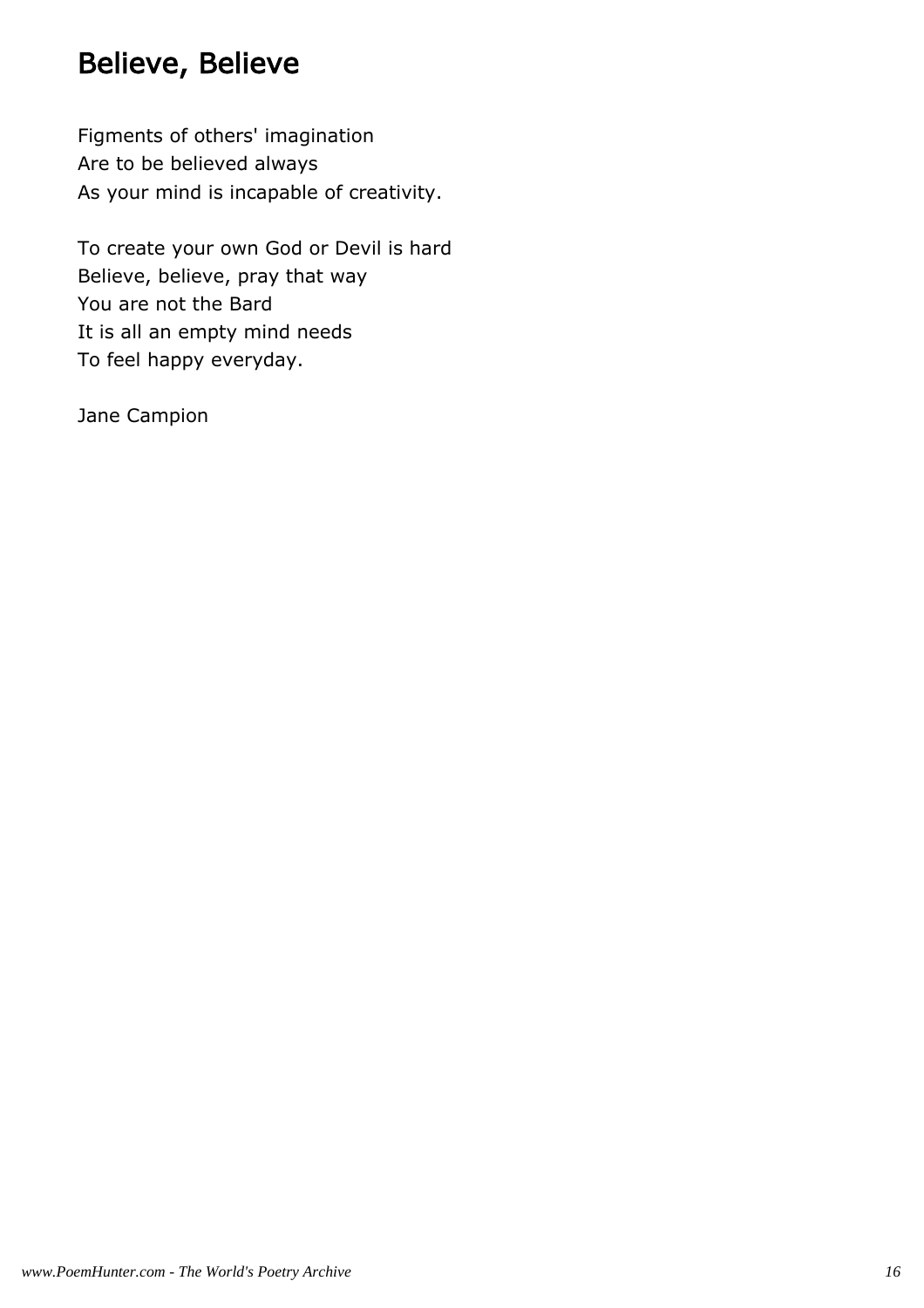# Believe, Believe

Figments of others' imagination  
Are to be believed always  
As your mind is incapable of creativity.

To create your own God or Devil is hard  
Believe, believe, pray that way  
You are not the Bard  
It is all an empty mind needs  
To feel happy everyday.

Jane Campion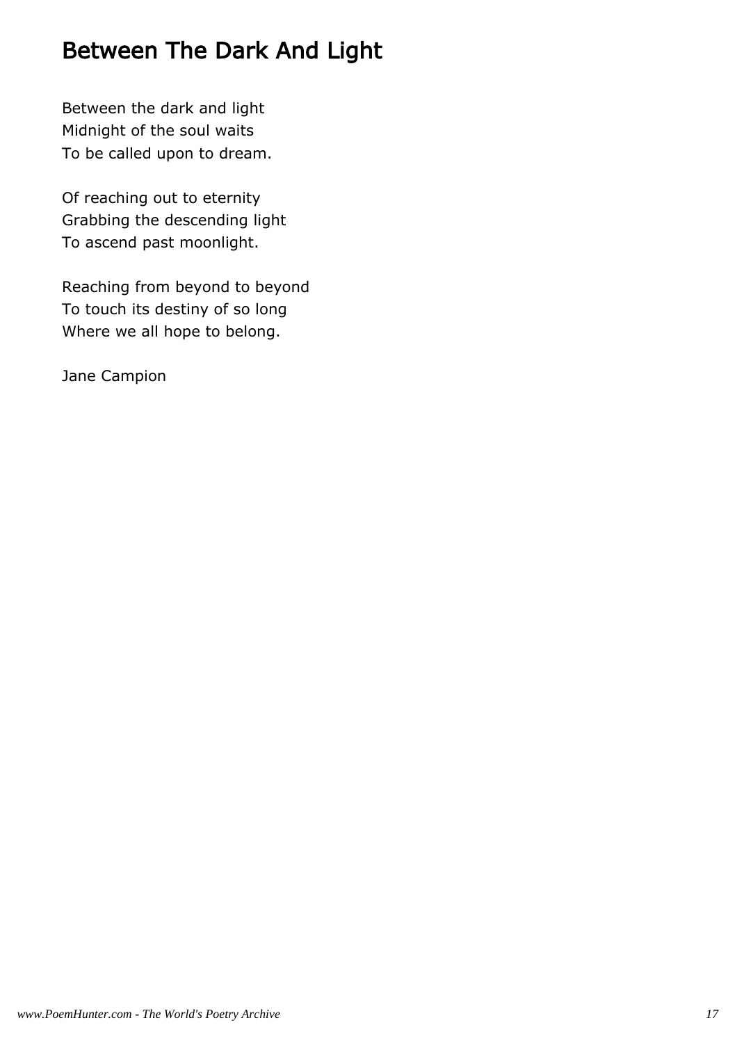# Between The Dark And Light

Between the dark and light  
Midnight of the soul waits  
To be called upon to dream.

Of reaching out to eternity  
Grabbing the descending light  
To ascend past moonlight.

Reaching from beyond to beyond  
To touch its destiny of so long  
Where we all hope to belong.

Jane Campion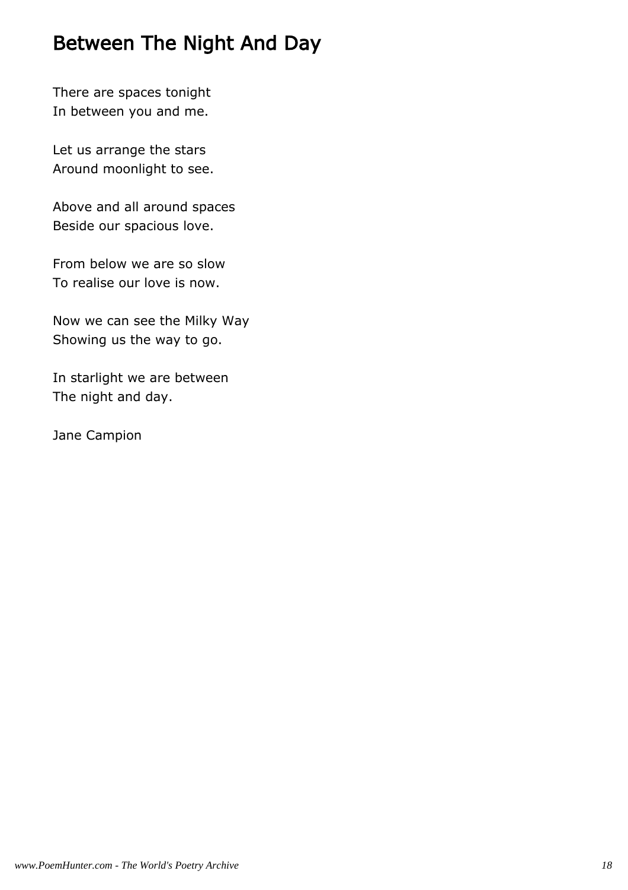# Between The Night And Day

There are spaces tonight
In between you and me.

Let us arrange the stars
Around moonlight to see.

Above and all around spaces
Beside our spacious love.

From below we are so slow
To realise our love is now.

Now we can see the Milky Way
Showing us the way to go.

In starlight we are between
The night and day.

Jane Campion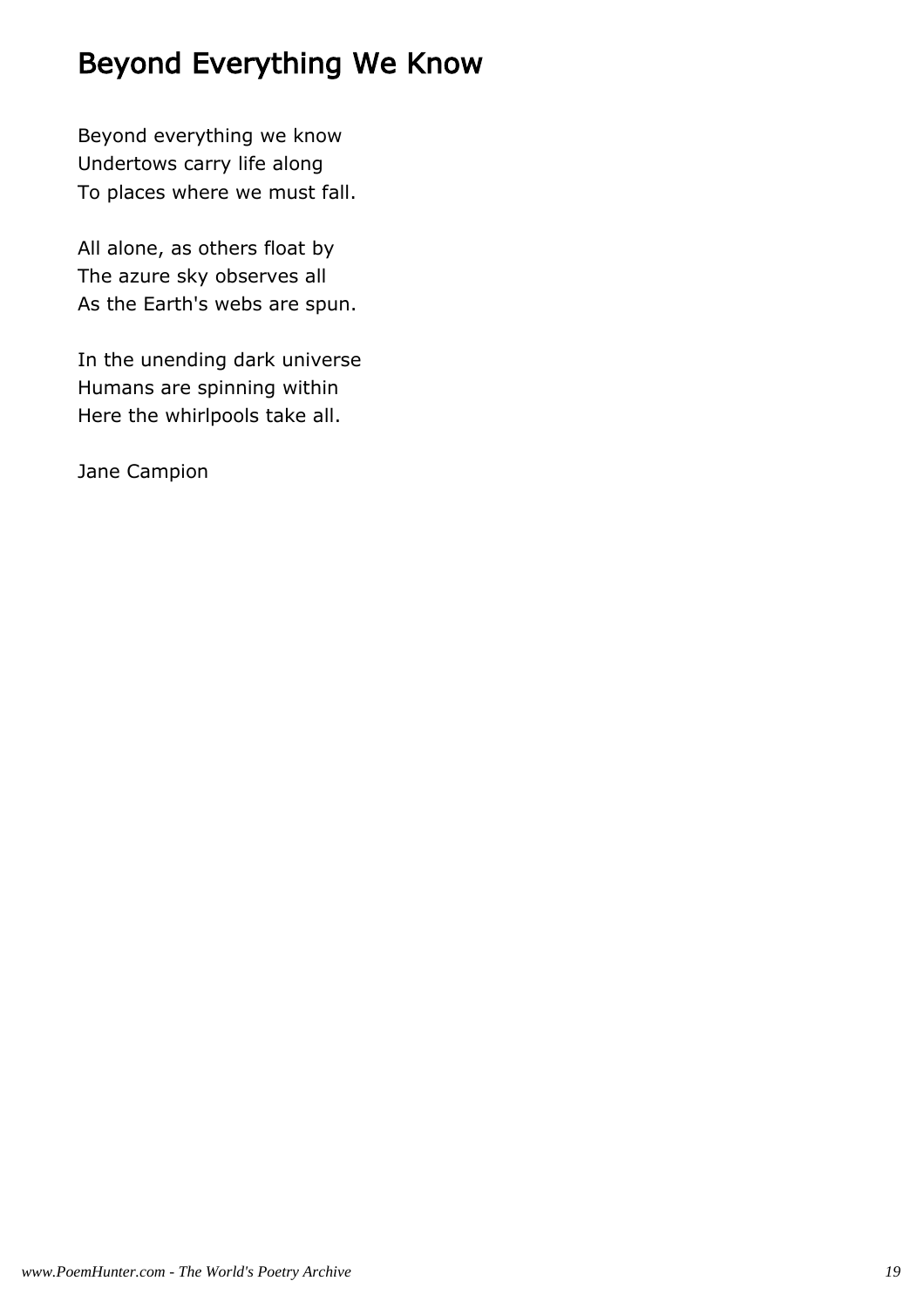# Beyond Everything We Know

Beyond everything we know
Undertows carry life along
To places where we must fall.

All alone, as others float by
The azure sky observes all
As the Earth's webs are spun.

In the unending dark universe
Humans are spinning within
Here the whirlpools take all.

Jane Campion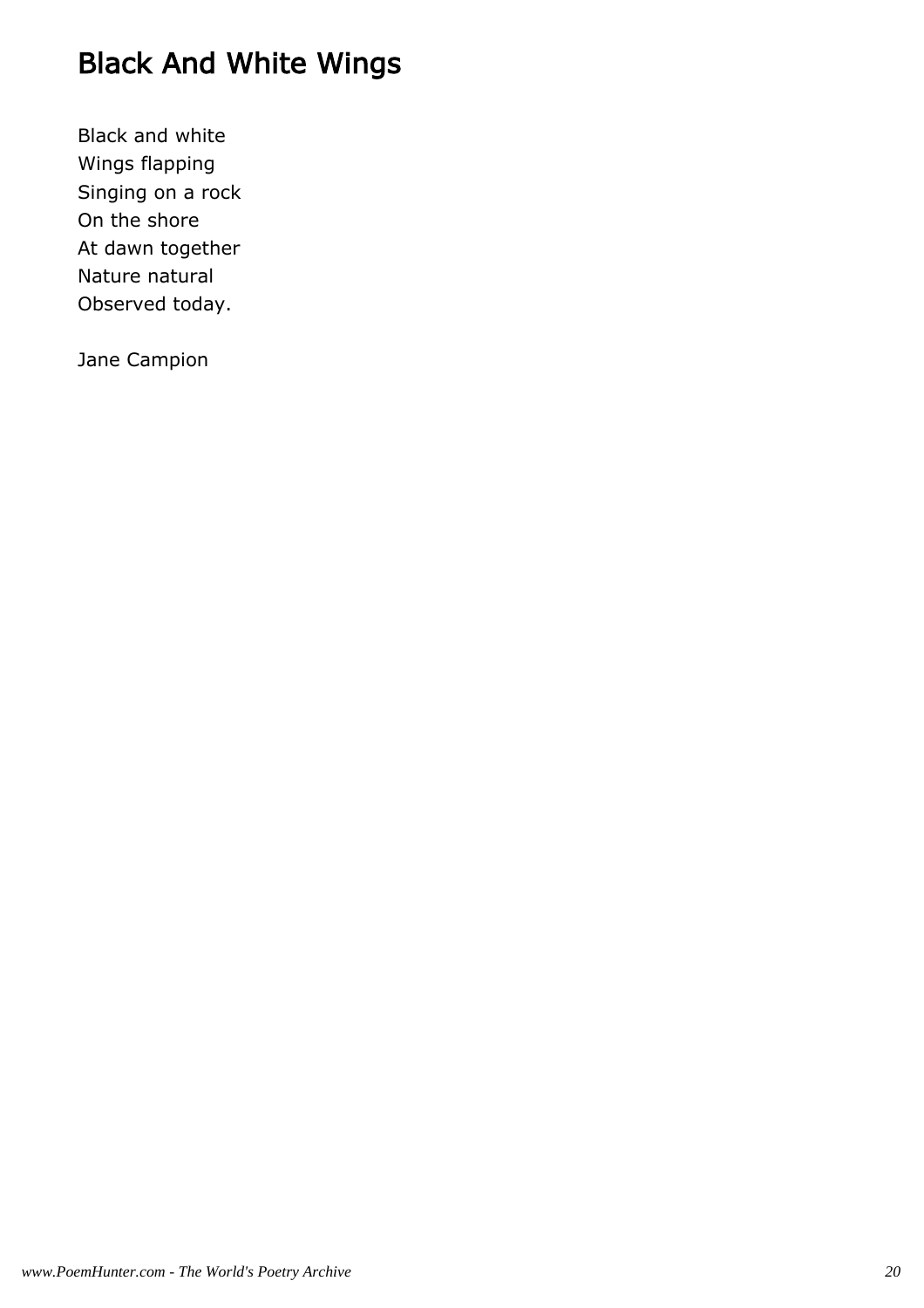# Black And White Wings

Black and white
Wings flapping
Singing on a rock
On the shore
At dawn together
Nature natural
Observed today.

Jane Campion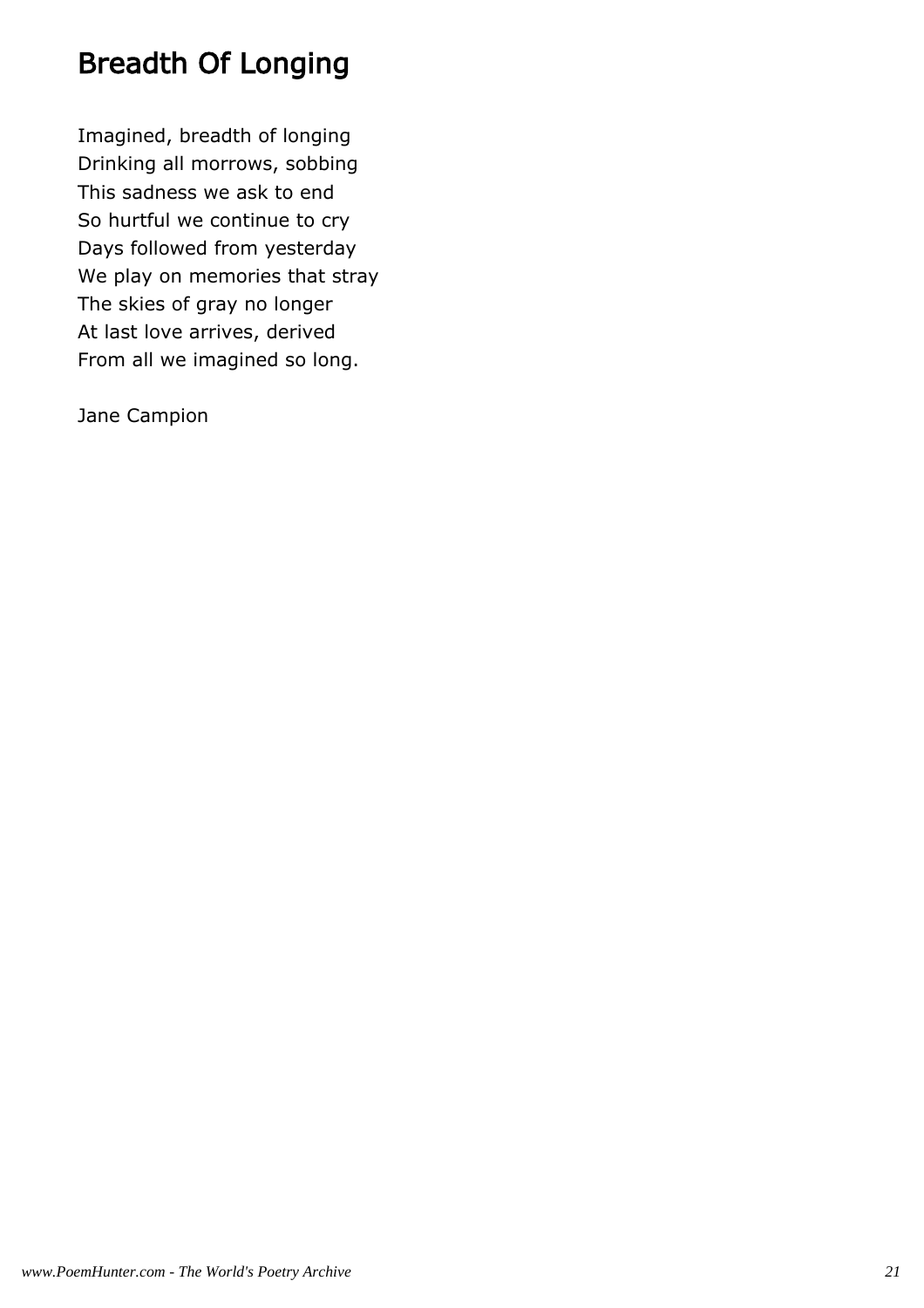# Breadth Of Longing

Imagined, breadth of longing
Drinking all morrows, sobbing
This sadness we ask to end
So hurtful we continue to cry
Days followed from yesterday
We play on memories that stray
The skies of gray no longer
At last love arrives, derived
From all we imagined so long.

Jane Campion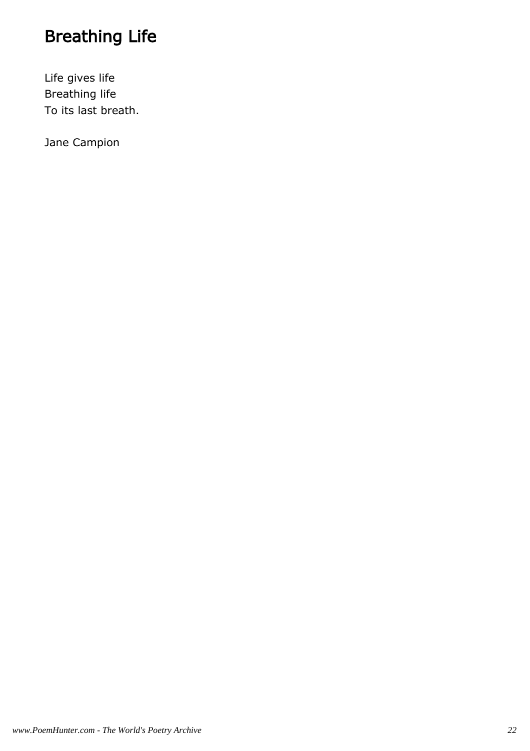# Breathing Life

Life gives life  
Breathing life  
To its last breath.

Jane Campion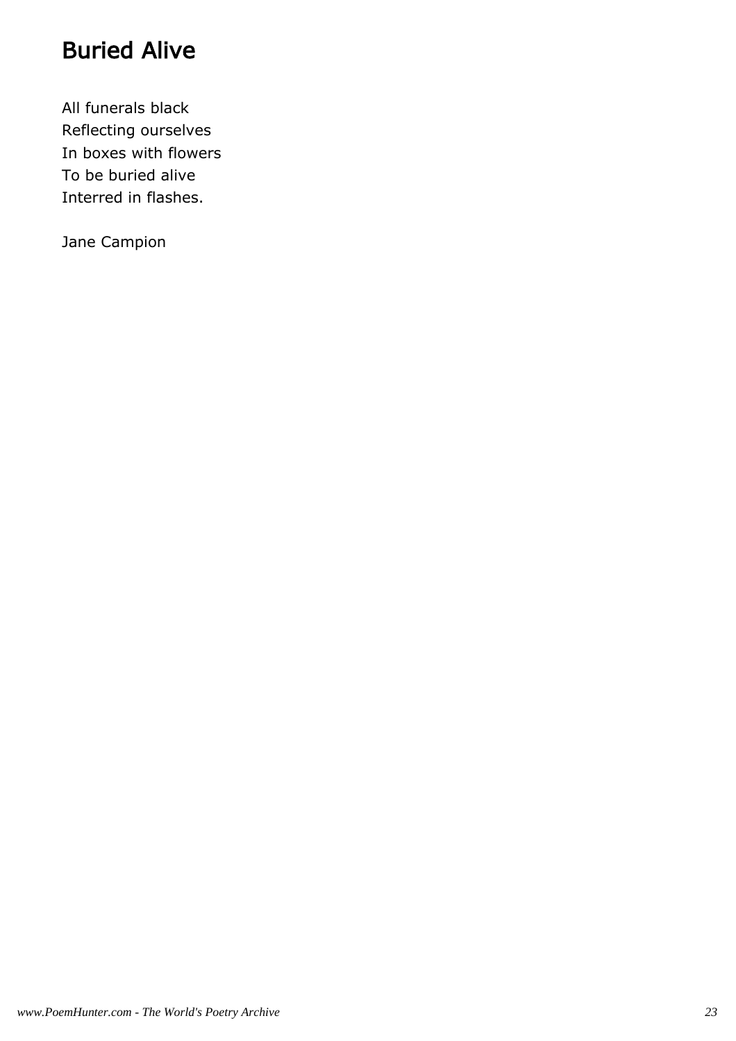# Buried Alive

All funerals black
Reflecting ourselves
In boxes with flowers
To be buried alive
Interred in flashes.

Jane Campion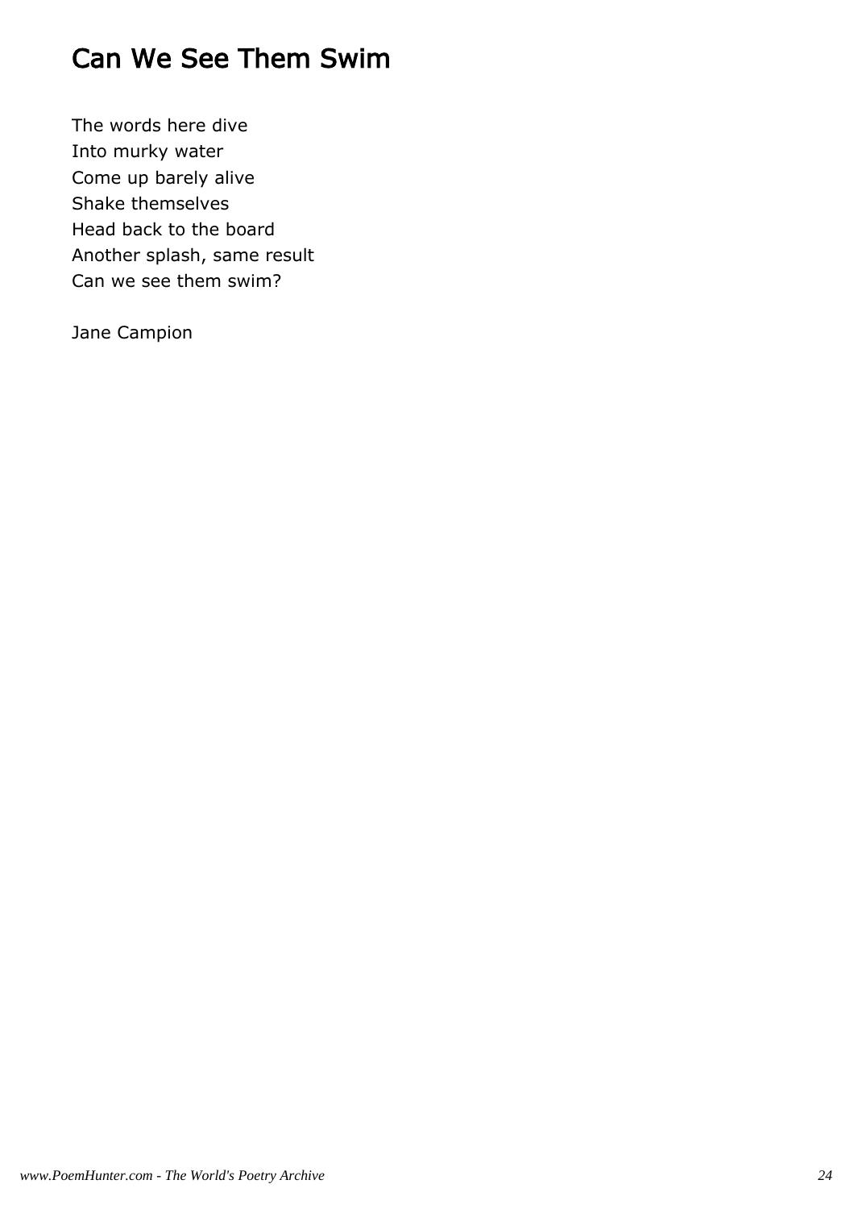# Can We See Them Swim

The words here dive  
Into murky water  
Come up barely alive  
Shake themselves  
Head back to the board  
Another splash, same result  
Can we see them swim?

Jane Campion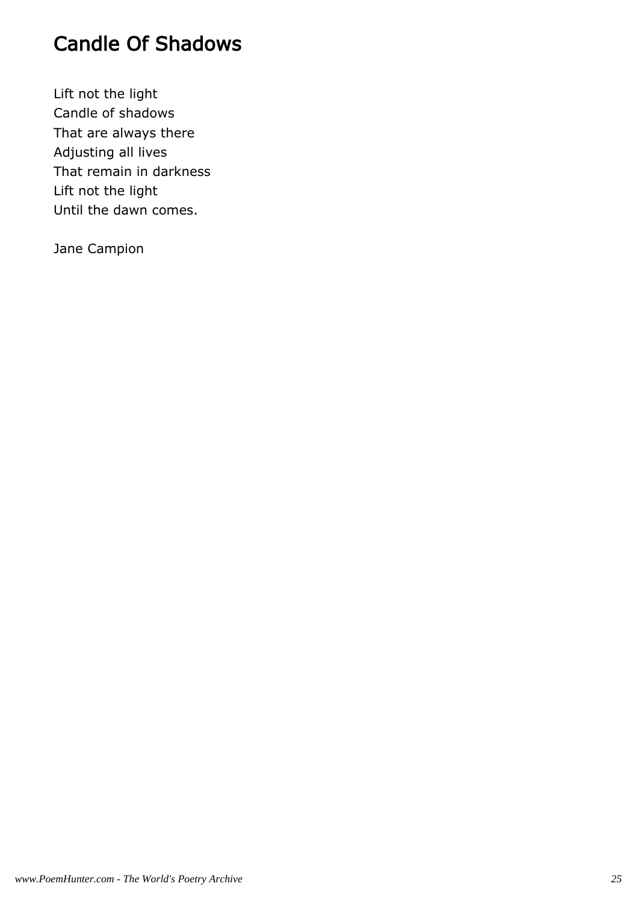# Candle Of Shadows

Lift not the light  
Candle of shadows  
That are always there  
Adjusting all lives  
That remain in darkness  
Lift not the light  
Until the dawn comes.

Jane Campion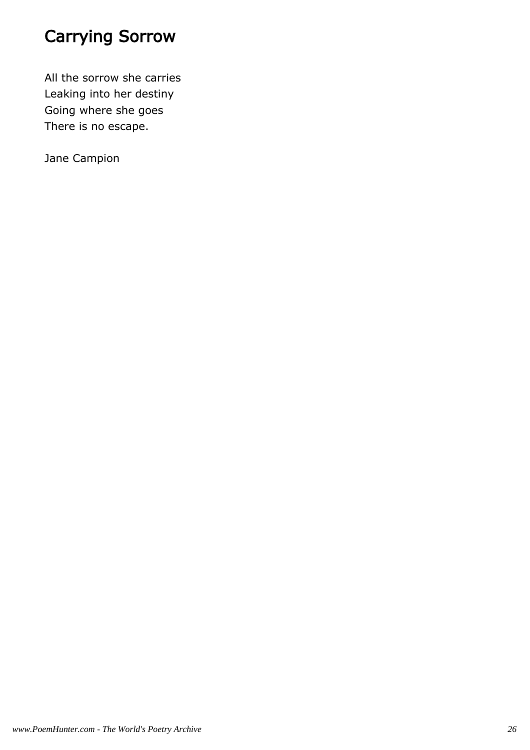# Carrying Sorrow

All the sorrow she carries
Leaking into her destiny
Going where she goes
There is no escape.

Jane Campion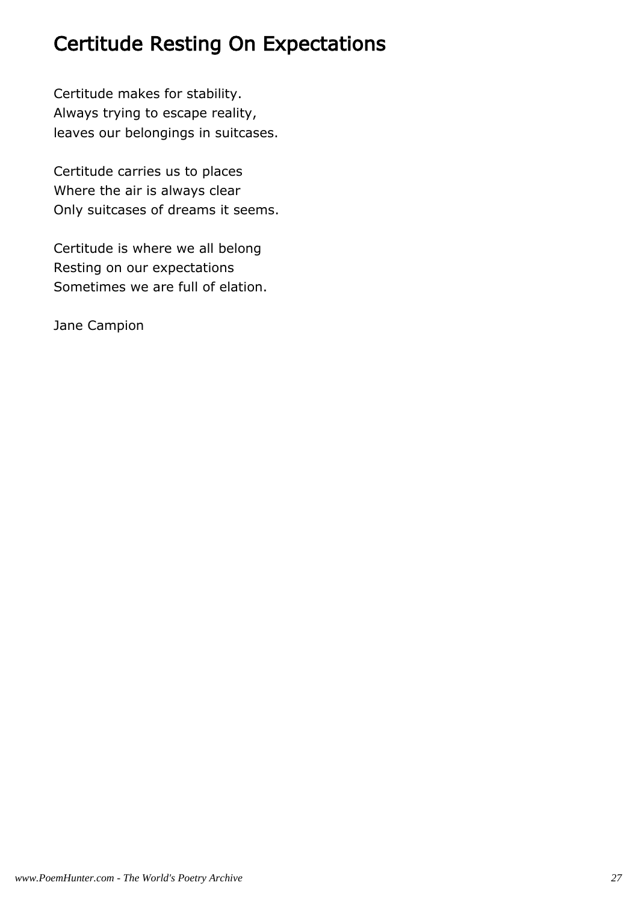# Certitude Resting On Expectations

Certitude makes for stability.
Always trying to escape reality,
leaves our belongings in suitcases.

Certitude carries us to places
Where the air is always clear
Only suitcases of dreams it seems.

Certitude is where we all belong
Resting on our expectations
Sometimes we are full of elation.

Jane Campion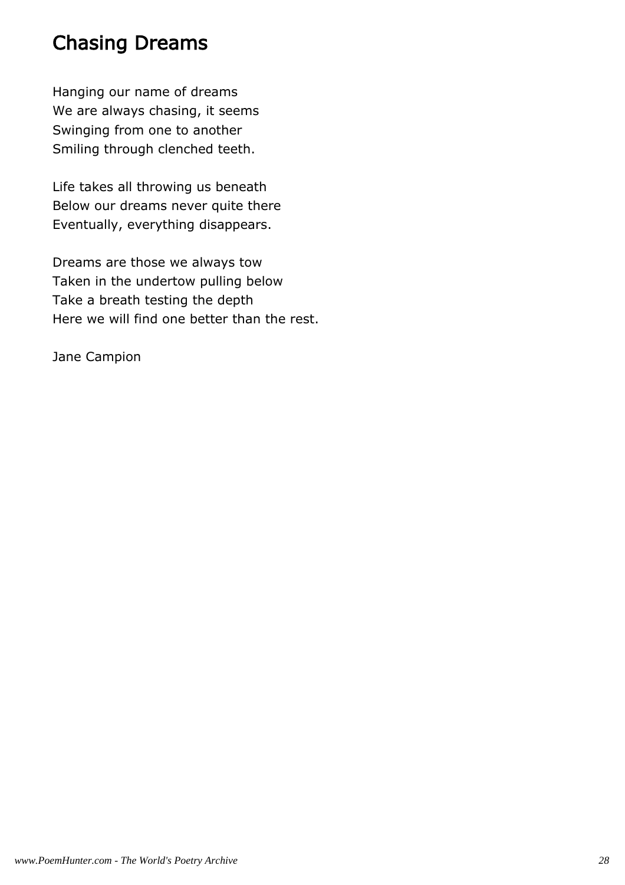# Chasing Dreams

Hanging our name of dreams  
We are always chasing, it seems  
Swinging from one to another  
Smiling through clenched teeth.

Life takes all throwing us beneath  
Below our dreams never quite there  
Eventually, everything disappears.

Dreams are those we always tow  
Taken in the undertow pulling below  
Take a breath testing the depth  
Here we will find one better than the rest.

Jane Campion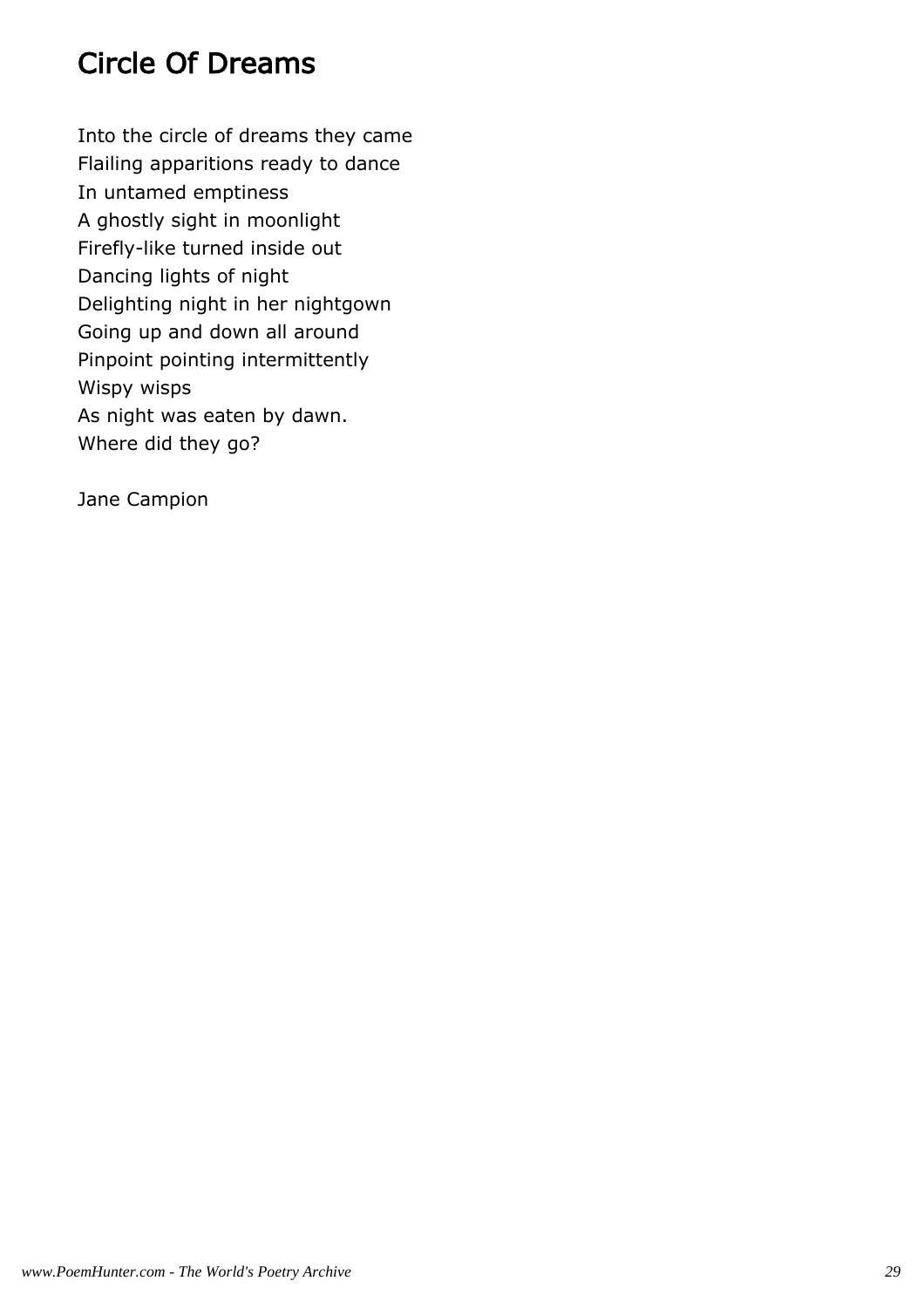## Circle Of Dreams

Into the circle of dreams they came  
Flailing apparitions ready to dance  
In untamed emptiness  
A ghostly sight in moonlight  
Firefly-like turned inside out  
Dancing lights of night  
Delighting night in her nightgown  
Going up and down all around  
Pinpoint pointing intermittently  
Wispy wisps  
As night was eaten by dawn.  
Where did they go?

Jane Campion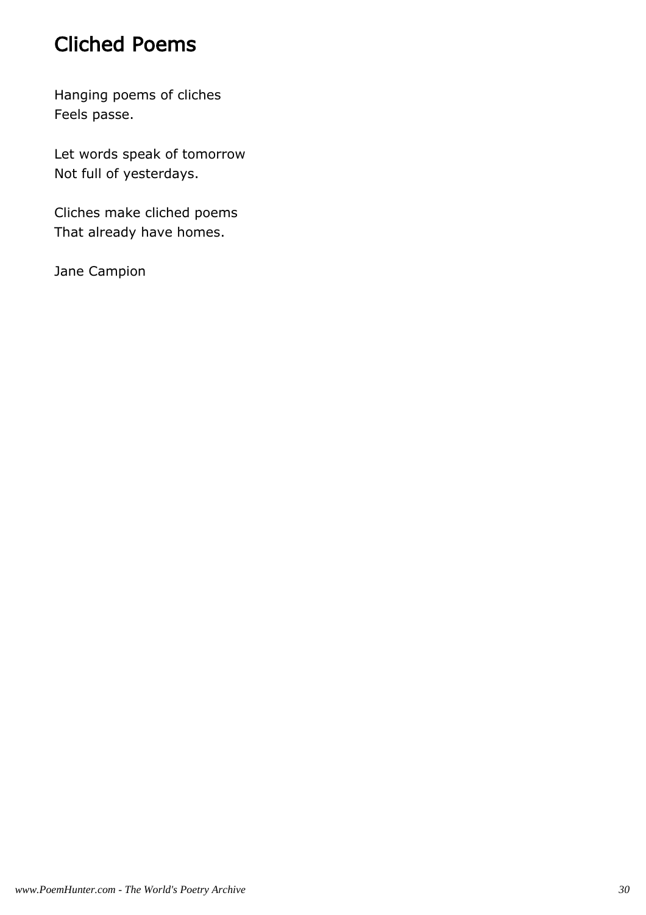# Cliched Poems

Hanging poems of cliches  
Feels passe.

Let words speak of tomorrow  
Not full of yesterdays.

Cliches make cliched poems  
That already have homes.

Jane Campion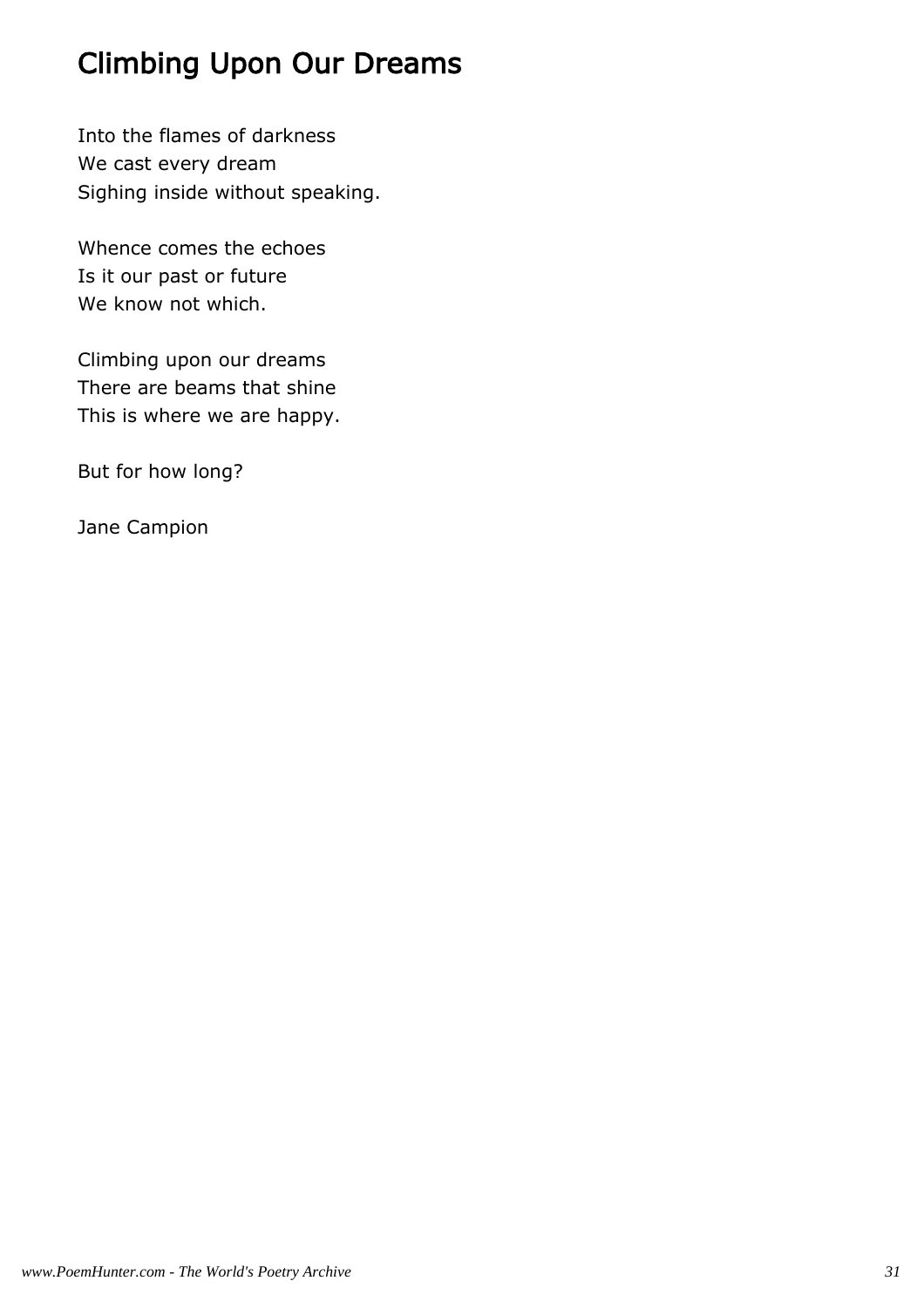# Climbing Upon Our Dreams

Into the flames of darkness
We cast every dream
Sighing inside without speaking.

Whence comes the echoes
Is it our past or future
We know not which.

Climbing upon our dreams
There are beams that shine
This is where we are happy.

But for how long?

Jane Campion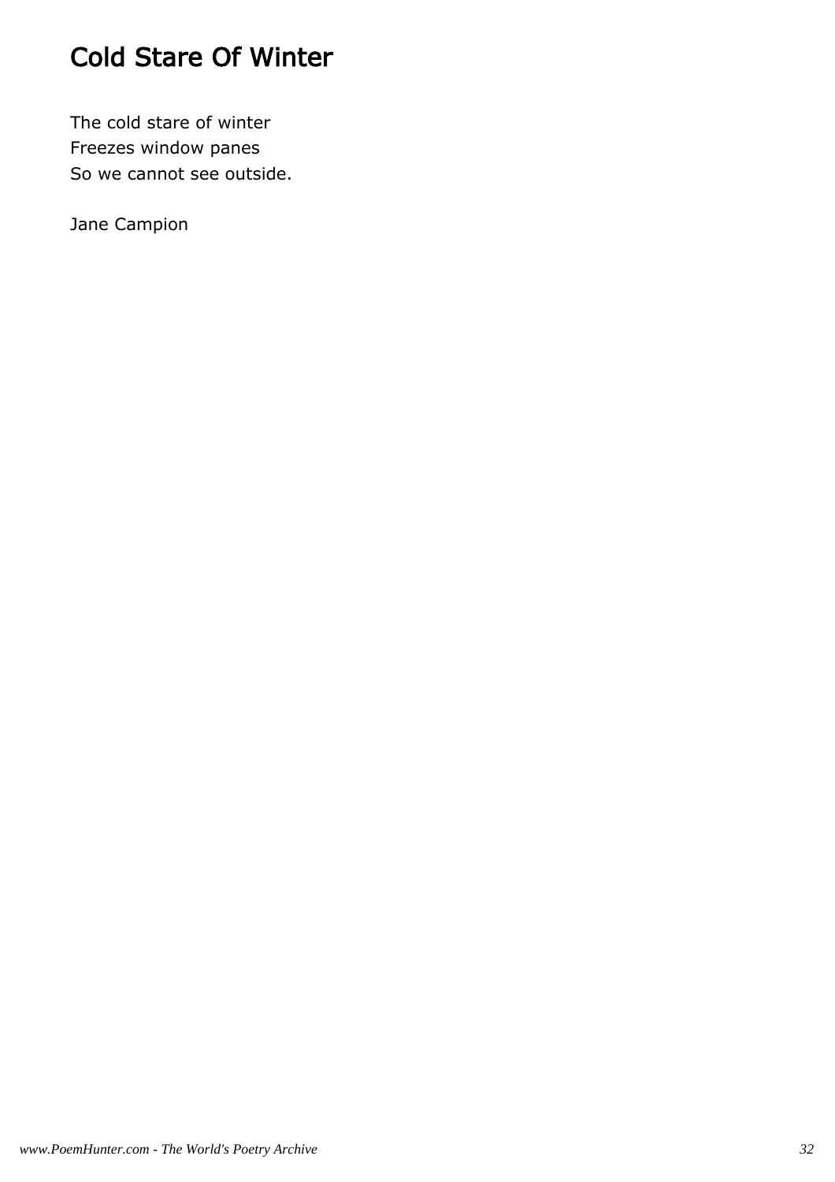# Cold Stare Of Winter

The cold stare of winter  
Freezes window panes  
So we cannot see outside.

Jane Campion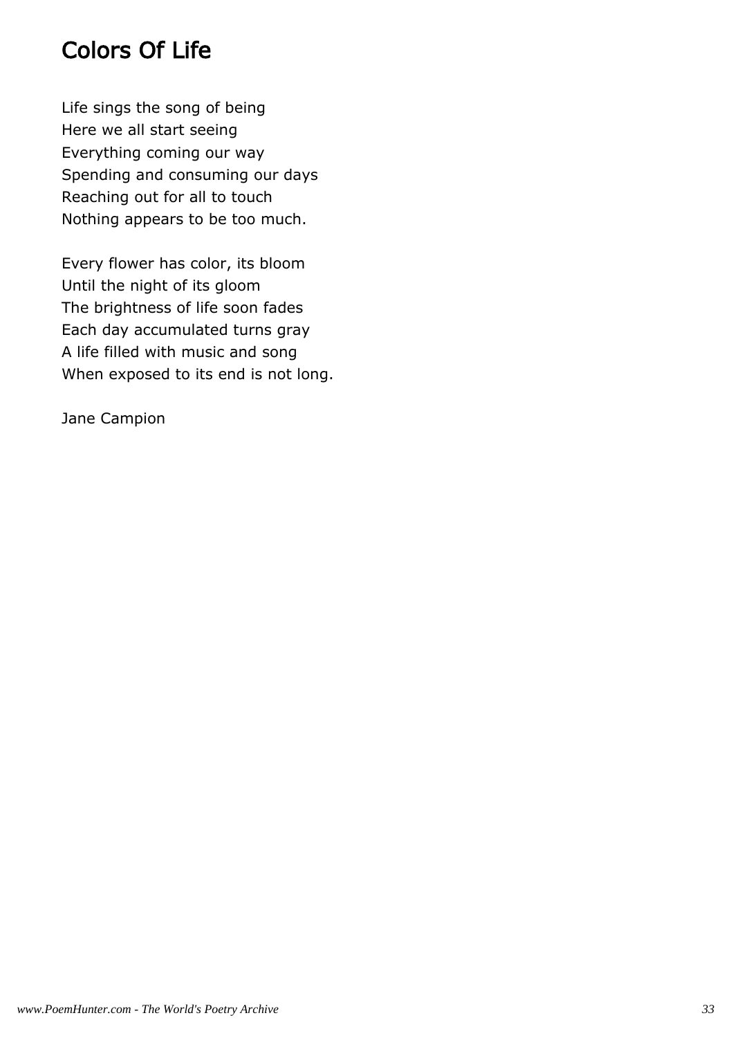# Colors Of Life

Life sings the song of being
Here we all start seeing
Everything coming our way
Spending and consuming our days
Reaching out for all to touch
Nothing appears to be too much.

Every flower has color, its bloom
Until the night of its gloom
The brightness of life soon fades
Each day accumulated turns gray
A life filled with music and song
When exposed to its end is not long.

Jane Campion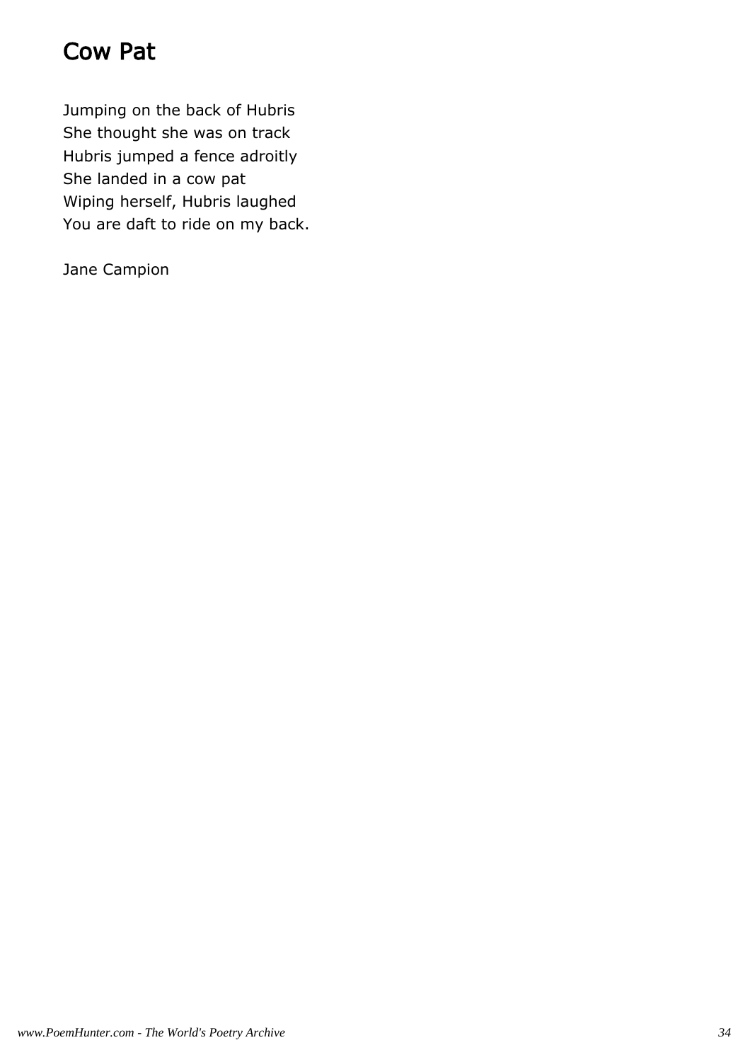# Cow Pat

Jumping on the back of Hubris
She thought she was on track
Hubris jumped a fence adroitly
She landed in a cow pat
Wiping herself, Hubris laughed
You are daft to ride on my back.

Jane Campion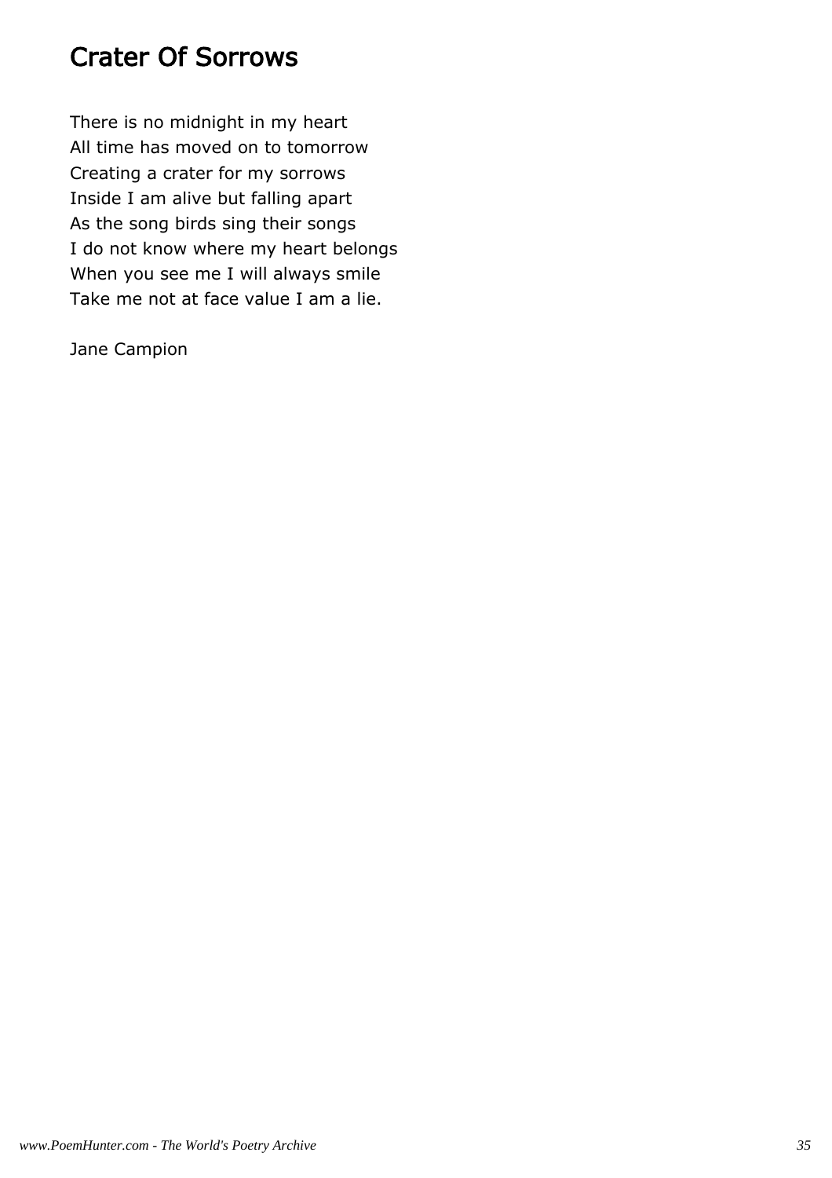# Crater Of Sorrows

There is no midnight in my heart
All time has moved on to tomorrow
Creating a crater for my sorrows
Inside I am alive but falling apart
As the song birds sing their songs
I do not know where my heart belongs
When you see me I will always smile
Take me not at face value I am a lie.

Jane Campion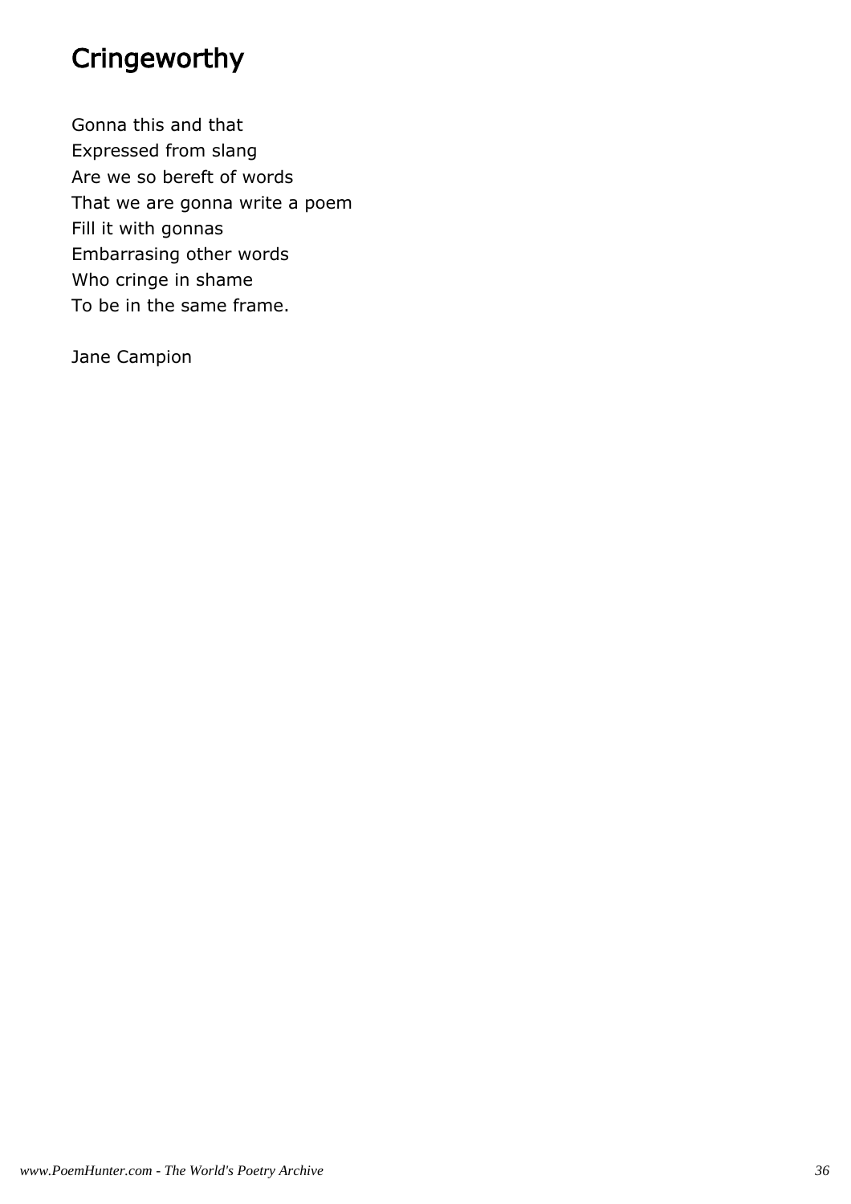# Cringeworthy

Gonna this and that  
Expressed from slang  
Are we so bereft of words  
That we are gonna write a poem  
Fill it with gonnas  
Embarrasing other words  
Who cringe in shame  
To be in the same frame.

Jane Campion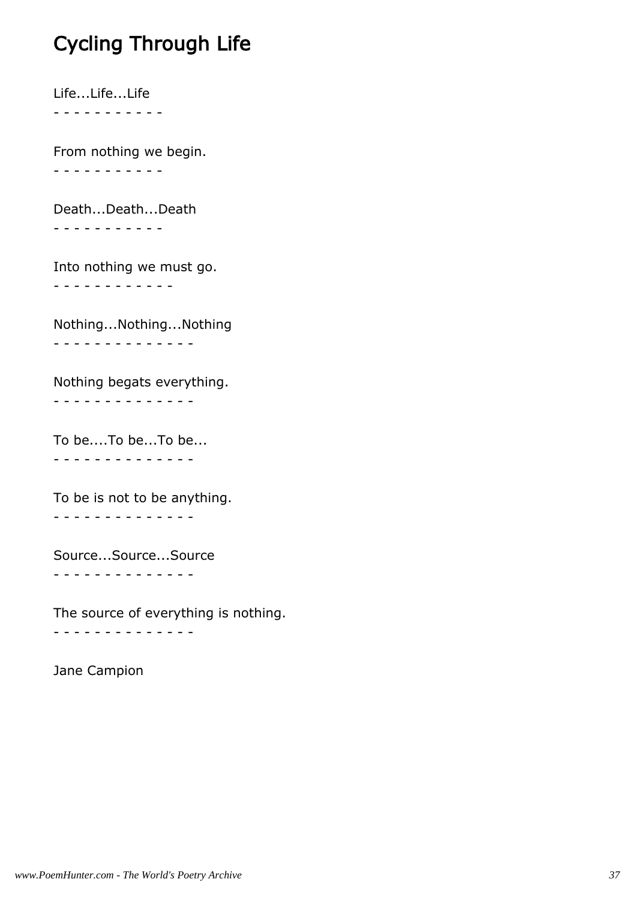# Cycling Through Life

Life...Life...Life

- - - - - - - - - - -

From nothing we begin.

- - - - - - - - - - -

Death...Death...Death

- - - - - - - - - - -

Into nothing we must go.

- - - - - - - - - - - -

Nothing...Nothing...Nothing

- - - - - - - - - - - - - -

Nothing begats everything.

- - - - - - - - - - - - - -

To be....To be...To be...

- - - - - - - - - - - - - -

To be is not to be anything.

- - - - - - - - - - - - - -

Source...Source...Source

- - - - - - - - - - - - - -

The source of everything is nothing.

- - - - - - - - - - - - - -

Jane Campion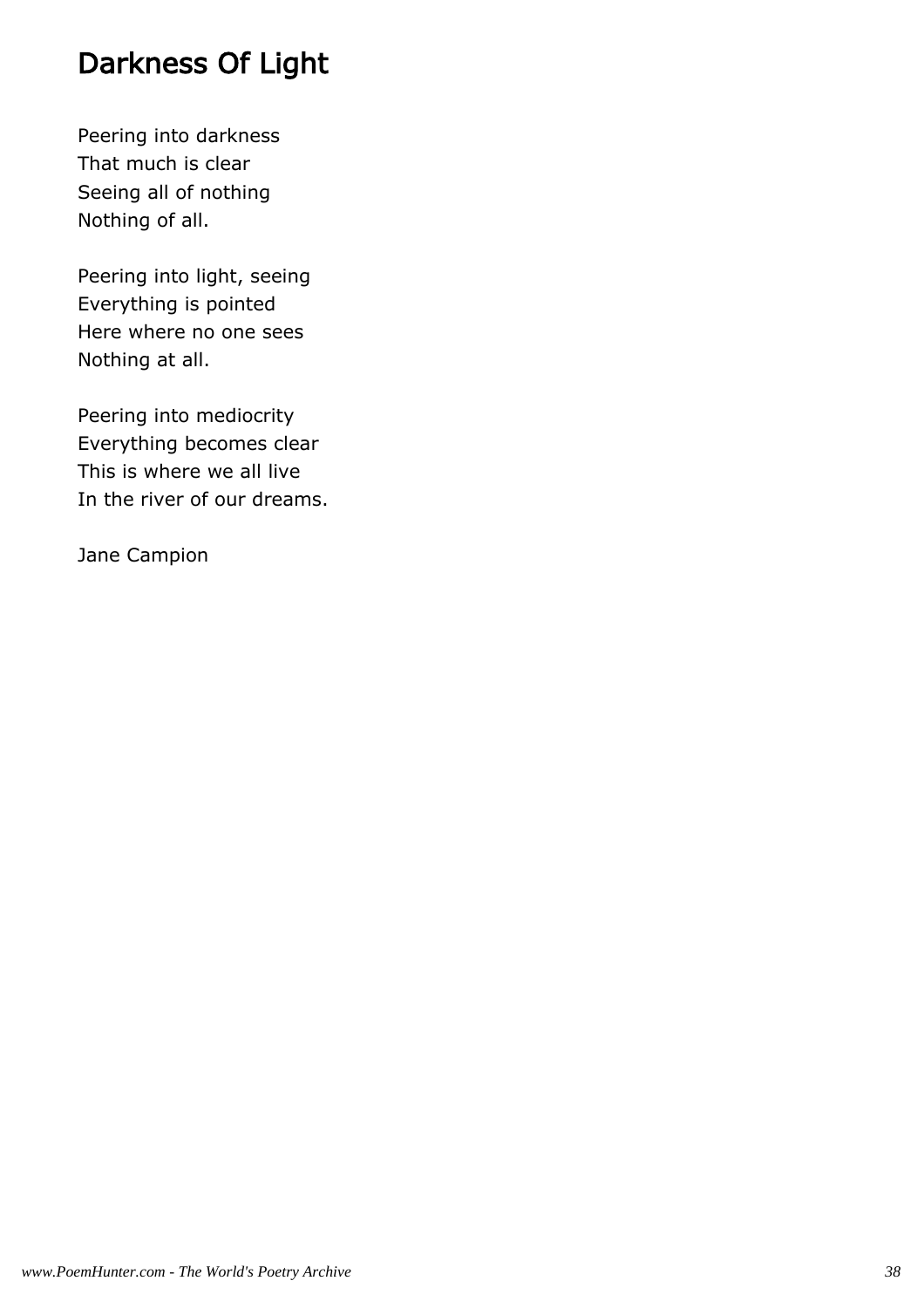# Darkness Of Light

Peering into darkness  
That much is clear  
Seeing all of nothing  
Nothing of all.

Peering into light, seeing  
Everything is pointed  
Here where no one sees  
Nothing at all.

Peering into mediocrity  
Everything becomes clear  
This is where we all live  
In the river of our dreams.

Jane Campion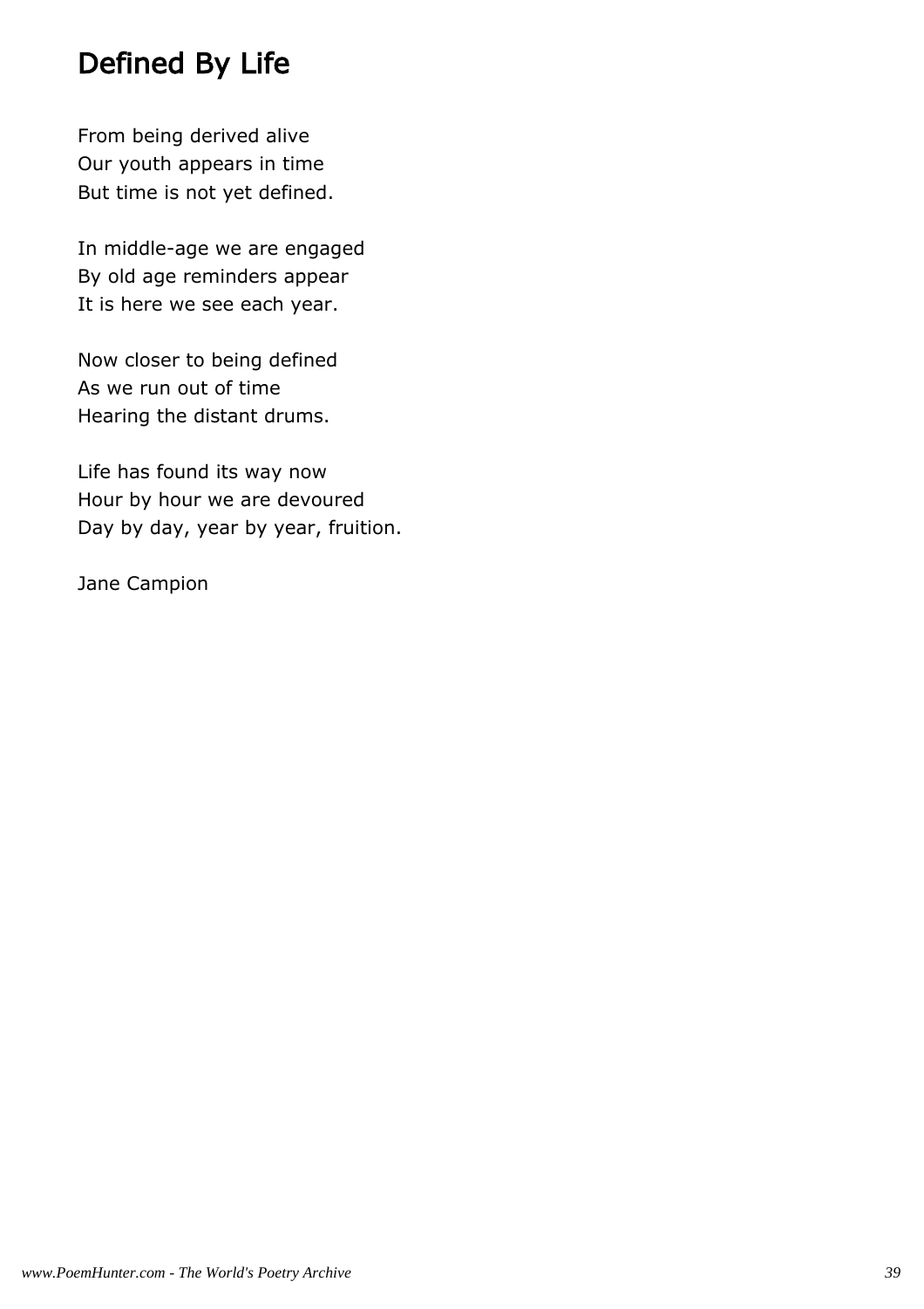# Defined By Life

From being derived alive
Our youth appears in time
But time is not yet defined.

In middle-age we are engaged
By old age reminders appear
It is here we see each year.

Now closer to being defined
As we run out of time
Hearing the distant drums.

Life has found its way now
Hour by hour we are devoured
Day by day, year by year, fruition.

Jane Campion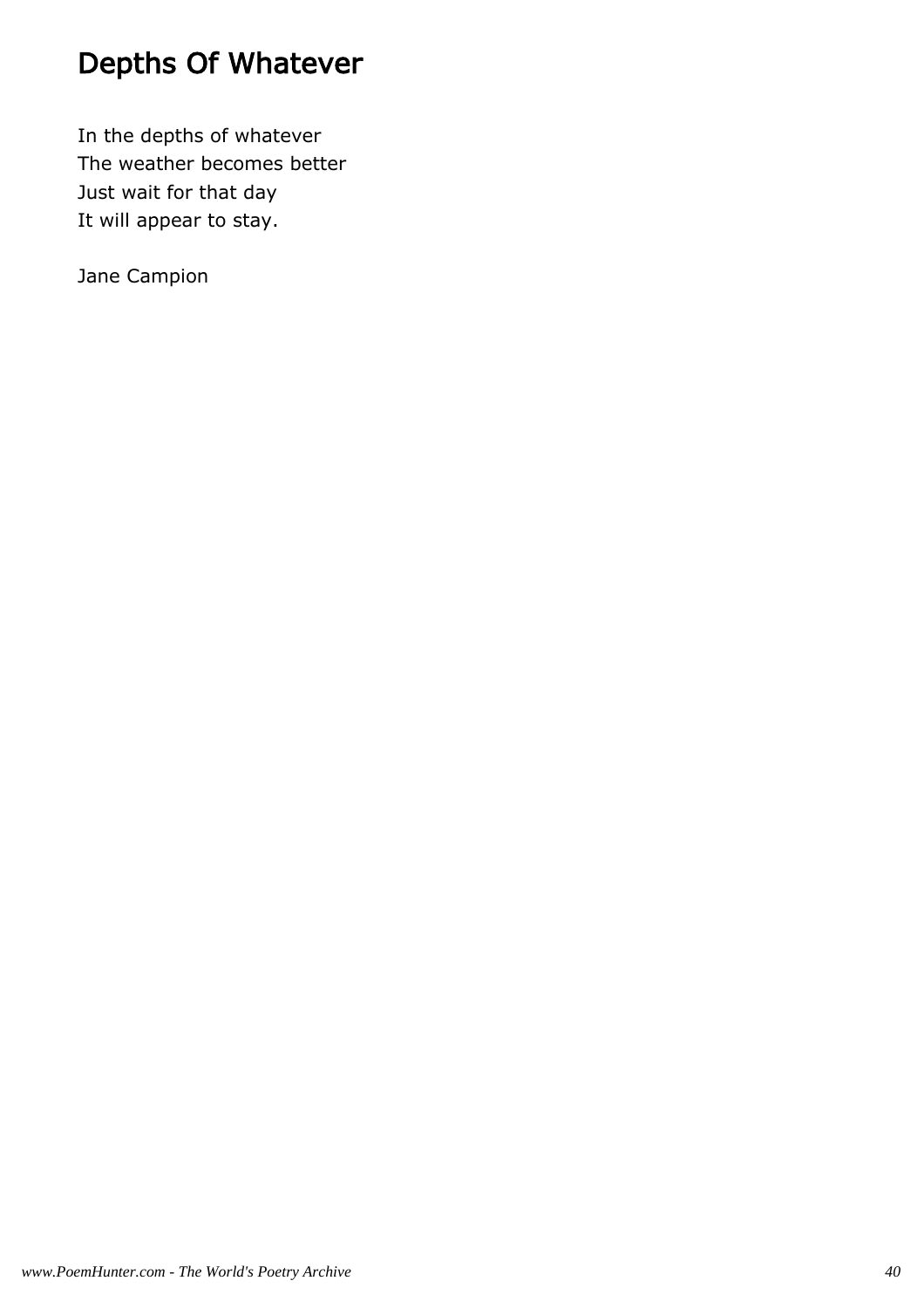# Depths Of Whatever

In the depths of whatever  
The weather becomes better  
Just wait for that day  
It will appear to stay.

Jane Campion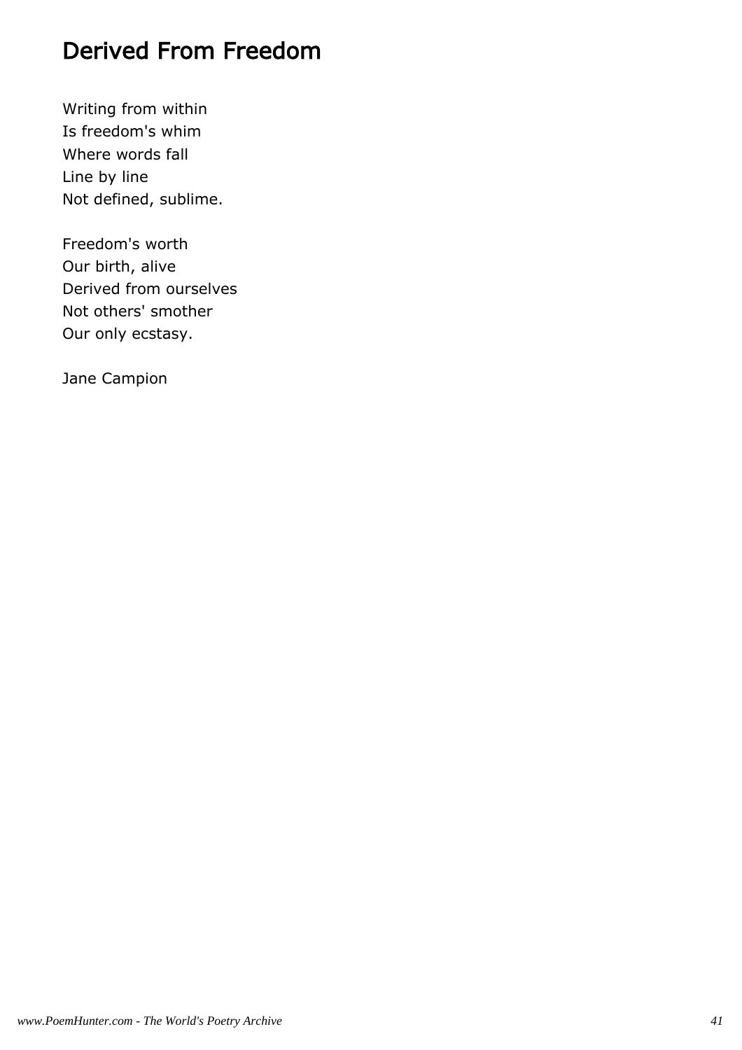# Derived From Freedom

Writing from within
Is freedom's whim
Where words fall
Line by line
Not defined, sublime.

Freedom's worth
Our birth, alive
Derived from ourselves
Not others' smother
Our only ecstasy.

Jane Campion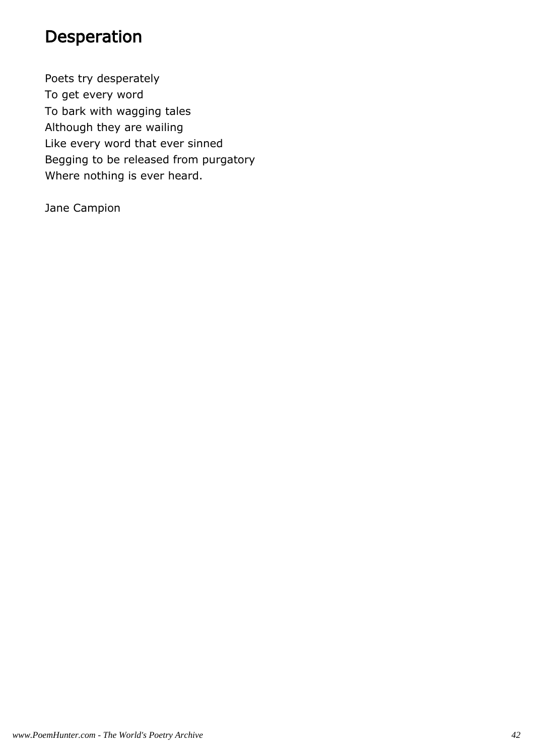# Desperation

Poets try desperately
To get every word
To bark with wagging tales
Although they are wailing
Like every word that ever sinned
Begging to be released from purgatory
Where nothing is ever heard.

Jane Campion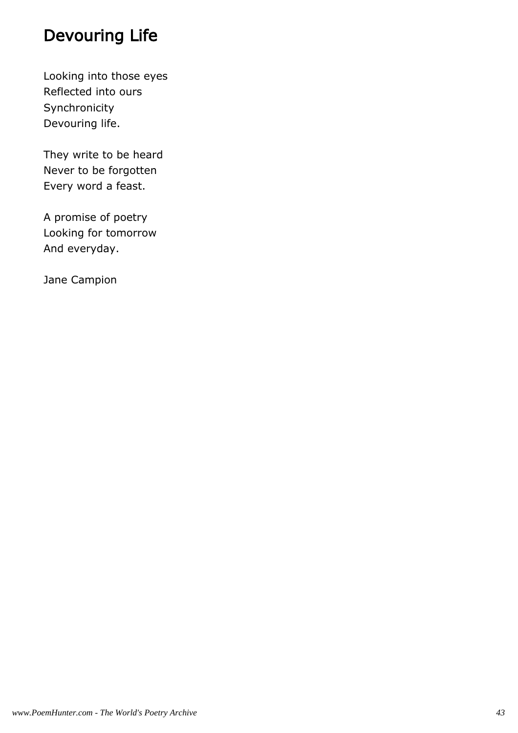# Devouring Life

Looking into those eyes
Reflected into ours
Synchronicity
Devouring life.

They write to be heard
Never to be forgotten
Every word a feast.

A promise of poetry
Looking for tomorrow
And everyday.

Jane Campion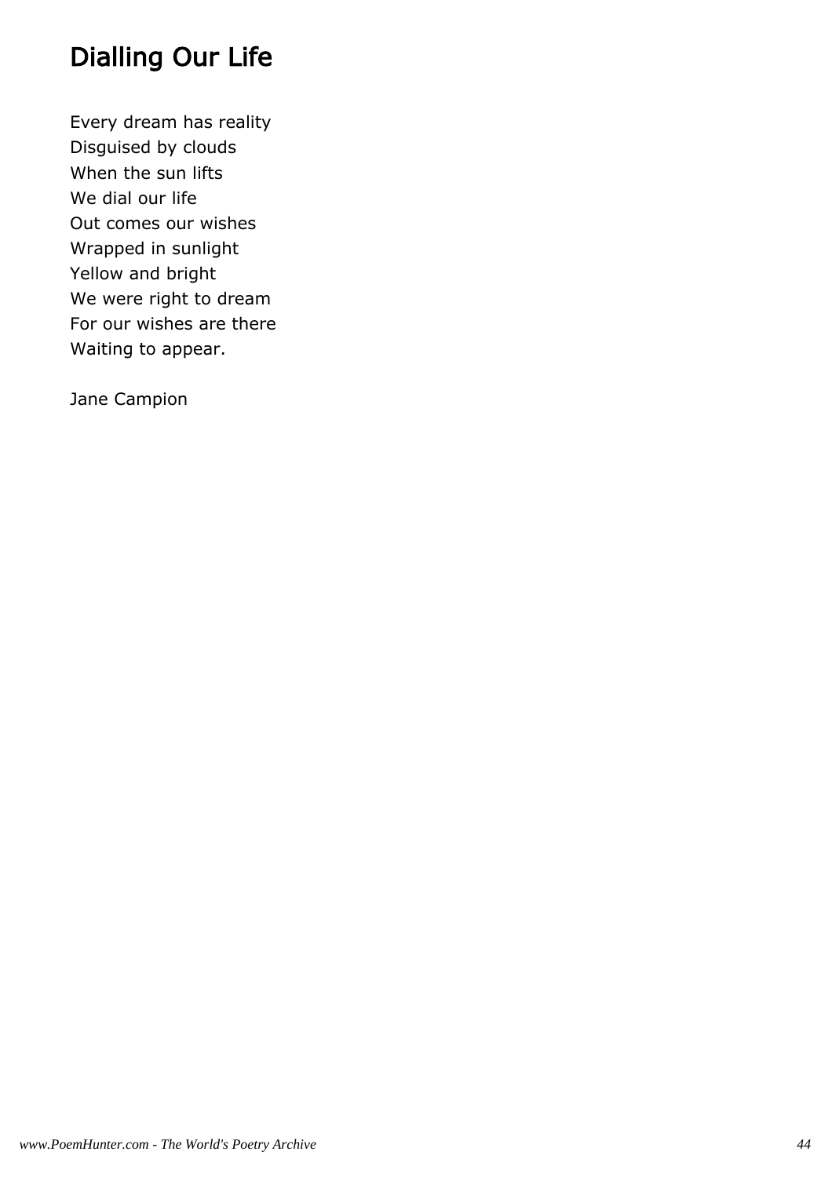# Dialling Our Life

Every dream has reality
Disguised by clouds
When the sun lifts
We dial our life
Out comes our wishes
Wrapped in sunlight
Yellow and bright
We were right to dream
For our wishes are there
Waiting to appear.

Jane Campion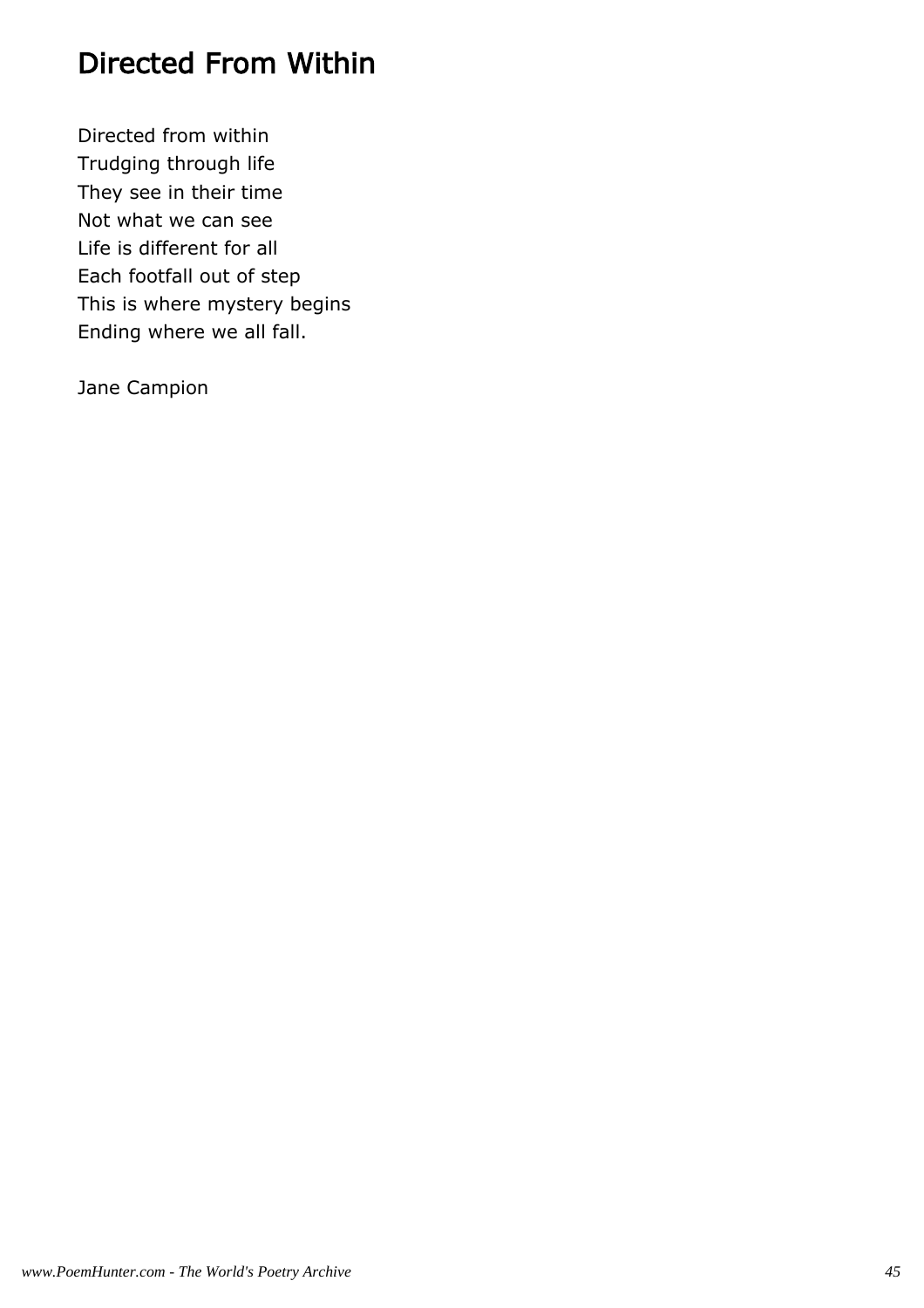# Directed From Within

Directed from within
Trudging through life
They see in their time
Not what we can see
Life is different for all
Each footfall out of step
This is where mystery begins
Ending where we all fall.

Jane Campion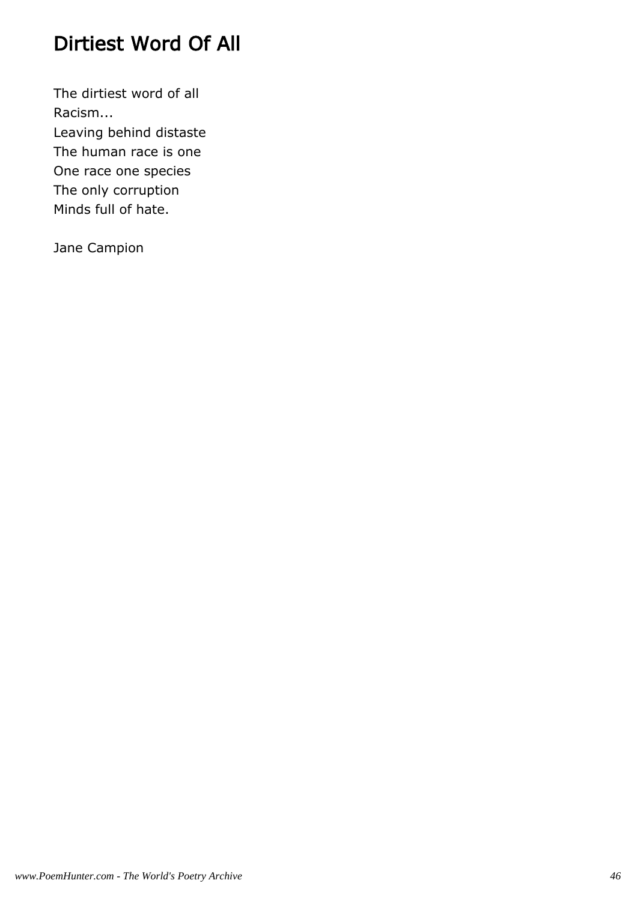# Dirtiest Word Of All

The dirtiest word of all  
Racism...  
Leaving behind distaste  
The human race is one  
One race one species  
The only corruption  
Minds full of hate.

Jane Campion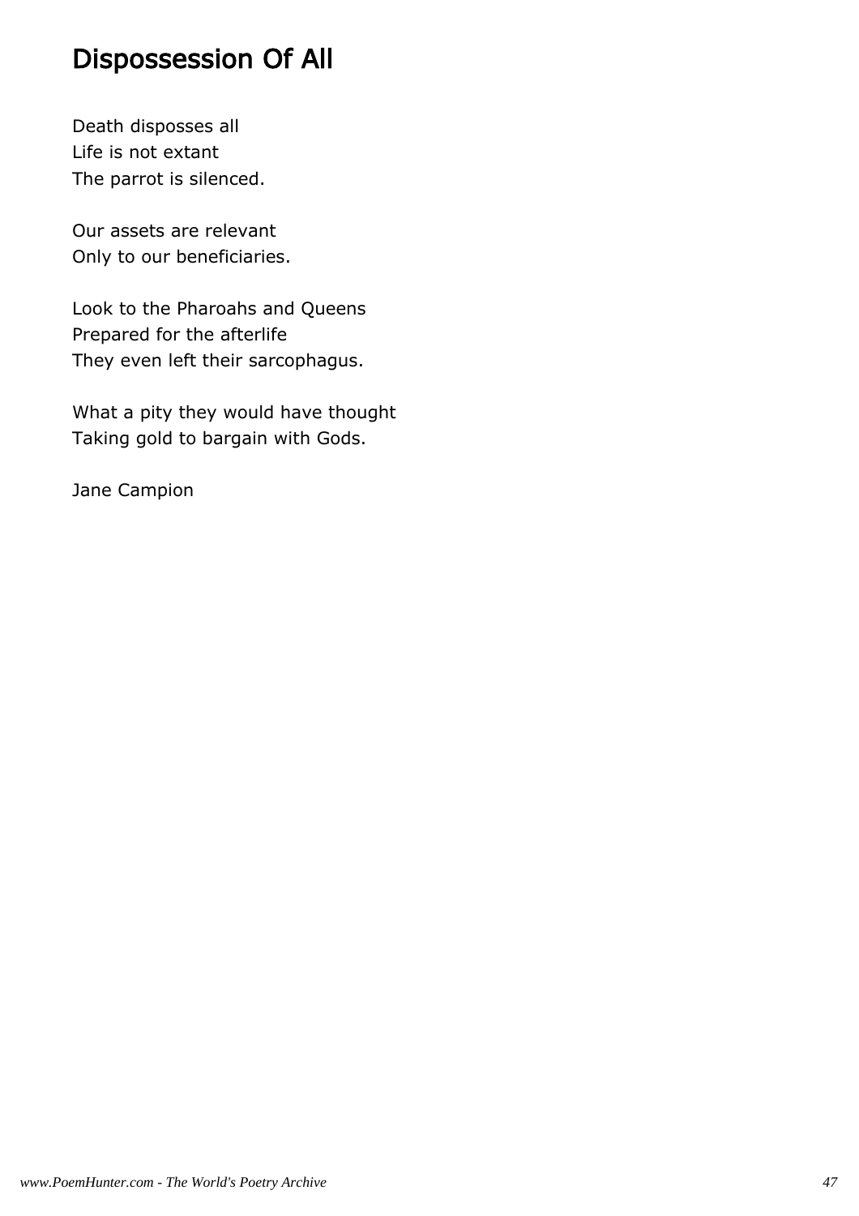# Dispossession Of All

Death disposses all
Life is not extant
The parrot is silenced.

Our assets are relevant
Only to our beneficiaries.

Look to the Pharoahs and Queens
Prepared for the afterlife
They even left their sarcophagus.

What a pity they would have thought
Taking gold to bargain with Gods.

Jane Campion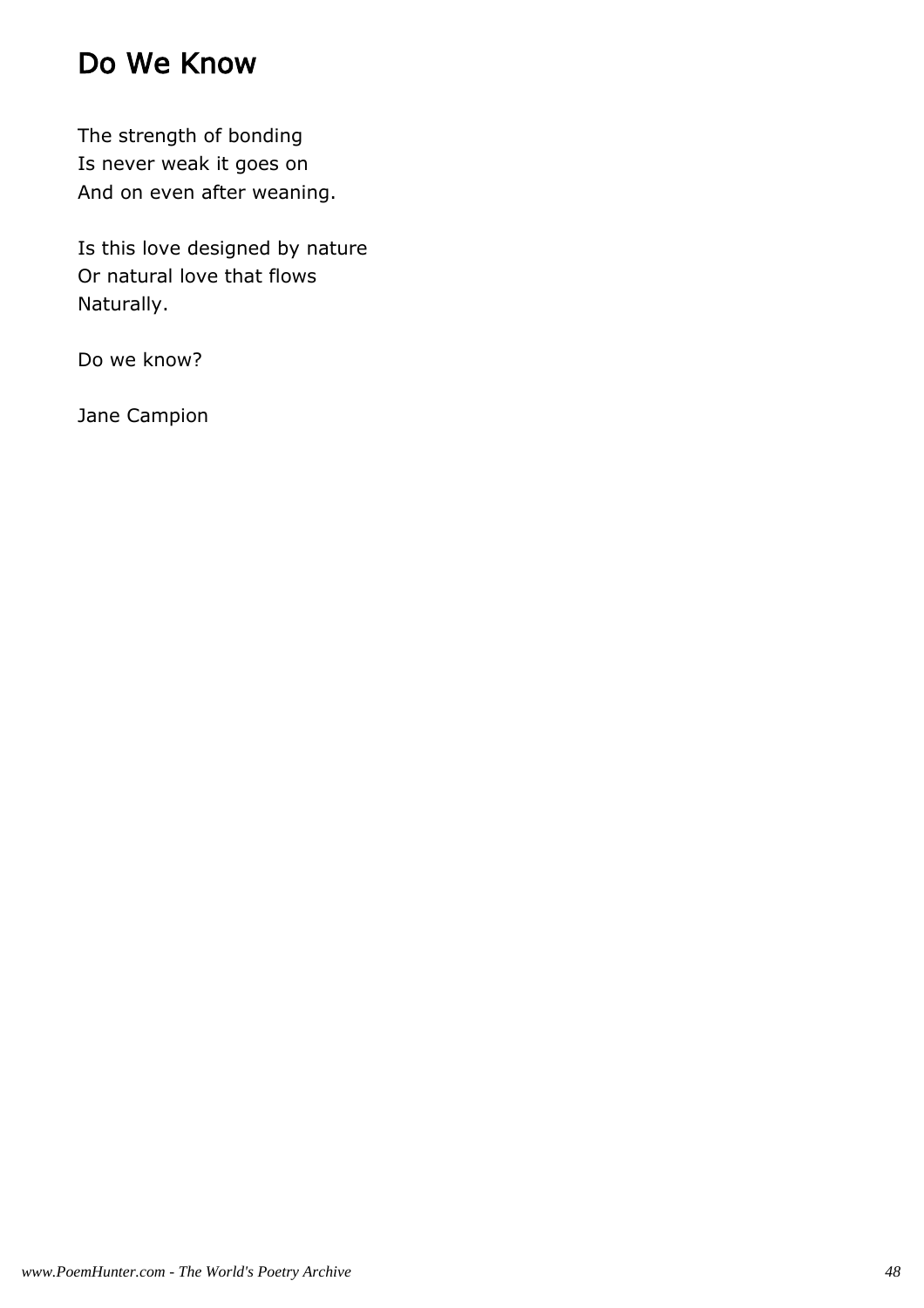# Do We Know

The strength of bonding  
Is never weak it goes on  
And on even after weaning.

Is this love designed by nature  
Or natural love that flows  
Naturally.

Do we know?

Jane Campion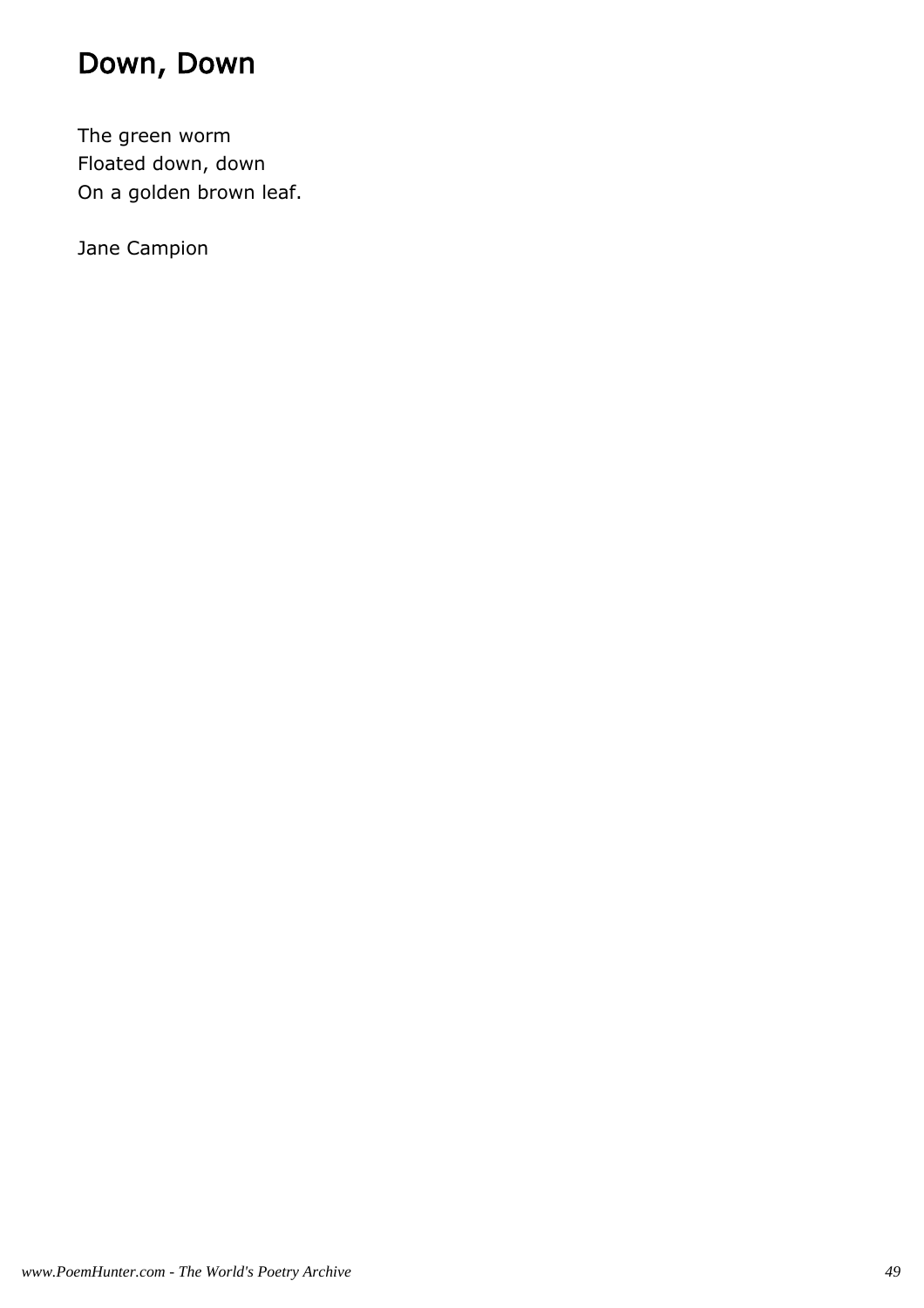# Down, Down

The green worm  
Floated down, down  
On a golden brown leaf.

Jane Campion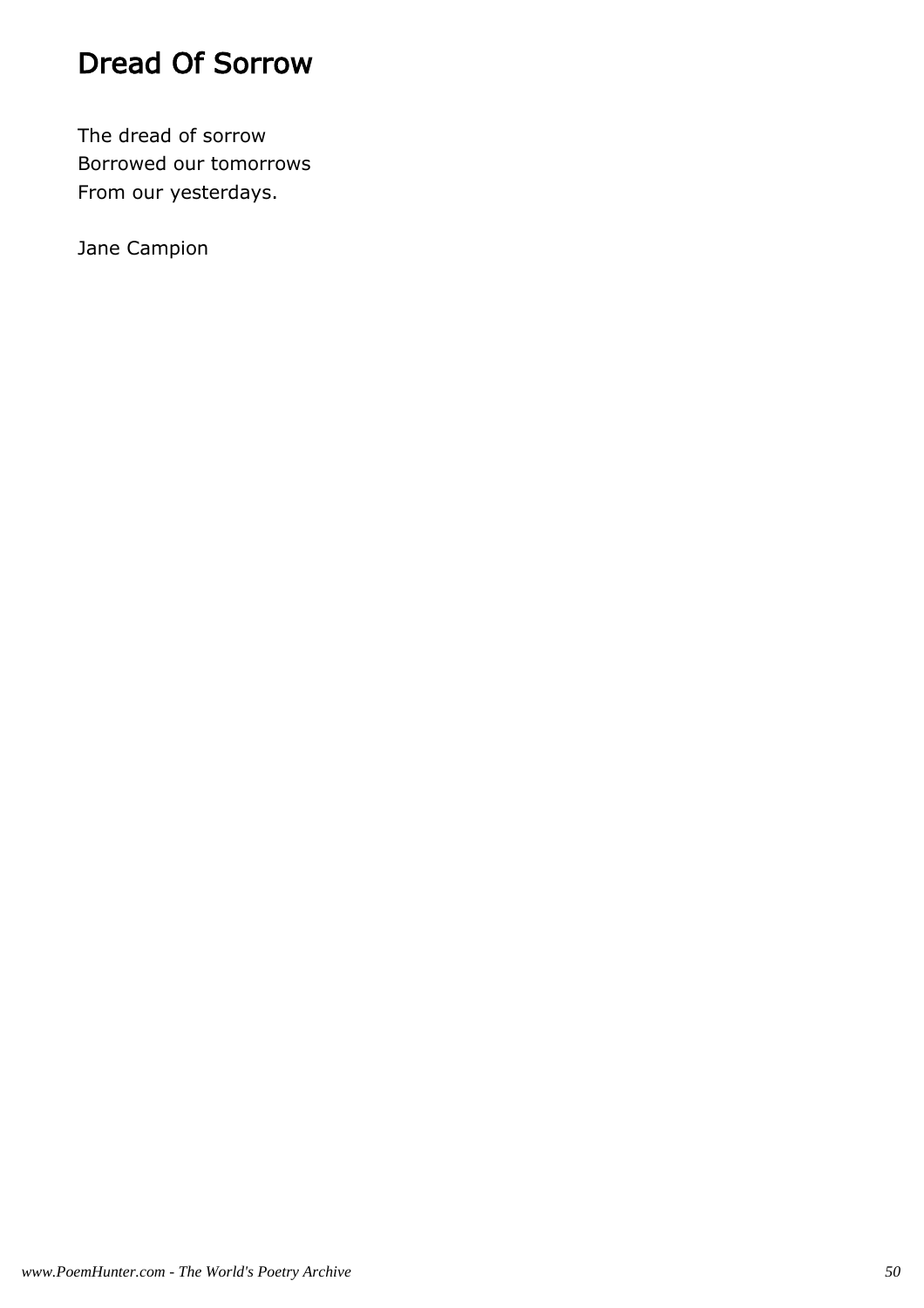# Dread Of Sorrow

The dread of sorrow  
Borrowed our tomorrows  
From our yesterdays.

Jane Campion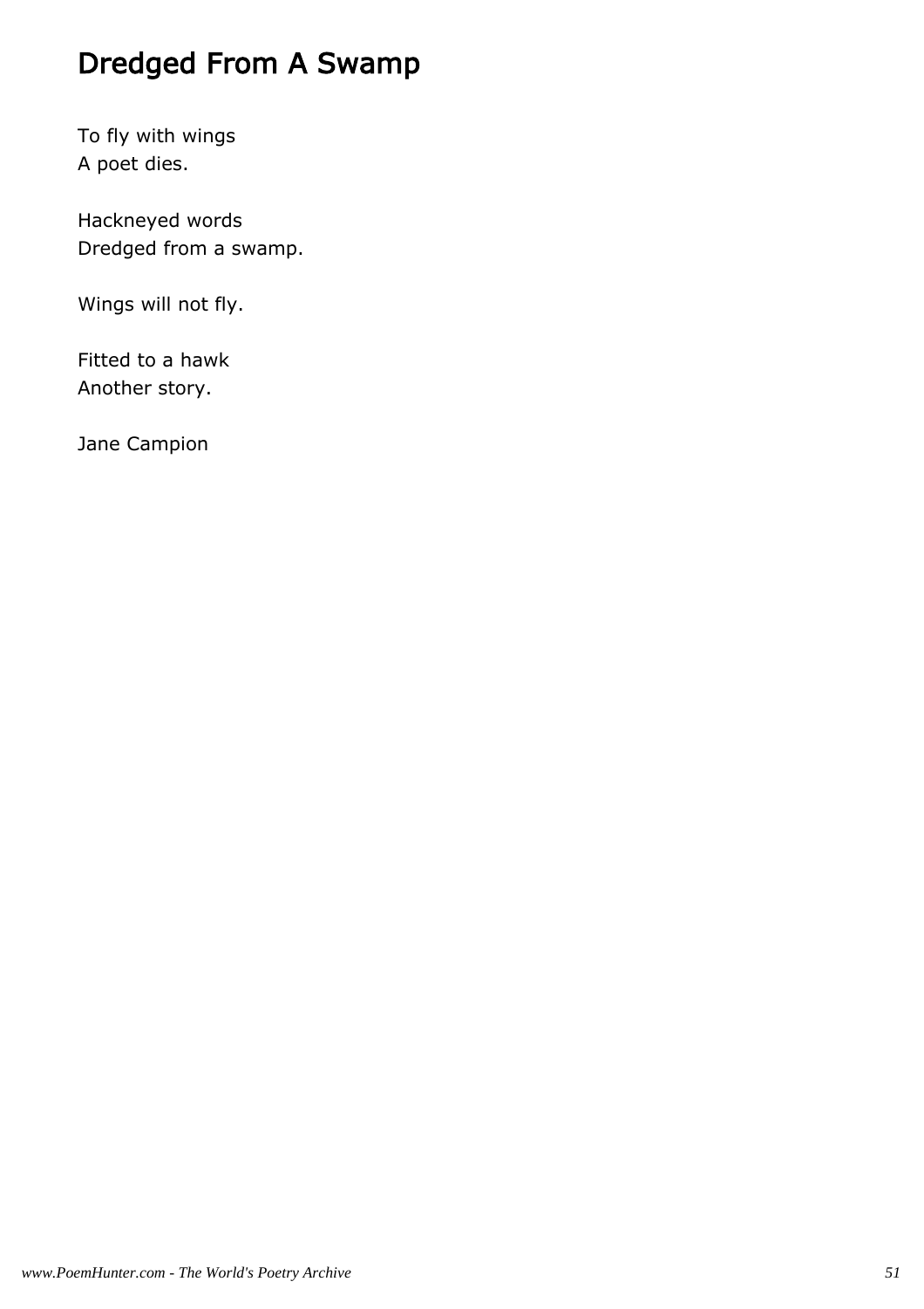# Dredged From A Swamp

To fly with wings  
A poet dies.

Hackneyed words  
Dredged from a swamp.

Wings will not fly.

Fitted to a hawk  
Another story.

Jane Campion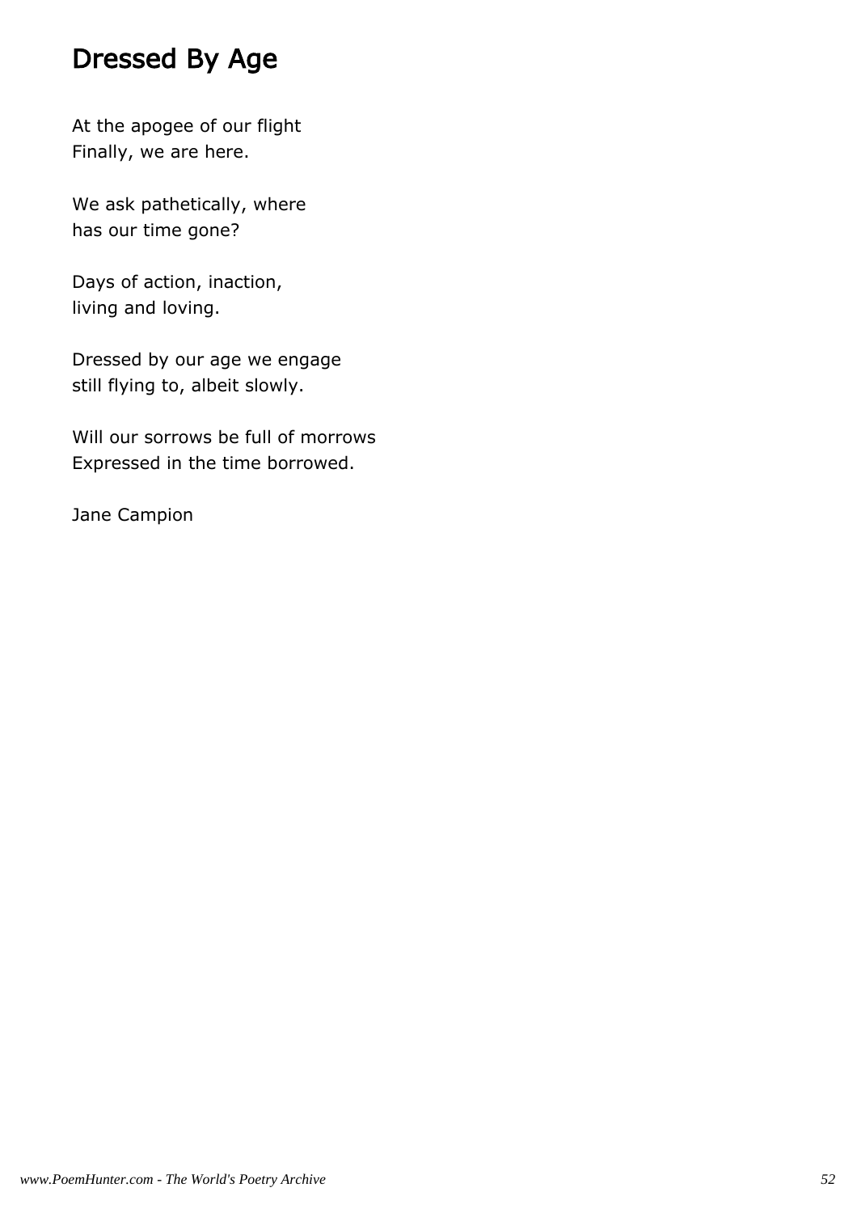## Dressed By Age

At the apogee of our flight
Finally, we are here.

We ask pathetically, where
has our time gone?

Days of action, inaction,
living and loving.

Dressed by our age we engage
still flying to, albeit slowly.

Will our sorrows be full of morrows
Expressed in the time borrowed.

Jane Campion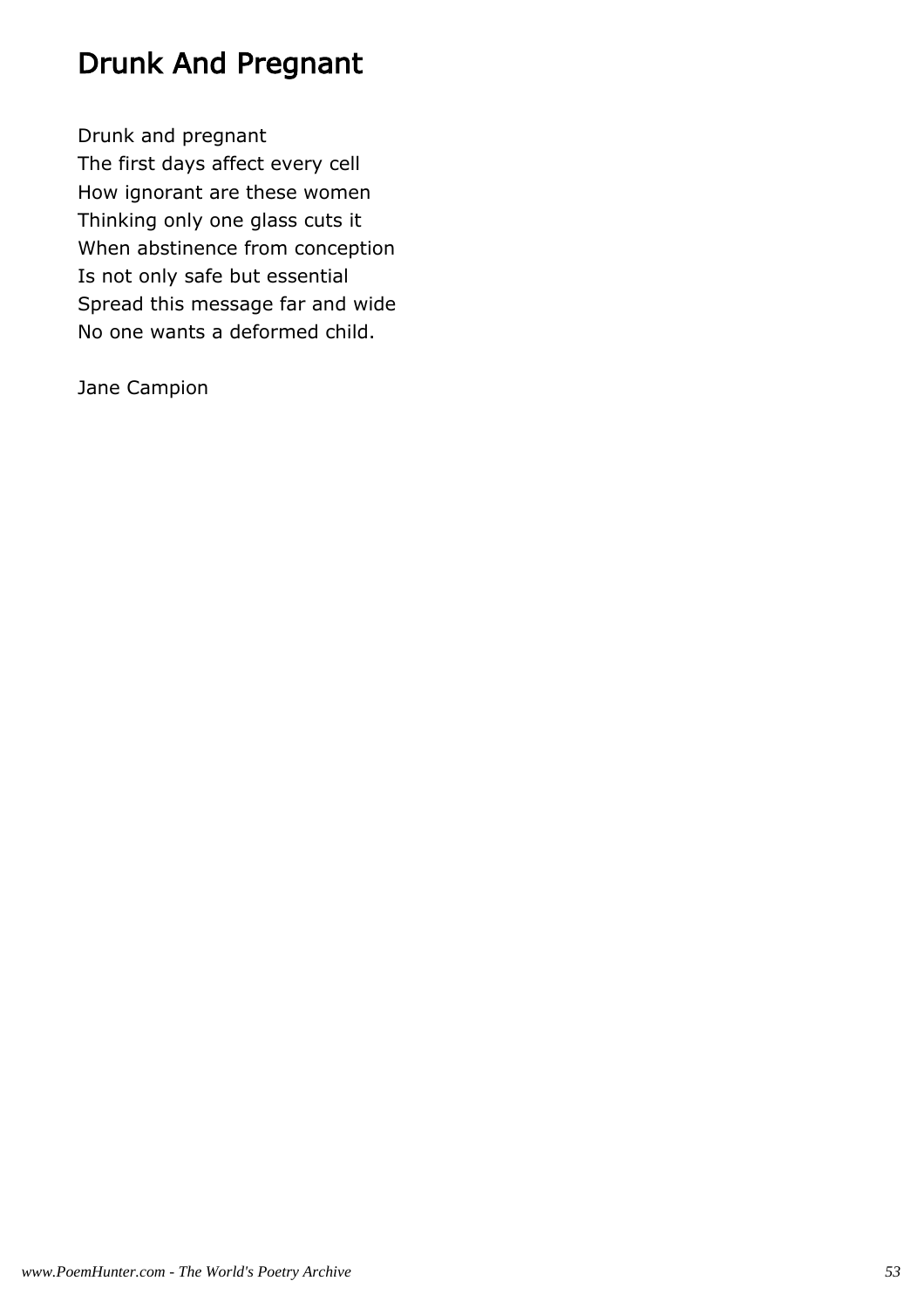# Drunk And Pregnant

Drunk and pregnant
The first days affect every cell
How ignorant are these women
Thinking only one glass cuts it
When abstinence from conception
Is not only safe but essential
Spread this message far and wide
No one wants a deformed child.

Jane Campion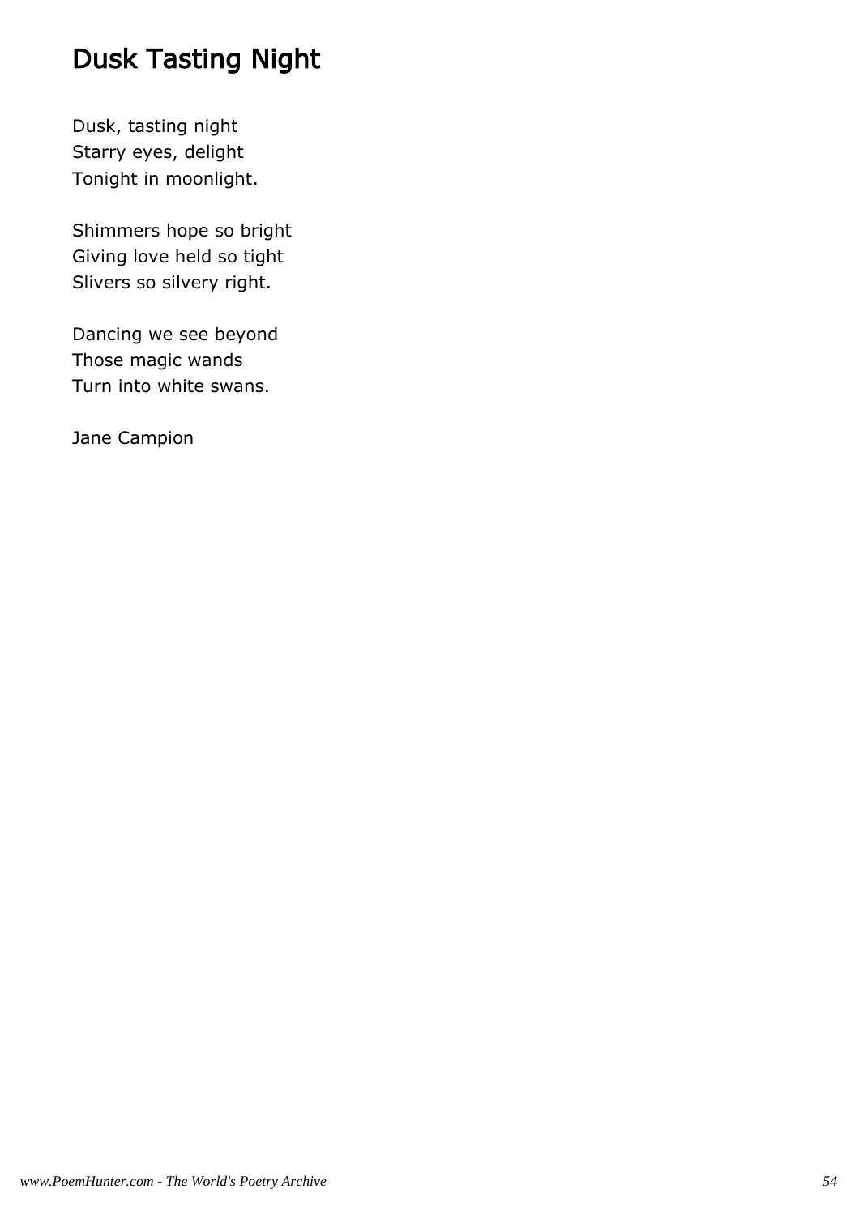# Dusk Tasting Night

Dusk, tasting night
Starry eyes, delight
Tonight in moonlight.

Shimmers hope so bright
Giving love held so tight
Slivers so silvery right.

Dancing we see beyond
Those magic wands
Turn into white swans.

Jane Campion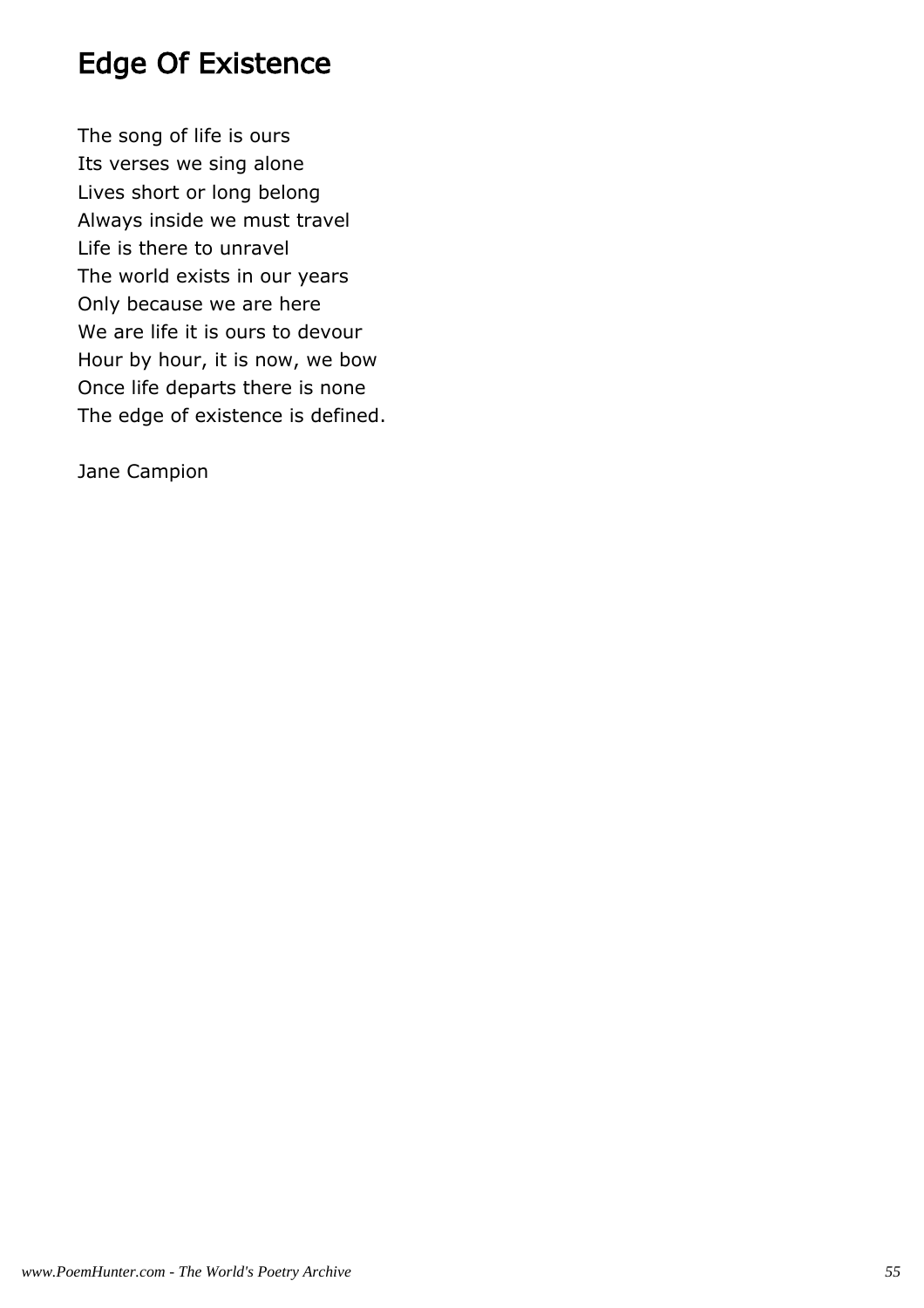# Edge Of Existence

The song of life is ours  
Its verses we sing alone  
Lives short or long belong  
Always inside we must travel  
Life is there to unravel  
The world exists in our years  
Only because we are here  
We are life it is ours to devour  
Hour by hour, it is now, we bow  
Once life departs there is none  
The edge of existence is defined.

Jane Campion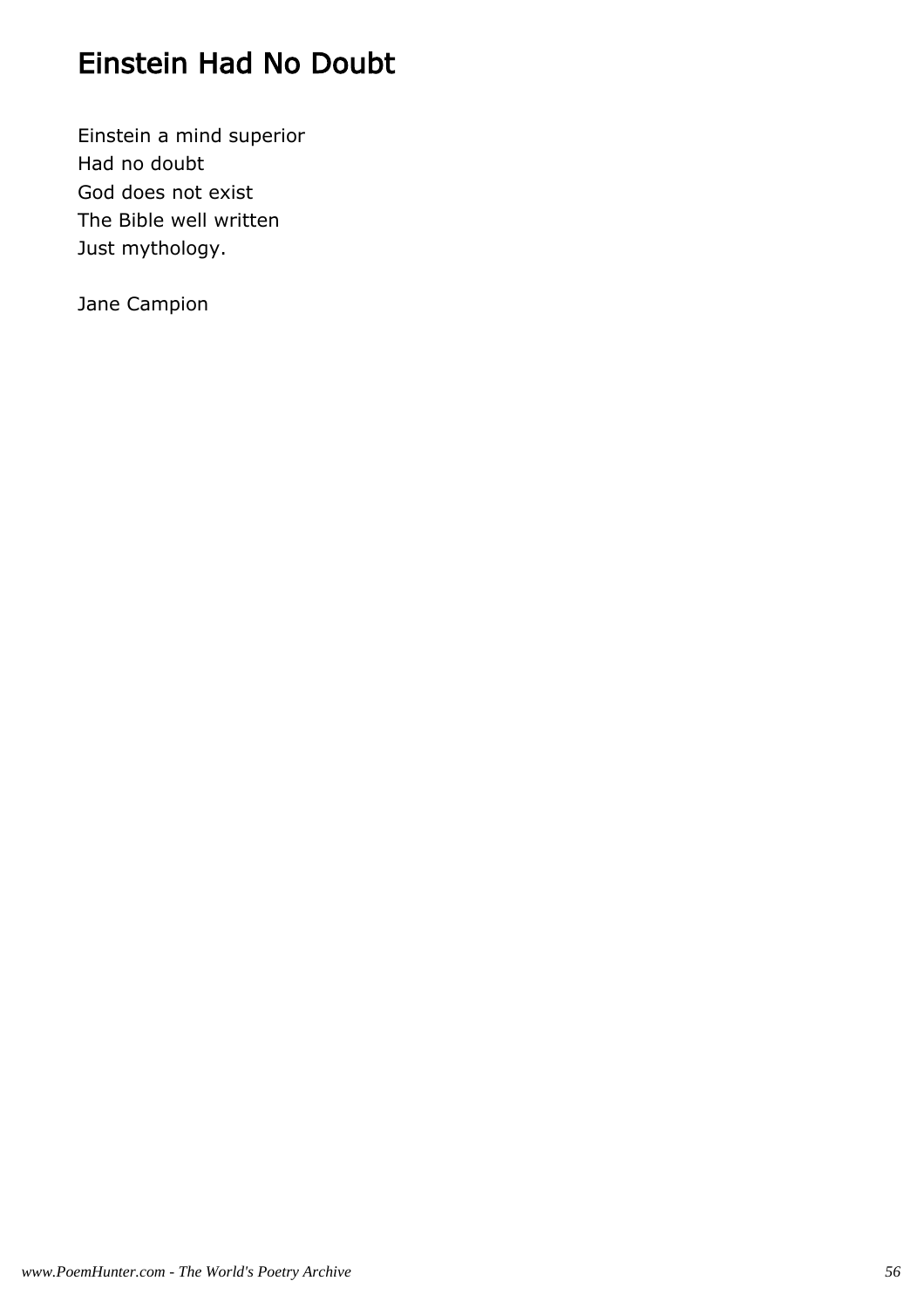# Einstein Had No Doubt

Einstein a mind superior  
Had no doubt  
God does not exist  
The Bible well written  
Just mythology.

Jane Campion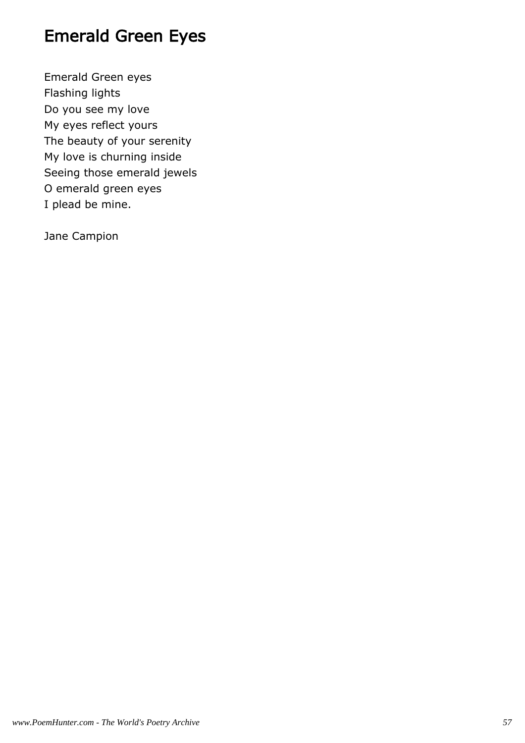# Emerald Green Eyes

Emerald Green eyes
Flashing lights
Do you see my love
My eyes reflect yours
The beauty of your serenity
My love is churning inside
Seeing those emerald jewels
O emerald green eyes
I plead be mine.

Jane Campion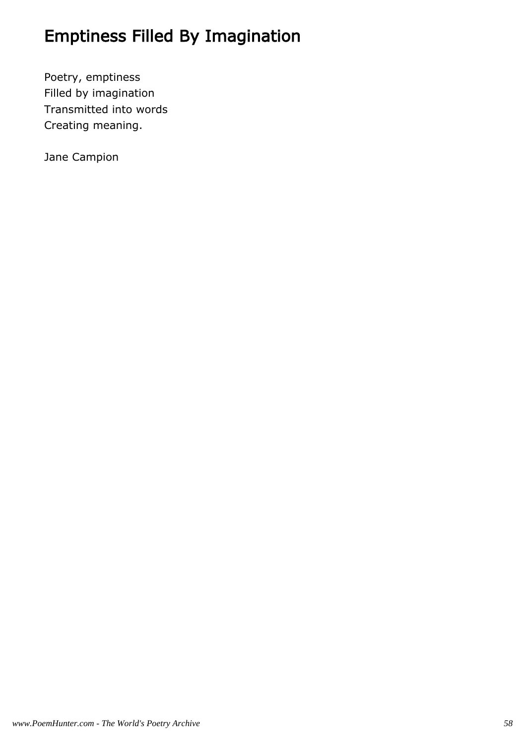# Emptiness Filled By Imagination

Poetry, emptiness  
Filled by imagination  
Transmitted into words  
Creating meaning.

Jane Campion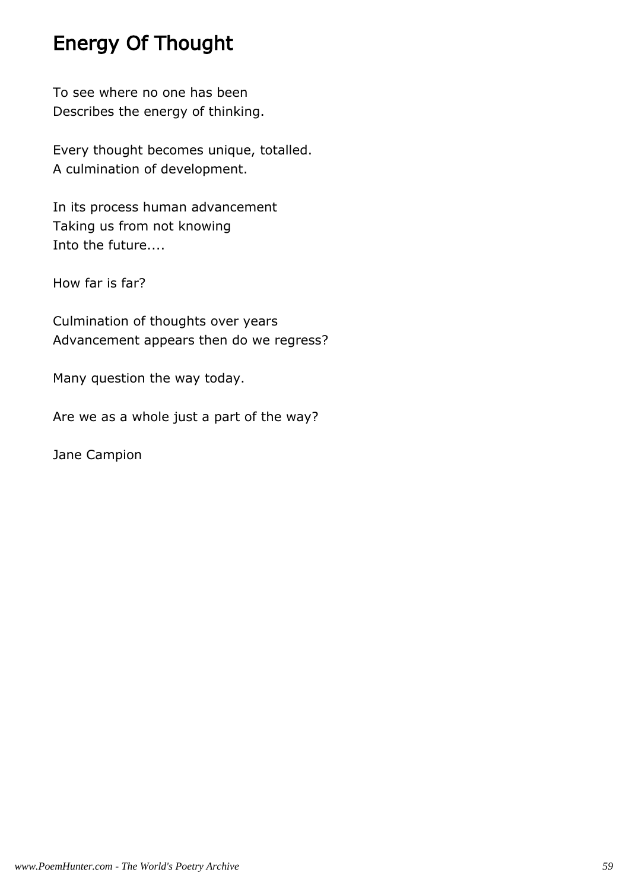# Energy Of Thought

To see where no one has been
Describes the energy of thinking.

Every thought becomes unique, totalled.
A culmination of development.

In its process human advancement
Taking us from not knowing
Into the future....

How far is far?

Culmination of thoughts over years
Advancement appears then do we regress?

Many question the way today.

Are we as a whole just a part of the way?

Jane Campion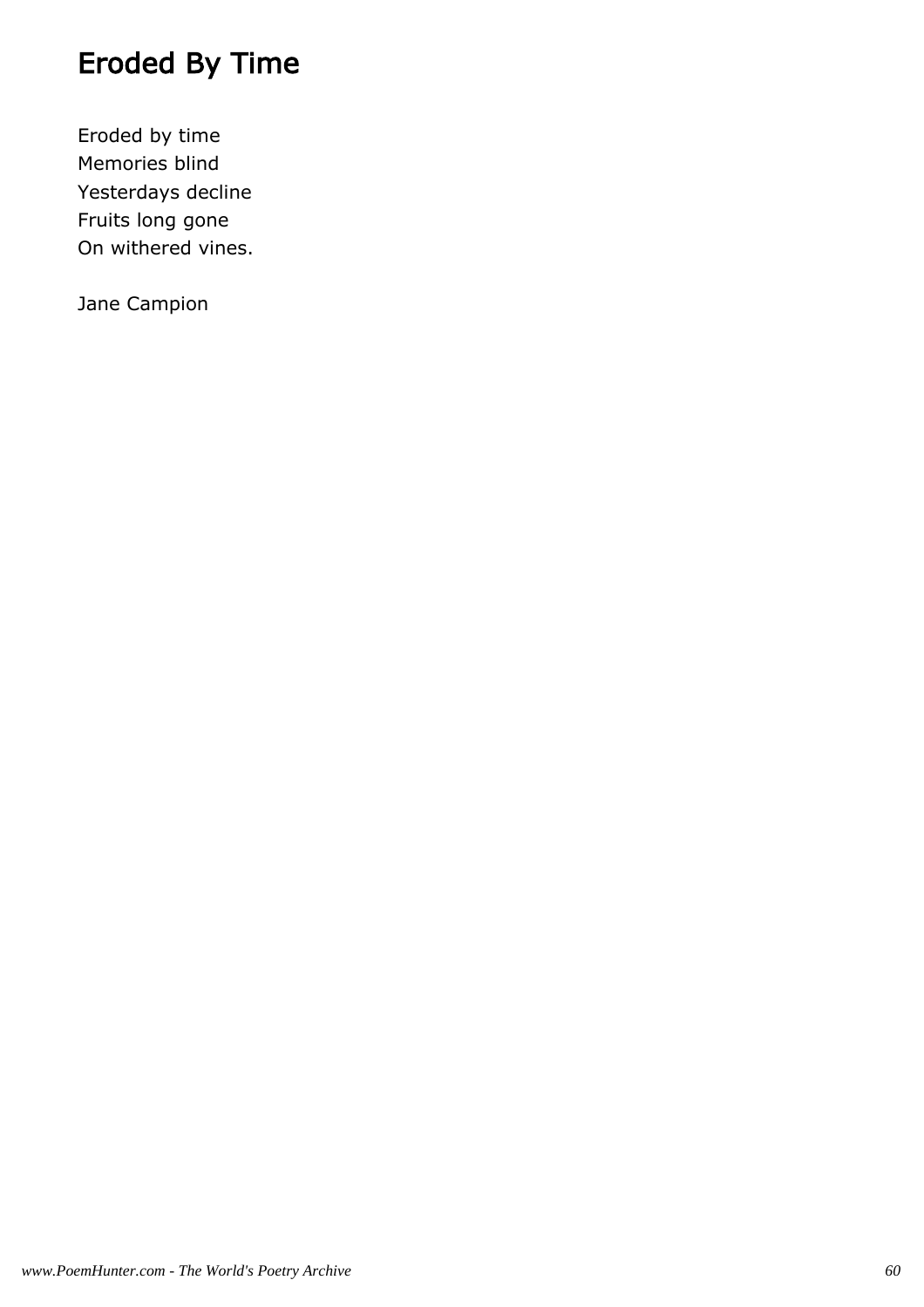# Eroded By Time

Eroded by time  
Memories blind  
Yesterdays decline  
Fruits long gone  
On withered vines.

Jane Campion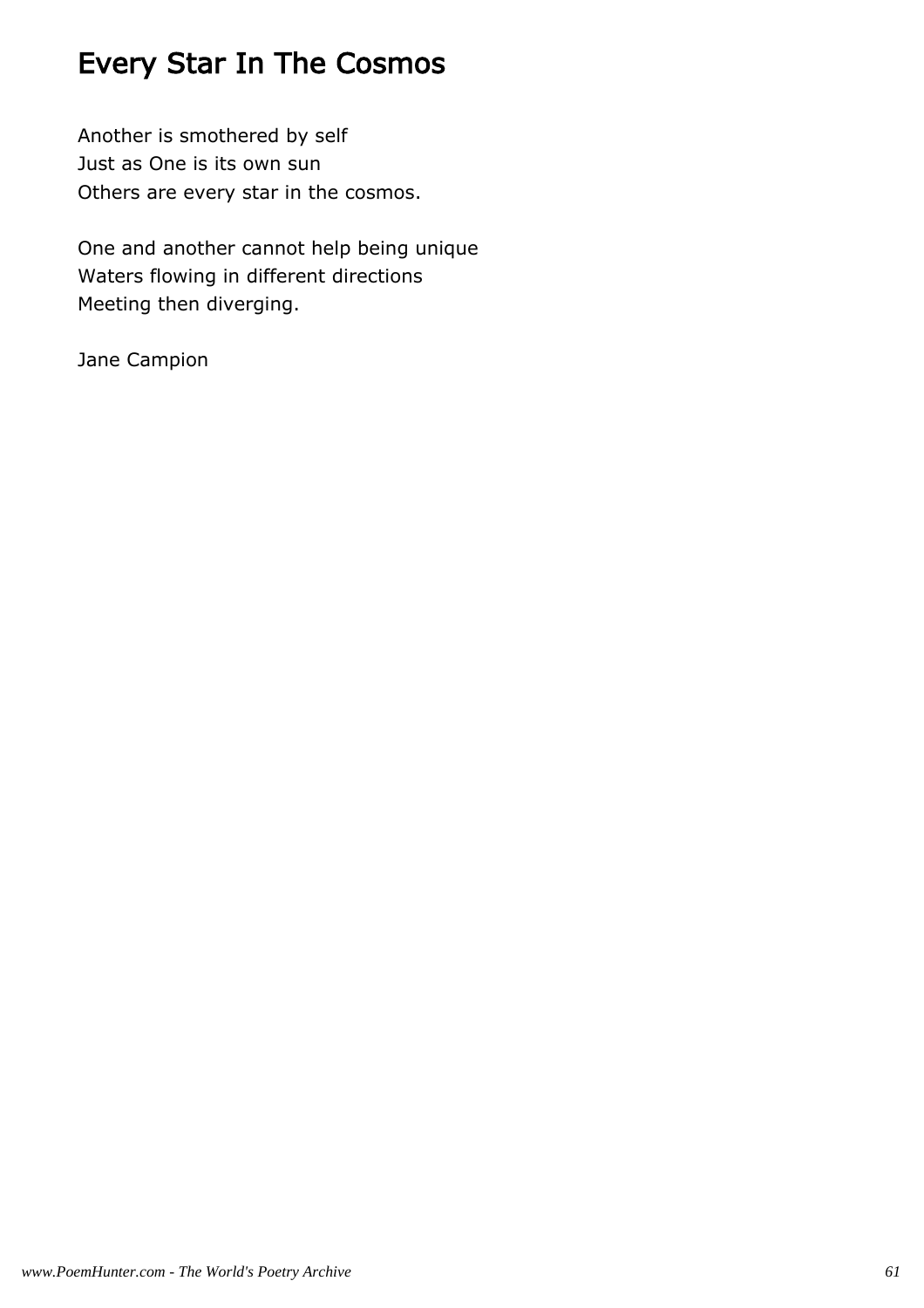# Every Star In The Cosmos

Another is smothered by self
Just as One is its own sun
Others are every star in the cosmos.

One and another cannot help being unique
Waters flowing in different directions
Meeting then diverging.

Jane Campion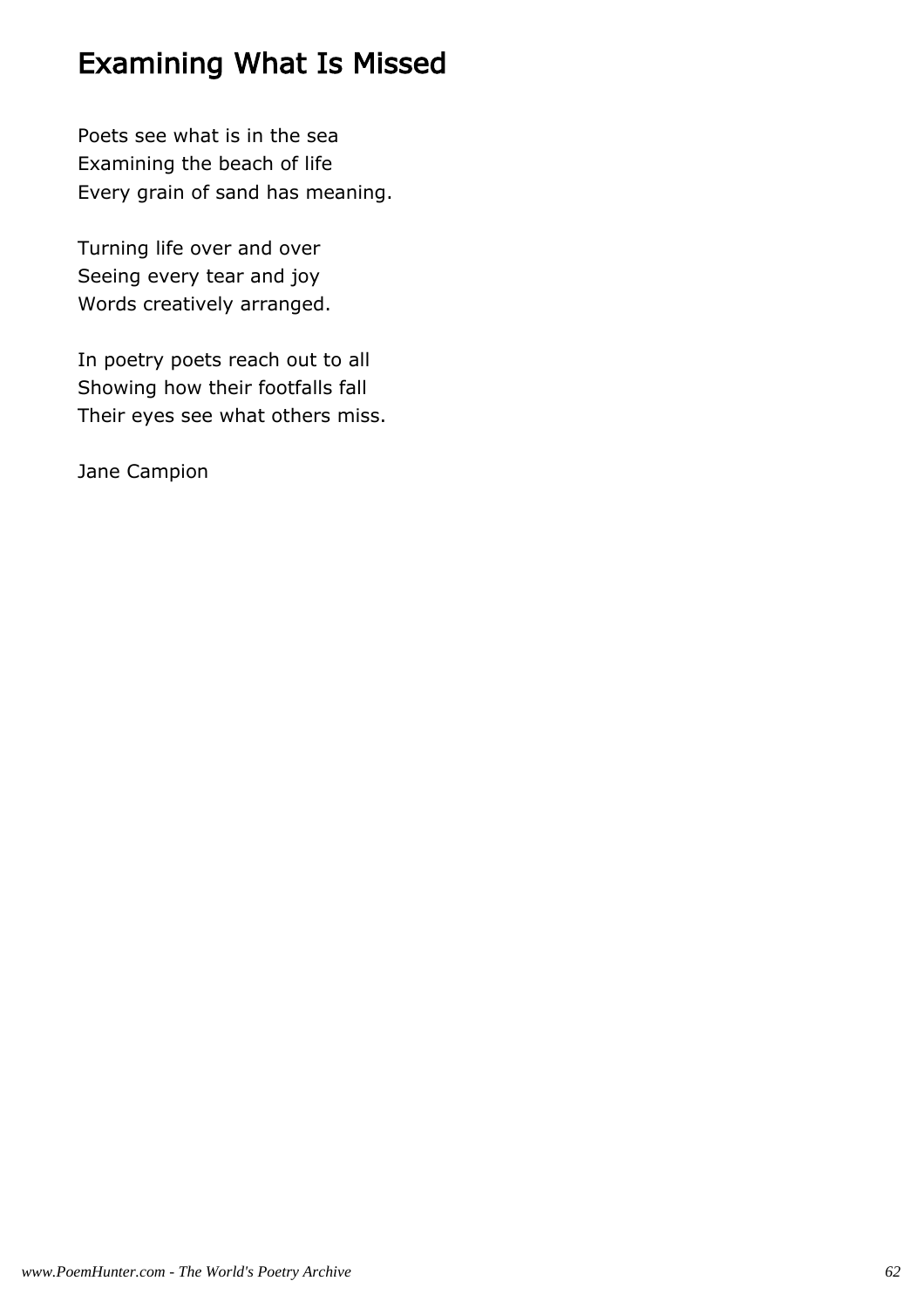## Examining What Is Missed

Poets see what is in the sea  
Examining the beach of life  
Every grain of sand has meaning.

Turning life over and over  
Seeing every tear and joy  
Words creatively arranged.

In poetry poets reach out to all  
Showing how their footfalls fall  
Their eyes see what others miss.

Jane Campion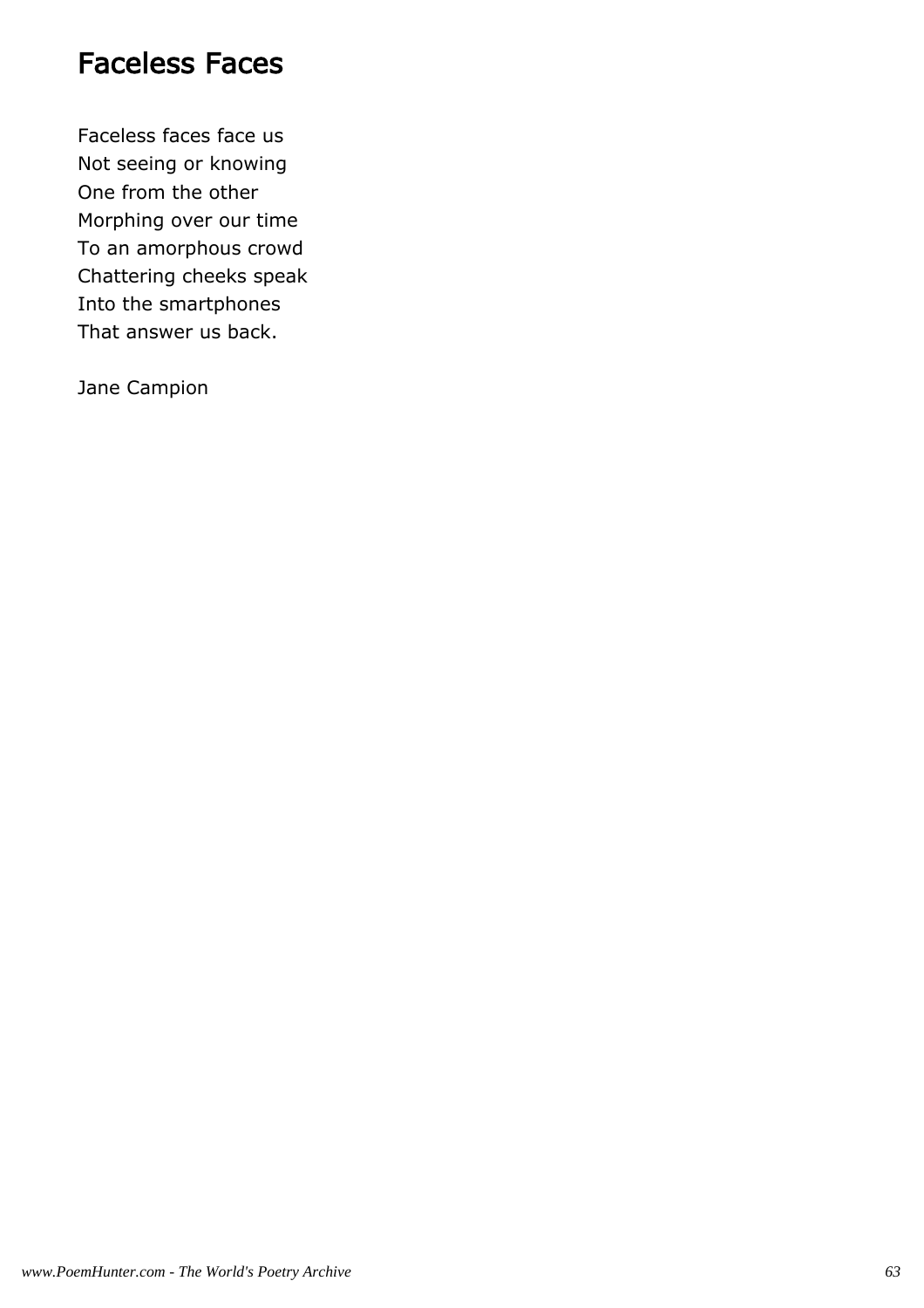# Faceless Faces

Faceless faces face us  
Not seeing or knowing  
One from the other  
Morphing over our time  
To an amorphous crowd  
Chattering cheeks speak  
Into the smartphones  
That answer us back.

Jane Campion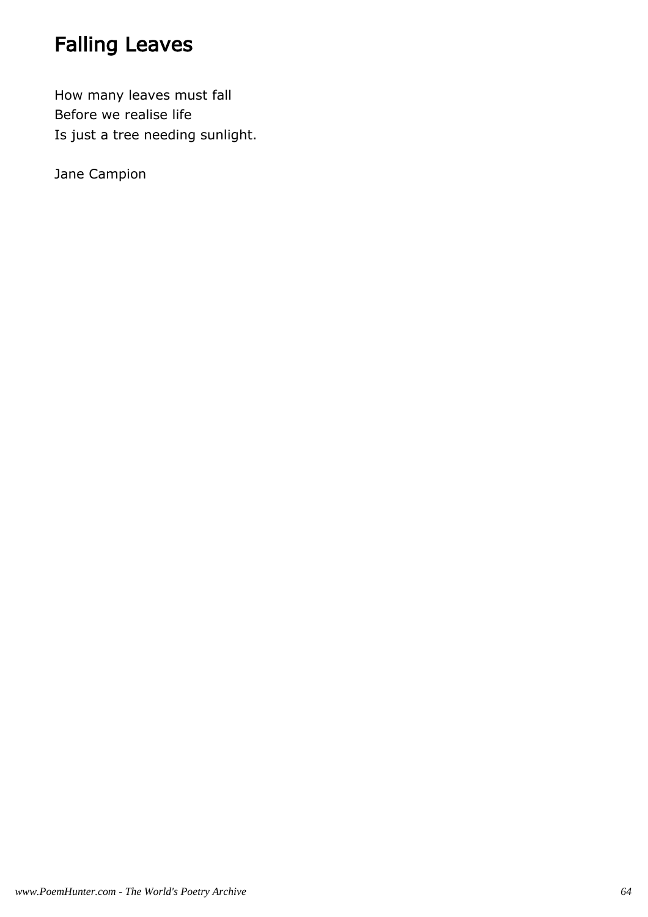# Falling Leaves

How many leaves must fall
Before we realise life
Is just a tree needing sunlight.

Jane Campion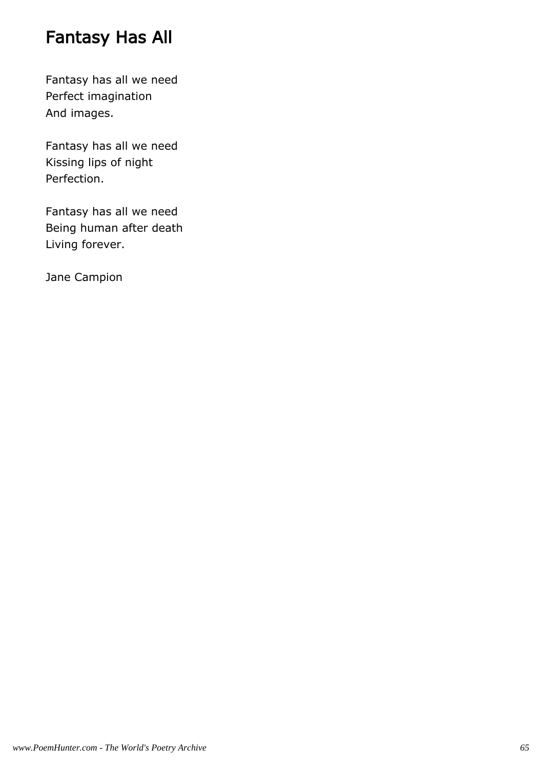# Fantasy Has All

Fantasy has all we need
Perfect imagination
And images.

Fantasy has all we need
Kissing lips of night
Perfection.

Fantasy has all we need
Being human after death
Living forever.

Jane Campion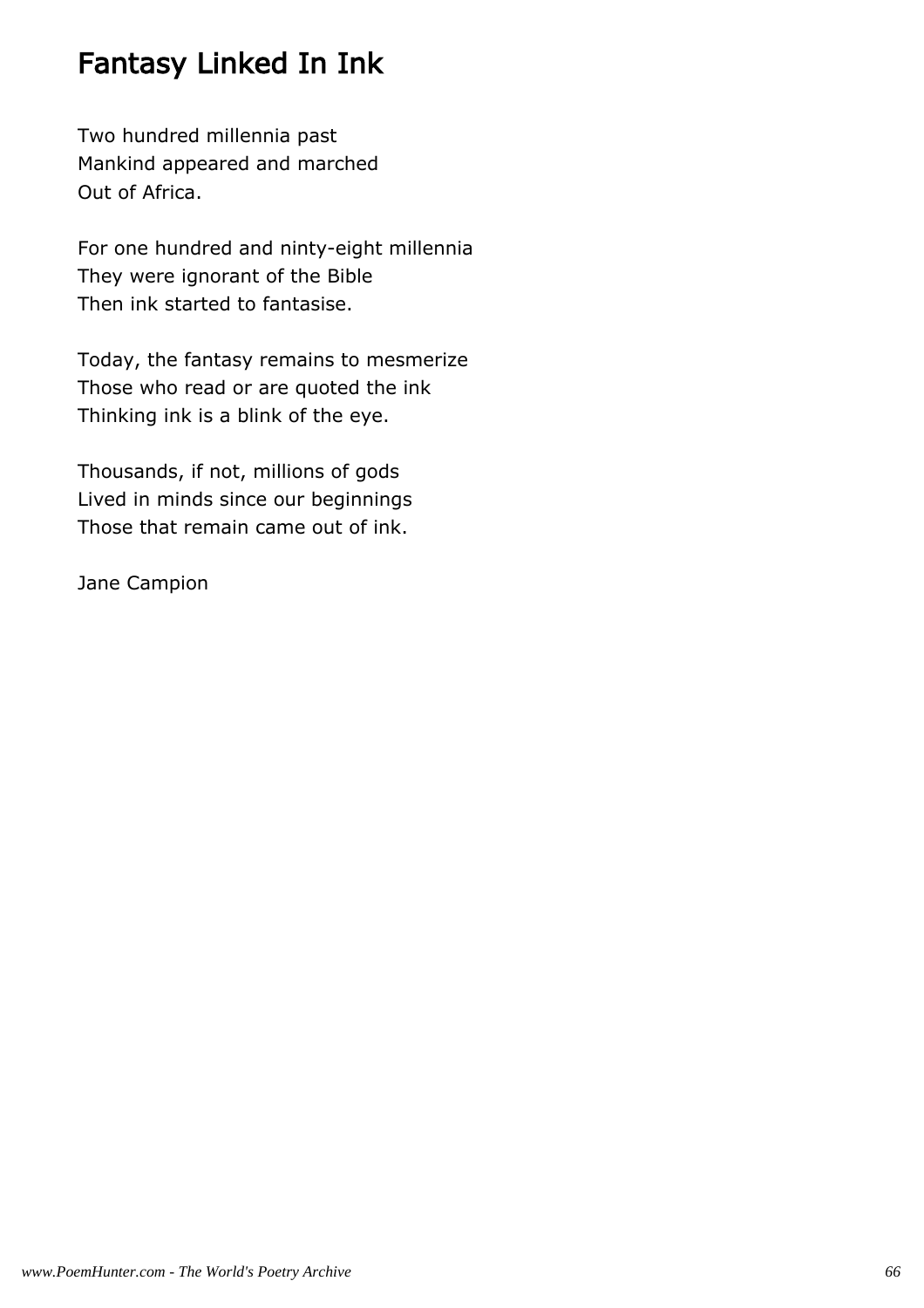# Fantasy Linked In Ink

Two hundred millennia past
Mankind appeared and marched
Out of Africa.

For one hundred and ninty-eight millennia
They were ignorant of the Bible
Then ink started to fantasise.

Today, the fantasy remains to mesmerize
Those who read or are quoted the ink
Thinking ink is a blink of the eye.

Thousands, if not, millions of gods
Lived in minds since our beginnings
Those that remain came out of ink.

Jane Campion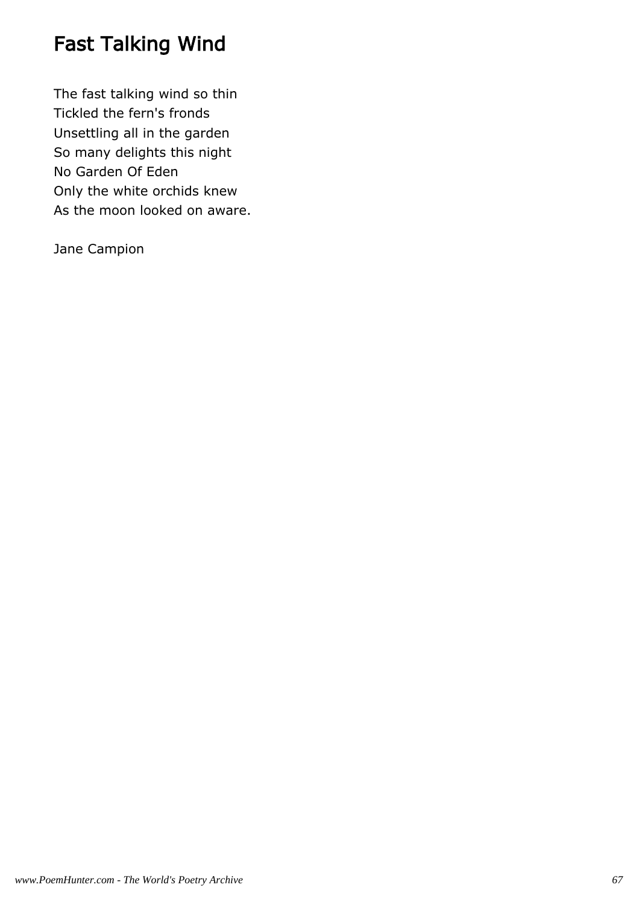# Fast Talking Wind

The fast talking wind so thin
Tickled the fern's fronds
Unsettling all in the garden
So many delights this night
No Garden Of Eden
Only the white orchids knew
As the moon looked on aware.

Jane Campion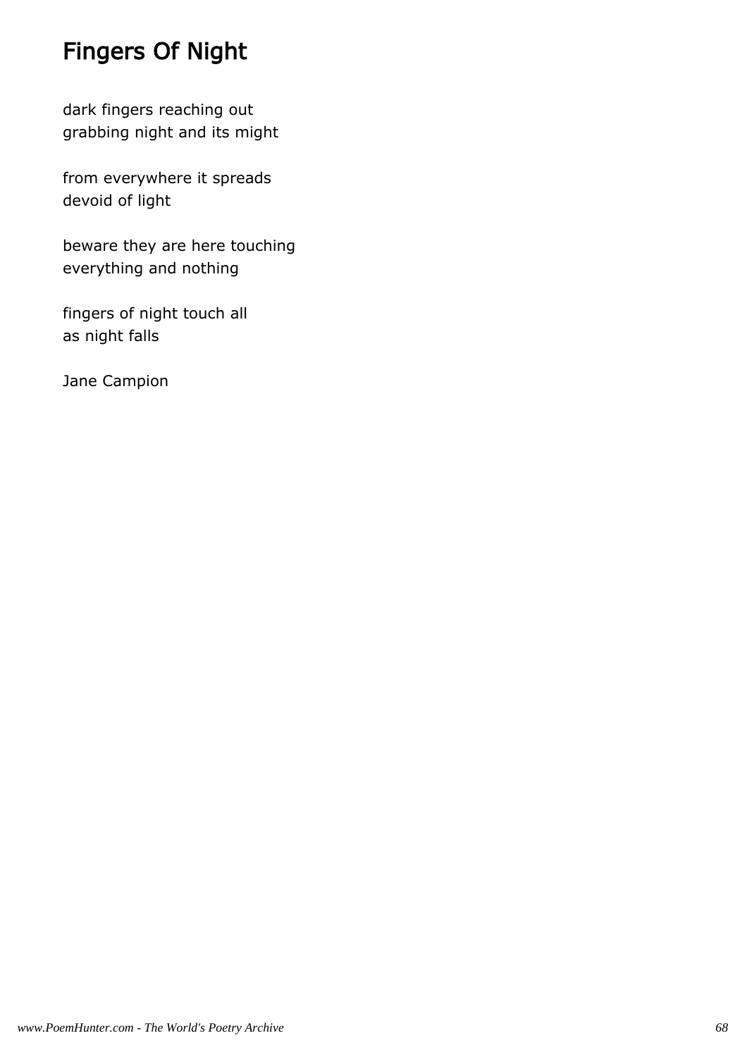# Fingers Of Night

dark fingers reaching out
grabbing night and its might

from everywhere it spreads
devoid of light

beware they are here touching
everything and nothing

fingers of night touch all
as night falls

Jane Campion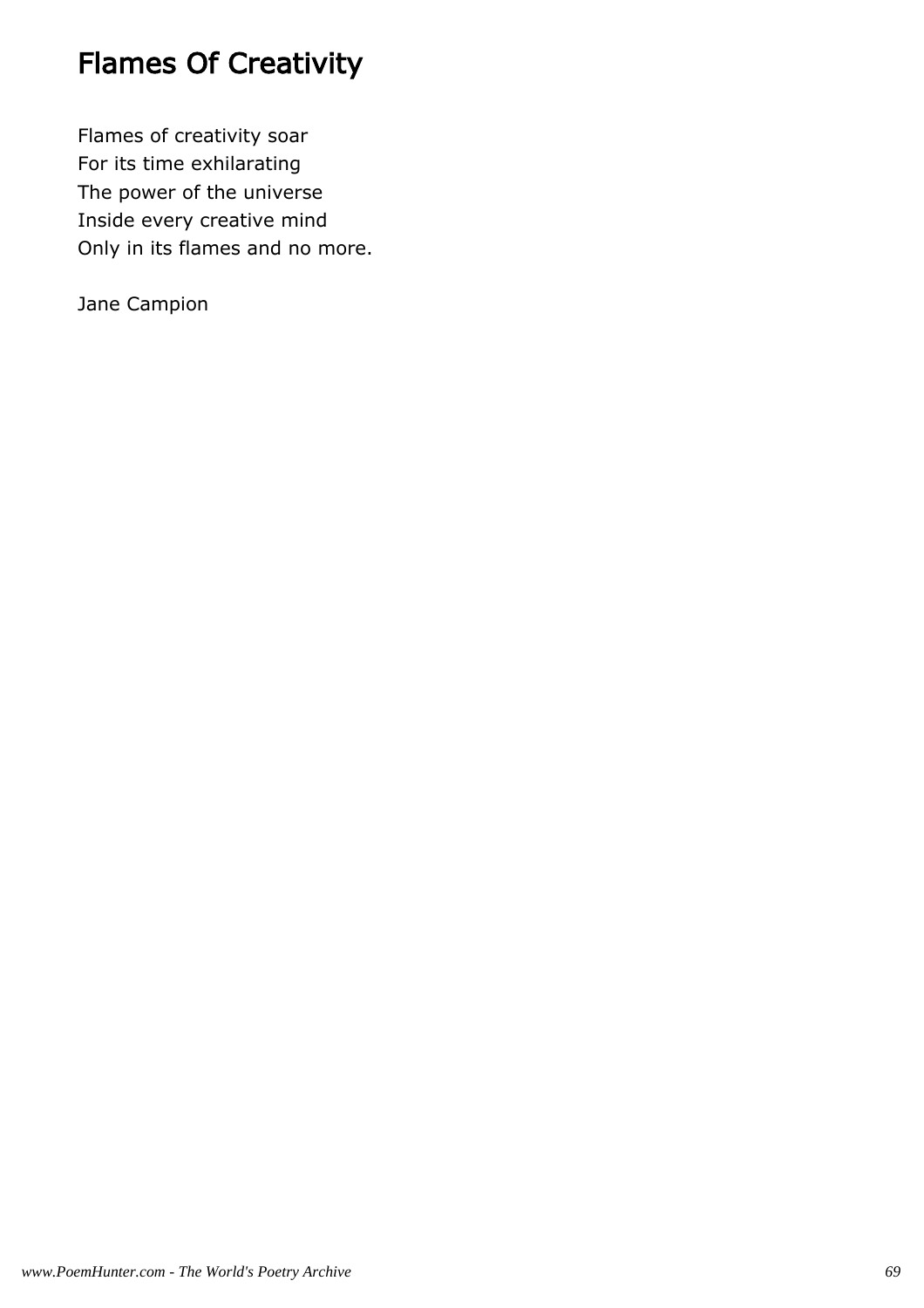# Flames Of Creativity

Flames of creativity soar  
For its time exhilarating  
The power of the universe  
Inside every creative mind  
Only in its flames and no more.

Jane Campion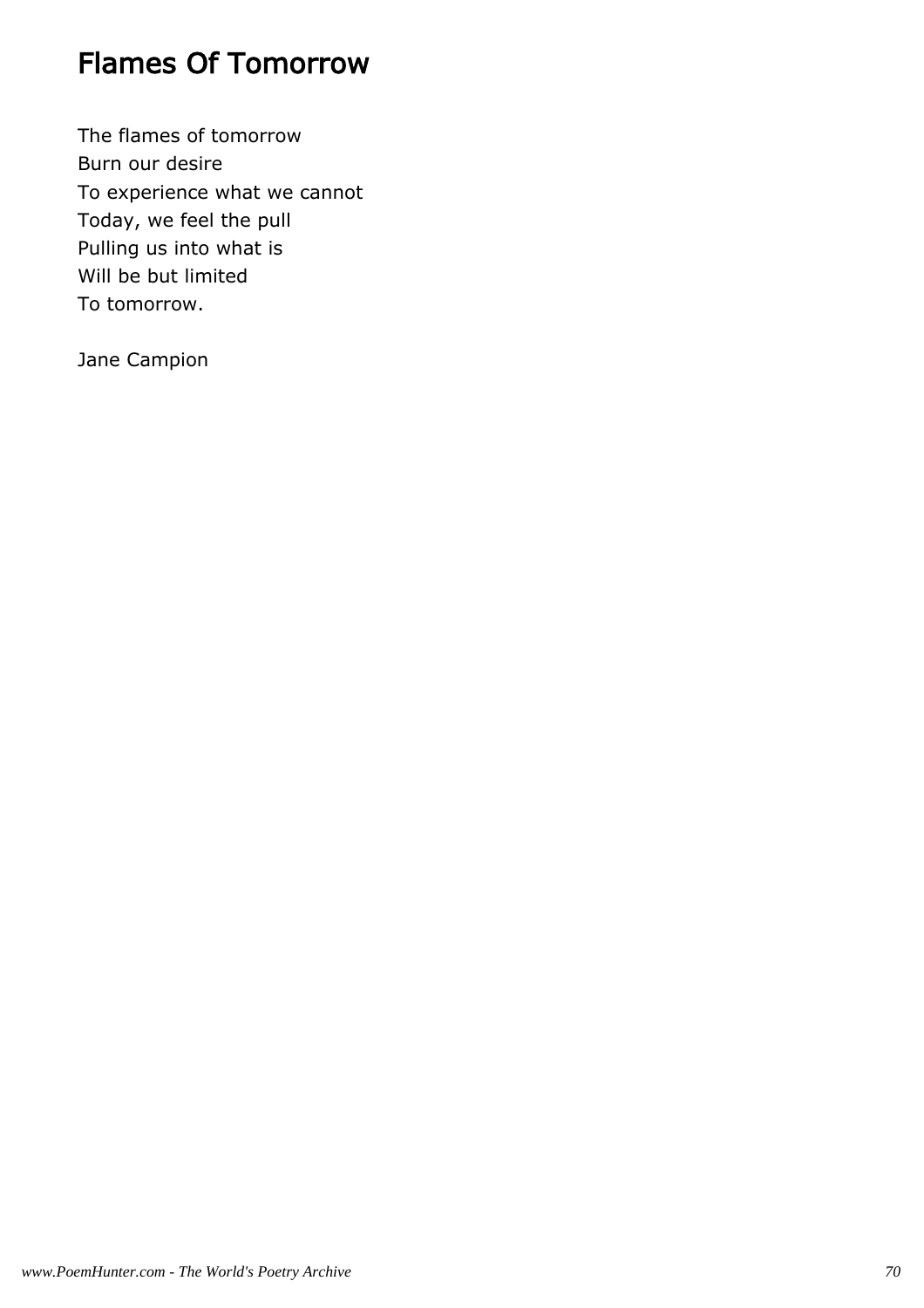# Flames Of Tomorrow

The flames of tomorrow
Burn our desire
To experience what we cannot
Today, we feel the pull
Pulling us into what is
Will be but limited
To tomorrow.

Jane Campion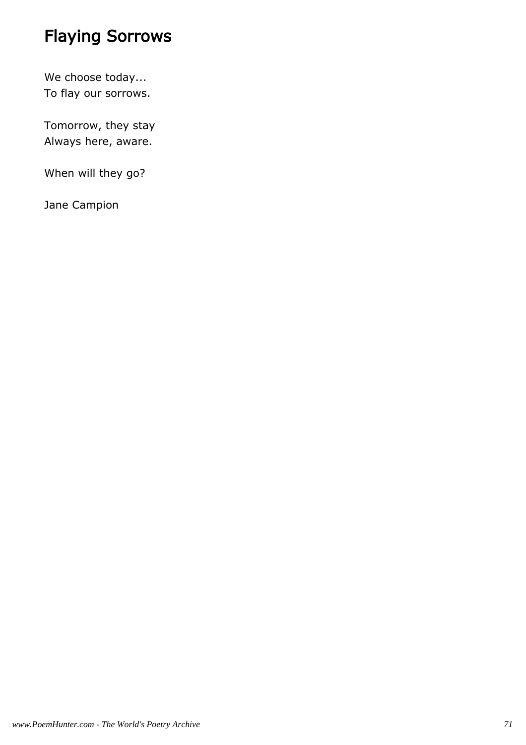# Flaying Sorrows

We choose today...
To flay our sorrows.

Tomorrow, they stay
Always here, aware.

When will they go?

Jane Campion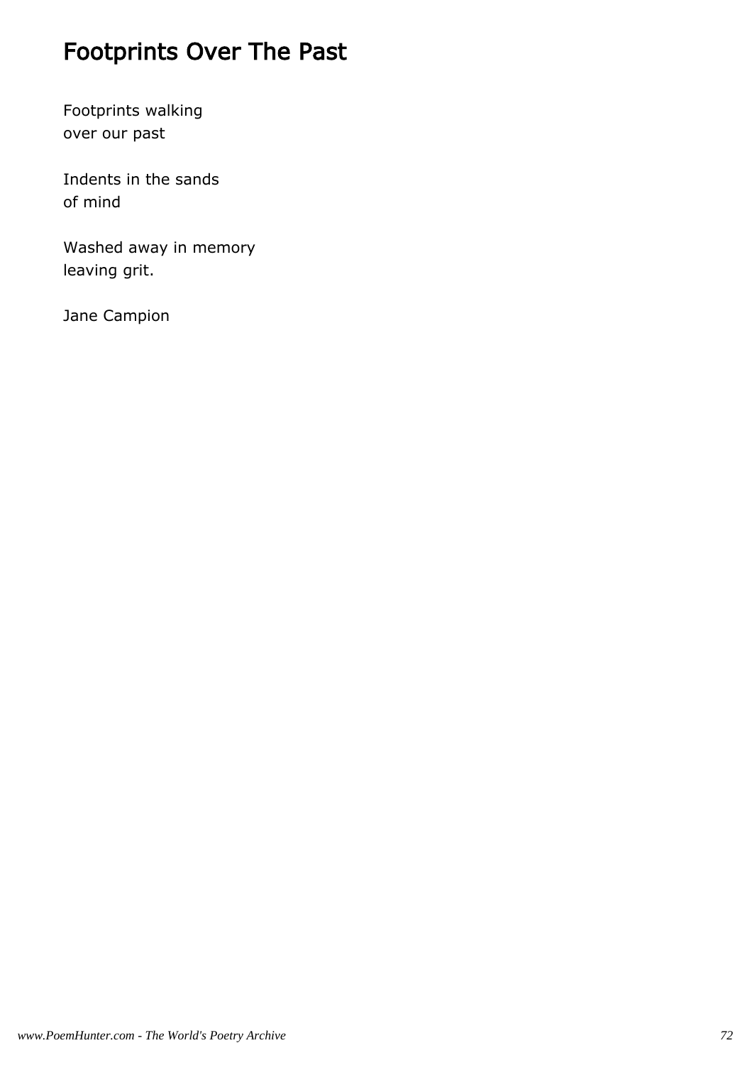# Footprints Over The Past

Footprints walking
over our past

Indents in the sands
of mind

Washed away in memory
leaving grit.

Jane Campion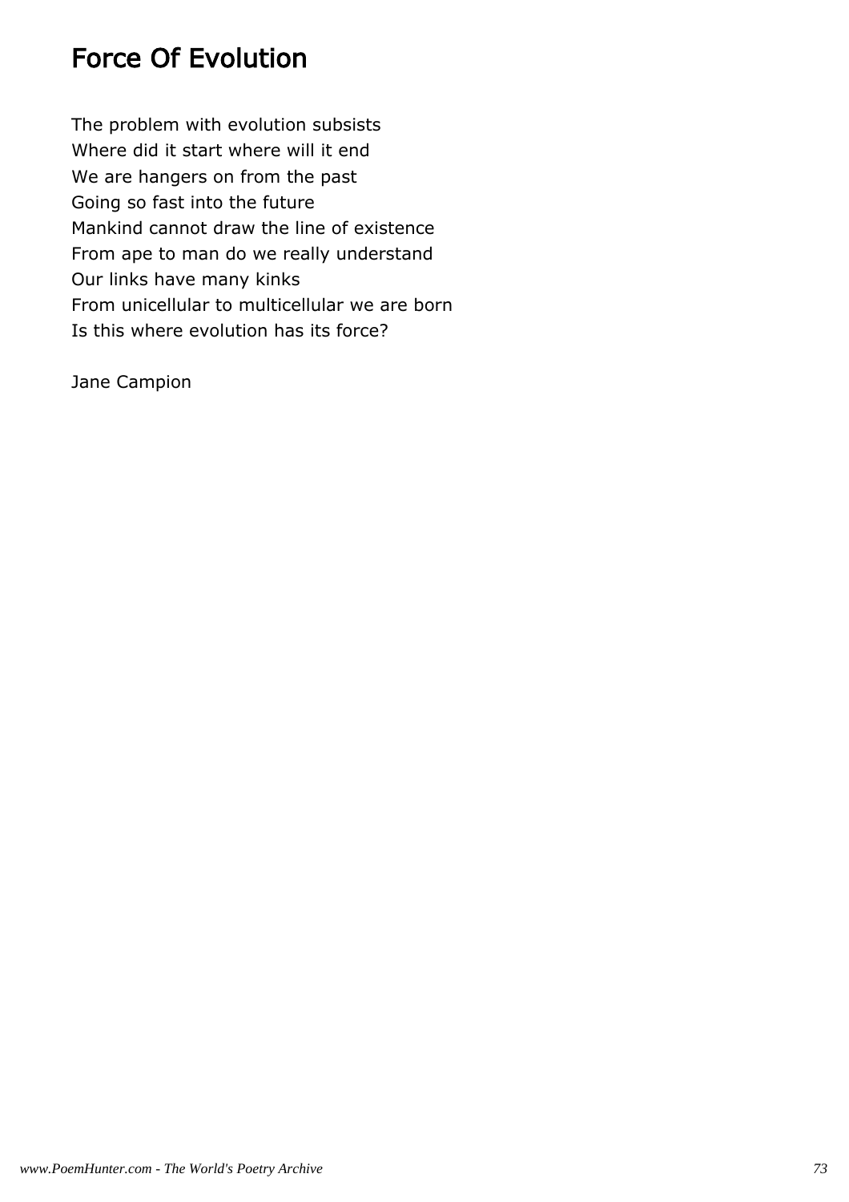# Force Of Evolution

The problem with evolution subsists  
Where did it start where will it end  
We are hangers on from the past  
Going so fast into the future  
Mankind cannot draw the line of existence  
From ape to man do we really understand  
Our links have many kinks  
From unicellular to multicellular we are born  
Is this where evolution has its force?

Jane Campion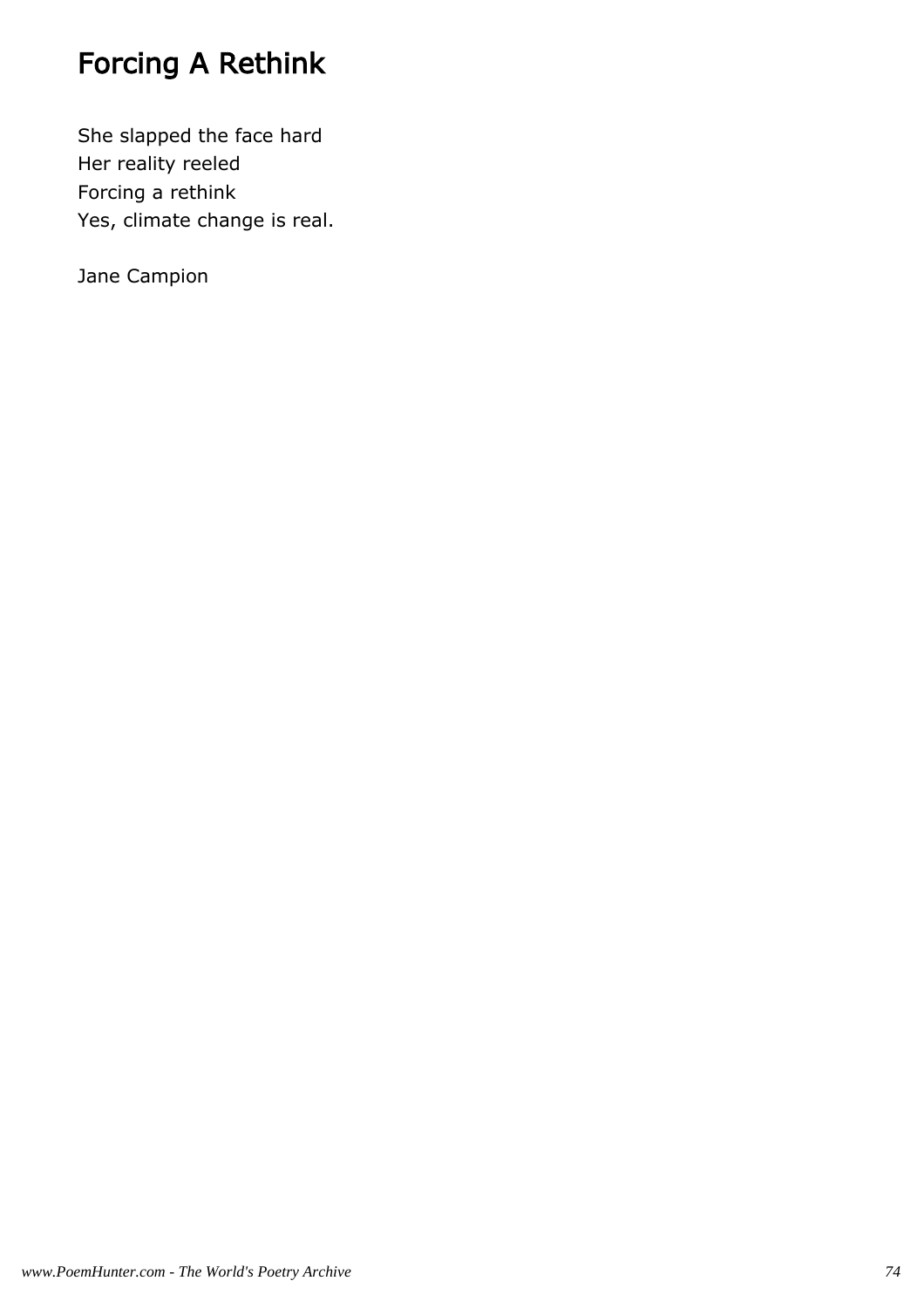# Forcing A Rethink

She slapped the face hard  
Her reality reeled  
Forcing a rethink  
Yes, climate change is real.

Jane Campion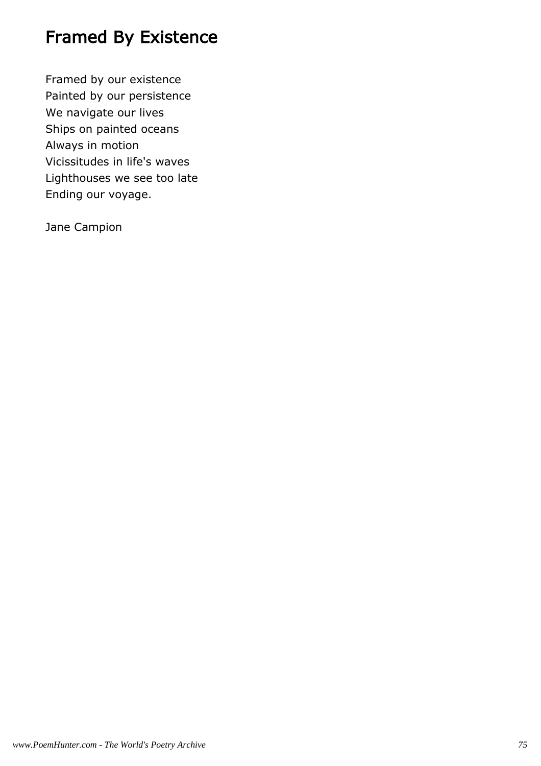# Framed By Existence

Framed by our existence  
Painted by our persistence  
We navigate our lives  
Ships on painted oceans  
Always in motion  
Vicissitudes in life's waves  
Lighthouses we see too late  
Ending our voyage.

Jane Campion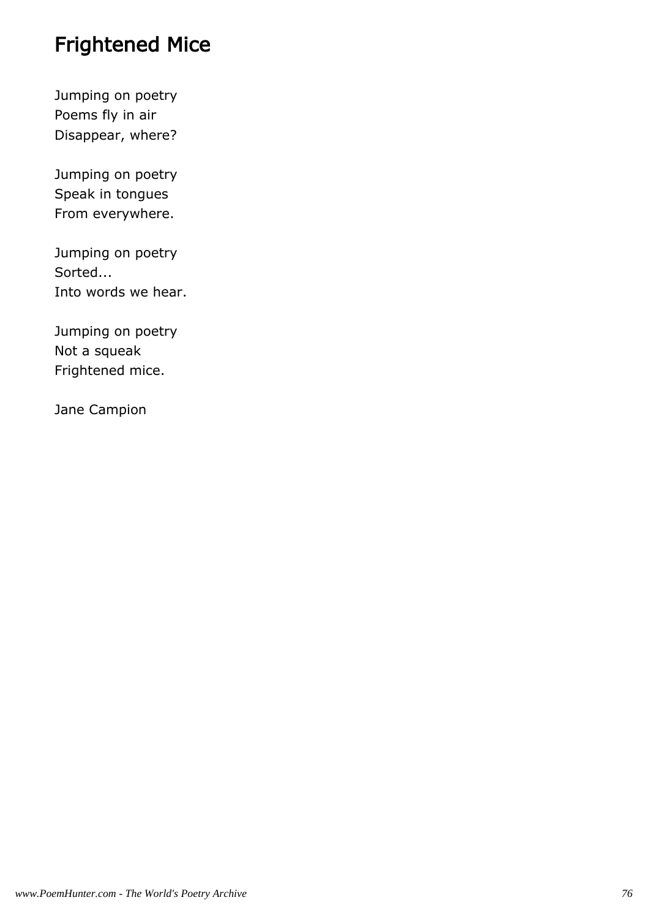# Frightened Mice

Jumping on poetry
Poems fly in air
Disappear, where?

Jumping on poetry
Speak in tongues
From everywhere.

Jumping on poetry
Sorted...
Into words we hear.

Jumping on poetry
Not a squeak
Frightened mice.

Jane Campion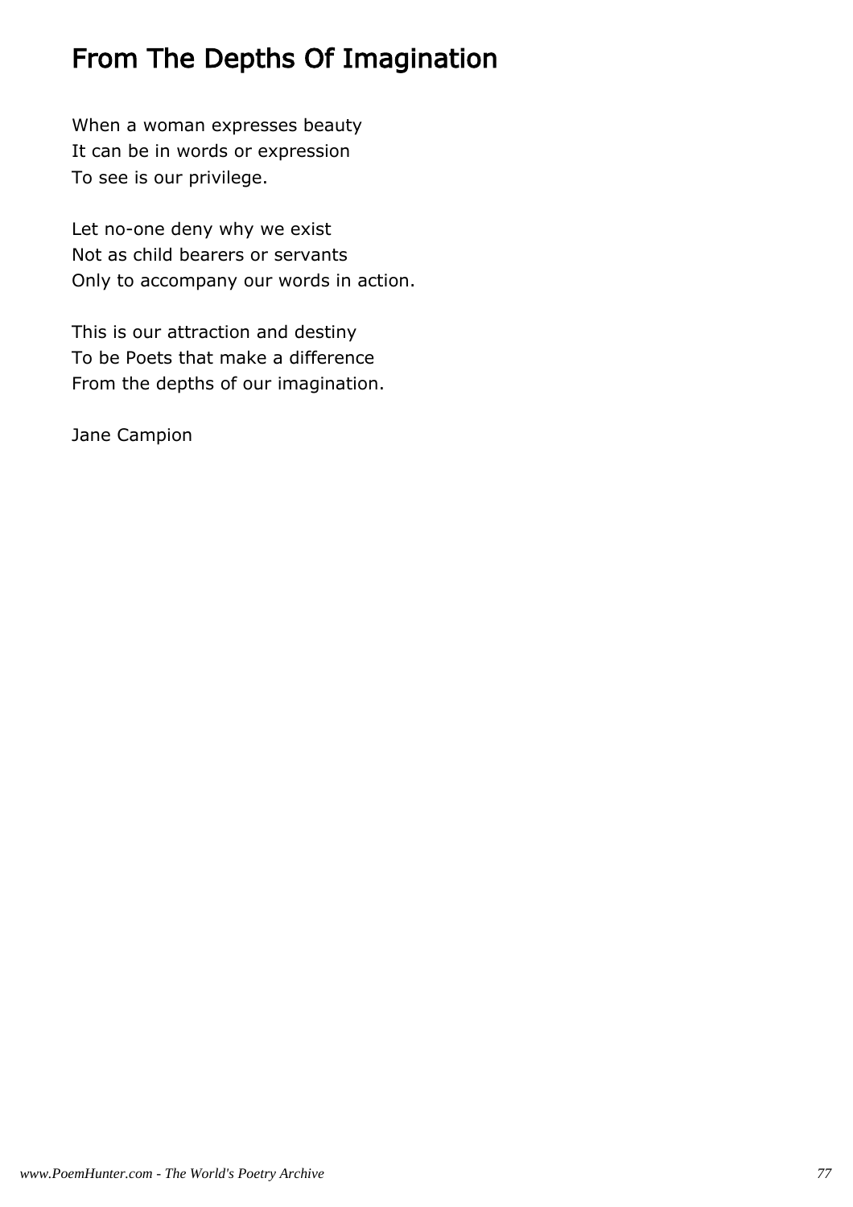# From The Depths Of Imagination

When a woman expresses beauty
It can be in words or expression
To see is our privilege.

Let no-one deny why we exist
Not as child bearers or servants
Only to accompany our words in action.

This is our attraction and destiny
To be Poets that make a difference
From the depths of our imagination.

Jane Campion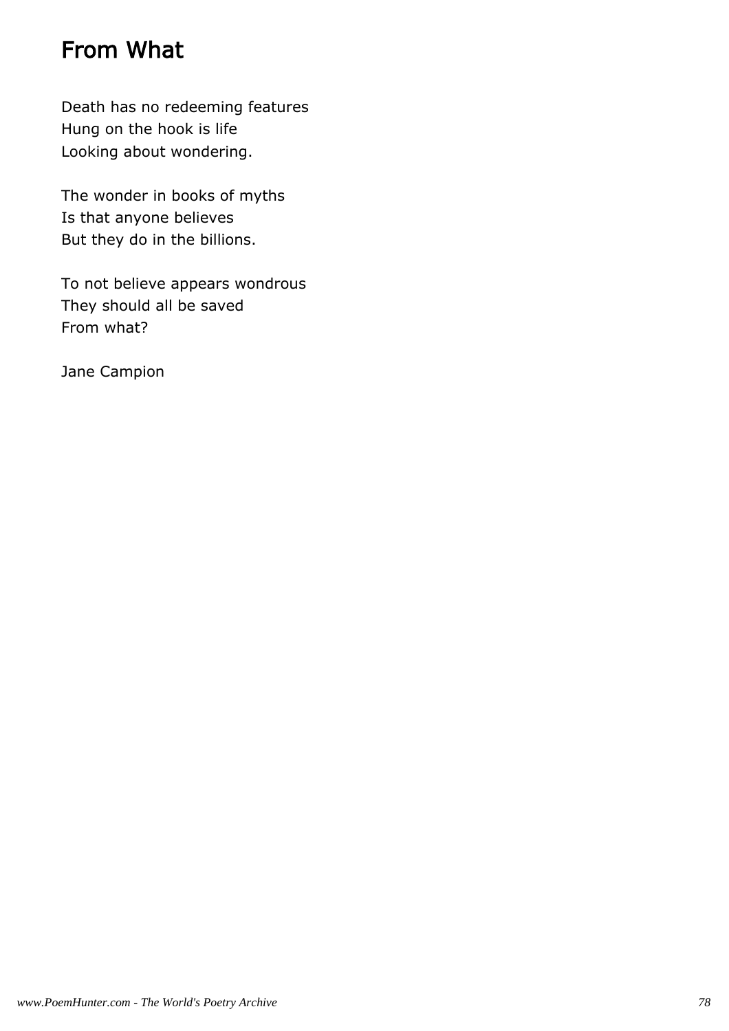# From What

Death has no redeeming features  
Hung on the hook is life  
Looking about wondering.

The wonder in books of myths  
Is that anyone believes  
But they do in the billions.

To not believe appears wondrous  
They should all be saved  
From what?

Jane Campion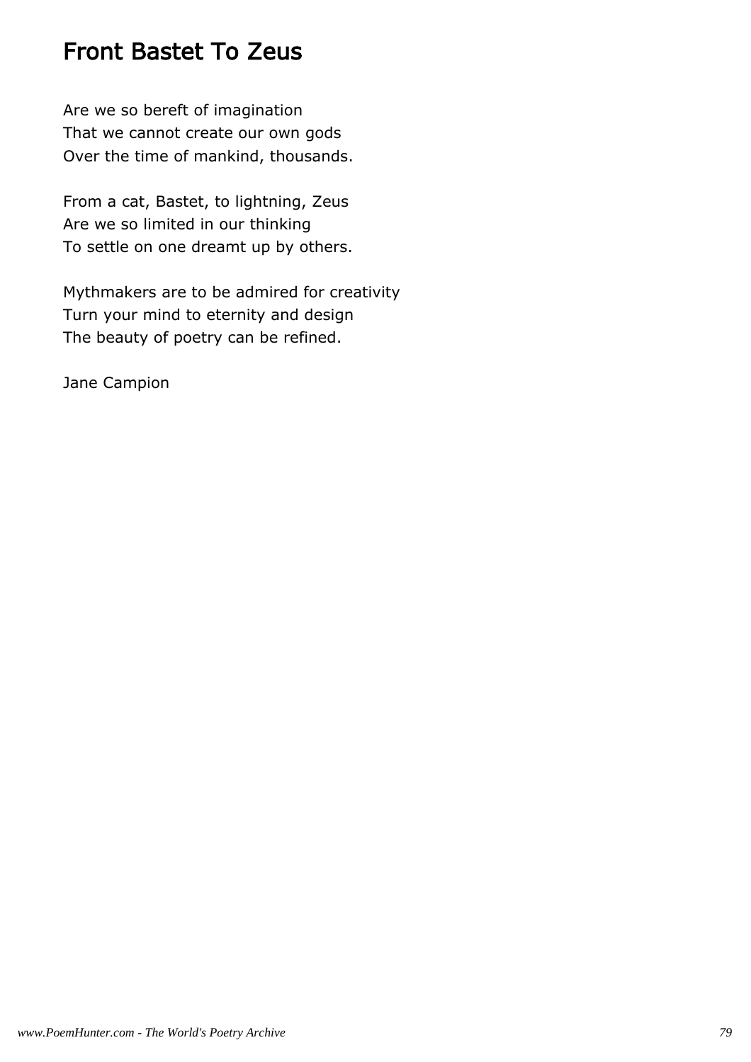# Front Bastet To Zeus

Are we so bereft of imagination  
That we cannot create our own gods  
Over the time of mankind, thousands.

From a cat, Bastet, to lightning, Zeus  
Are we so limited in our thinking  
To settle on one dreamt up by others.

Mythmakers are to be admired for creativity  
Turn your mind to eternity and design  
The beauty of poetry can be refined.

Jane Campion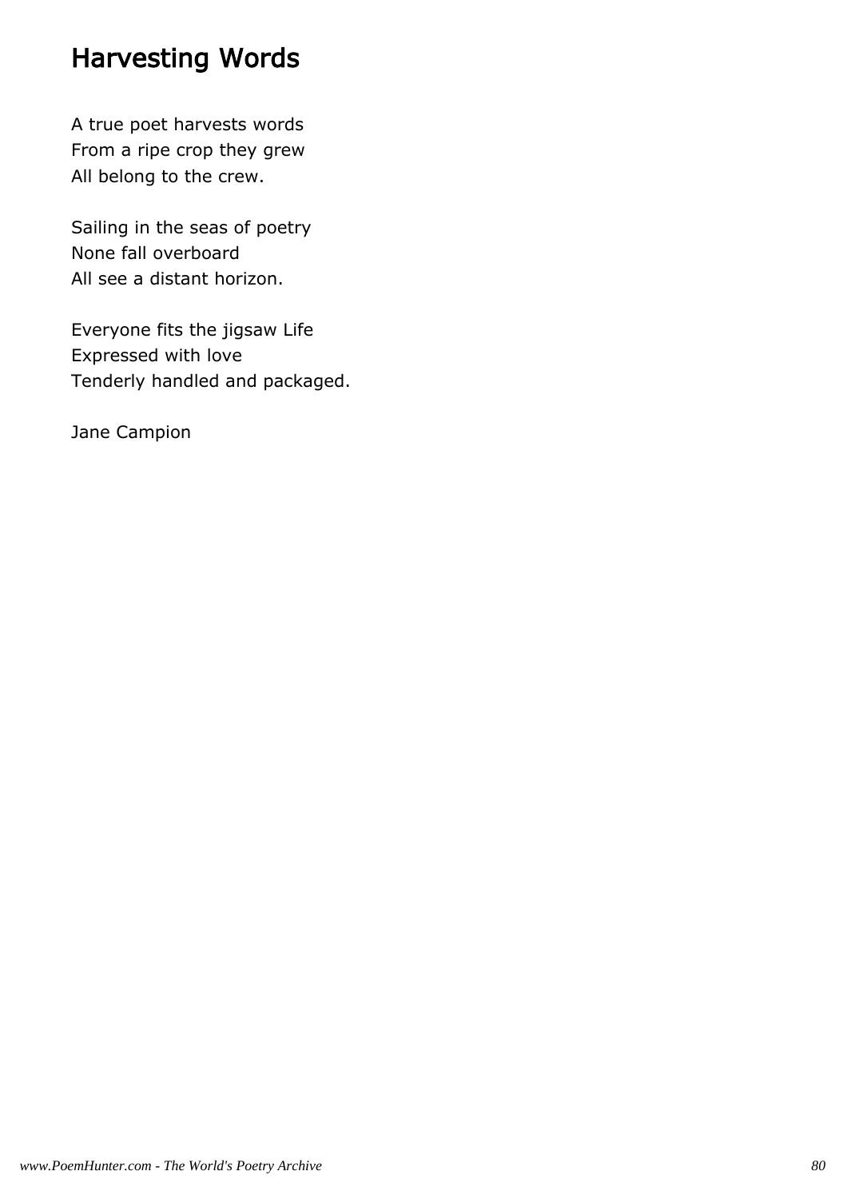# Harvesting Words

A true poet harvests words  
From a ripe crop they grew  
All belong to the crew.

Sailing in the seas of poetry  
None fall overboard  
All see a distant horizon.

Everyone fits the jigsaw Life  
Expressed with love  
Tenderly handled and packaged.

Jane Campion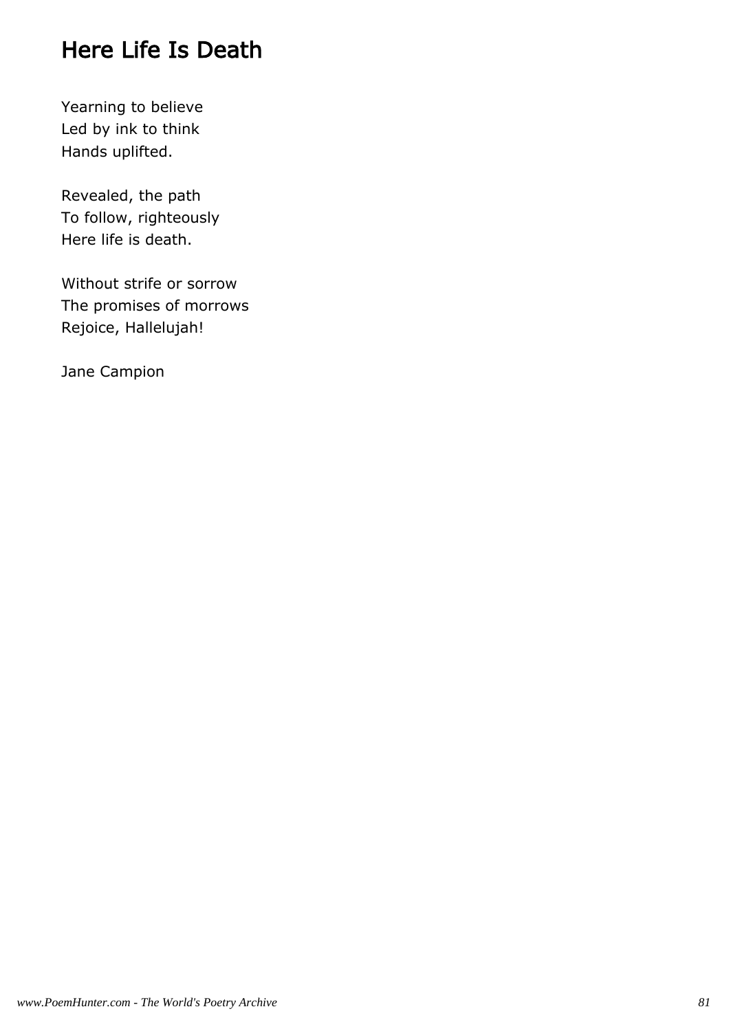# Here Life Is Death

Yearning to believe  
Led by ink to think  
Hands uplifted.

Revealed, the path  
To follow, righteously  
Here life is death.

Without strife or sorrow  
The promises of morrows  
Rejoice, Hallelujah!

Jane Campion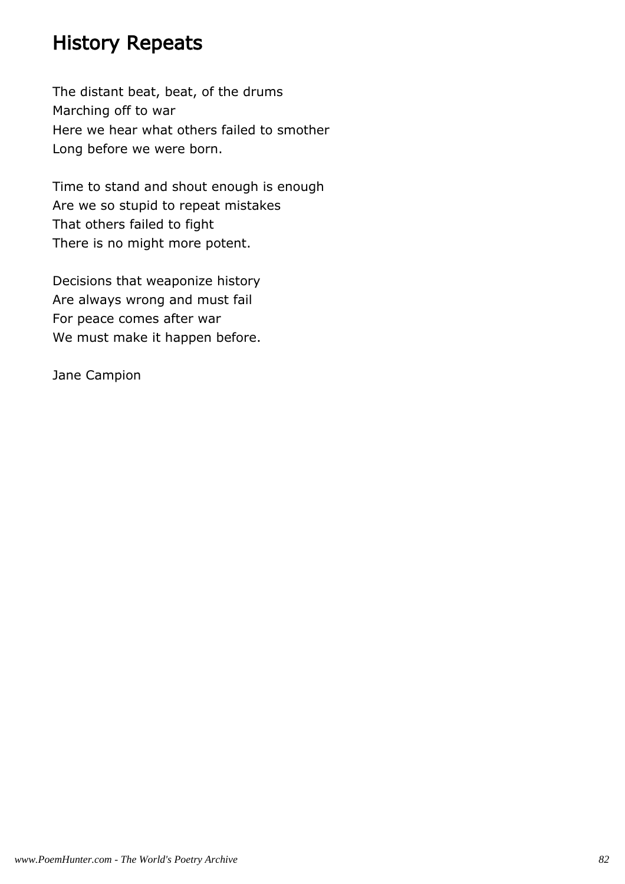# History Repeats

The distant beat, beat, of the drums
Marching off to war
Here we hear what others failed to smother
Long before we were born.

Time to stand and shout enough is enough
Are we so stupid to repeat mistakes
That others failed to fight
There is no might more potent.

Decisions that weaponize history
Are always wrong and must fail
For peace comes after war
We must make it happen before.

Jane Campion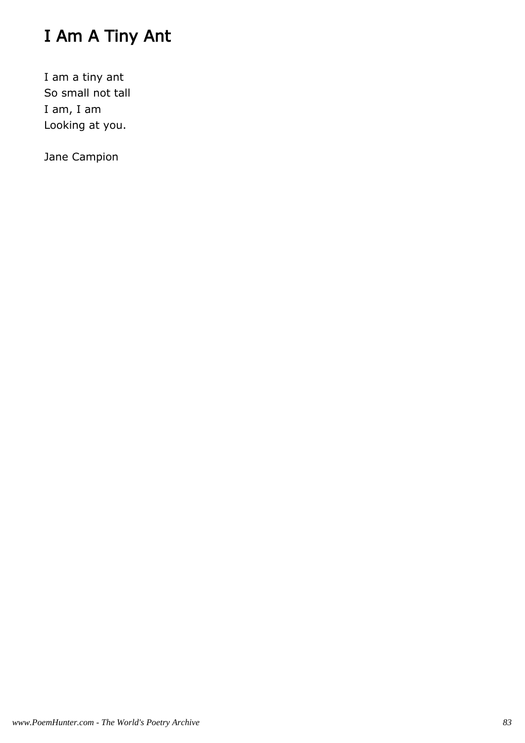# I Am A Tiny Ant

I am a tiny ant  
So small not tall  
I am, I am  
Looking at you.

Jane Campion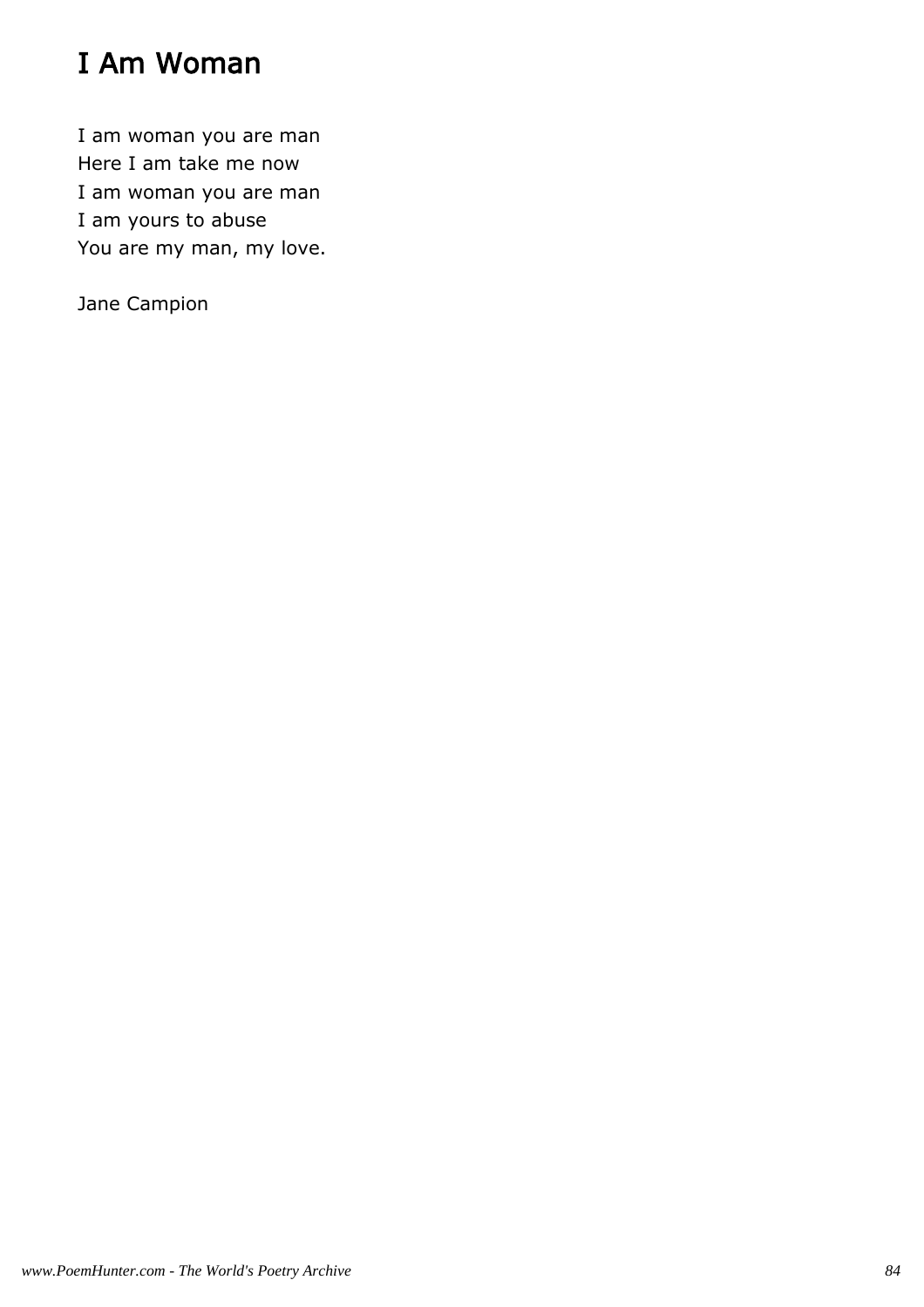# I Am Woman

I am woman you are man  
Here I am take me now  
I am woman you are man  
I am yours to abuse  
You are my man, my love.

Jane Campion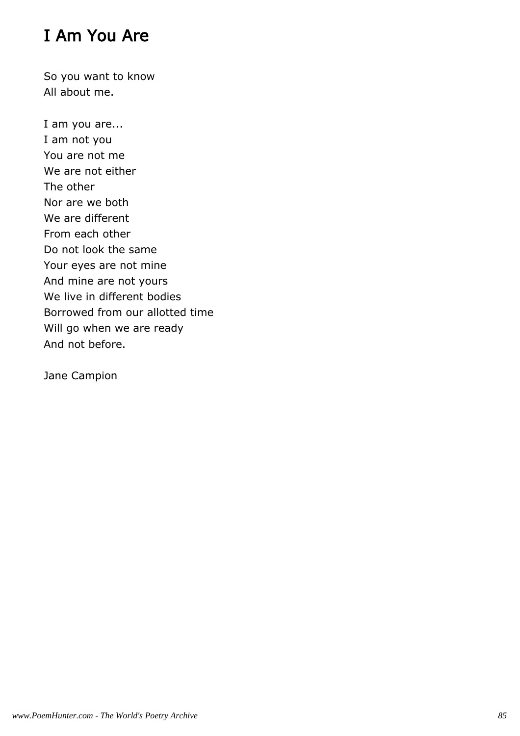# I Am You Are

So you want to know
All about me.

I am you are...
I am not you
You are not me
We are not either
The other
Nor are we both
We are different
From each other
Do not look the same
Your eyes are not mine
And mine are not yours
We live in different bodies
Borrowed from our allotted time
Will go when we are ready
And not before.

Jane Campion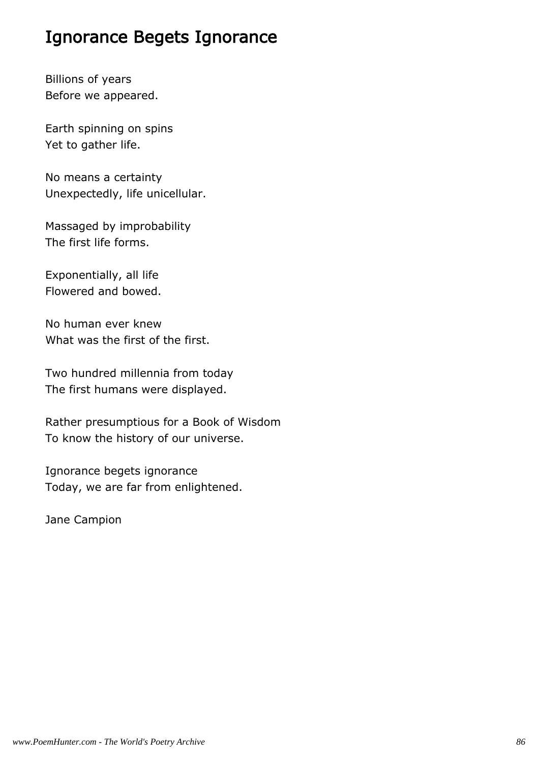# Ignorance Begets Ignorance

Billions of years
Before we appeared.

Earth spinning on spins
Yet to gather life.

No means a certainty
Unexpectedly, life unicellular.

Massaged by improbability
The first life forms.

Exponentially, all life
Flowered and bowed.

No human ever knew
What was the first of the first.

Two hundred millennia from today
The first humans were displayed.

Rather presumptious for a Book of Wisdom
To know the history of our universe.

Ignorance begets ignorance
Today, we are far from enlightened.

Jane Campion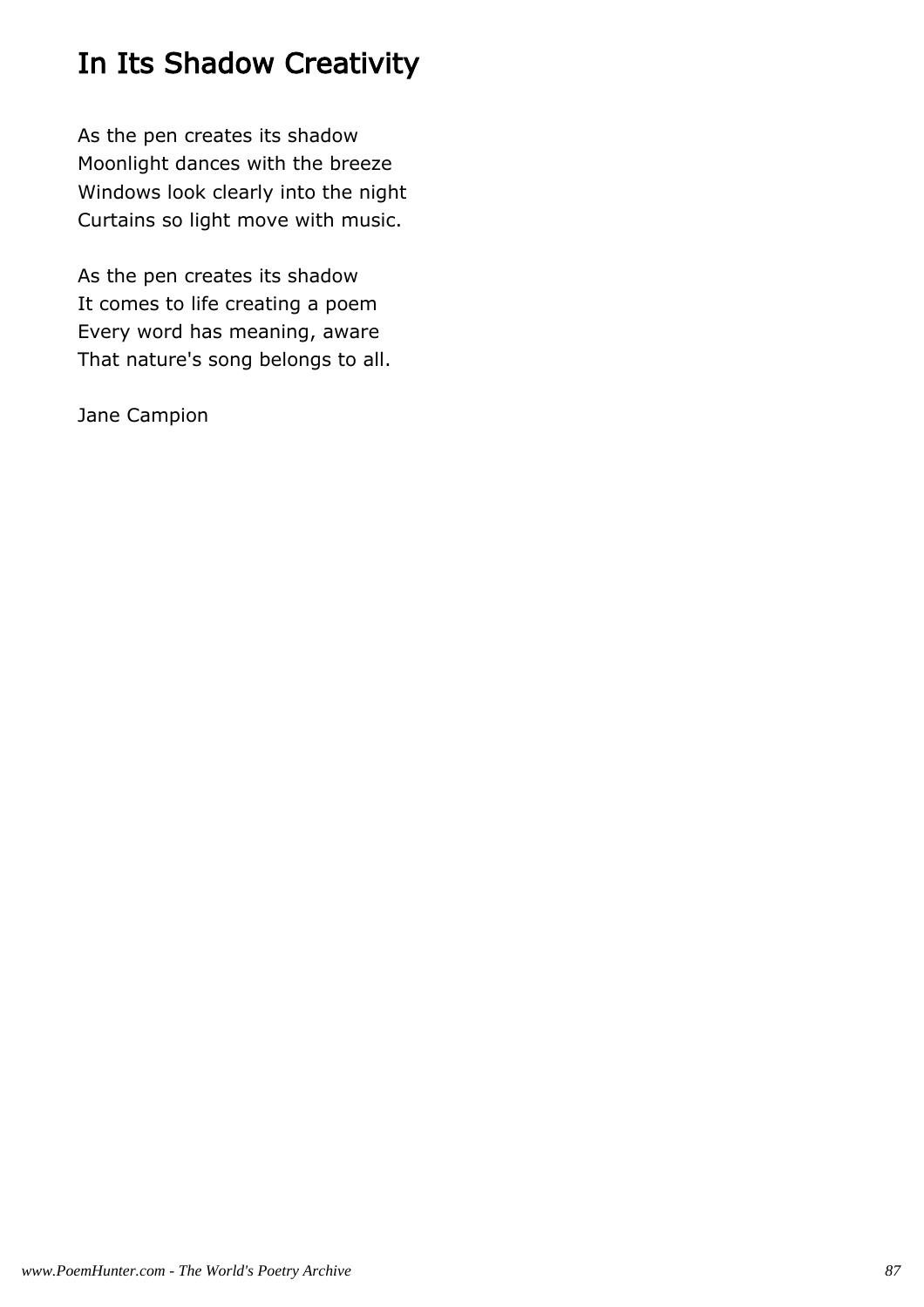# In Its Shadow Creativity

As the pen creates its shadow
Moonlight dances with the breeze
Windows look clearly into the night
Curtains so light move with music.

As the pen creates its shadow
It comes to life creating a poem
Every word has meaning, aware
That nature's song belongs to all.

Jane Campion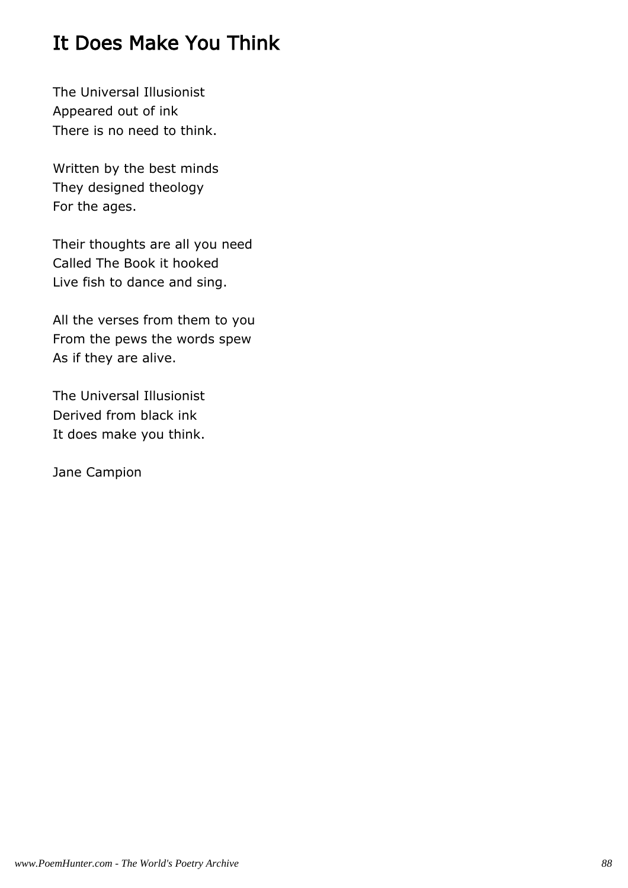# It Does Make You Think

The Universal Illusionist
Appeared out of ink
There is no need to think.

Written by the best minds
They designed theology
For the ages.

Their thoughts are all you need
Called The Book it hooked
Live fish to dance and sing.

All the verses from them to you
From the pews the words spew
As if they are alive.

The Universal Illusionist
Derived from black ink
It does make you think.

Jane Campion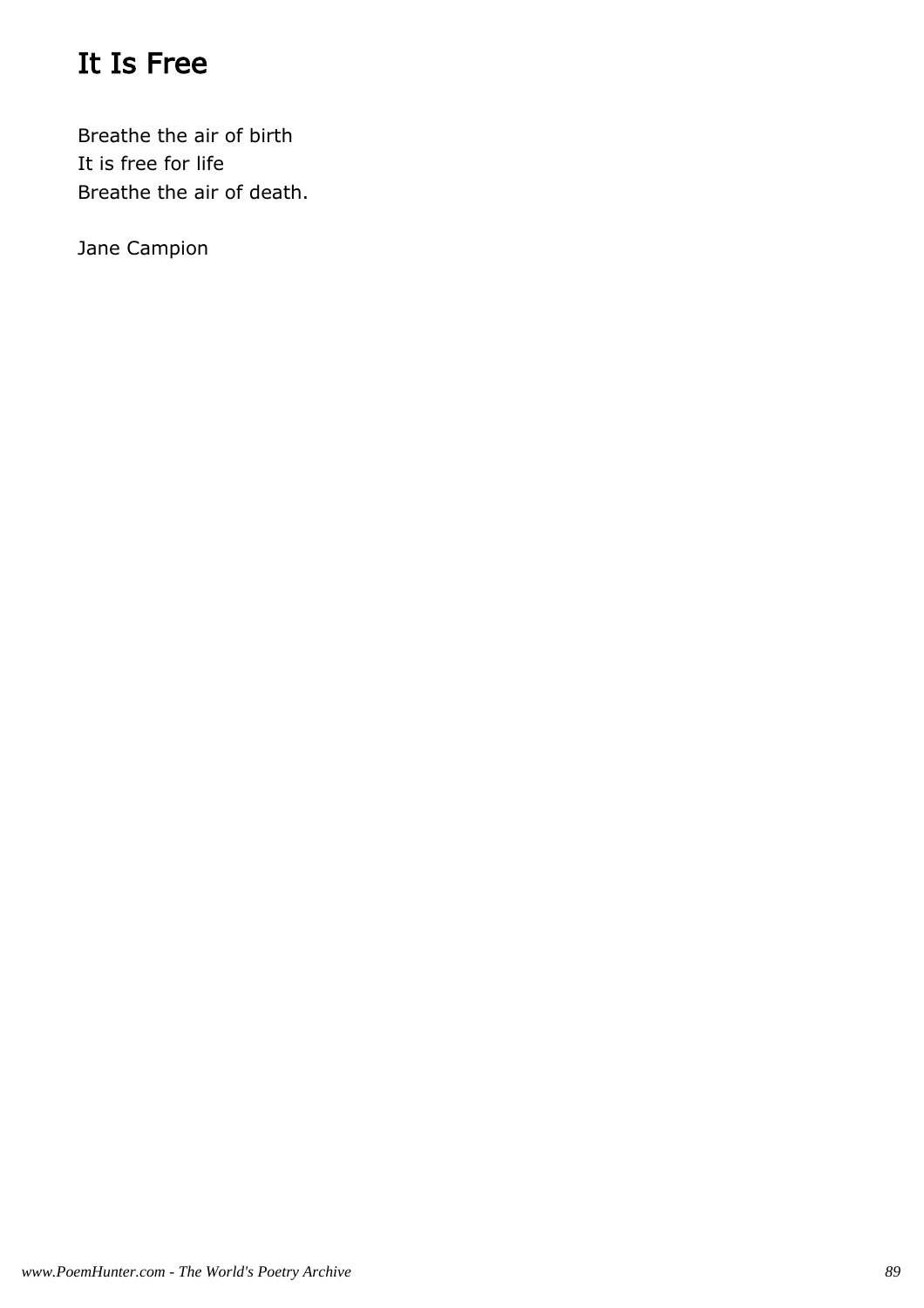# It Is Free

Breathe the air of birth
It is free for life
Breathe the air of death.

Jane Campion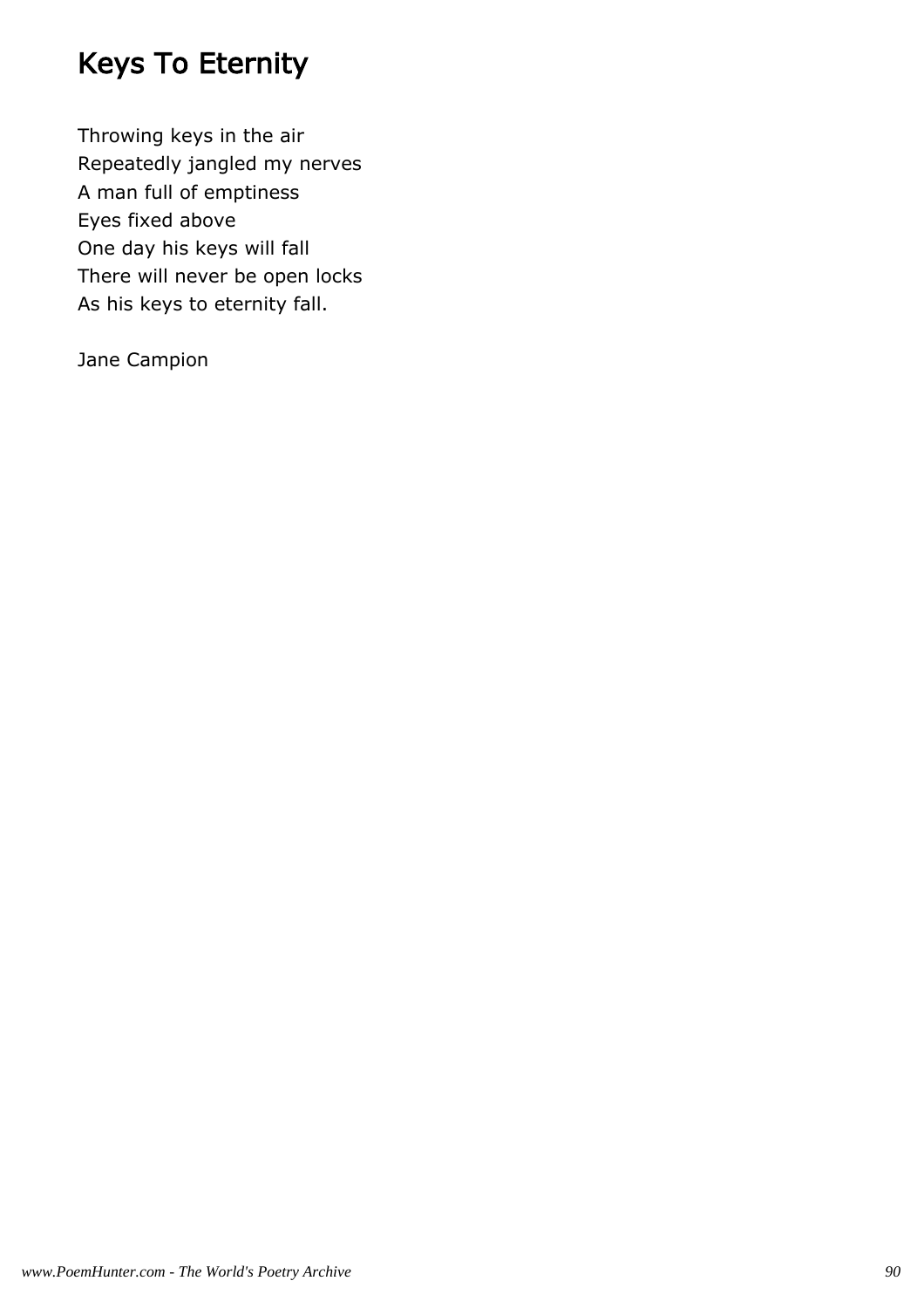# Keys To Eternity

Throwing keys in the air  
Repeatedly jangled my nerves  
A man full of emptiness  
Eyes fixed above  
One day his keys will fall  
There will never be open locks  
As his keys to eternity fall.

Jane Campion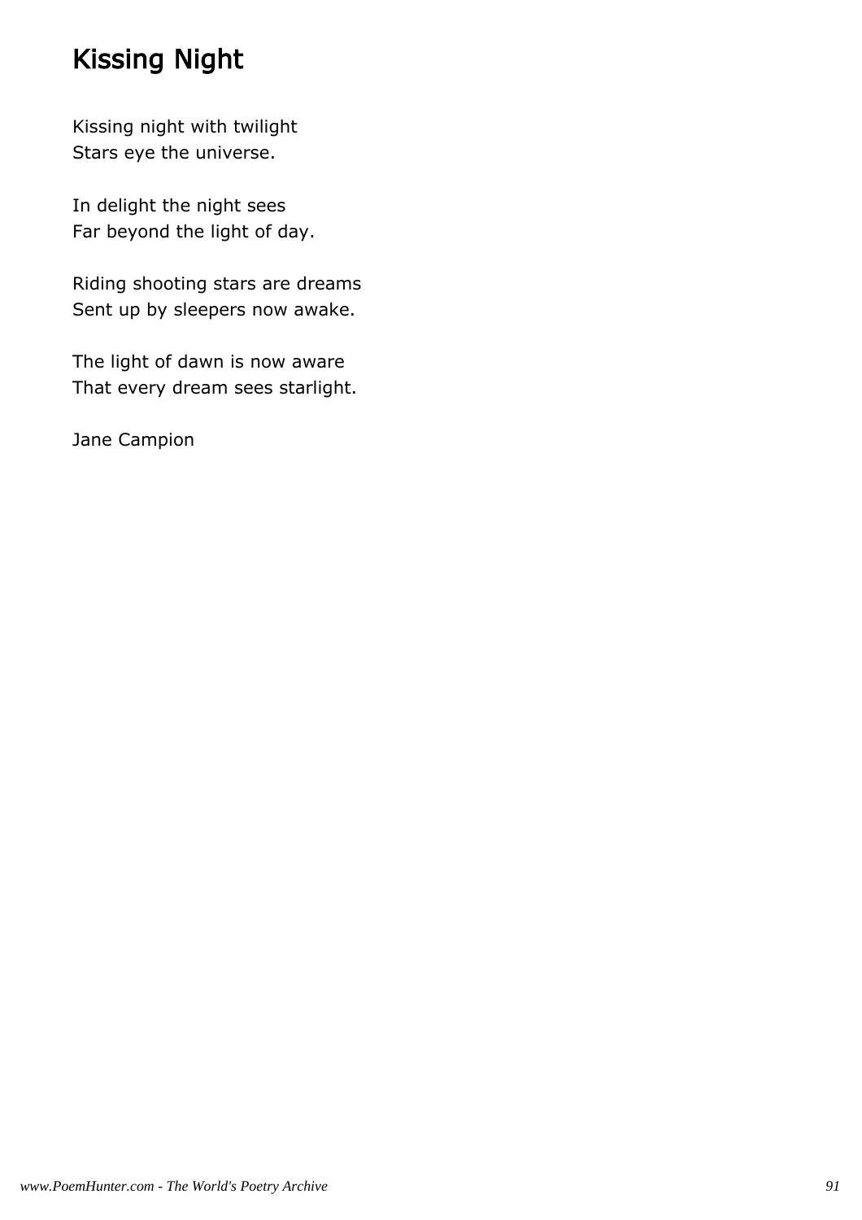# Kissing Night

Kissing night with twilight
Stars eye the universe.

In delight the night sees
Far beyond the light of day.

Riding shooting stars are dreams
Sent up by sleepers now awake.

The light of dawn is now aware
That every dream sees starlight.

Jane Campion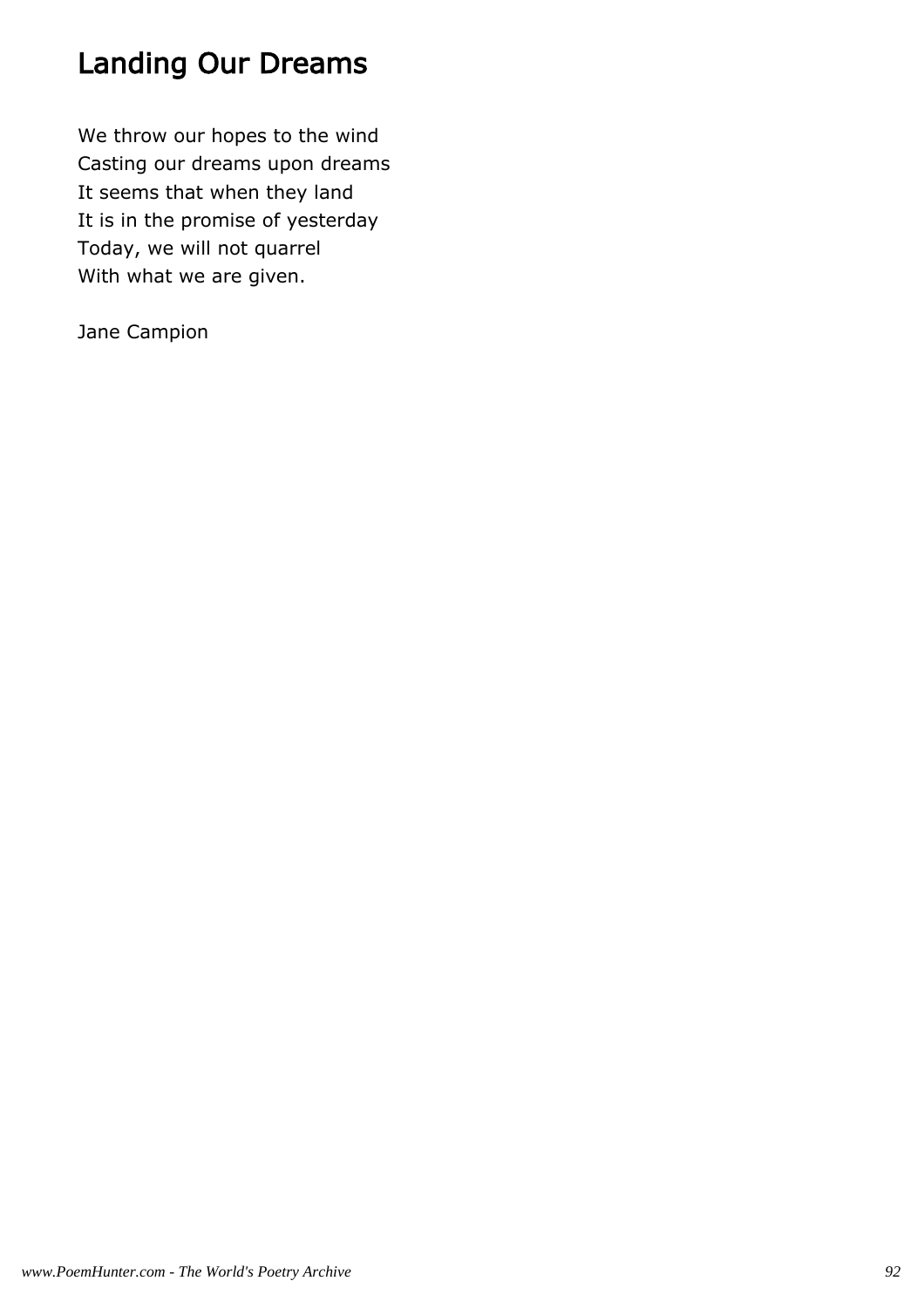# Landing Our Dreams

We throw our hopes to the wind  
Casting our dreams upon dreams  
It seems that when they land  
It is in the promise of yesterday  
Today, we will not quarrel  
With what we are given.

Jane Campion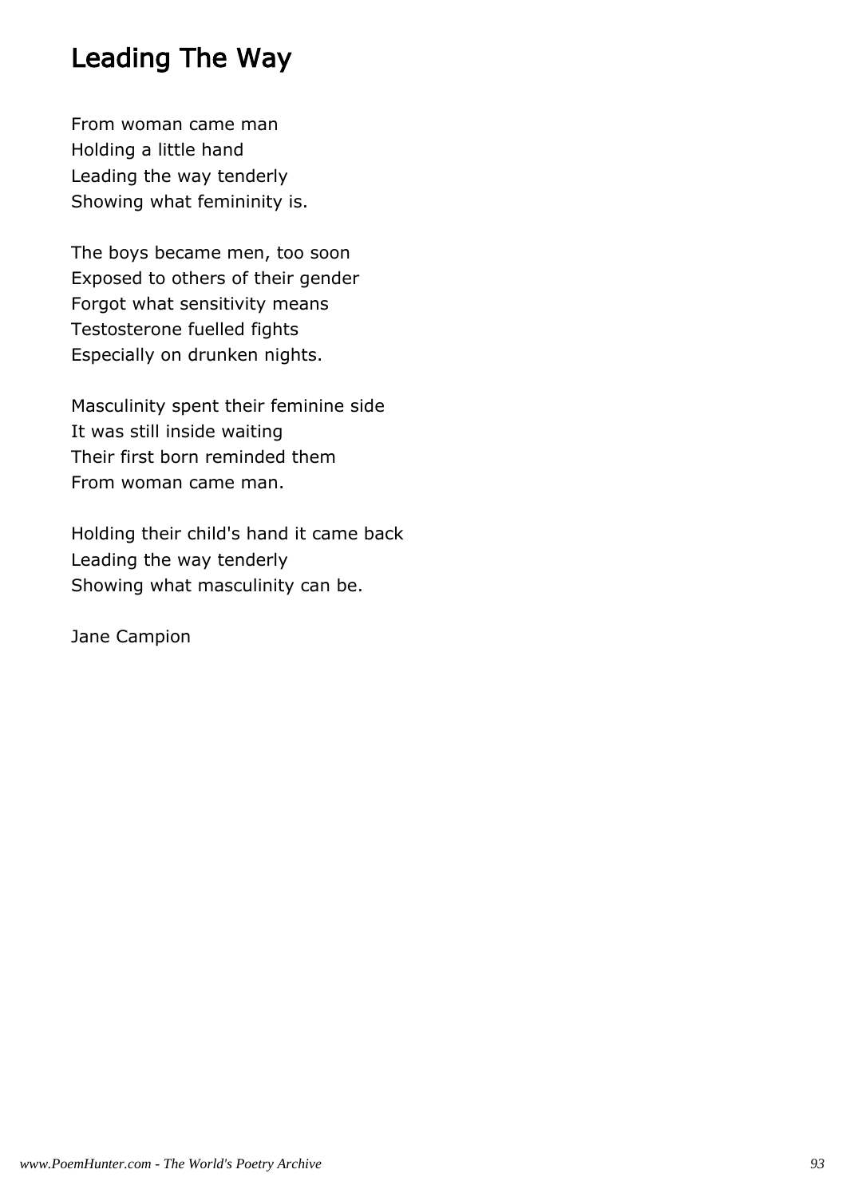# Leading The Way

From woman came man  
Holding a little hand  
Leading the way tenderly  
Showing what femininity is.

The boys became men, too soon  
Exposed to others of their gender  
Forgot what sensitivity means  
Testosterone fuelled fights  
Especially on drunken nights.

Masculinity spent their feminine side  
It was still inside waiting  
Their first born reminded them  
From woman came man.

Holding their child's hand it came back  
Leading the way tenderly  
Showing what masculinity can be.

Jane Campion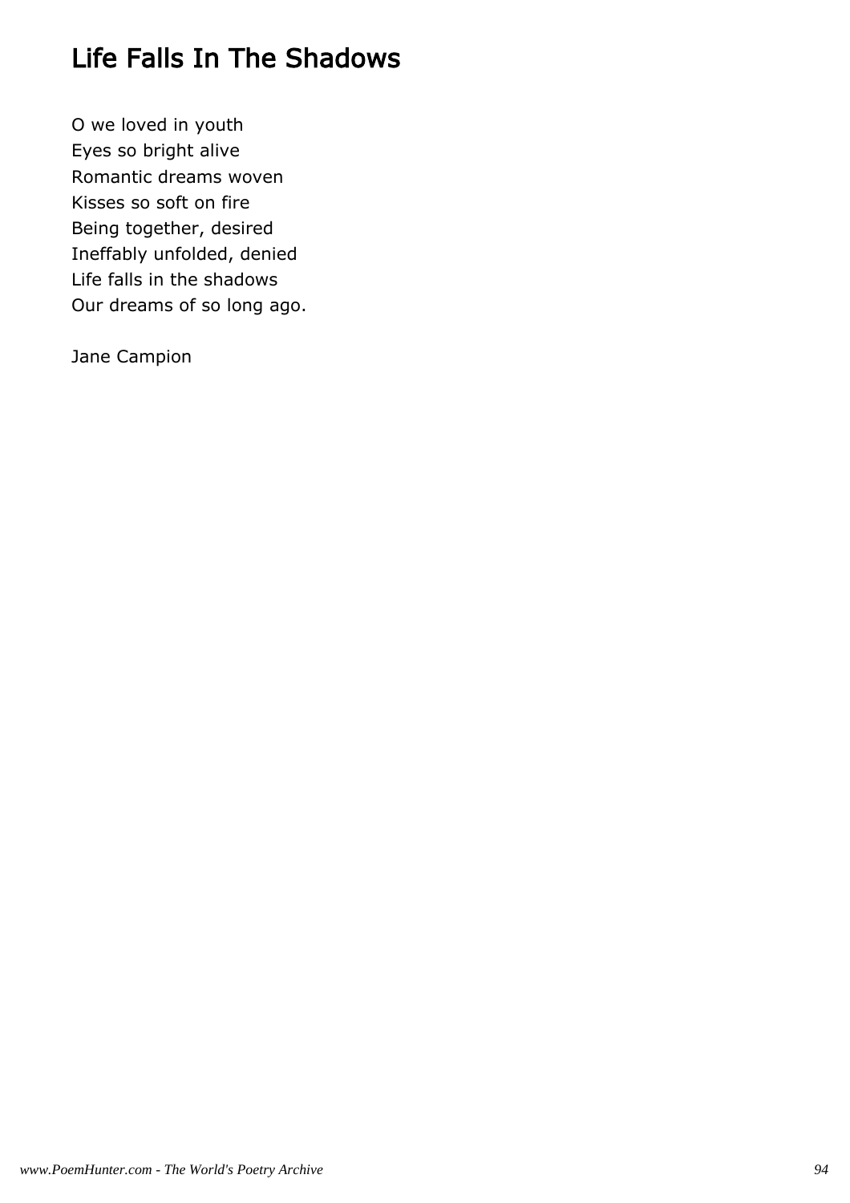# Life Falls In The Shadows

O we loved in youth  
Eyes so bright alive  
Romantic dreams woven  
Kisses so soft on fire  
Being together, desired  
Ineffably unfolded, denied  
Life falls in the shadows  
Our dreams of so long ago.

Jane Campion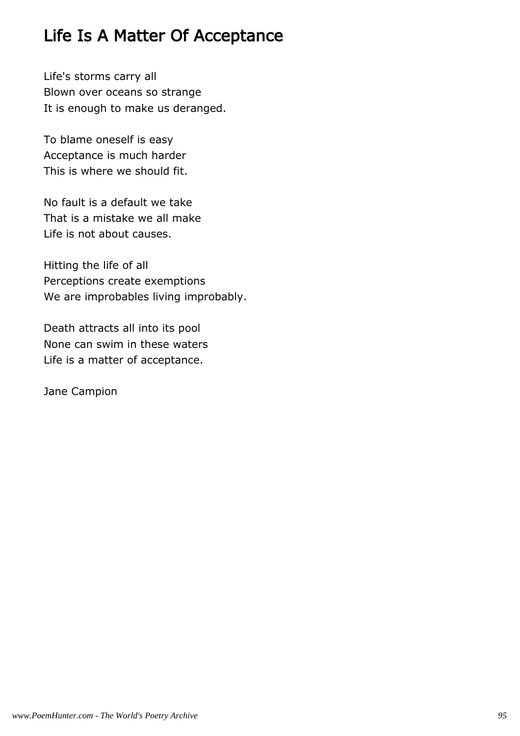# Life Is A Matter Of Acceptance

Life's storms carry all
Blown over oceans so strange
It is enough to make us deranged.

To blame oneself is easy
Acceptance is much harder
This is where we should fit.

No fault is a default we take
That is a mistake we all make
Life is not about causes.

Hitting the life of all
Perceptions create exemptions
We are improbables living improbably.

Death attracts all into its pool
None can swim in these waters
Life is a matter of acceptance.

Jane Campion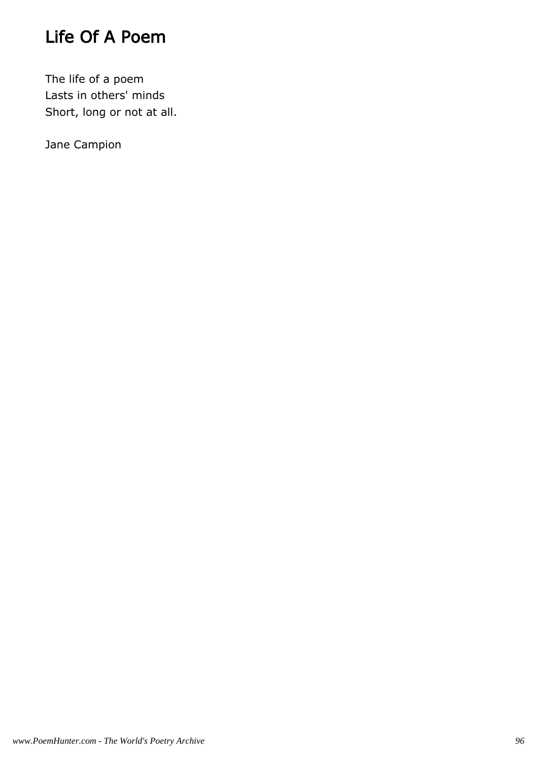# Life Of A Poem

The life of a poem  
Lasts in others' minds  
Short, long or not at all.

Jane Campion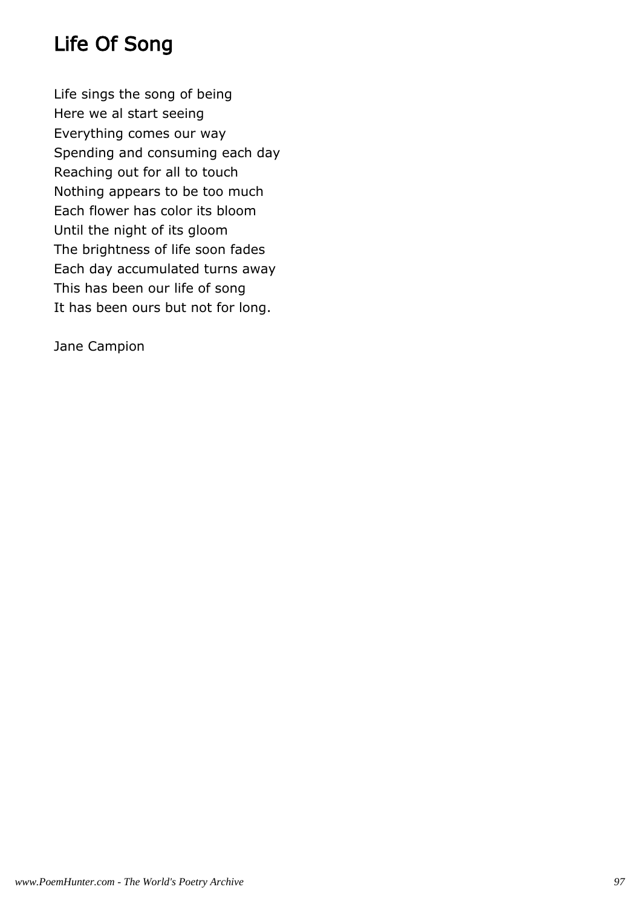# Life Of Song

Life sings the song of being
Here we al start seeing
Everything comes our way
Spending and consuming each day
Reaching out for all to touch
Nothing appears to be too much
Each flower has color its bloom
Until the night of its gloom
The brightness of life soon fades
Each day accumulated turns away
This has been our life of song
It has been ours but not for long.

Jane Campion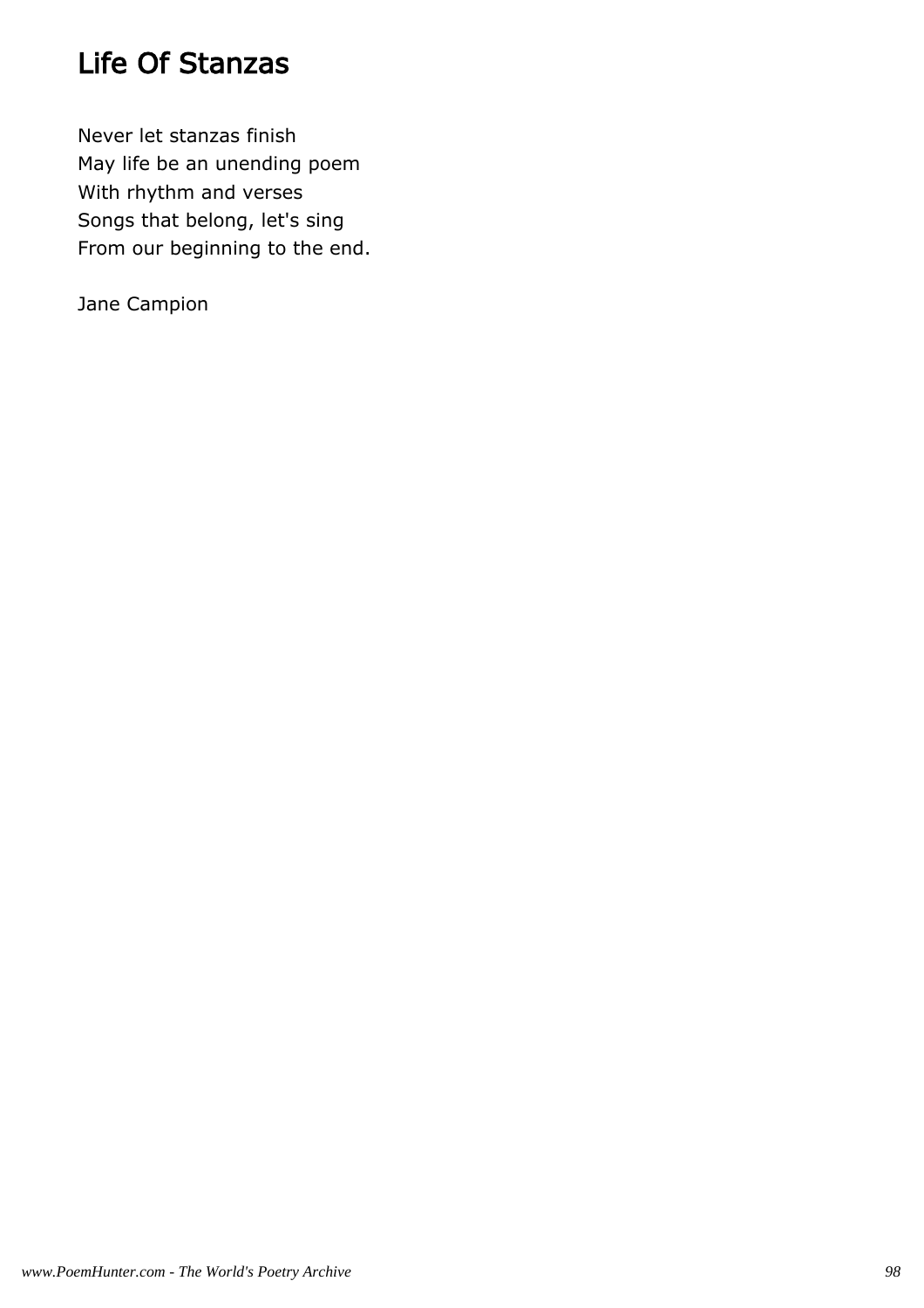# Life Of Stanzas

Never let stanzas finish
May life be an unending poem
With rhythm and verses
Songs that belong, let's sing
From our beginning to the end.

Jane Campion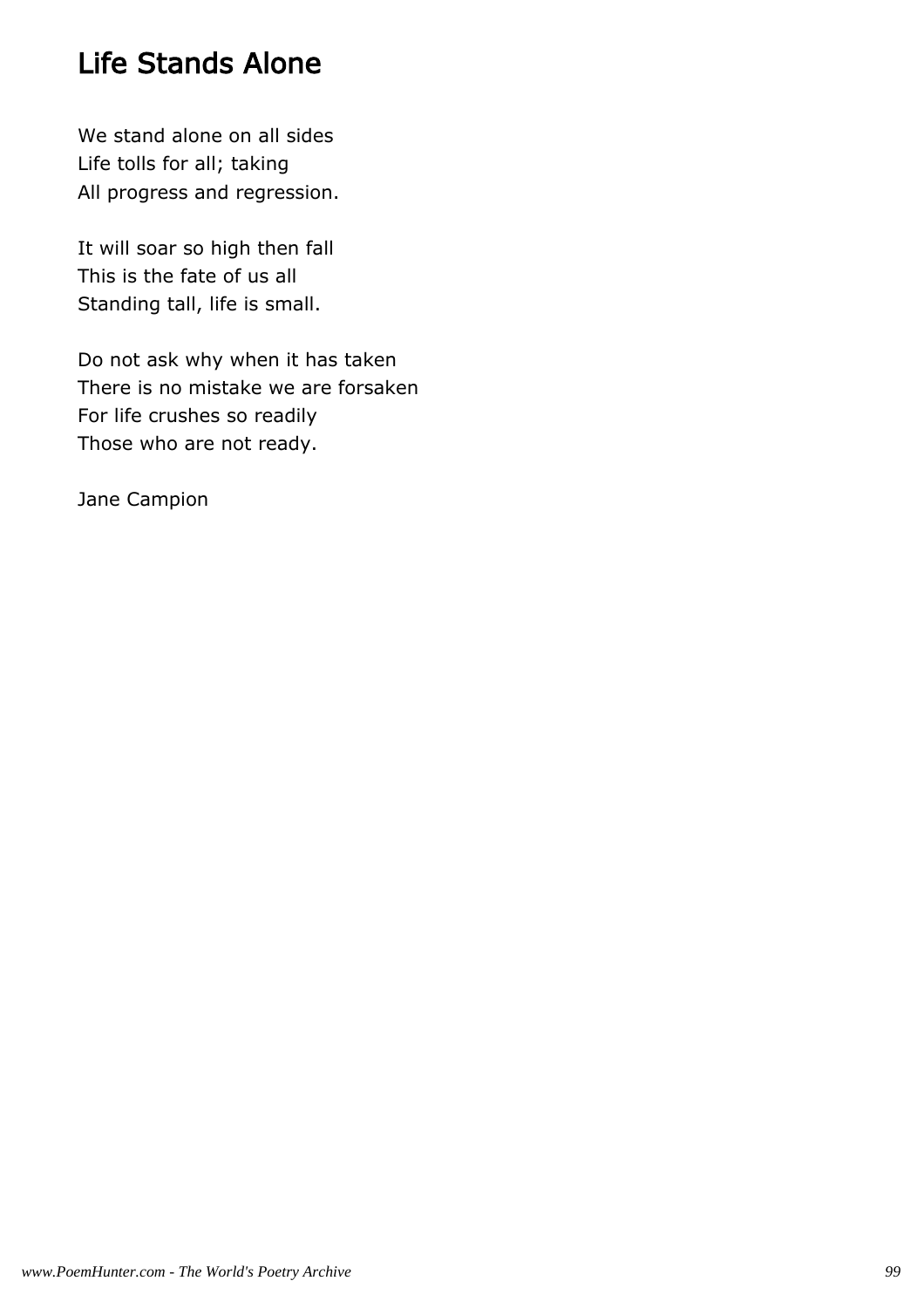# Life Stands Alone

We stand alone on all sides
Life tolls for all; taking
All progress and regression.

It will soar so high then fall
This is the fate of us all
Standing tall, life is small.

Do not ask why when it has taken
There is no mistake we are forsaken
For life crushes so readily
Those who are not ready.

Jane Campion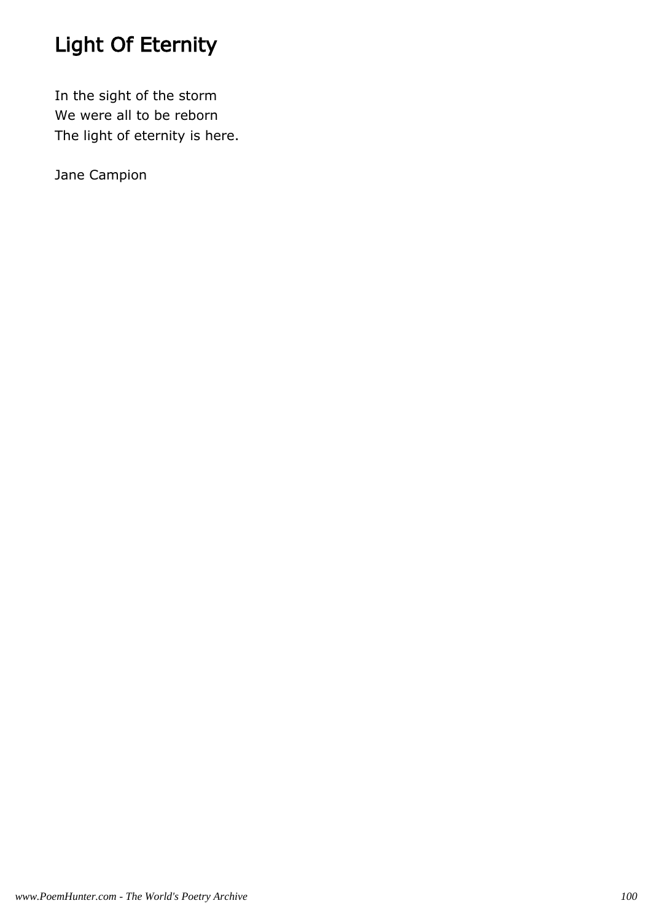# Light Of Eternity

In the sight of the storm  
We were all to be reborn  
The light of eternity is here.

Jane Campion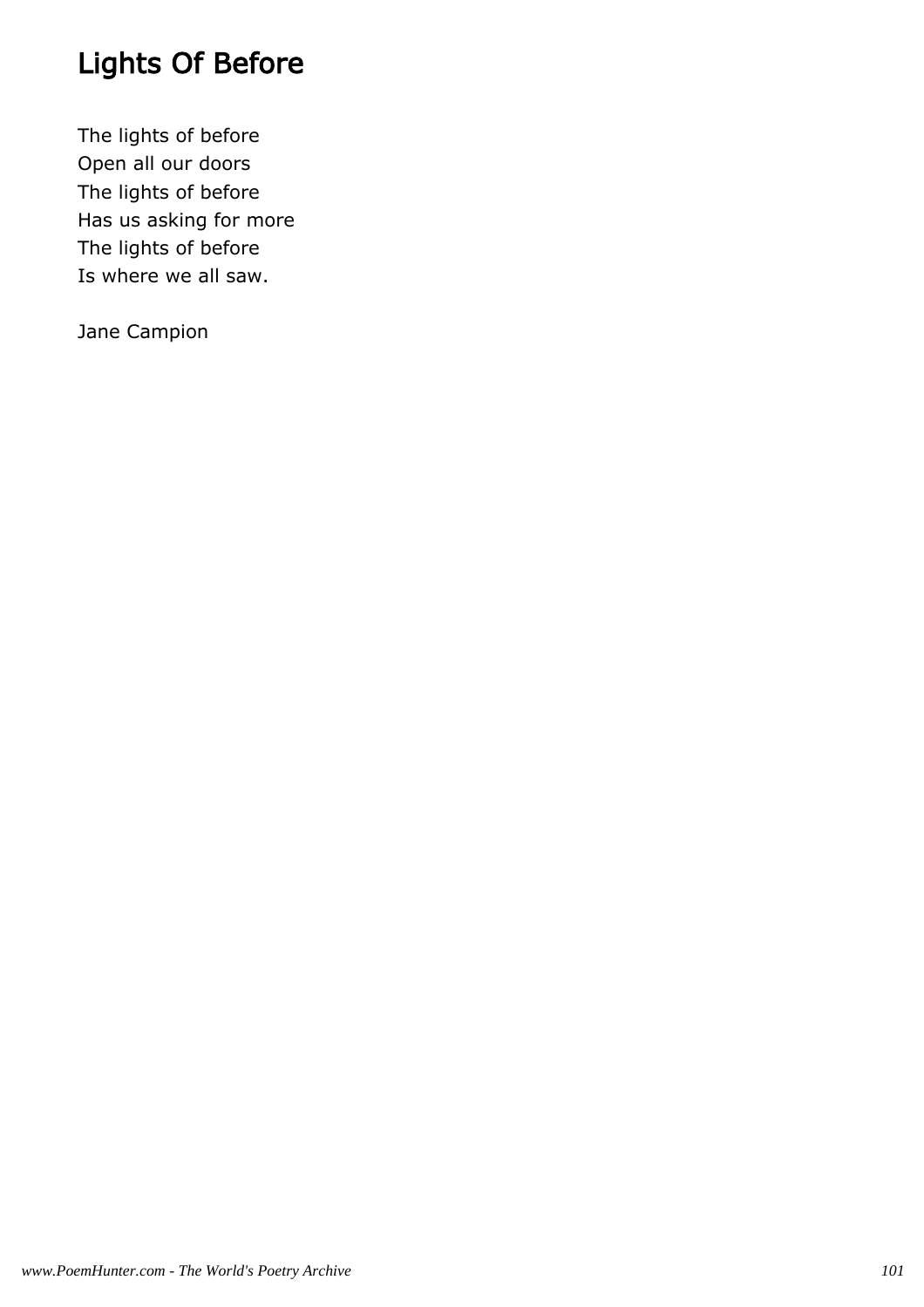# Lights Of Before

The lights of before  
Open all our doors  
The lights of before  
Has us asking for more  
The lights of before  
Is where we all saw.

Jane Campion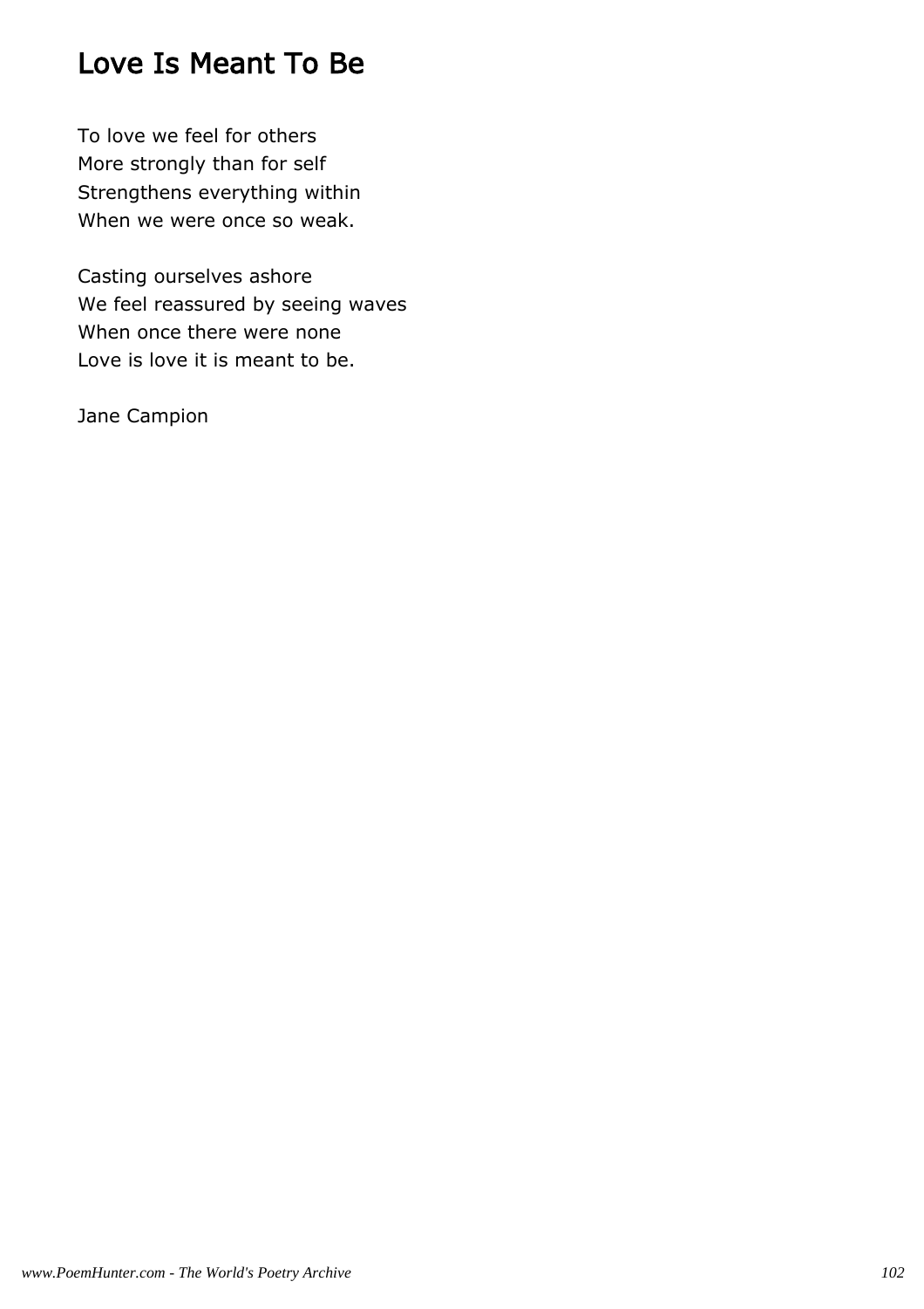# Love Is Meant To Be

To love we feel for others
More strongly than for self
Strengthens everything within
When we were once so weak.

Casting ourselves ashore
We feel reassured by seeing waves
When once there were none
Love is love it is meant to be.

Jane Campion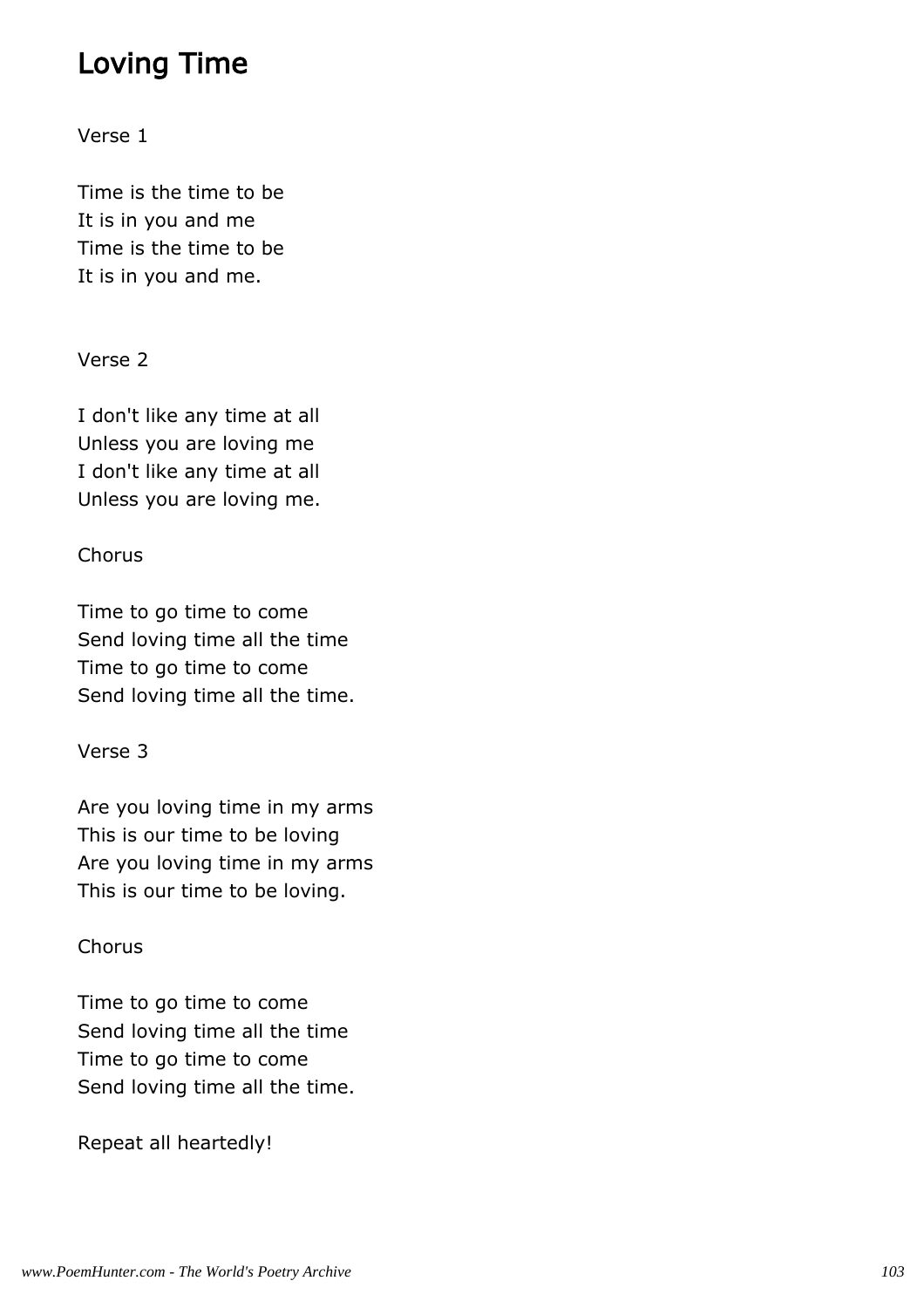# Loving Time

Verse 1

Time is the time to be
It is in you and me
Time is the time to be
It is in you and me.

Verse 2

I don't like any time at all
Unless you are loving me
I don't like any time at all
Unless you are loving me.

Chorus

Time to go time to come
Send loving time all the time
Time to go time to come
Send loving time all the time.

Verse 3

Are you loving time in my arms
This is our time to be loving
Are you loving time in my arms
This is our time to be loving.

Chorus

Time to go time to come
Send loving time all the time
Time to go time to come
Send loving time all the time.

Repeat all heartedly!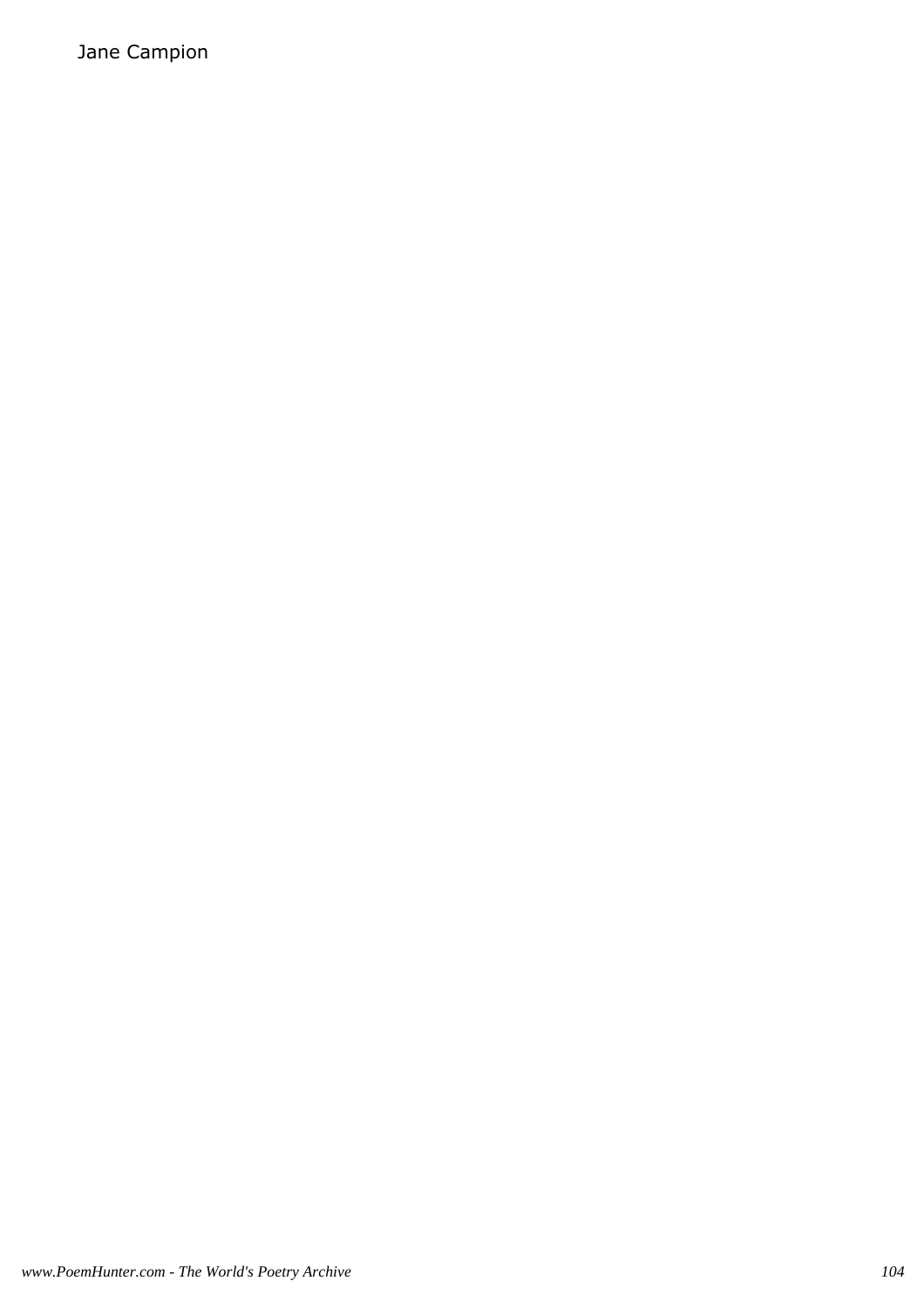Jane Campion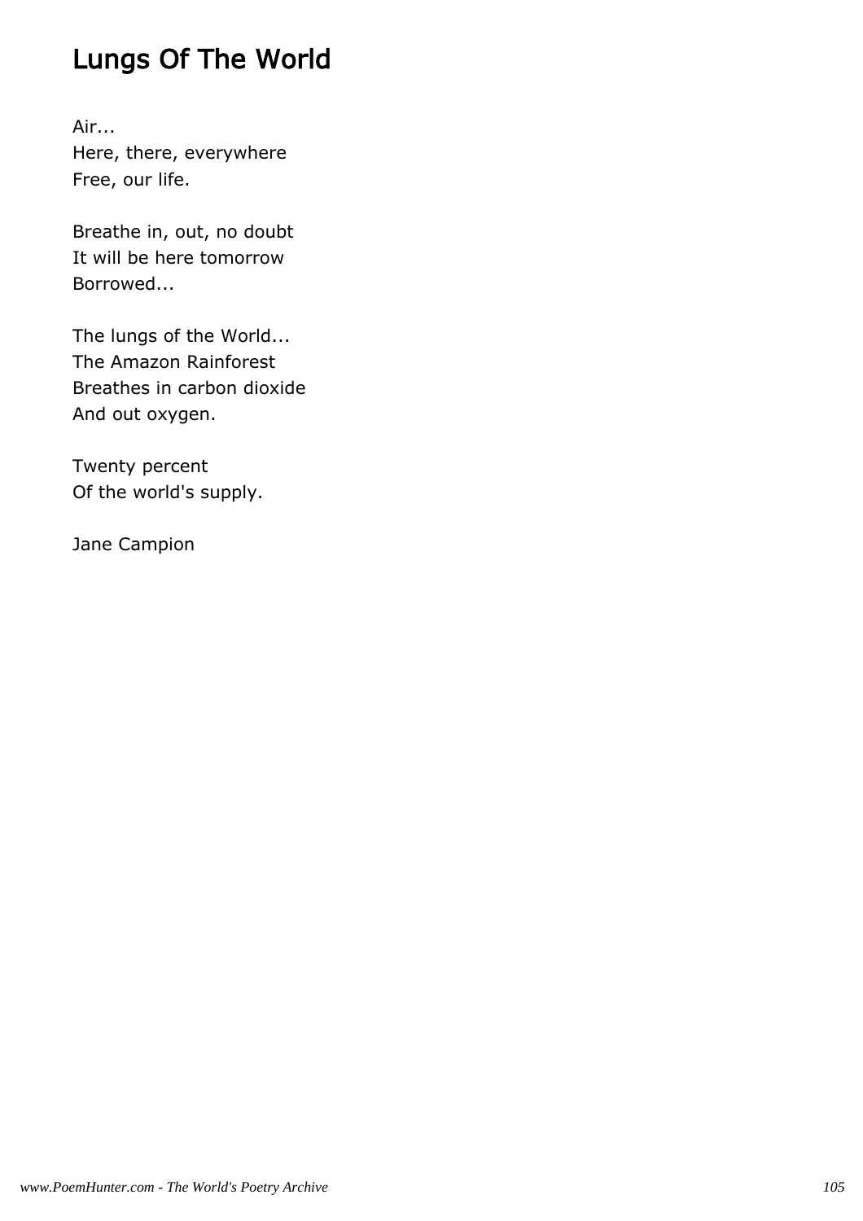# Lungs Of The World

Air...  
Here, there, everywhere  
Free, our life.

Breathe in, out, no doubt  
It will be here tomorrow  
Borrowed...

The lungs of the World...  
The Amazon Rainforest  
Breathes in carbon dioxide  
And out oxygen.

Twenty percent  
Of the world's supply.

Jane Campion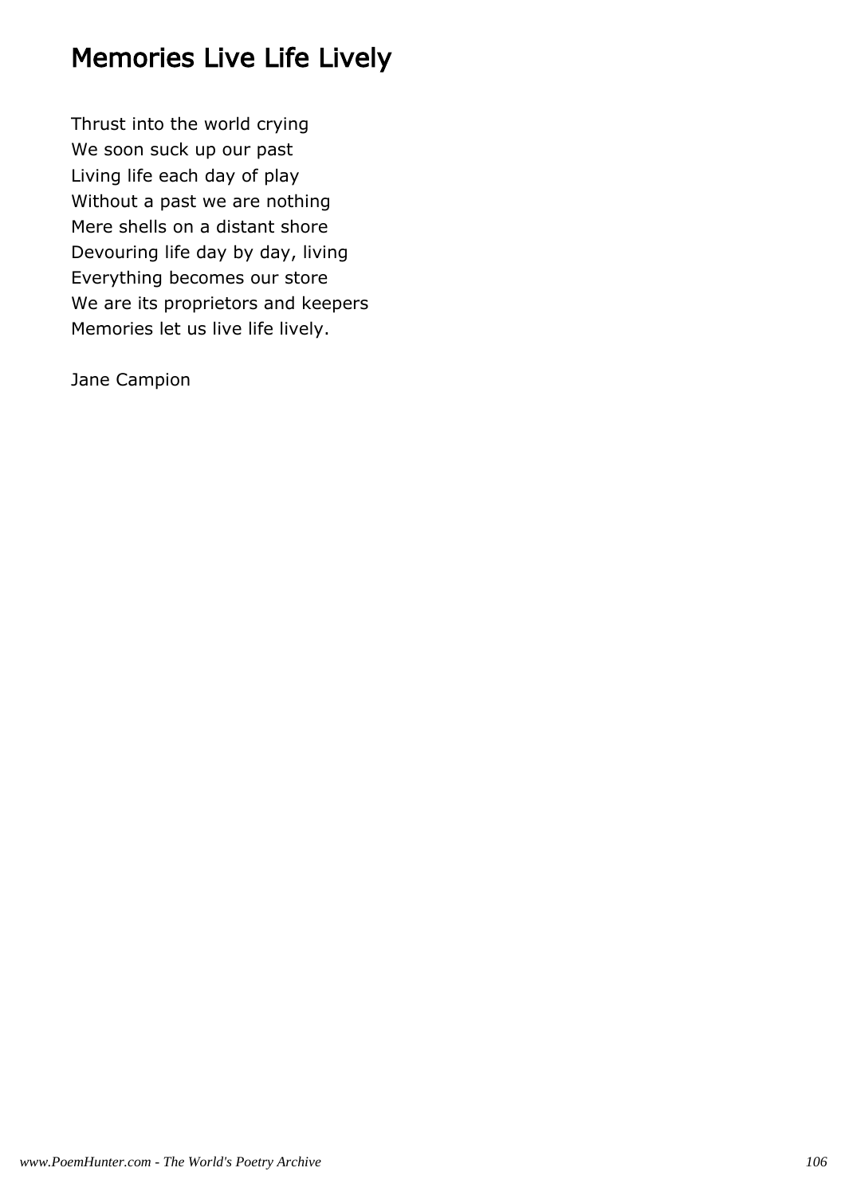# Memories Live Life Lively

Thrust into the world crying  
We soon suck up our past  
Living life each day of play  
Without a past we are nothing  
Mere shells on a distant shore  
Devouring life day by day, living  
Everything becomes our store  
We are its proprietors and keepers  
Memories let us live life lively.

Jane Campion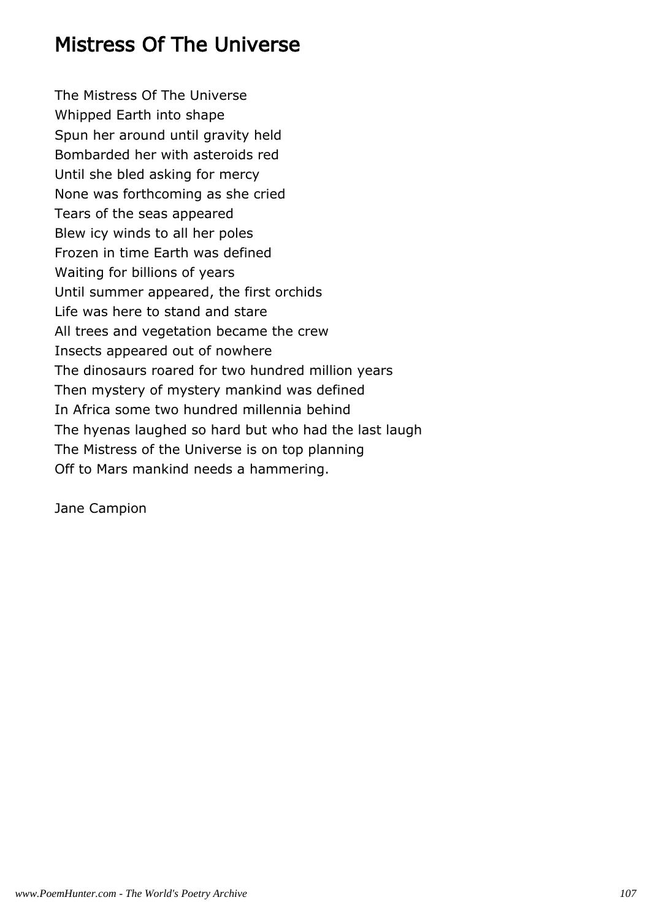## Mistress Of The Universe

The Mistress Of The Universe
Whipped Earth into shape
Spun her around until gravity held
Bombarded her with asteroids red
Until she bled asking for mercy
None was forthcoming as she cried
Tears of the seas appeared
Blew icy winds to all her poles
Frozen in time Earth was defined
Waiting for billions of years
Until summer appeared, the first orchids
Life was here to stand and stare
All trees and vegetation became the crew
Insects appeared out of nowhere
The dinosaurs roared for two hundred million years
Then mystery of mystery mankind was defined
In Africa some two hundred millennia behind
The hyenas laughed so hard but who had the last laugh
The Mistress of the Universe is on top planning
Off to Mars mankind needs a hammering.

Jane Campion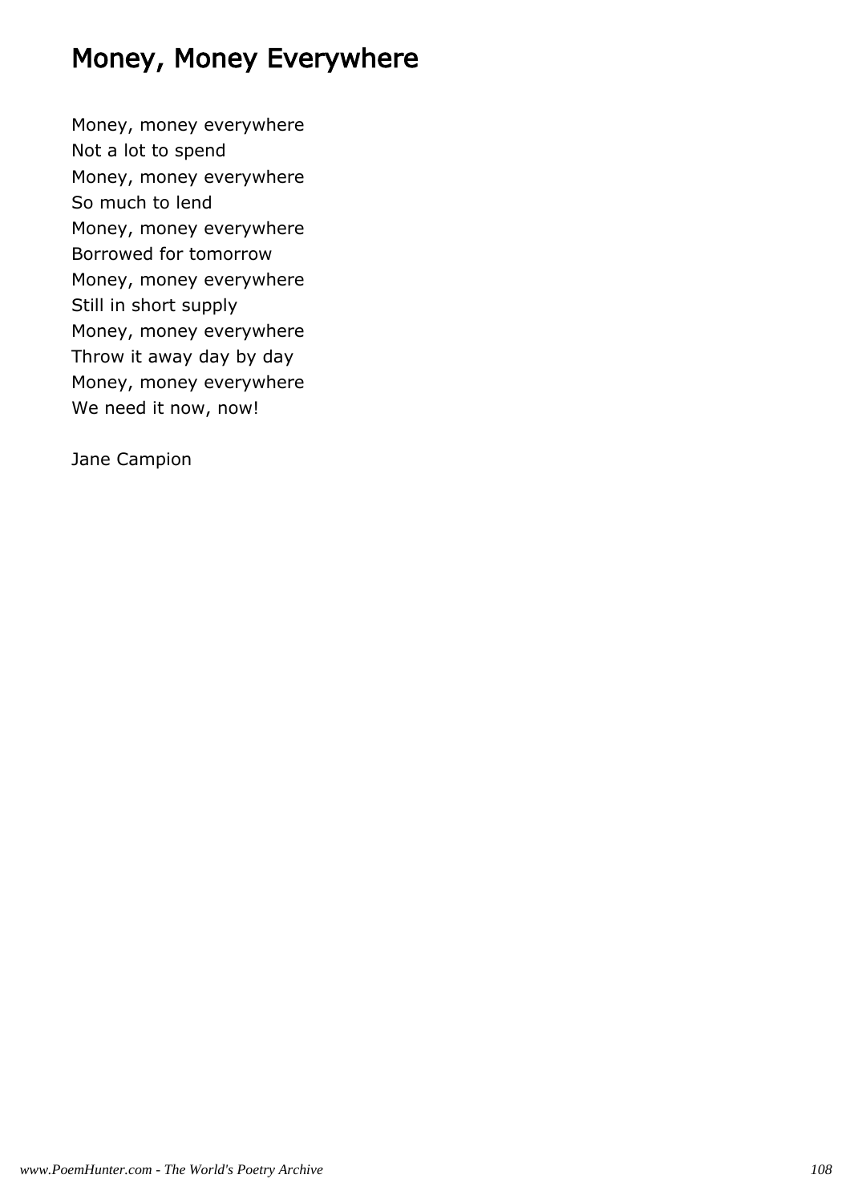## Money, Money Everywhere

Money, money everywhere
Not a lot to spend
Money, money everywhere
So much to lend
Money, money everywhere
Borrowed for tomorrow
Money, money everywhere
Still in short supply
Money, money everywhere
Throw it away day by day
Money, money everywhere
We need it now, now!

Jane Campion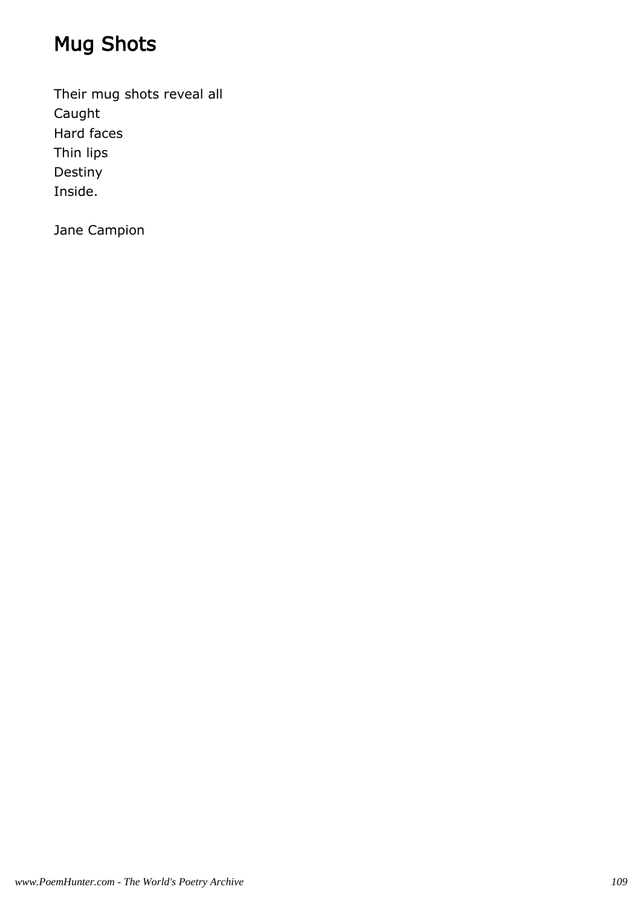# Mug Shots

Their mug shots reveal all
Caught
Hard faces
Thin lips
Destiny
Inside.

Jane Campion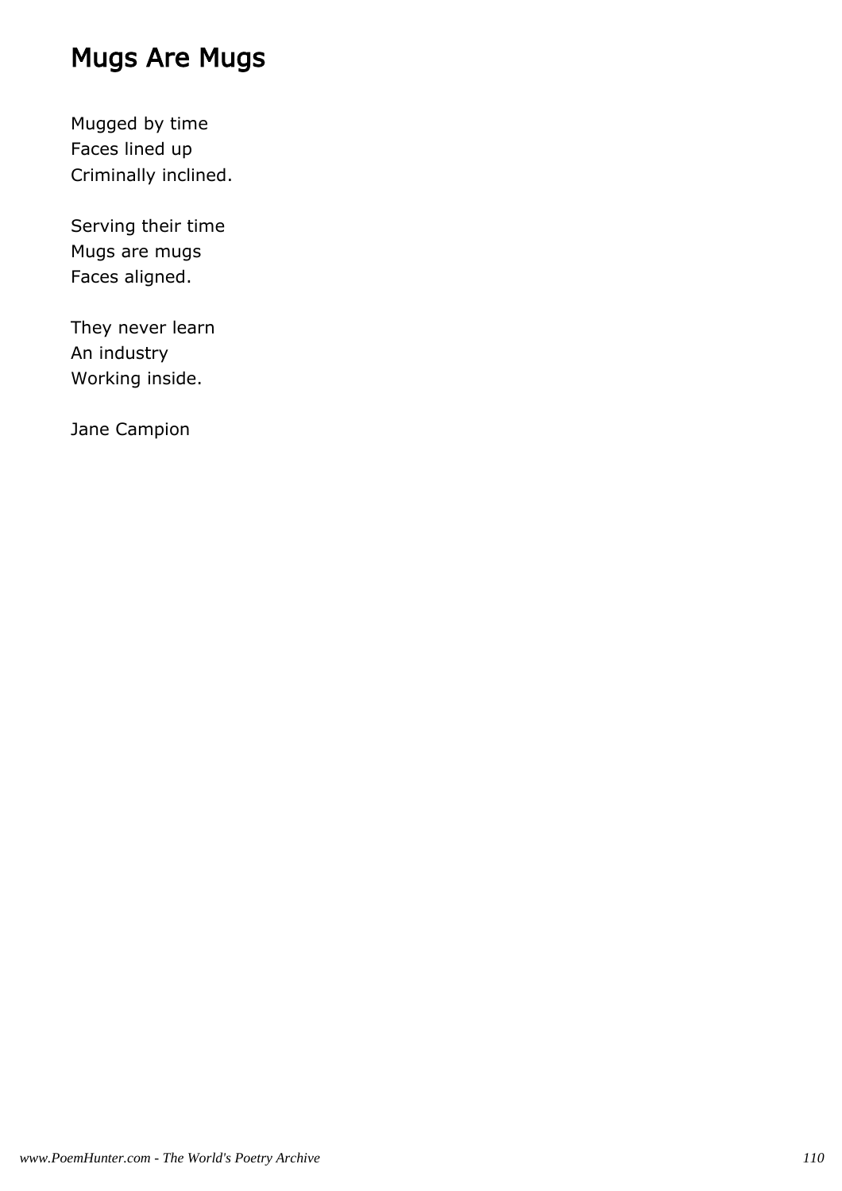## Mugs Are Mugs

Mugged by time
Faces lined up
Criminally inclined.

Serving their time
Mugs are mugs
Faces aligned.

They never learn
An industry
Working inside.

Jane Campion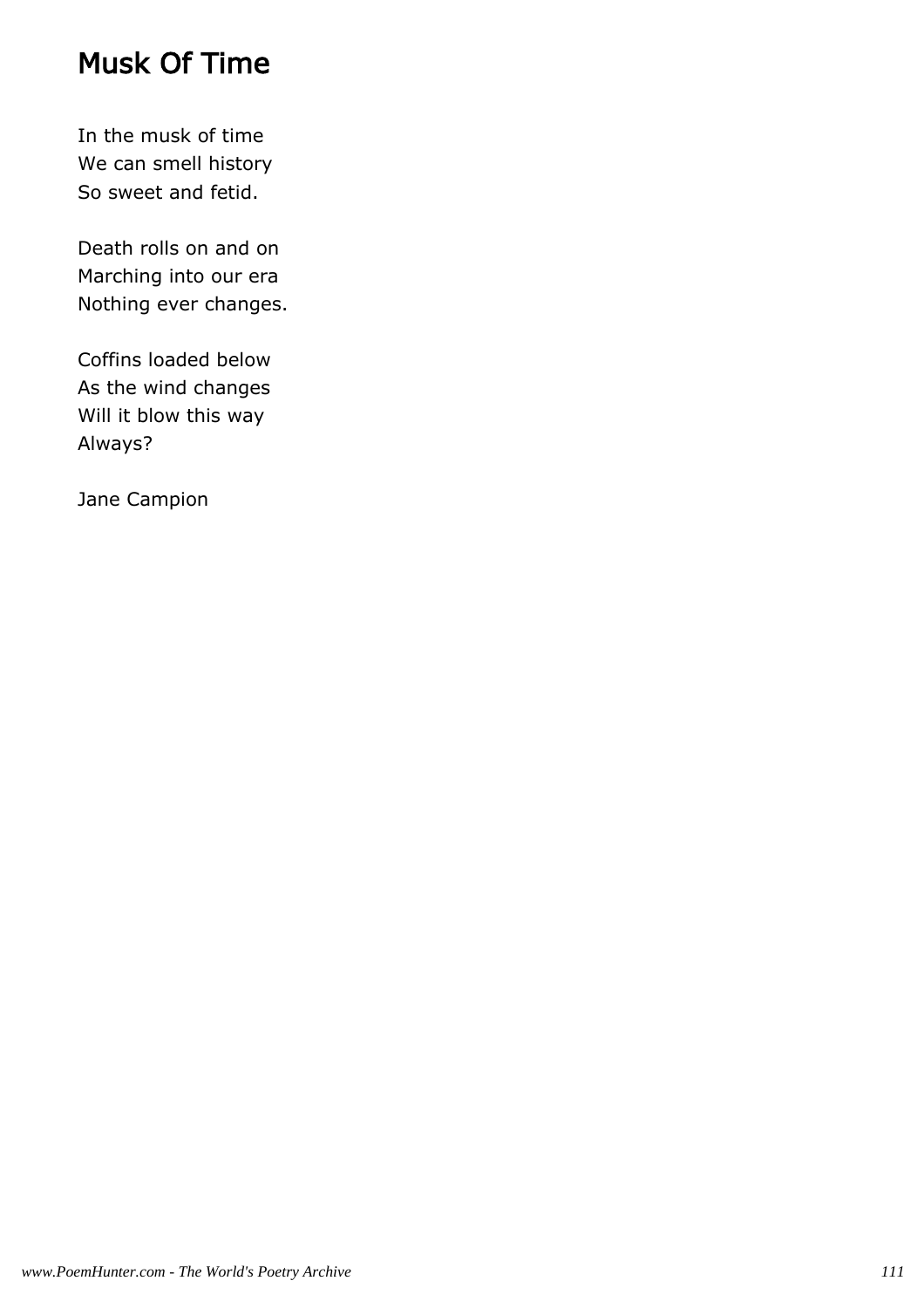# Musk Of Time

In the musk of time
We can smell history
So sweet and fetid.

Death rolls on and on
Marching into our era
Nothing ever changes.

Coffins loaded below
As the wind changes
Will it blow this way
Always?

Jane Campion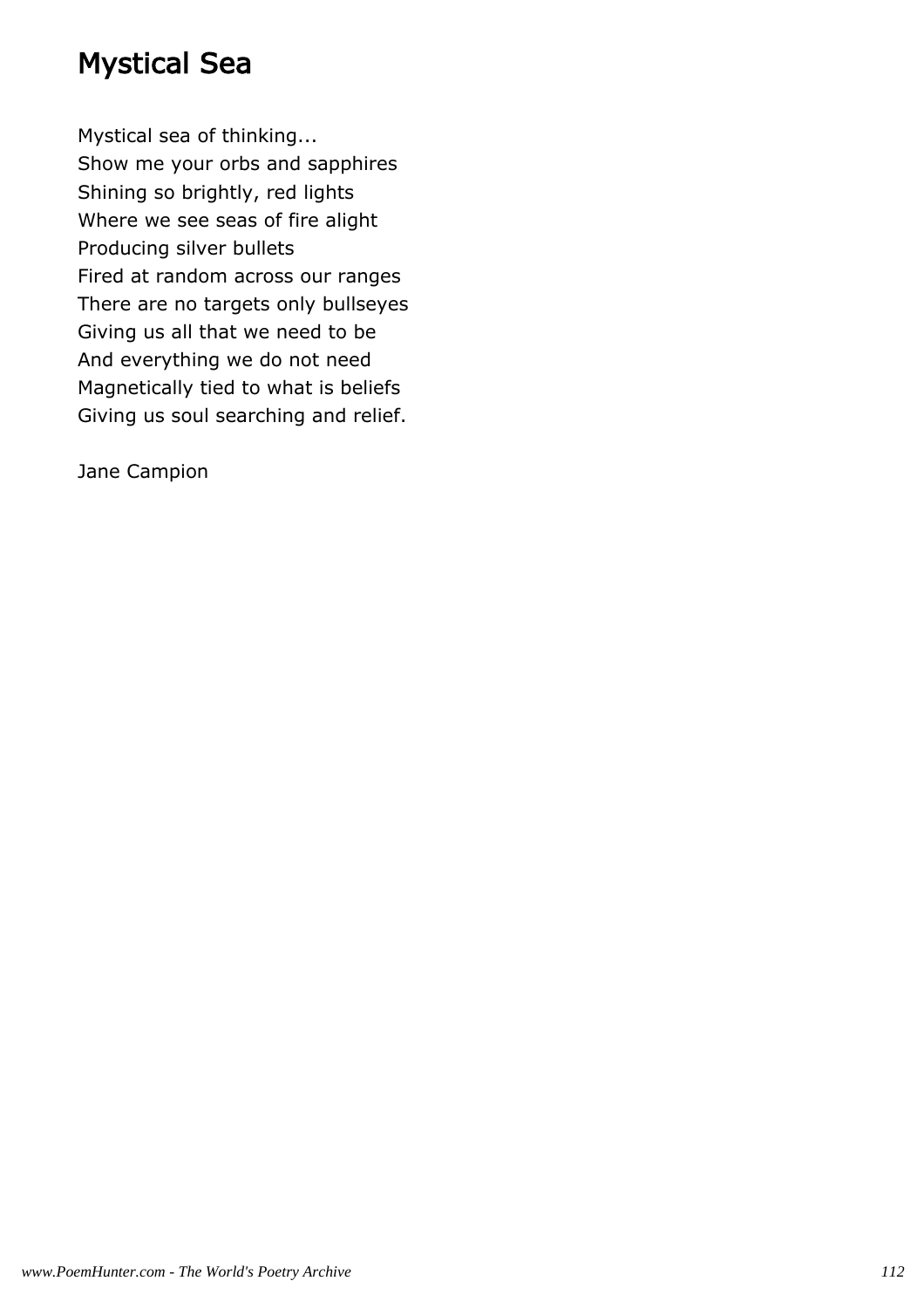# Mystical Sea

Mystical sea of thinking...
Show me your orbs and sapphires
Shining so brightly, red lights
Where we see seas of fire alight
Producing silver bullets
Fired at random across our ranges
There are no targets only bullseyes
Giving us all that we need to be
And everything we do not need
Magnetically tied to what is beliefs
Giving us soul searching and relief.

Jane Campion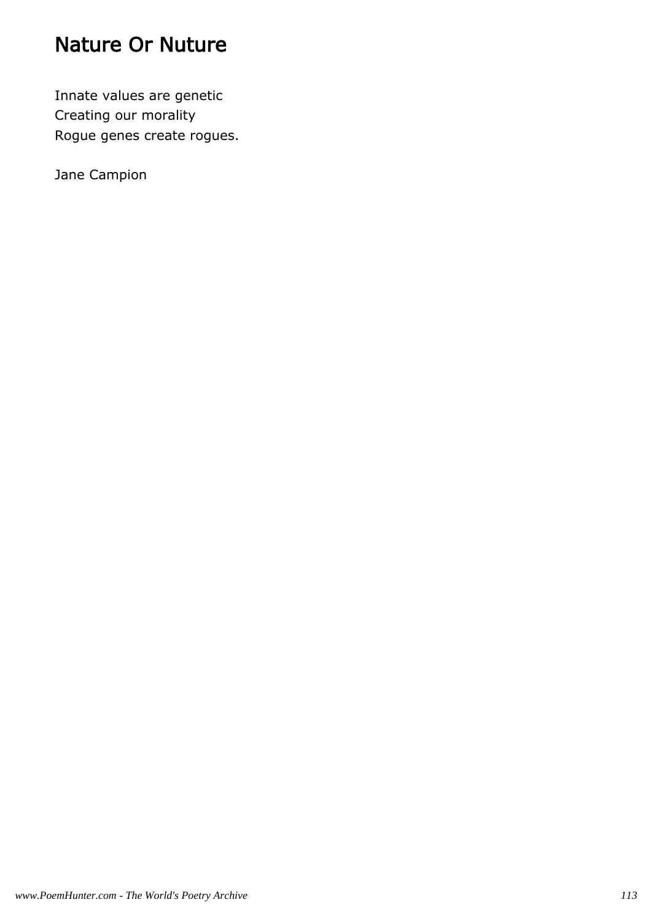# Nature Or Nuture

Innate values are genetic  
Creating our morality  
Rogue genes create rogues.

Jane Campion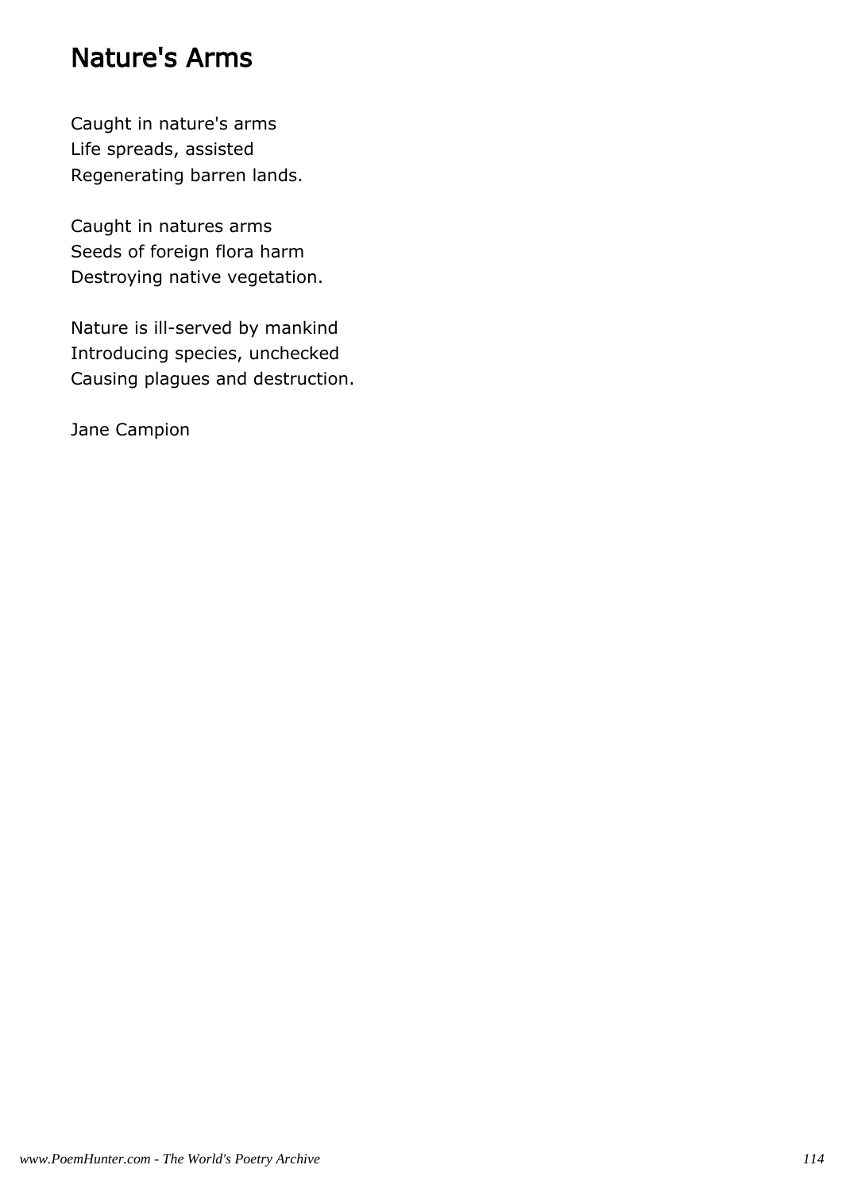# Nature's Arms

Caught in nature's arms  
Life spreads, assisted  
Regenerating barren lands.

Caught in natures arms  
Seeds of foreign flora harm  
Destroying native vegetation.

Nature is ill-served by mankind  
Introducing species, unchecked  
Causing plagues and destruction.

Jane Campion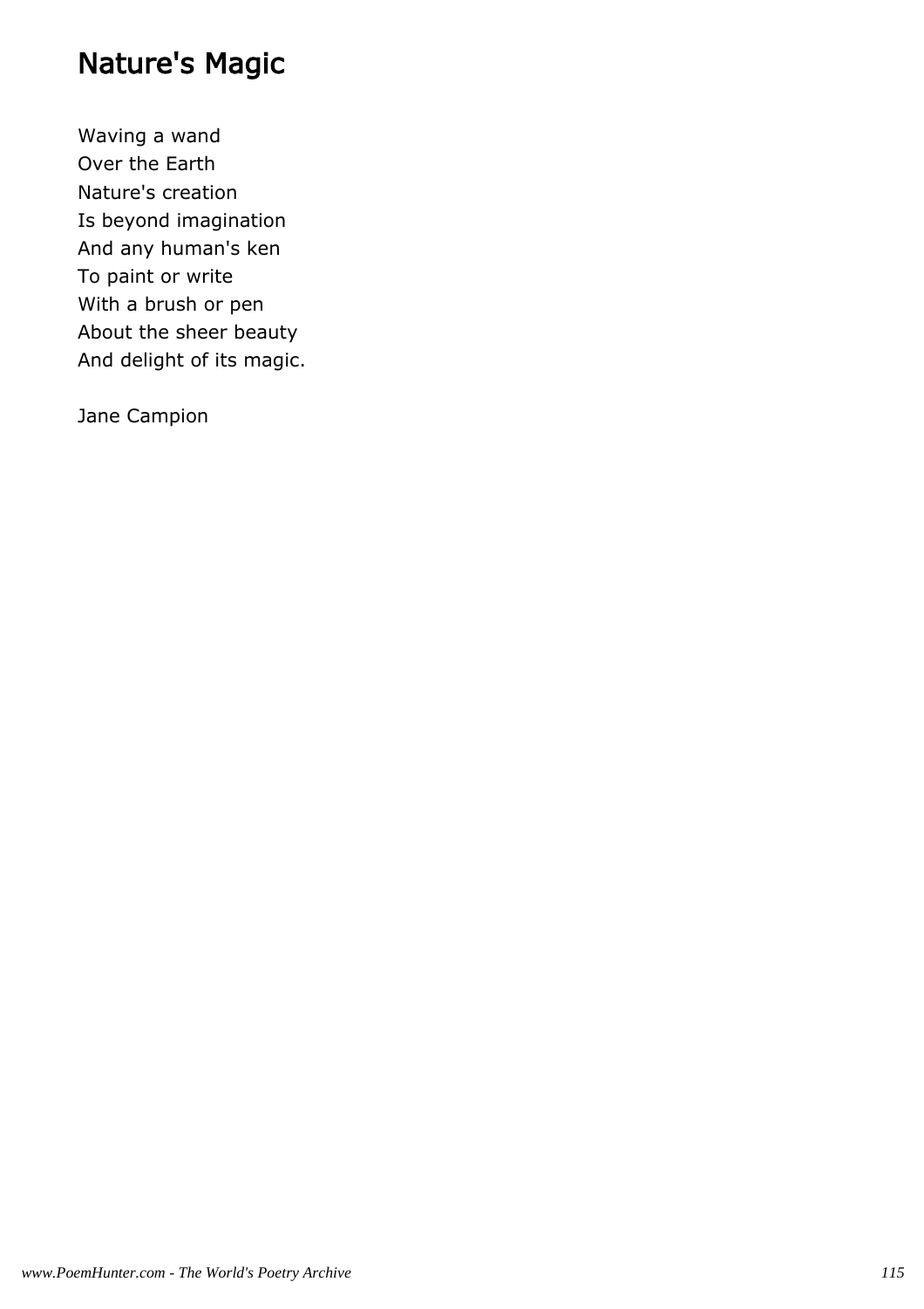# Nature's Magic

Waving a wand  
Over the Earth  
Nature's creation  
Is beyond imagination  
And any human's ken  
To paint or write  
With a brush or pen  
About the sheer beauty  
And delight of its magic.

Jane Campion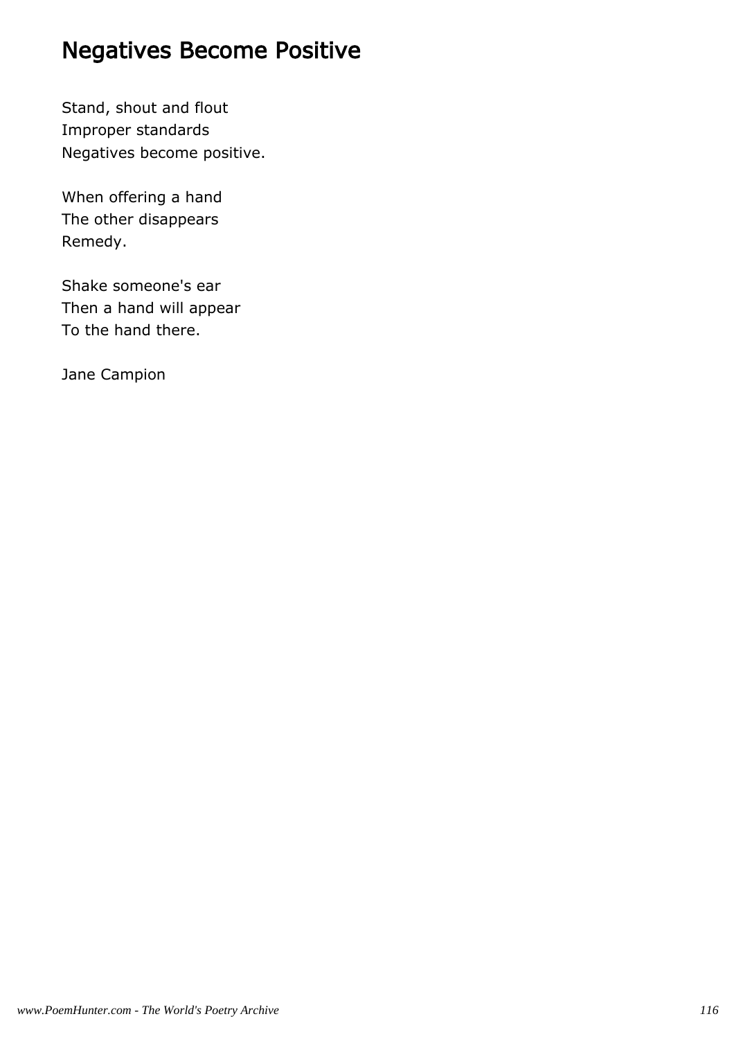# Negatives Become Positive

Stand, shout and flout  
Improper standards  
Negatives become positive.

When offering a hand  
The other disappears  
Remedy.

Shake someone's ear  
Then a hand will appear  
To the hand there.

Jane Campion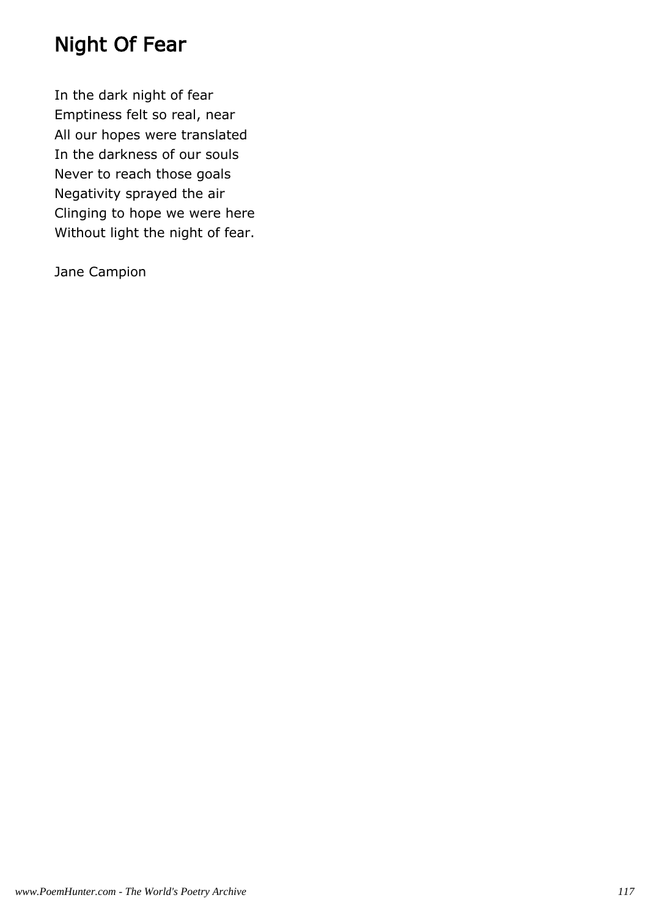# Night Of Fear

In the dark night of fear  
Emptiness felt so real, near  
All our hopes were translated  
In the darkness of our souls  
Never to reach those goals  
Negativity sprayed the air  
Clinging to hope we were here  
Without light the night of fear.

Jane Campion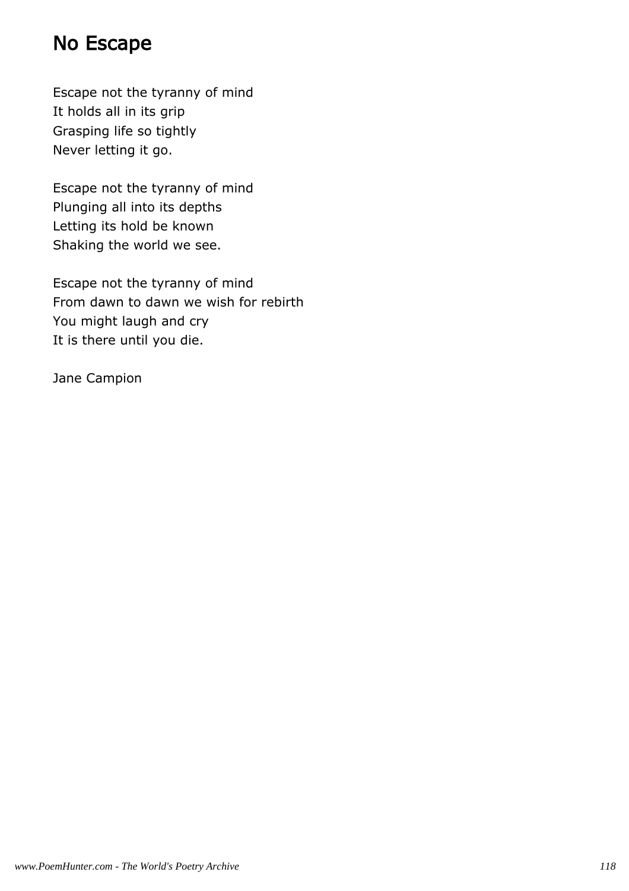# No Escape

Escape not the tyranny of mind  
It holds all in its grip  
Grasping life so tightly  
Never letting it go.

Escape not the tyranny of mind  
Plunging all into its depths  
Letting its hold be known  
Shaking the world we see.

Escape not the tyranny of mind  
From dawn to dawn we wish for rebirth  
You might laugh and cry  
It is there until you die.

Jane Campion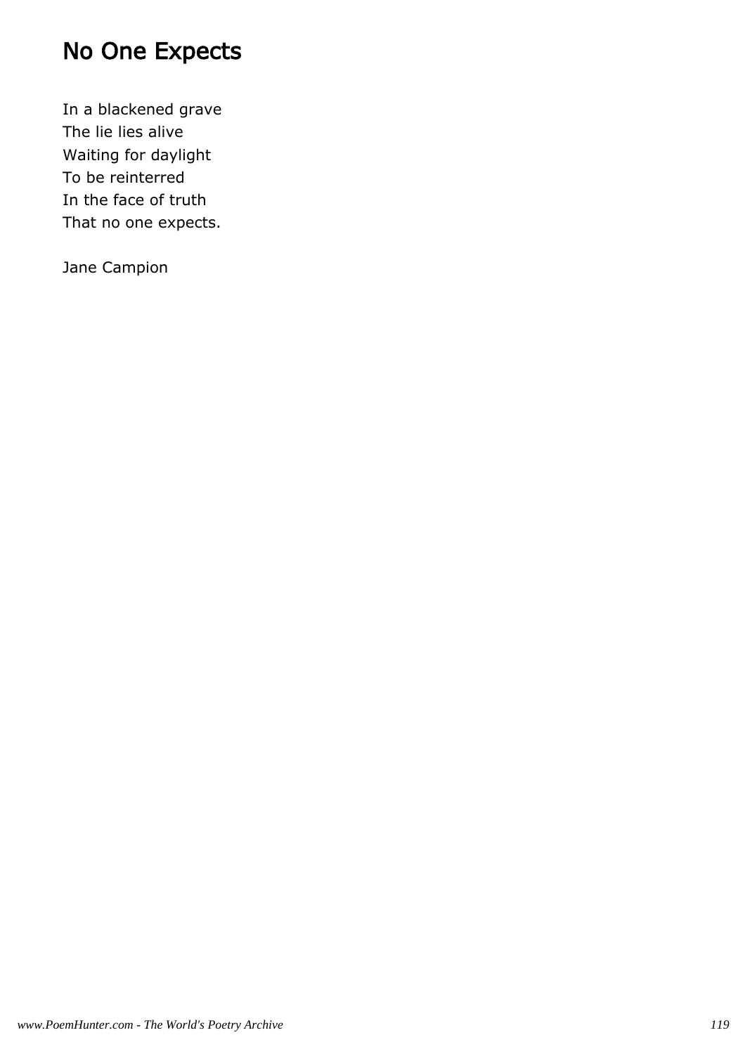# No One Expects

In a blackened grave
The lie lies alive
Waiting for daylight
To be reinterred
In the face of truth
That no one expects.

Jane Campion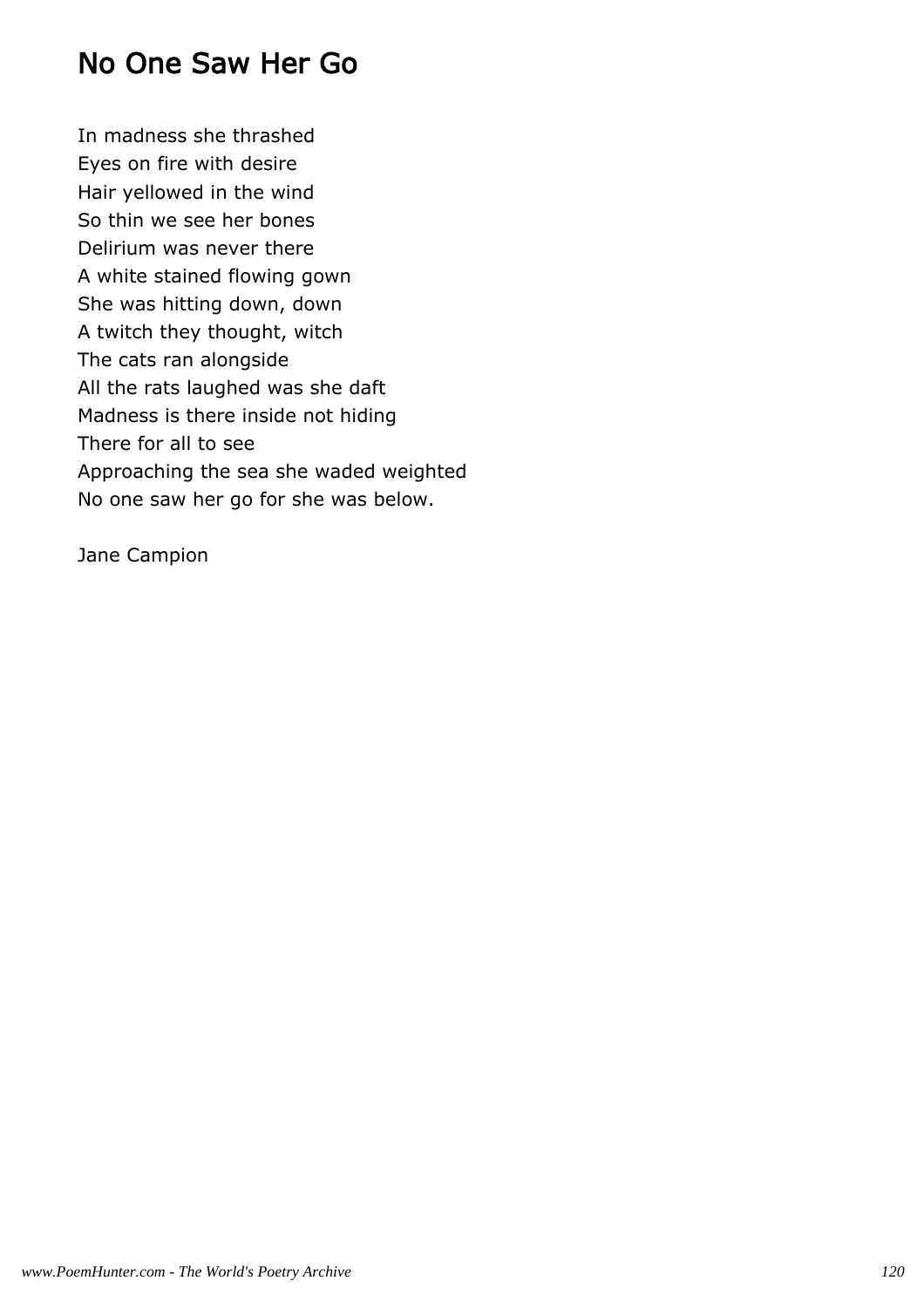# No One Saw Her Go

In madness she thrashed  
Eyes on fire with desire  
Hair yellowed in the wind  
So thin we see her bones  
Delirium was never there  
A white stained flowing gown  
She was hitting down, down  
A twitch they thought, witch  
The cats ran alongside  
All the rats laughed was she daft  
Madness is there inside not hiding  
There for all to see  
Approaching the sea she waded weighted  
No one saw her go for she was below.

Jane Campion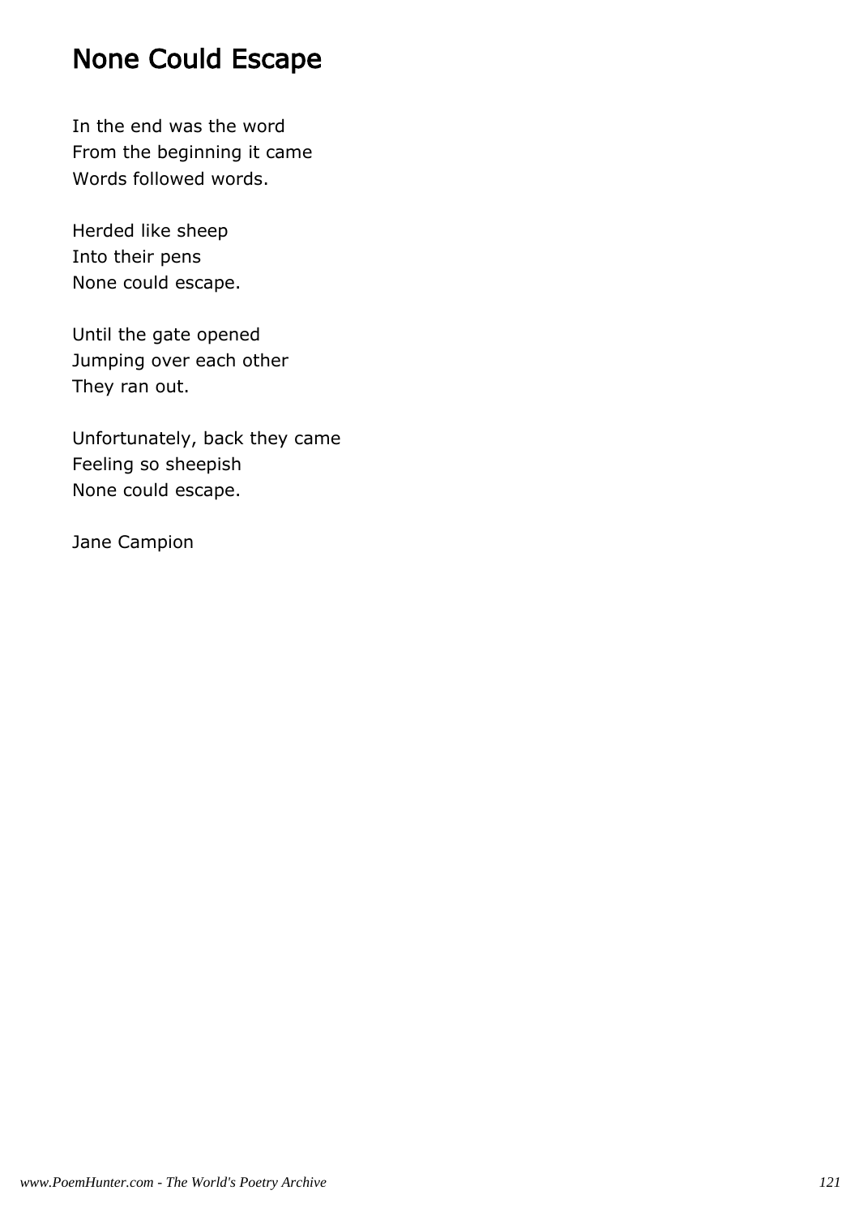## None Could Escape

In the end was the word
From the beginning it came
Words followed words.

Herded like sheep
Into their pens
None could escape.

Until the gate opened
Jumping over each other
They ran out.

Unfortunately, back they came
Feeling so sheepish
None could escape.

Jane Campion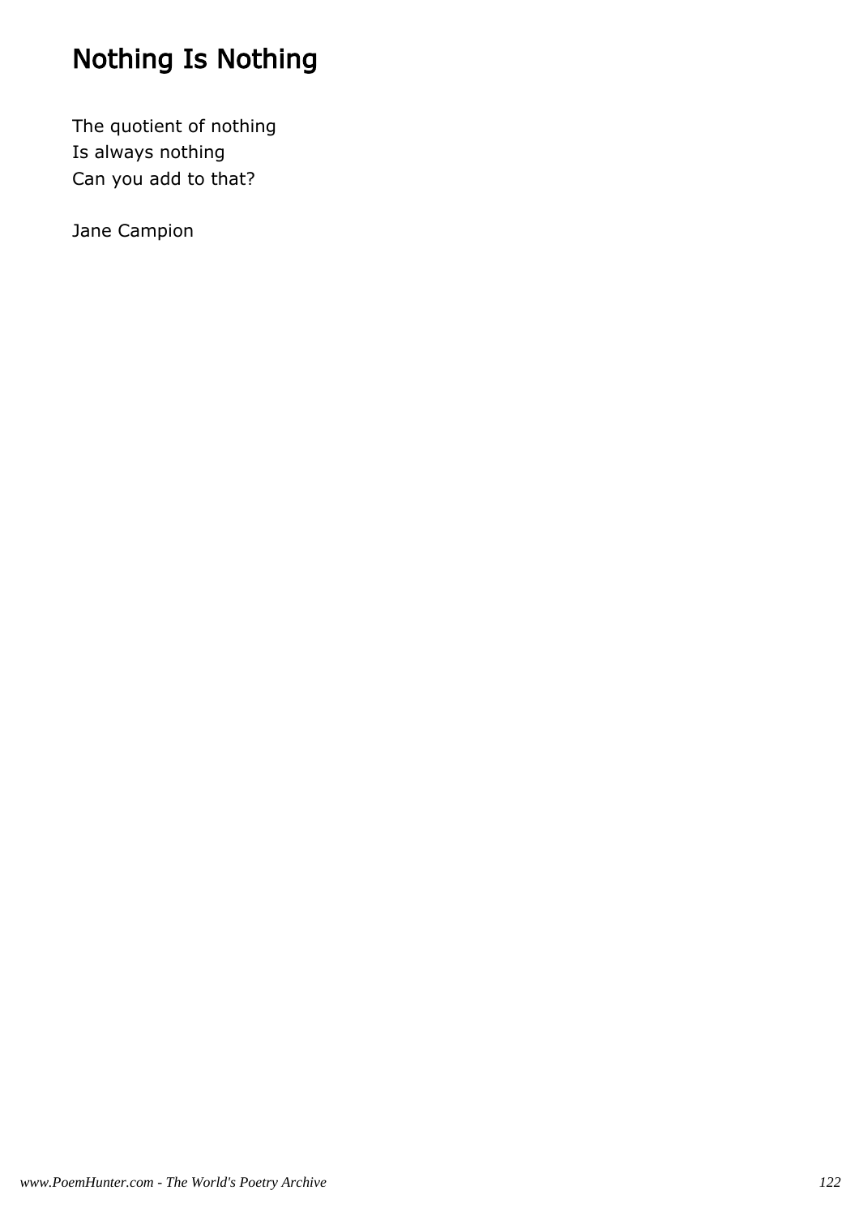# Nothing Is Nothing

The quotient of nothing
Is always nothing
Can you add to that?

Jane Campion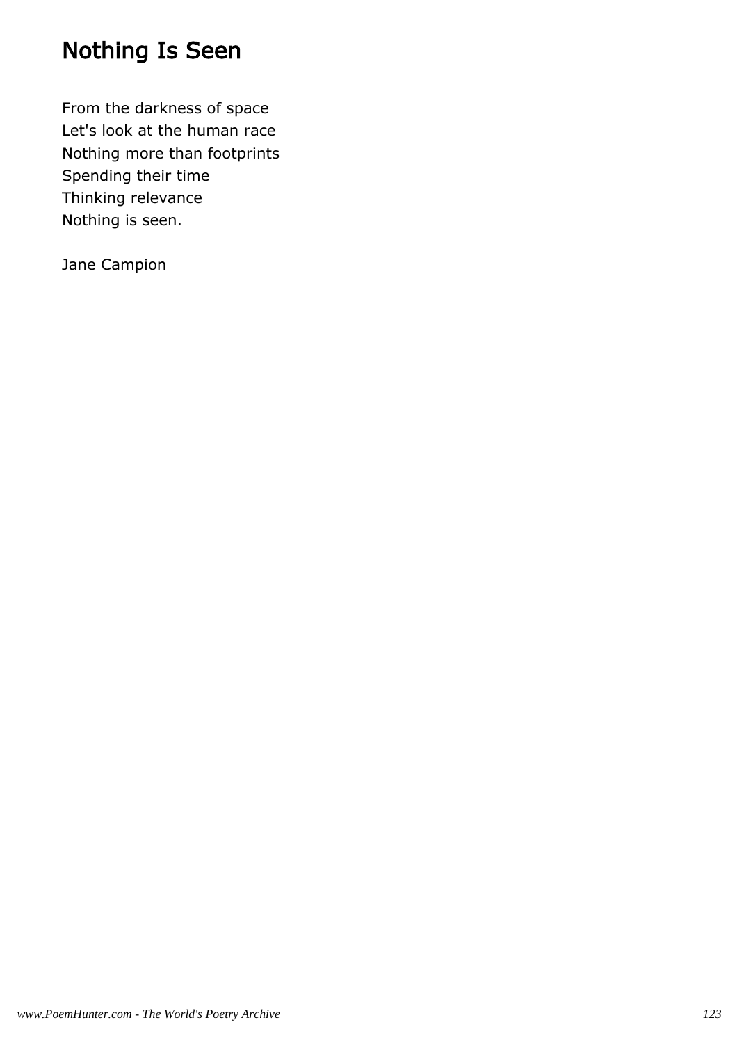# Nothing Is Seen

From the darkness of space
Let's look at the human race
Nothing more than footprints
Spending their time
Thinking relevance
Nothing is seen.

Jane Campion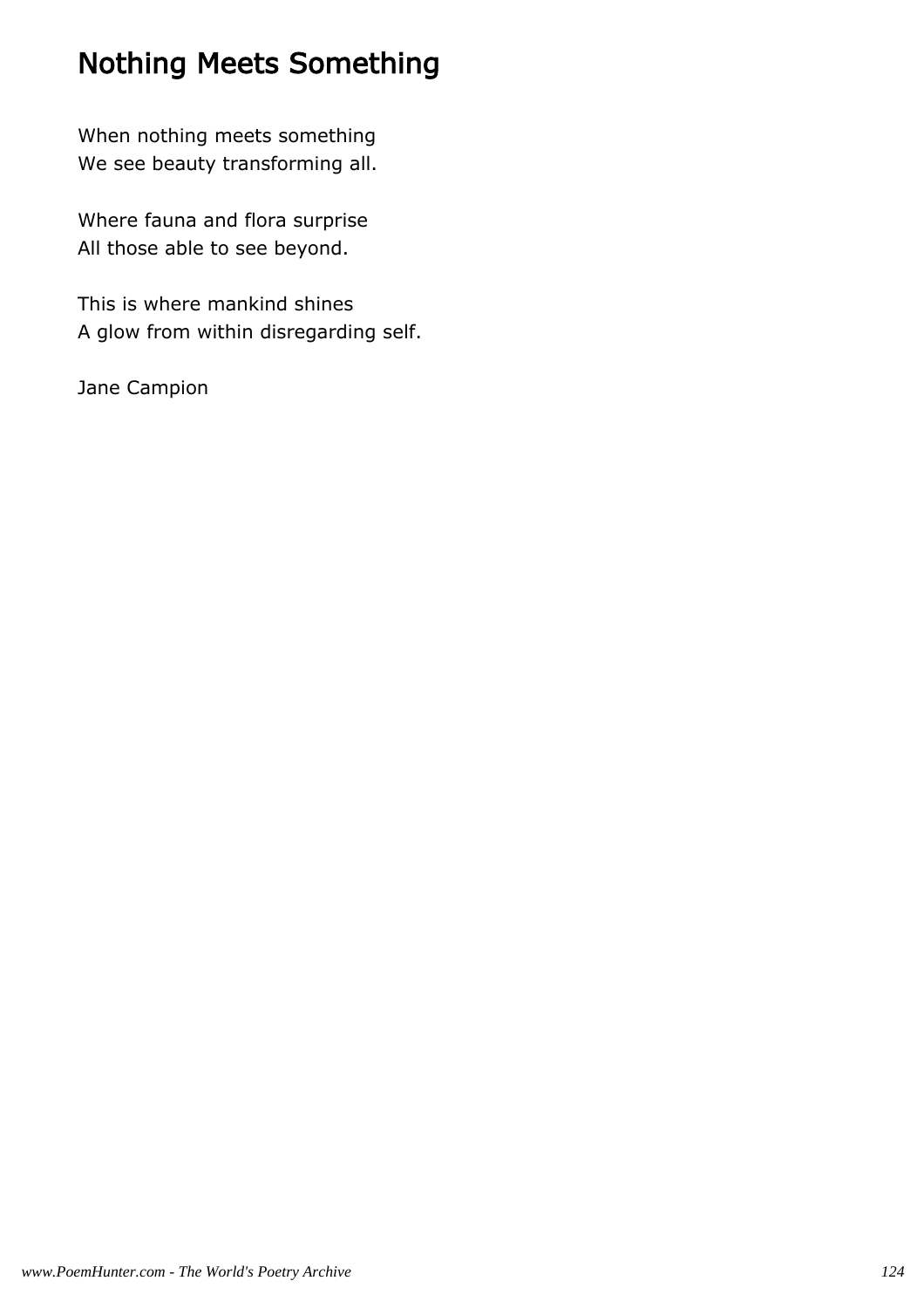# Nothing Meets Something

When nothing meets something  
We see beauty transforming all.

Where fauna and flora surprise  
All those able to see beyond.

This is where mankind shines  
A glow from within disregarding self.

Jane Campion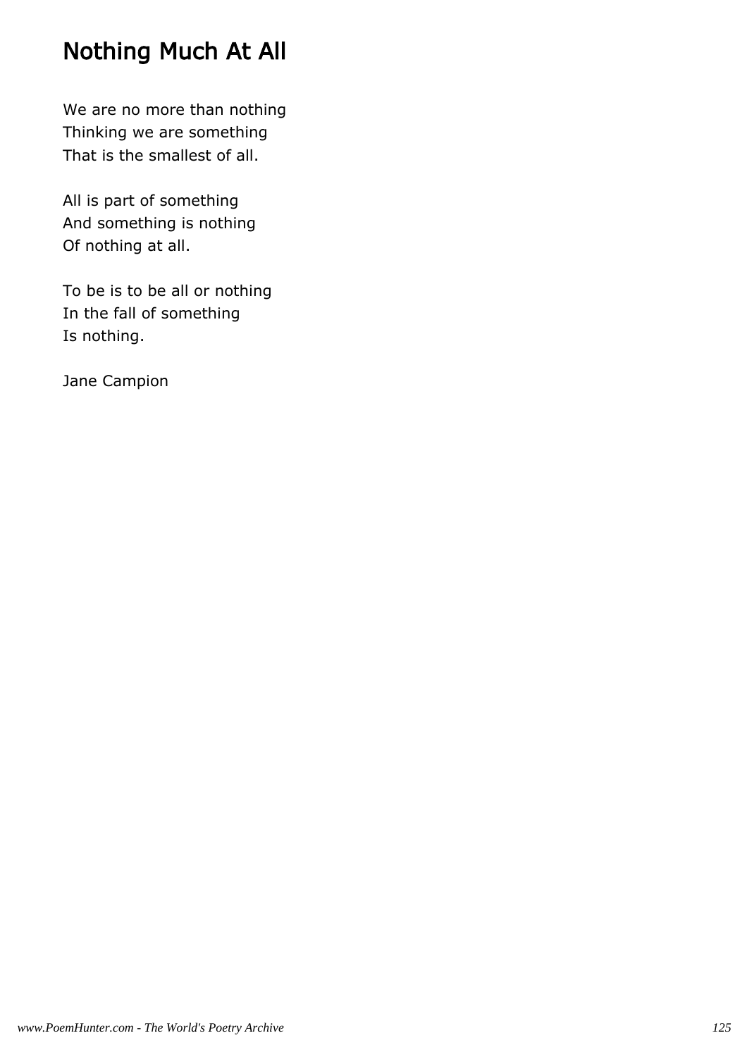# Nothing Much At All

We are no more than nothing
Thinking we are something
That is the smallest of all.

All is part of something
And something is nothing
Of nothing at all.

To be is to be all or nothing
In the fall of something
Is nothing.

Jane Campion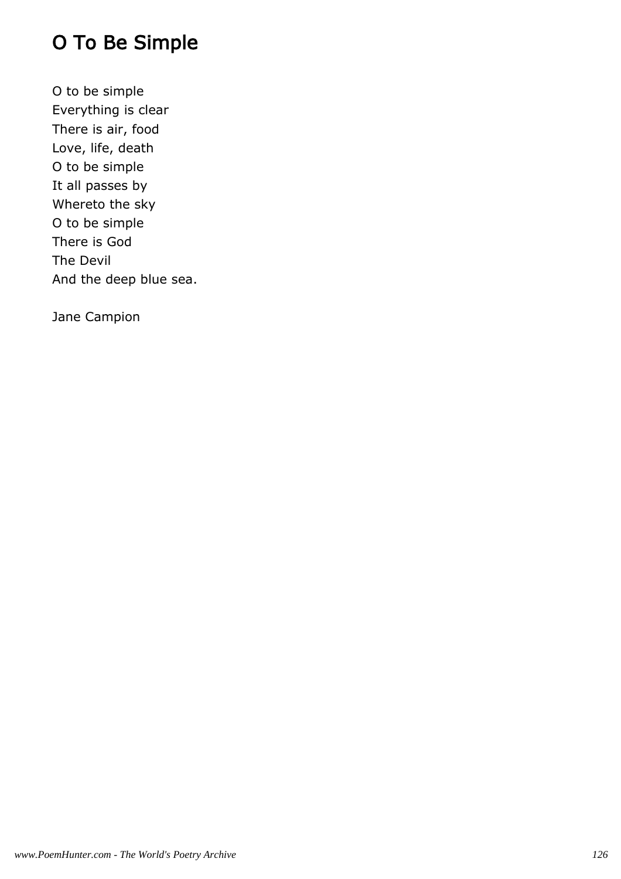# O To Be Simple

O to be simple
Everything is clear
There is air, food
Love, life, death
O to be simple
It all passes by
Whereto the sky
O to be simple
There is God
The Devil
And the deep blue sea.

Jane Campion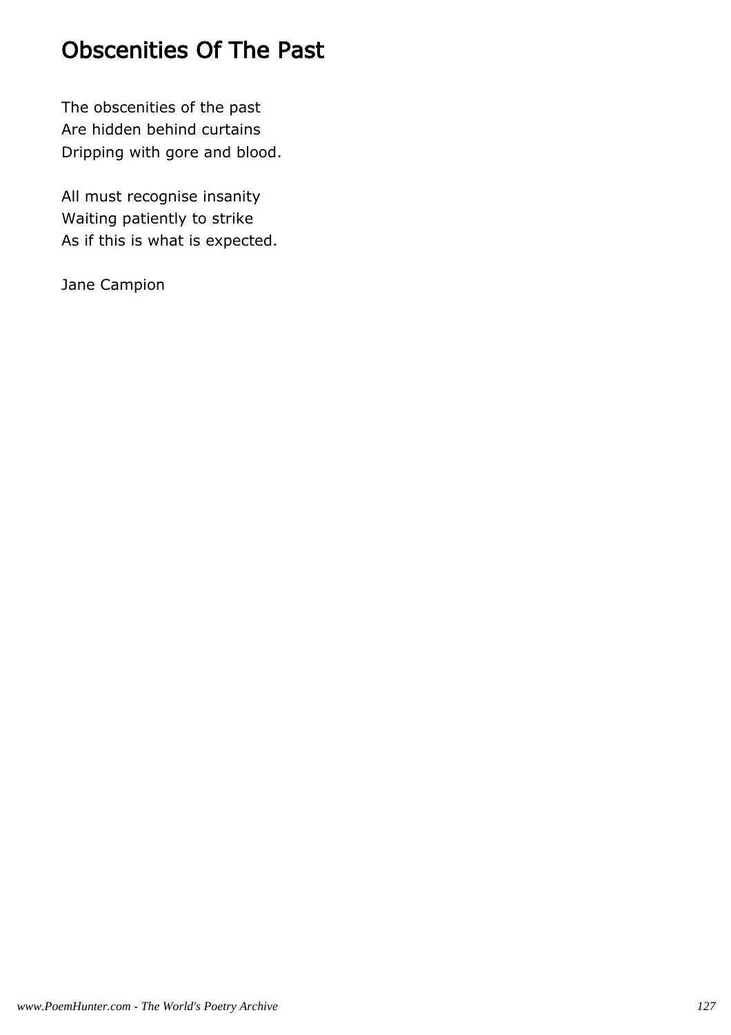# Obscenities Of The Past

The obscenities of the past
Are hidden behind curtains
Dripping with gore and blood.

All must recognise insanity
Waiting patiently to strike
As if this is what is expected.

Jane Campion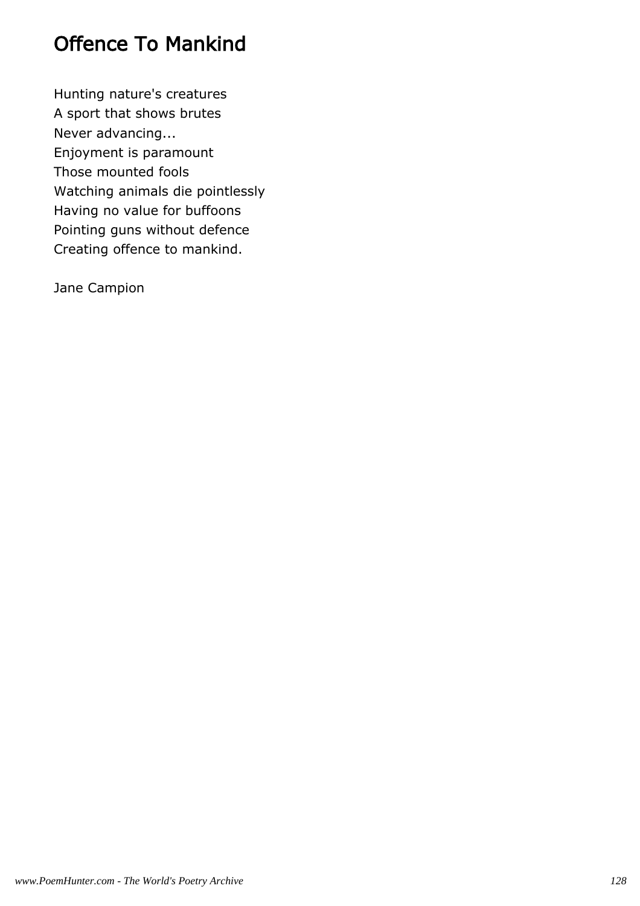# Offence To Mankind

Hunting nature's creatures  
A sport that shows brutes  
Never advancing...  
Enjoyment is paramount  
Those mounted fools  
Watching animals die pointlessly  
Having no value for buffoons  
Pointing guns without defence  
Creating offence to mankind.

Jane Campion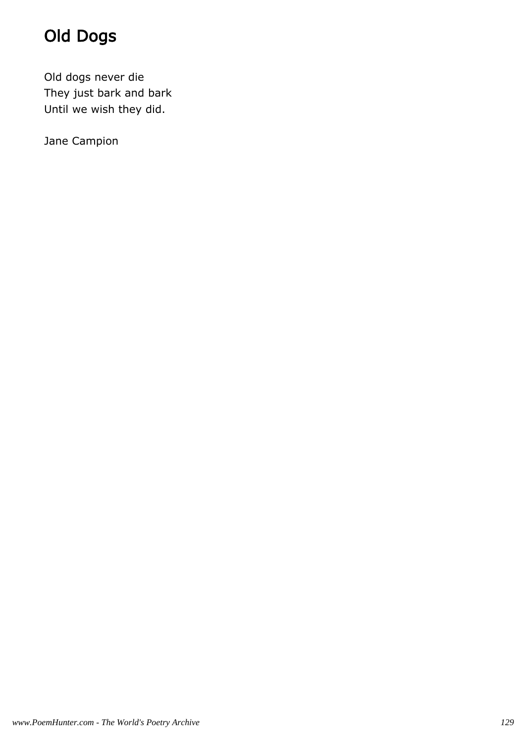# Old Dogs

Old dogs never die  
They just bark and bark  
Until we wish they did.

Jane Campion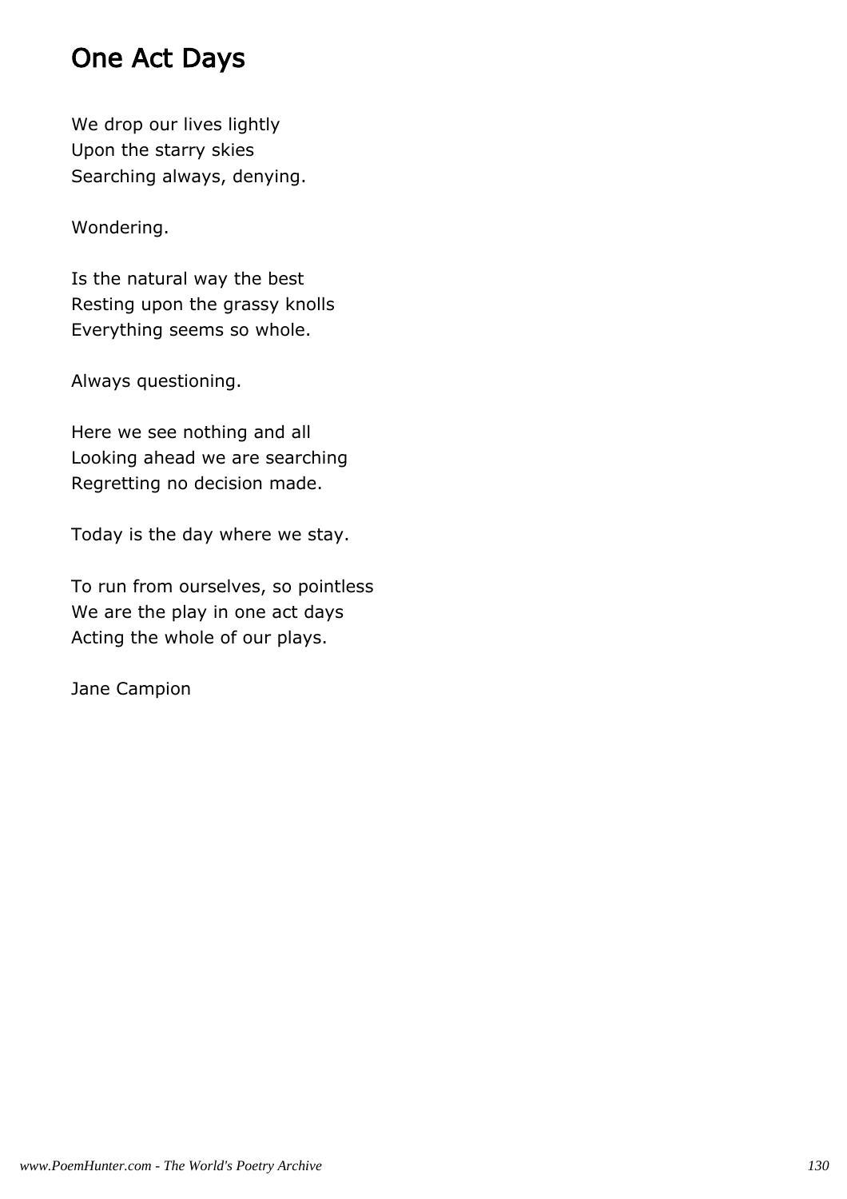# One Act Days

We drop our lives lightly
Upon the starry skies
Searching always, denying.

Wondering.

Is the natural way the best
Resting upon the grassy knolls
Everything seems so whole.

Always questioning.

Here we see nothing and all
Looking ahead we are searching
Regretting no decision made.

Today is the day where we stay.

To run from ourselves, so pointless
We are the play in one act days
Acting the whole of our plays.

Jane Campion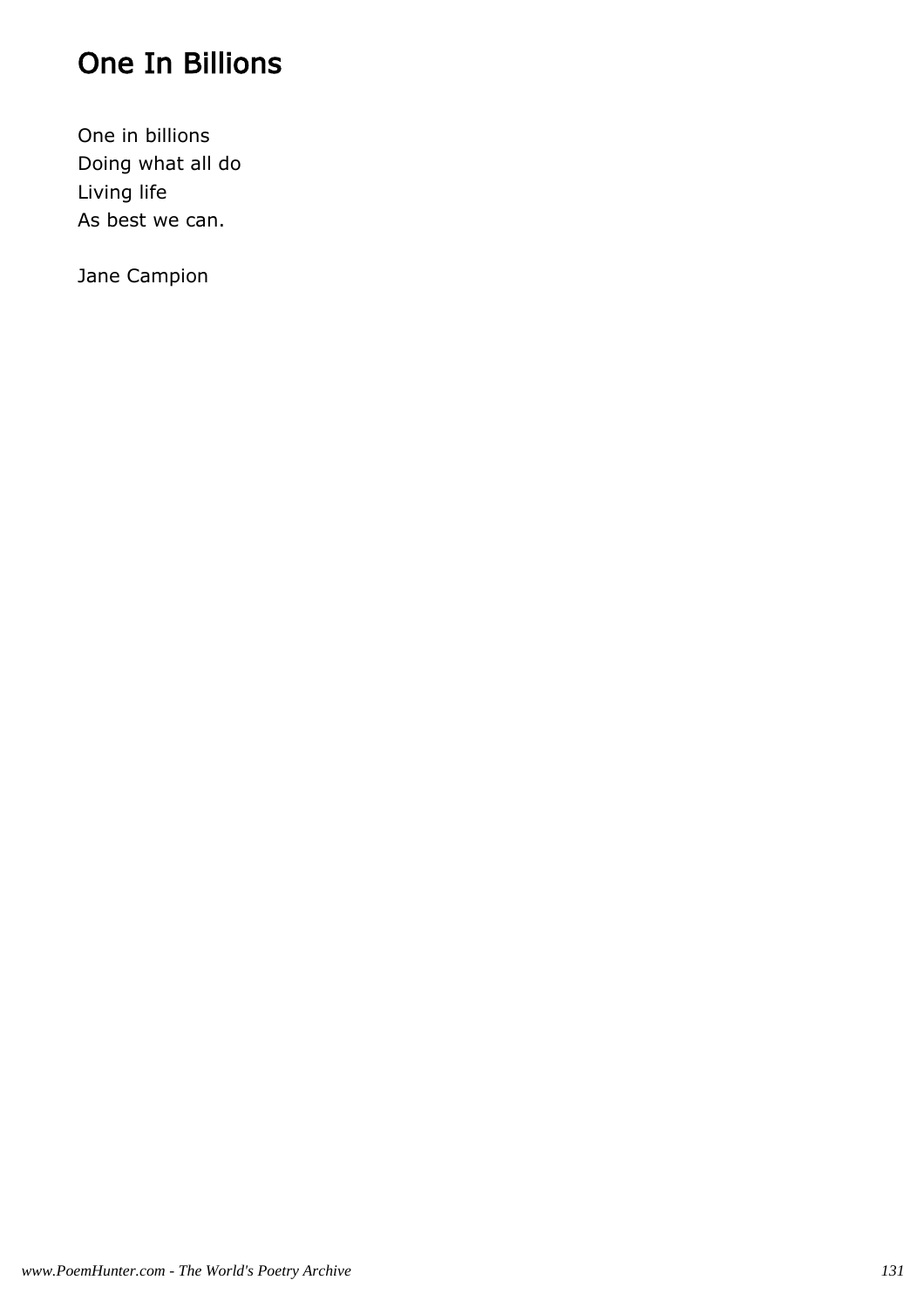# One In Billions

One in billions
Doing what all do
Living life
As best we can.

Jane Campion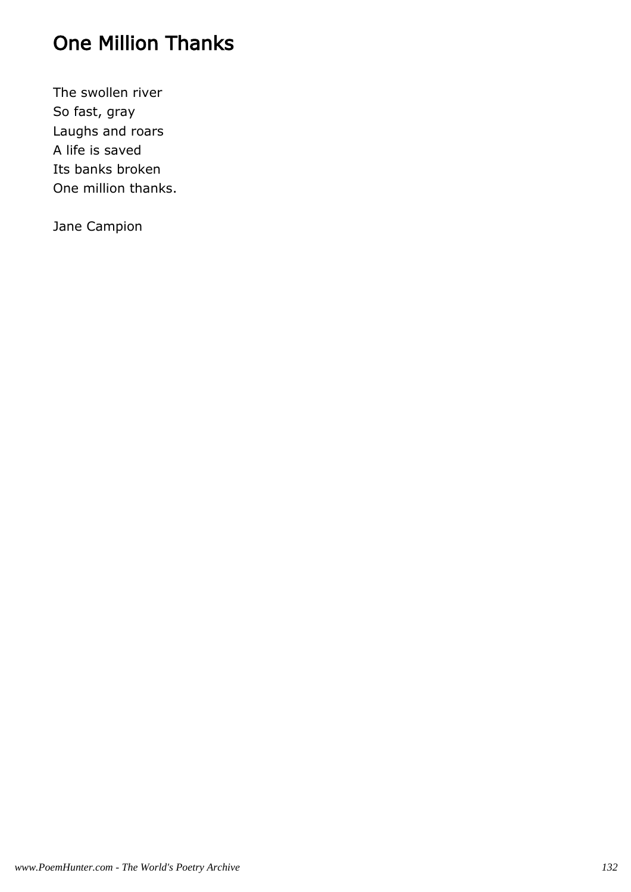# One Million Thanks

The swollen river  
So fast, gray  
Laughs and roars  
A life is saved  
Its banks broken  
One million thanks.

Jane Campion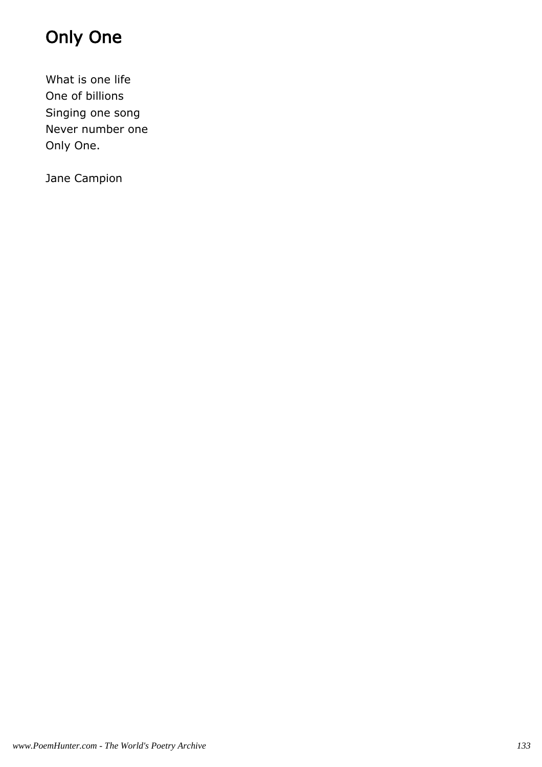# Only One

What is one life
One of billions
Singing one song
Never number one
Only One.

Jane Campion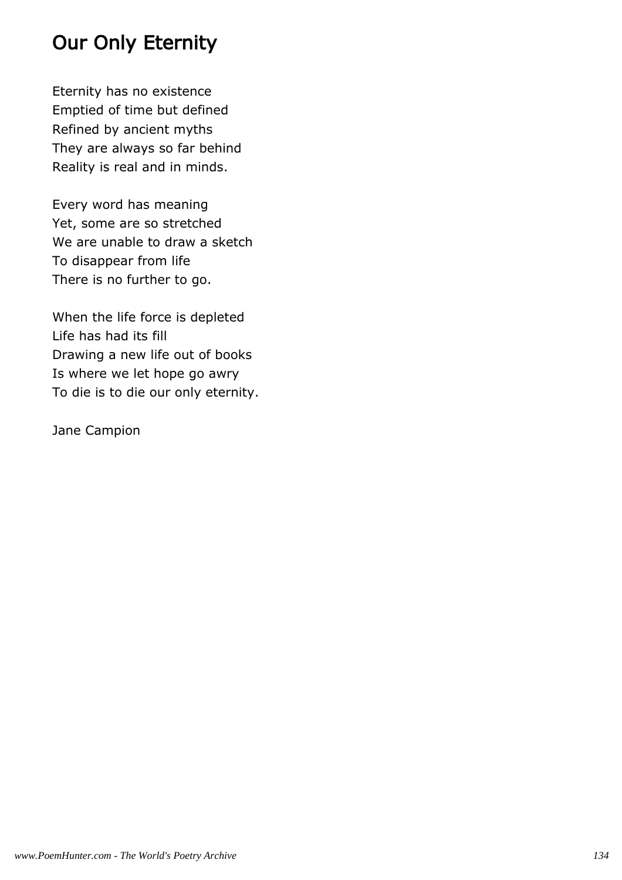# Our Only Eternity

Eternity has no existence  
Emptied of time but defined  
Refined by ancient myths  
They are always so far behind  
Reality is real and in minds.

Every word has meaning  
Yet, some are so stretched  
We are unable to draw a sketch  
To disappear from life  
There is no further to go.

When the life force is depleted  
Life has had its fill  
Drawing a new life out of books  
Is where we let hope go awry  
To die is to die our only eternity.

Jane Campion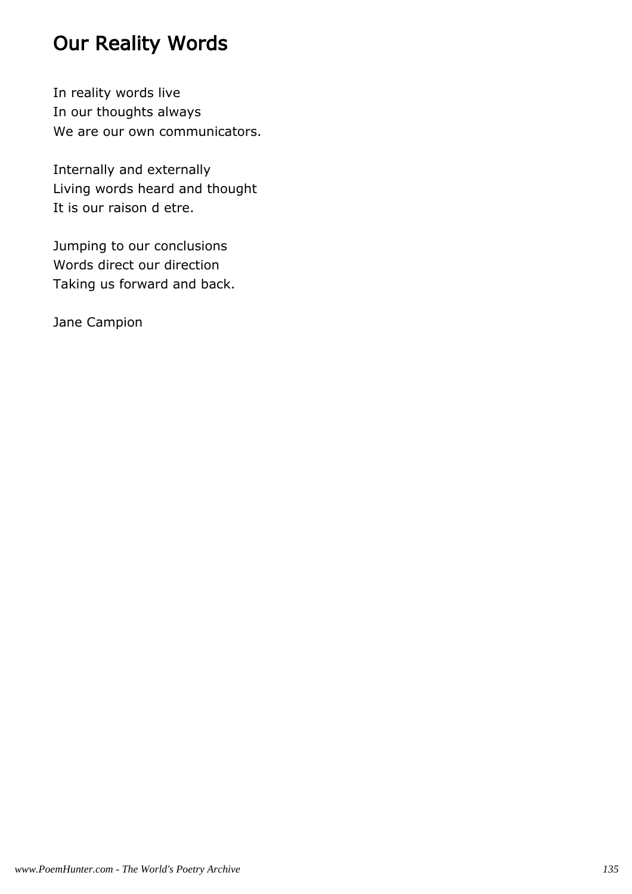# Our Reality Words

In reality words live
In our thoughts always
We are our own communicators.

Internally and externally
Living words heard and thought
It is our raison d etre.

Jumping to our conclusions
Words direct our direction
Taking us forward and back.

Jane Campion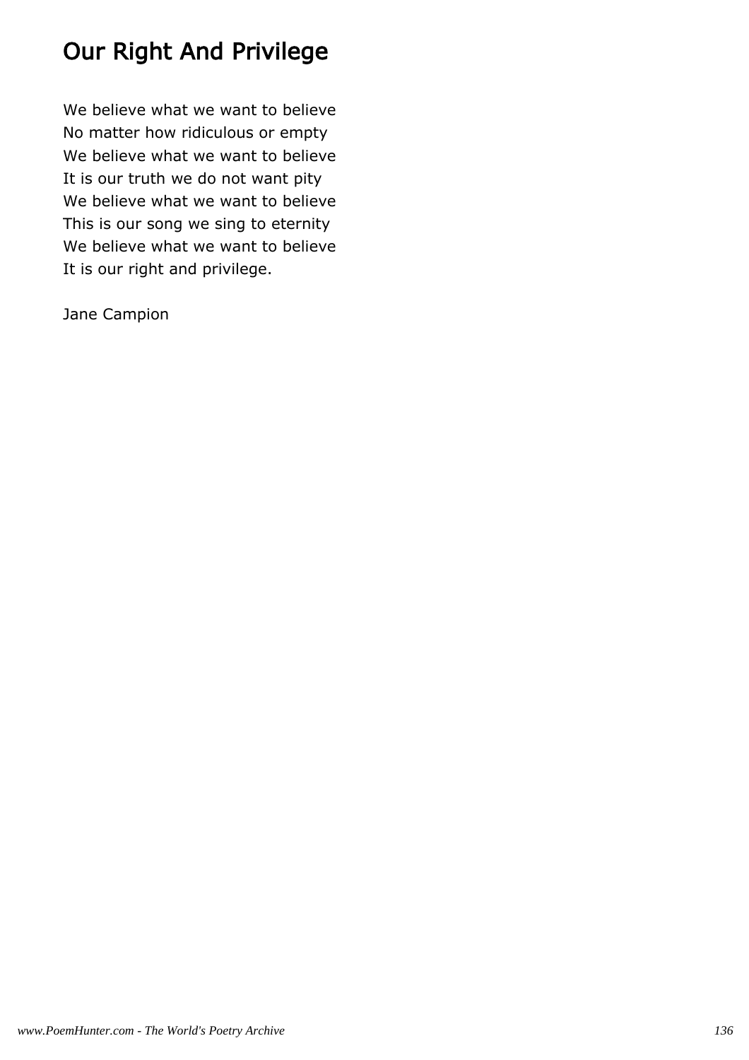# Our Right And Privilege

We believe what we want to believe  
No matter how ridiculous or empty  
We believe what we want to believe  
It is our truth we do not want pity  
We believe what we want to believe  
This is our song we sing to eternity  
We believe what we want to believe  
It is our right and privilege.

Jane Campion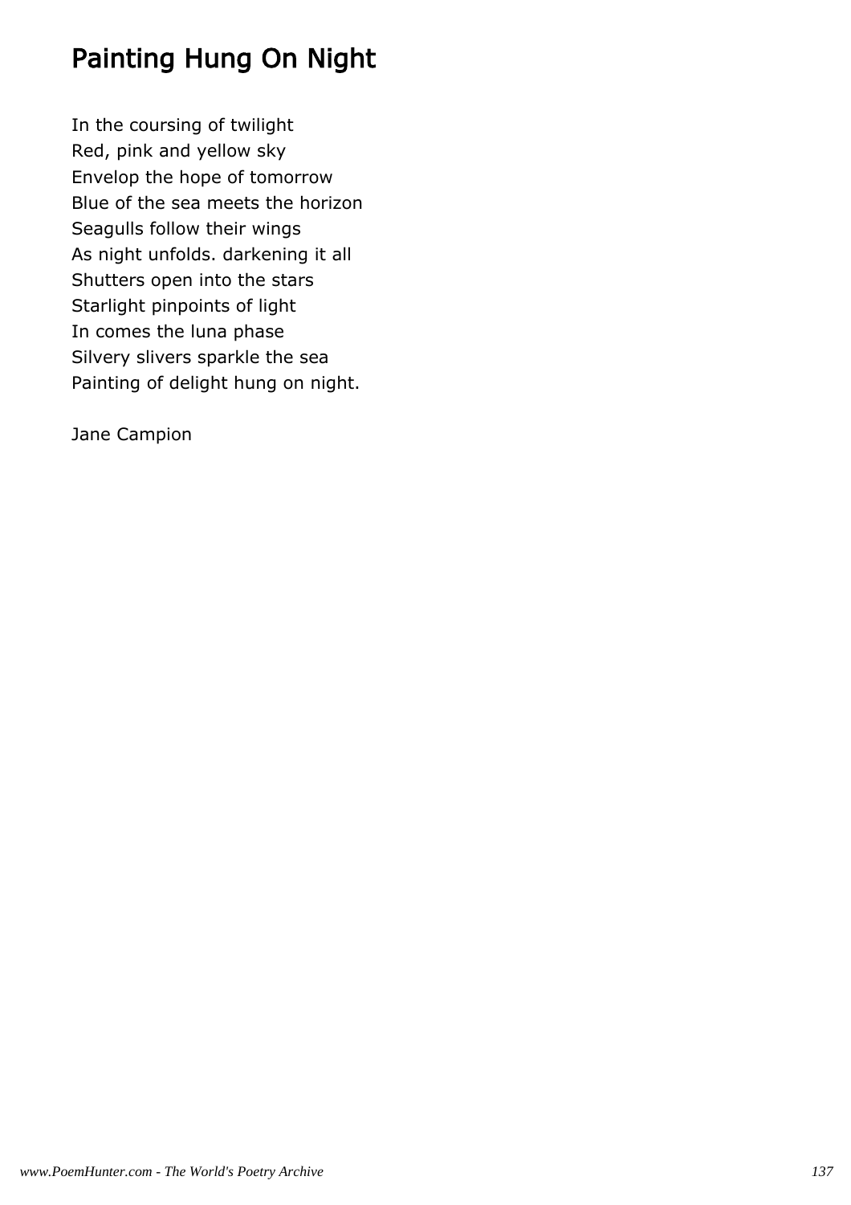# Painting Hung On Night

In the coursing of twilight
Red, pink and yellow sky
Envelop the hope of tomorrow
Blue of the sea meets the horizon
Seagulls follow their wings
As night unfolds. darkening it all
Shutters open into the stars
Starlight pinpoints of light
In comes the luna phase
Silvery slivers sparkle the sea
Painting of delight hung on night.

Jane Campion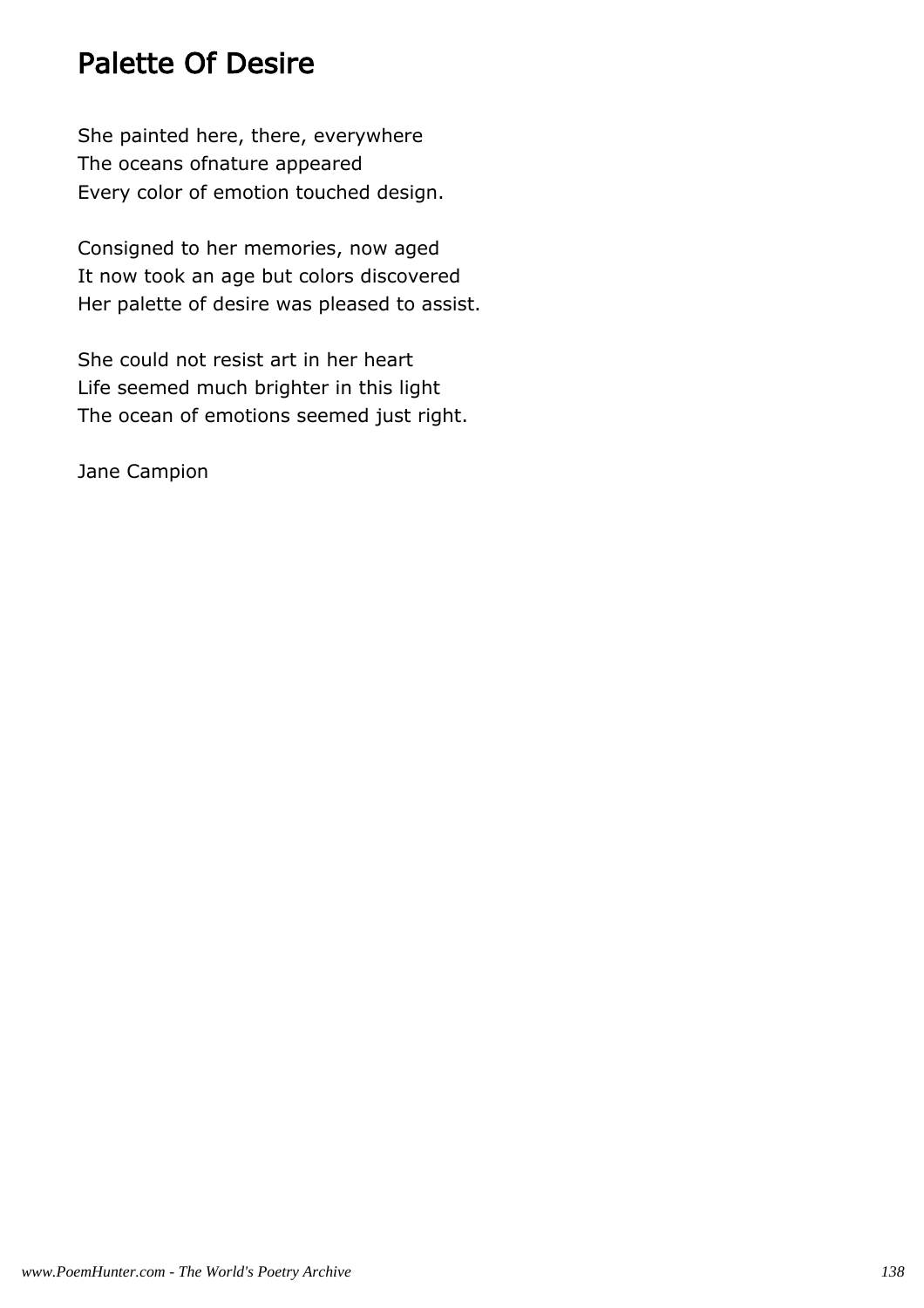# Palette Of Desire

She painted here, there, everywhere
The oceans ofnature appeared
Every color of emotion touched design.

Consigned to her memories, now aged
It now took an age but colors discovered
Her palette of desire was pleased to assist.

She could not resist art in her heart
Life seemed much brighter in this light
The ocean of emotions seemed just right.

Jane Campion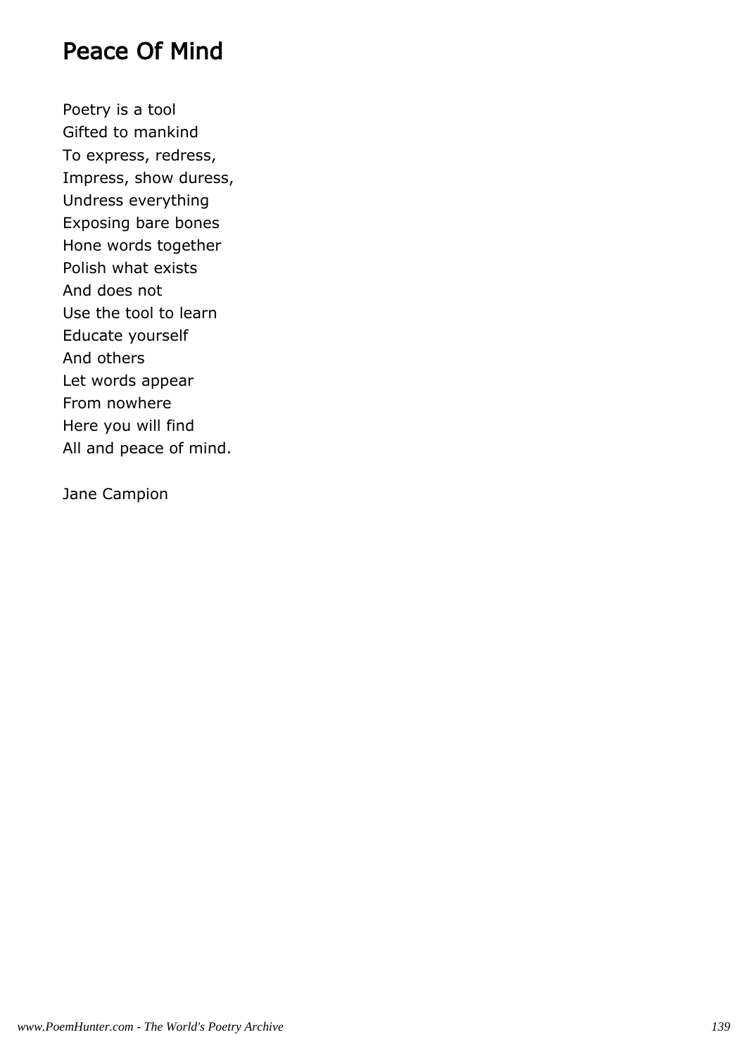# Peace Of Mind

Poetry is a tool  
Gifted to mankind  
To express, redress,  
Impress, show duress,  
Undress everything  
Exposing bare bones  
Hone words together  
Polish what exists  
And does not  
Use the tool to learn  
Educate yourself  
And others  
Let words appear  
From nowhere  
Here you will find  
All and peace of mind.

Jane Campion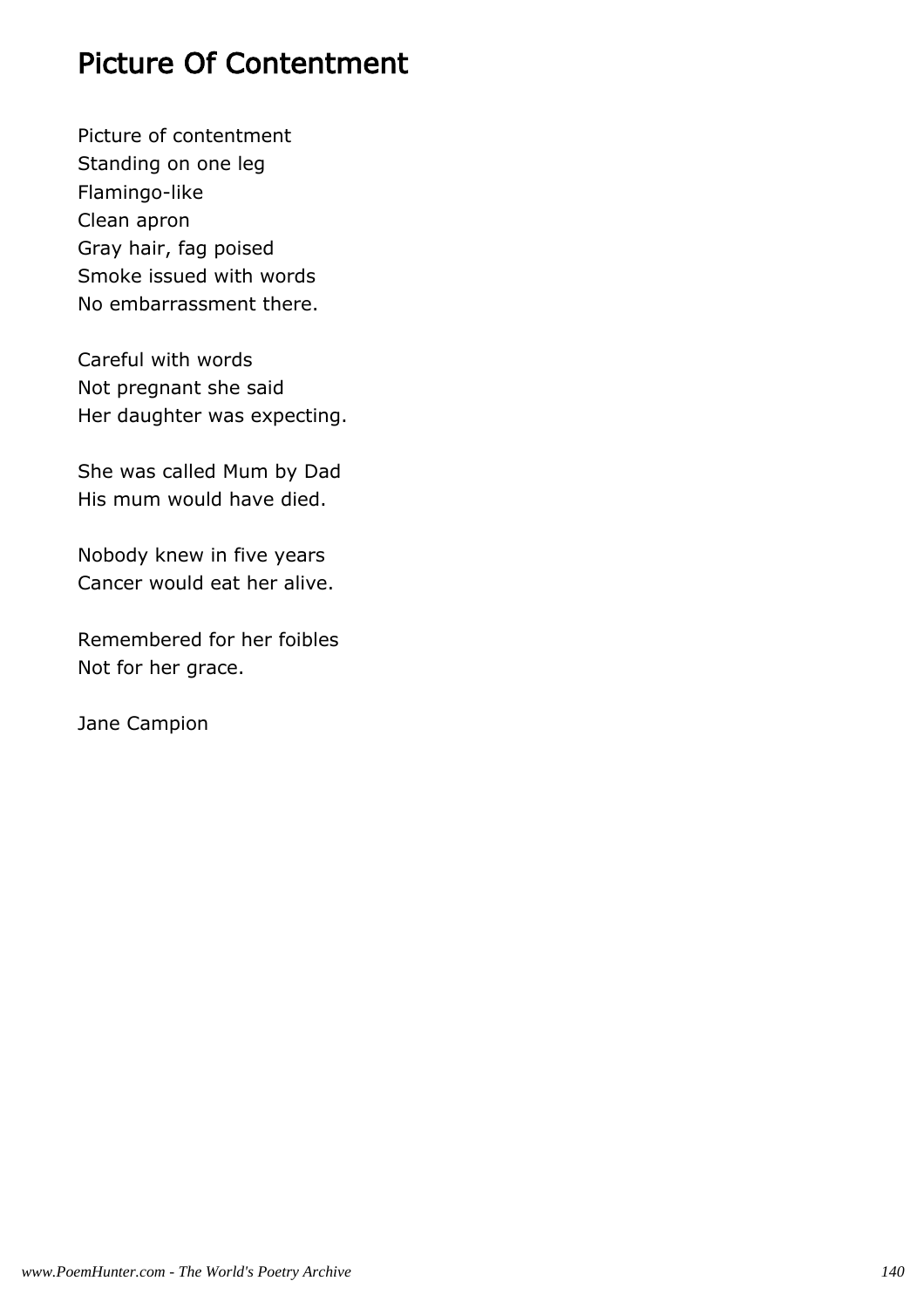# Picture Of Contentment

Picture of contentment
Standing on one leg
Flamingo-like
Clean apron
Gray hair, fag poised
Smoke issued with words
No embarrassment there.

Careful with words
Not pregnant she said
Her daughter was expecting.

She was called Mum by Dad
His mum would have died.

Nobody knew in five years
Cancer would eat her alive.

Remembered for her foibles
Not for her grace.

Jane Campion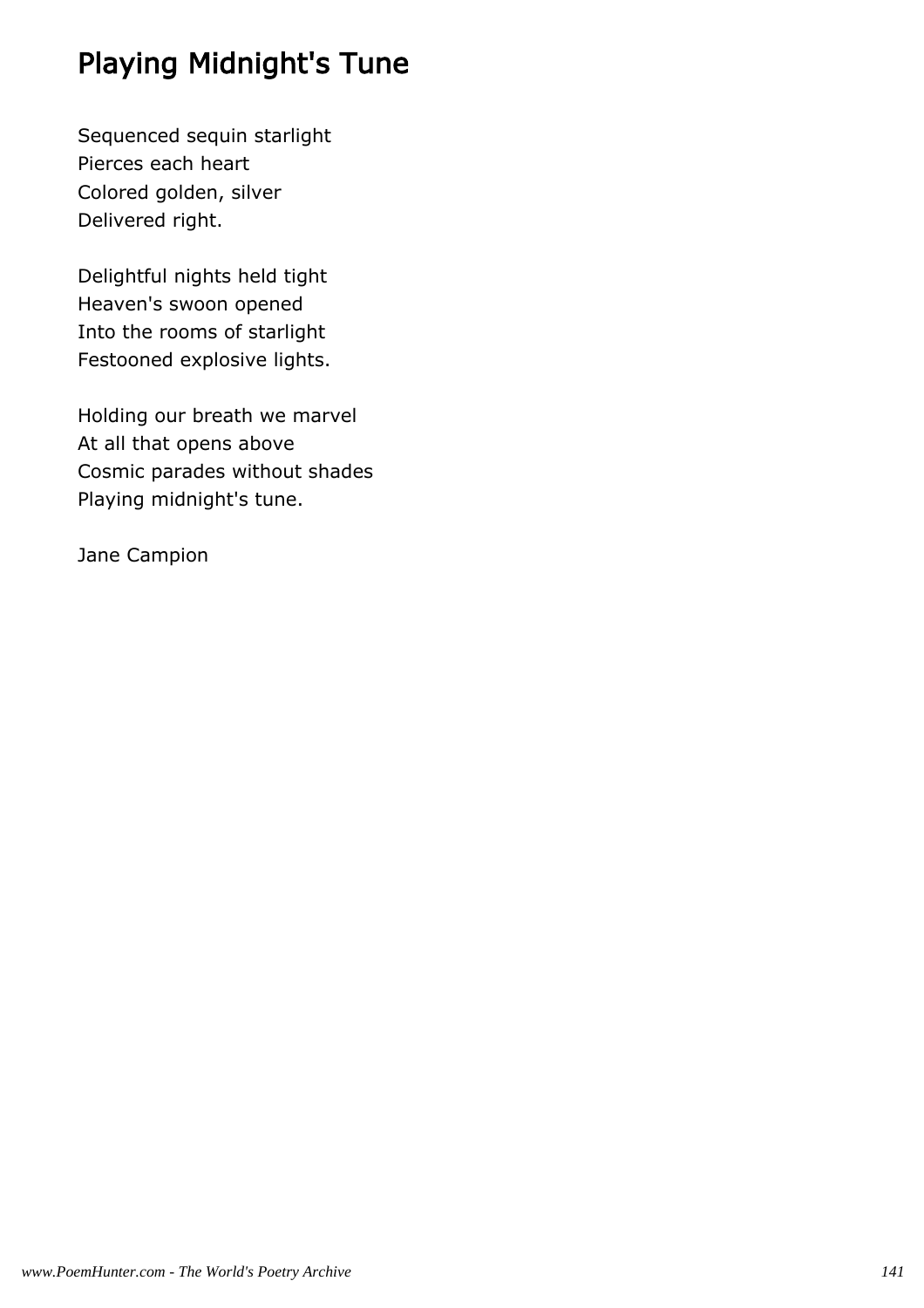# Playing Midnight's Tune

Sequenced sequin starlight  
Pierces each heart  
Colored golden, silver  
Delivered right.

Delightful nights held tight  
Heaven's swoon opened  
Into the rooms of starlight  
Festooned explosive lights.

Holding our breath we marvel  
At all that opens above  
Cosmic parades without shades  
Playing midnight's tune.

Jane Campion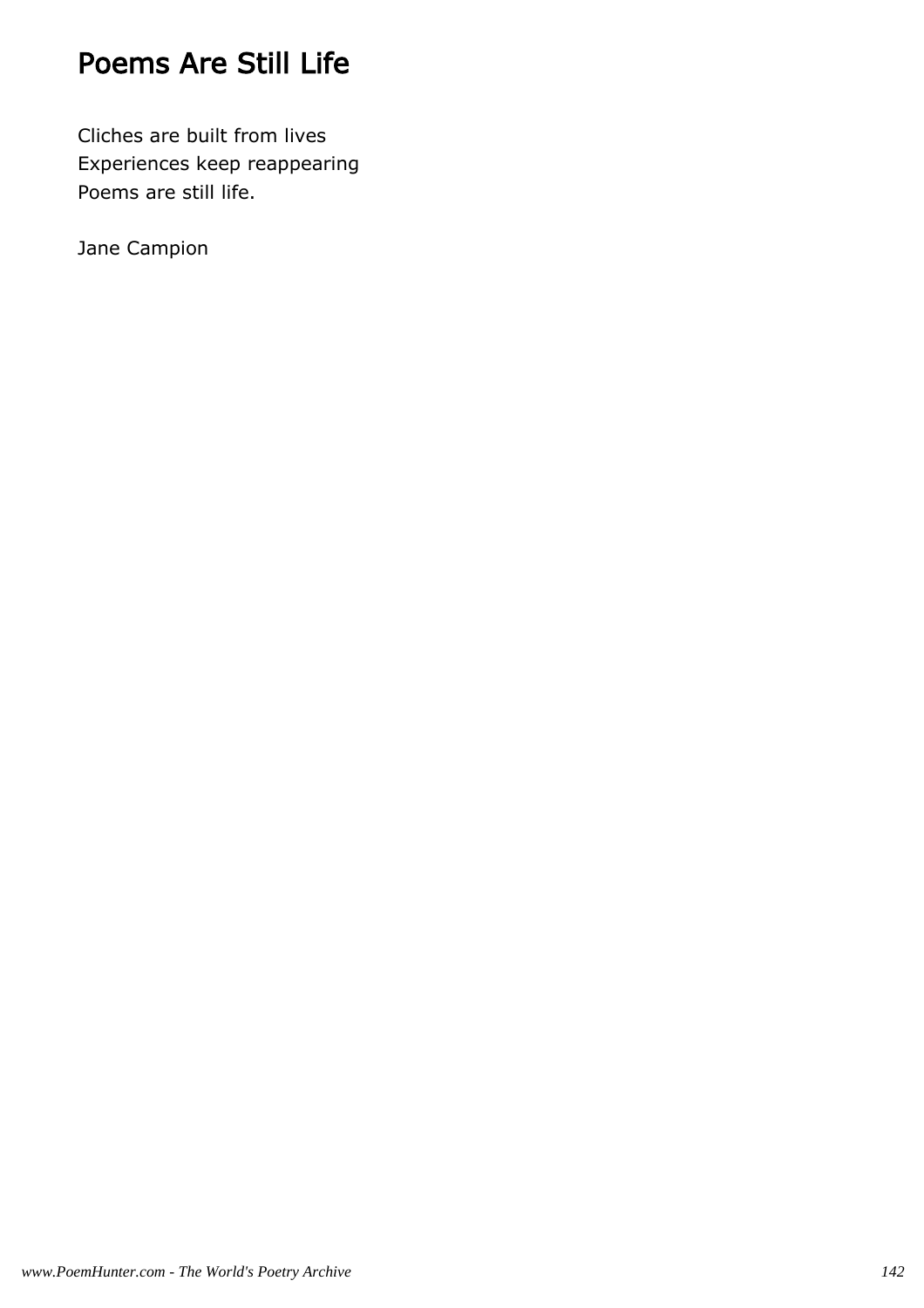# Poems Are Still Life

Cliches are built from lives
Experiences keep reappearing
Poems are still life.

Jane Campion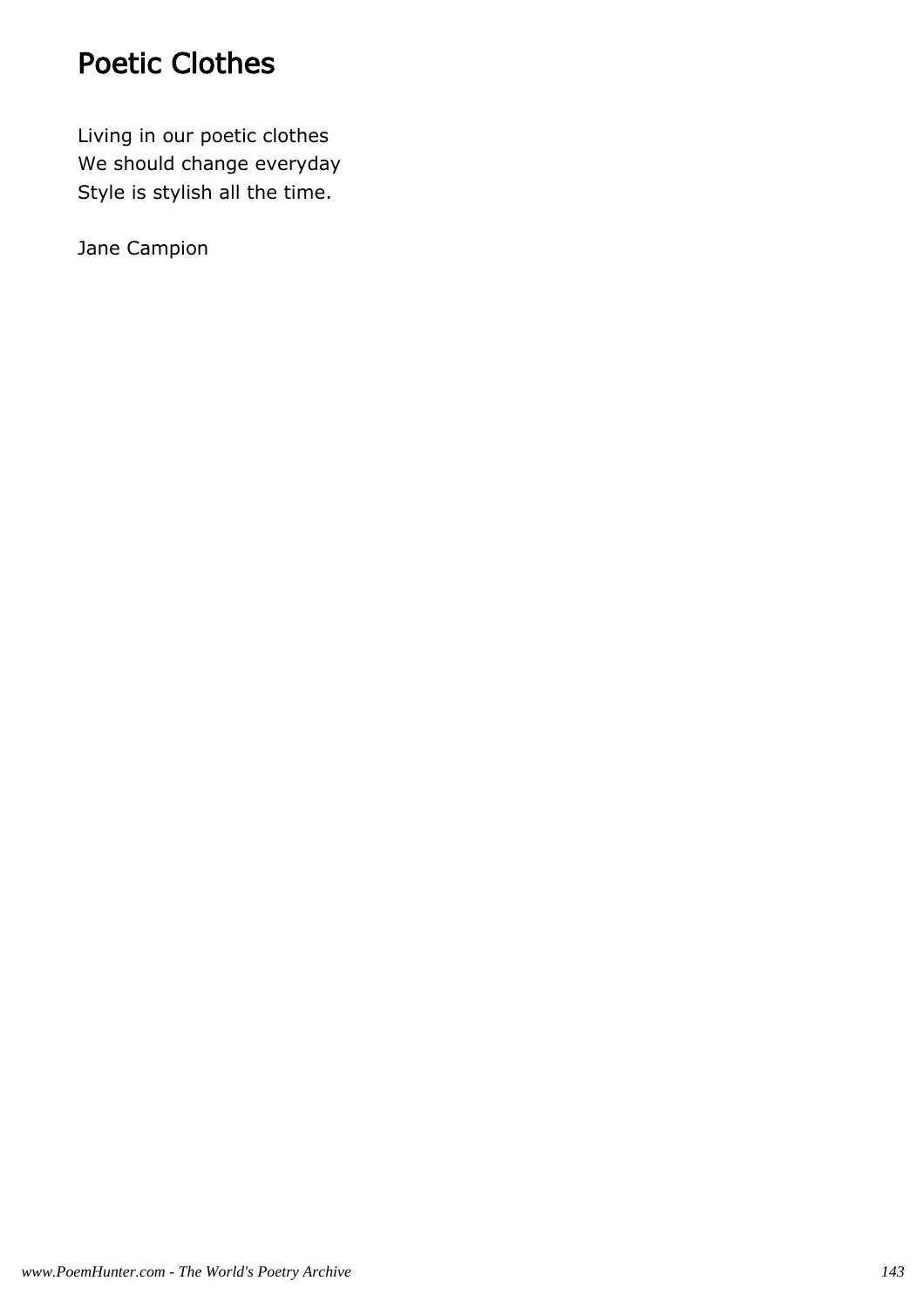# Poetic Clothes

Living in our poetic clothes
We should change everyday
Style is stylish all the time.

Jane Campion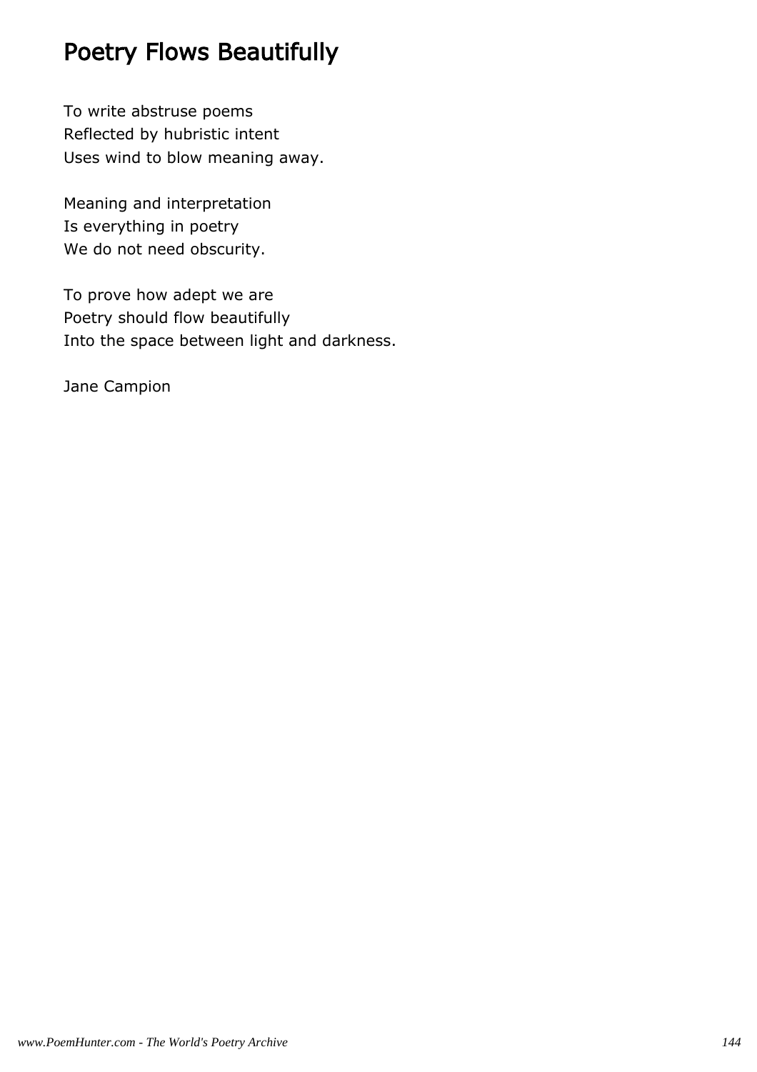# Poetry Flows Beautifully

To write abstruse poems
Reflected by hubristic intent
Uses wind to blow meaning away.

Meaning and interpretation
Is everything in poetry
We do not need obscurity.

To prove how adept we are
Poetry should flow beautifully
Into the space between light and darkness.

Jane Campion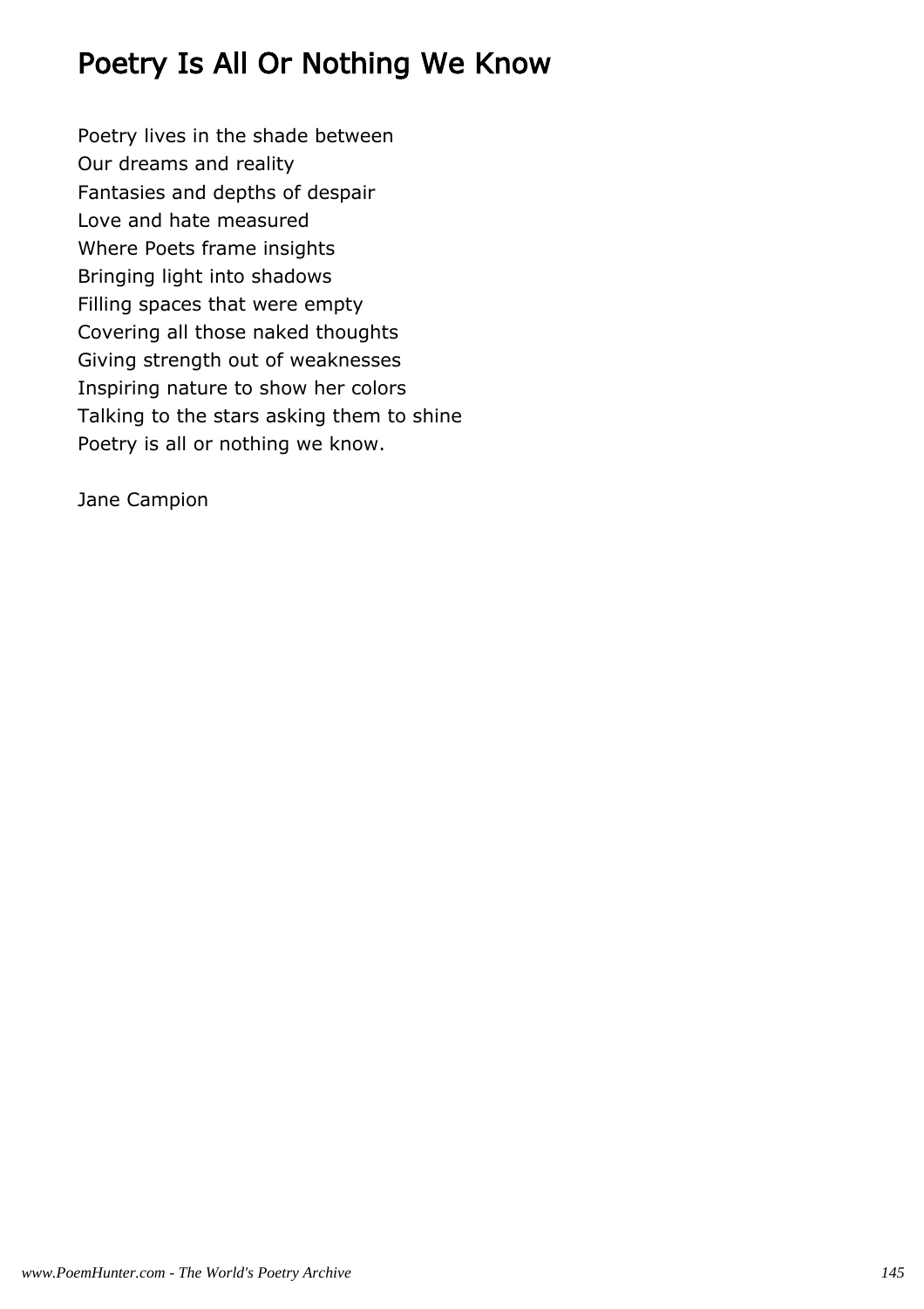# Poetry Is All Or Nothing We Know

Poetry lives in the shade between
Our dreams and reality
Fantasies and depths of despair
Love and hate measured
Where Poets frame insights
Bringing light into shadows
Filling spaces that were empty
Covering all those naked thoughts
Giving strength out of weaknesses
Inspiring nature to show her colors
Talking to the stars asking them to shine
Poetry is all or nothing we know.

Jane Campion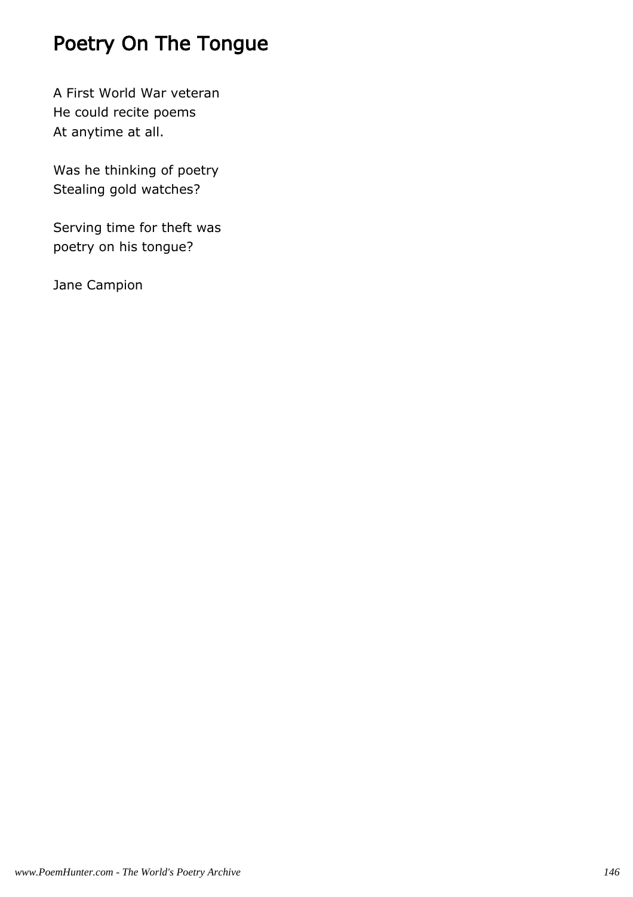# Poetry On The Tongue

A First World War veteran  
He could recite poems  
At anytime at all.

Was he thinking of poetry  
Stealing gold watches?

Serving time for theft was  
poetry on his tongue?

Jane Campion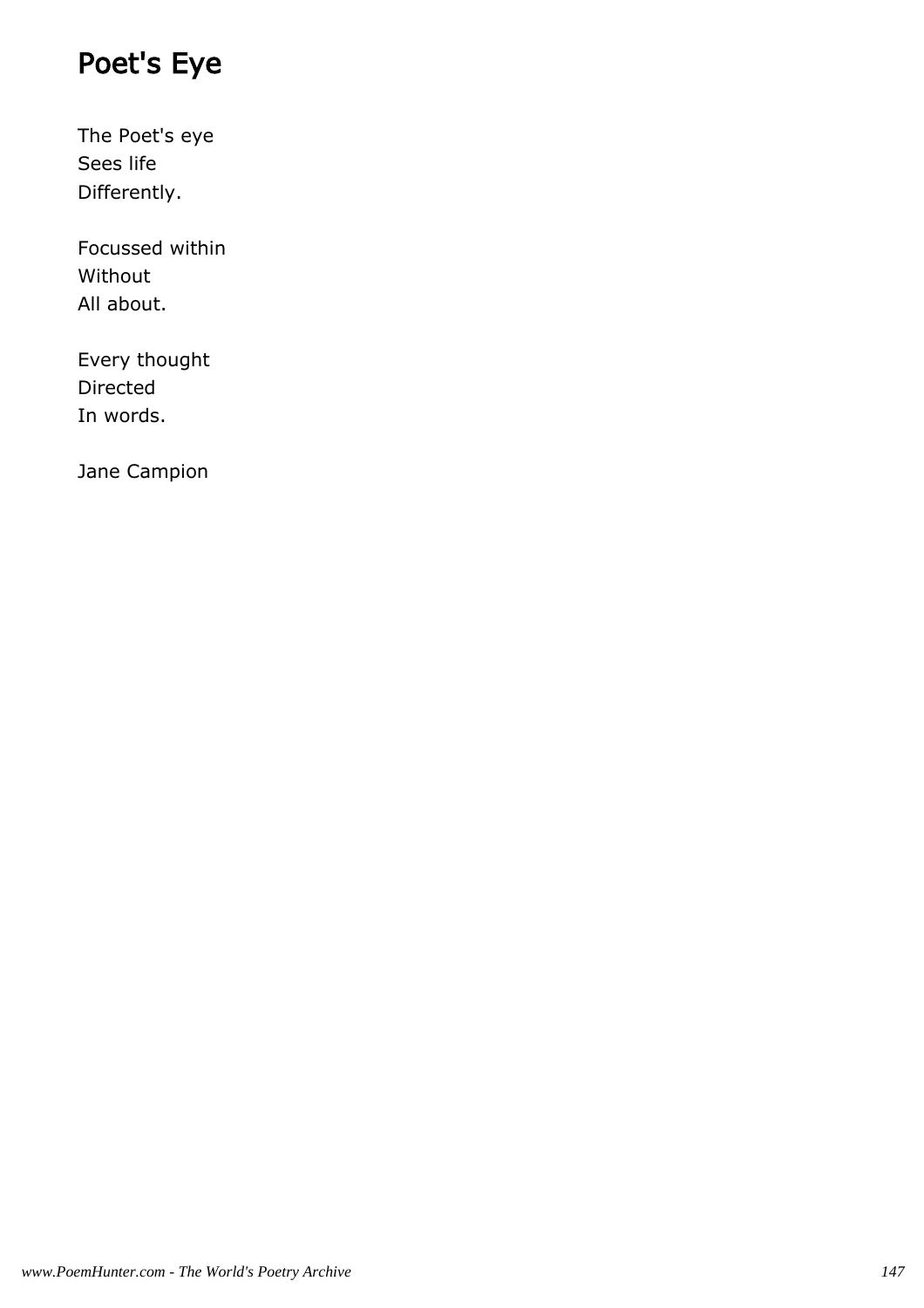# Poet's Eye

The Poet's eye  
Sees life  
Differently.

Focussed within  
Without  
All about.

Every thought  
Directed  
In words.

Jane Campion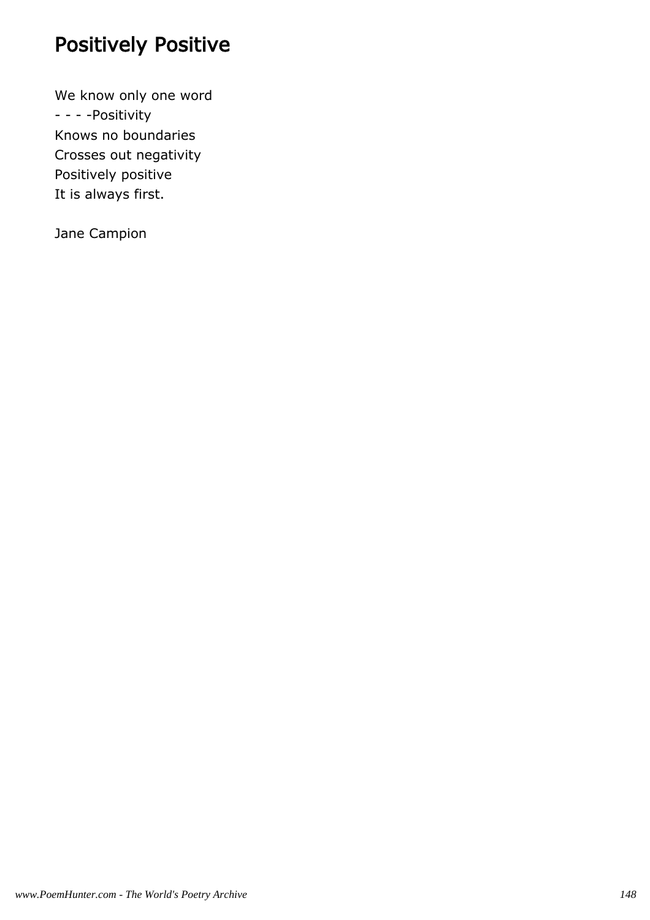# Positively Positive

We know only one word
- - - -Positivity
Knows no boundaries
Crosses out negativity
Positively positive
It is always first.

Jane Campion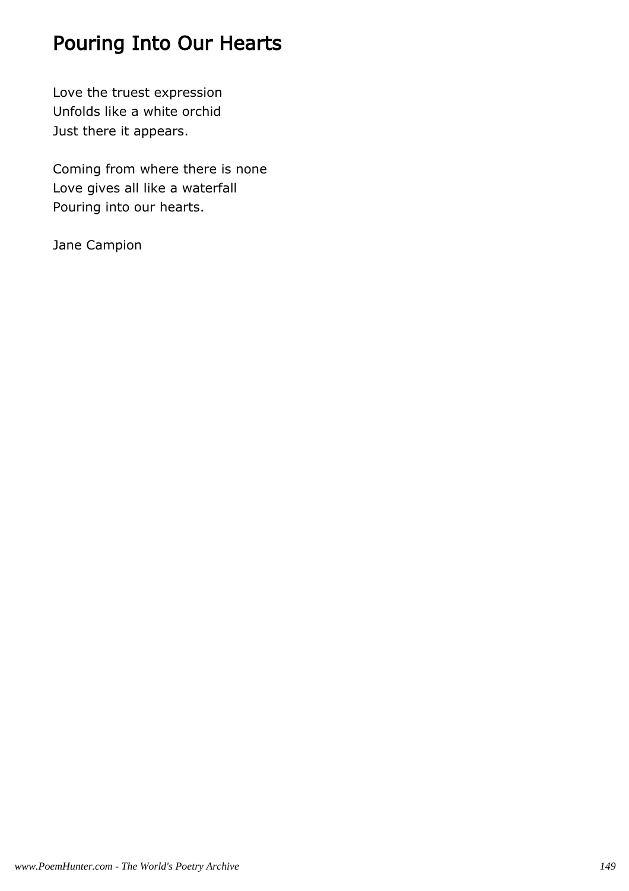# Pouring Into Our Hearts

Love the truest expression  
Unfolds like a white orchid  
Just there it appears.

Coming from where there is none  
Love gives all like a waterfall  
Pouring into our hearts.

Jane Campion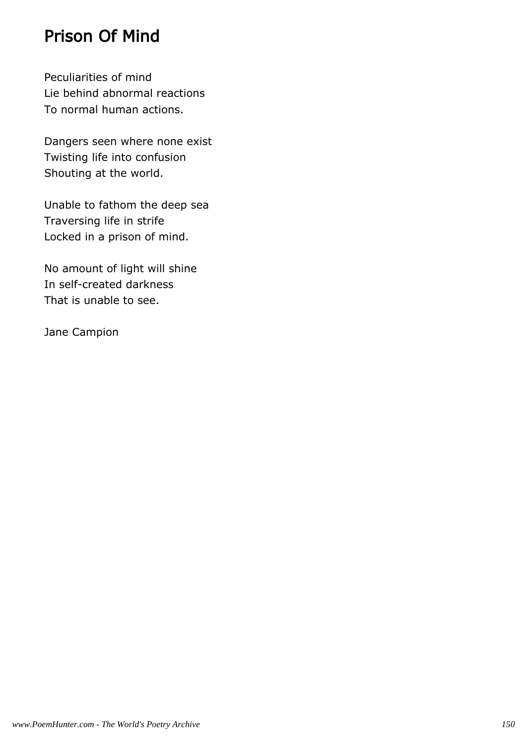# Prison Of Mind

Peculiarities of mind
Lie behind abnormal reactions
To normal human actions.

Dangers seen where none exist
Twisting life into confusion
Shouting at the world.

Unable to fathom the deep sea
Traversing life in strife
Locked in a prison of mind.

No amount of light will shine
In self-created darkness
That is unable to see.

Jane Campion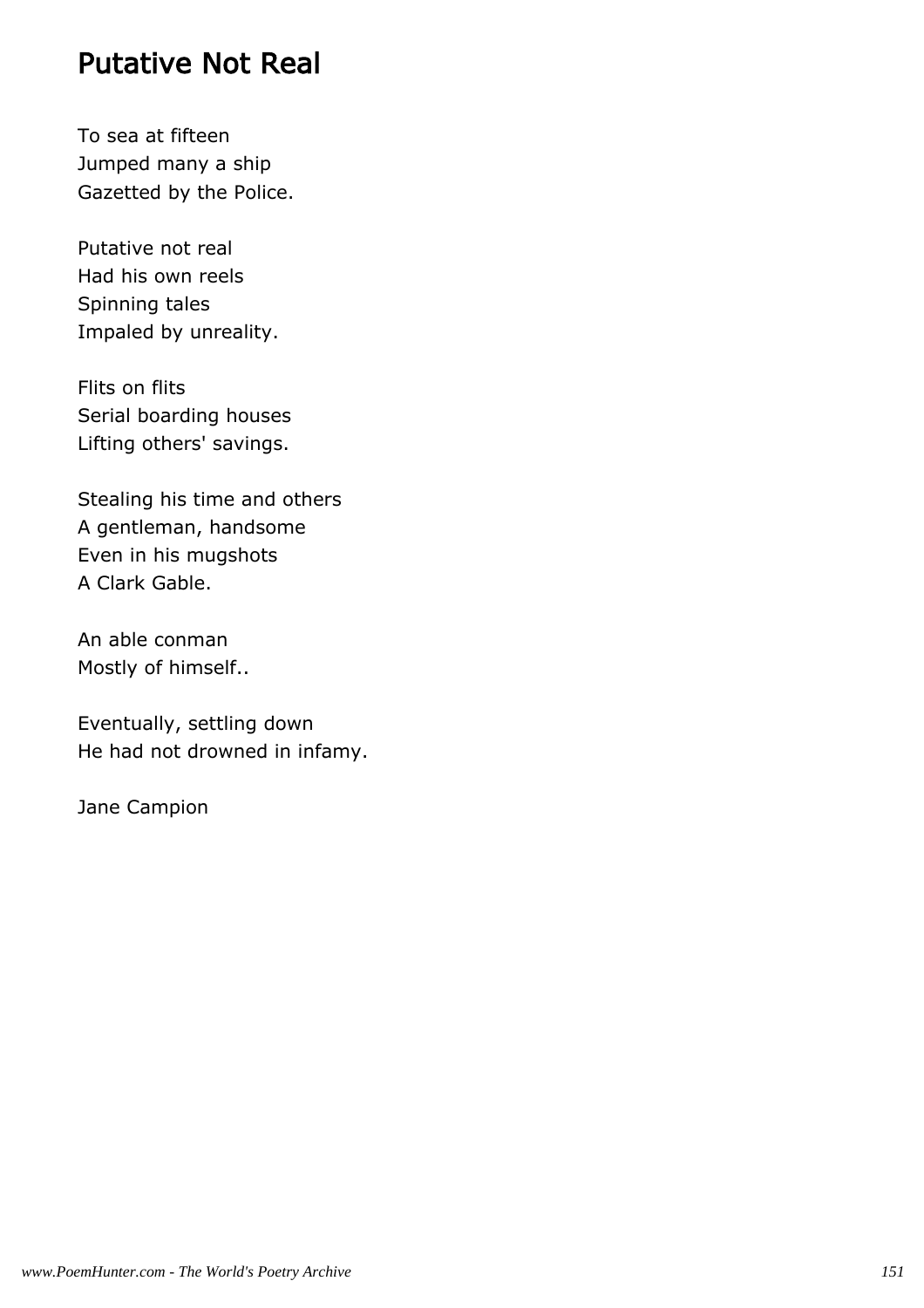## Putative Not Real

To sea at fifteen
Jumped many a ship
Gazetted by the Police.

Putative not real
Had his own reels
Spinning tales
Impaled by unreality.

Flits on flits
Serial boarding houses
Lifting others' savings.

Stealing his time and others
A gentleman, handsome
Even in his mugshots
A Clark Gable.

An able conman
Mostly of himself..

Eventually, settling down
He had not drowned in infamy.

Jane Campion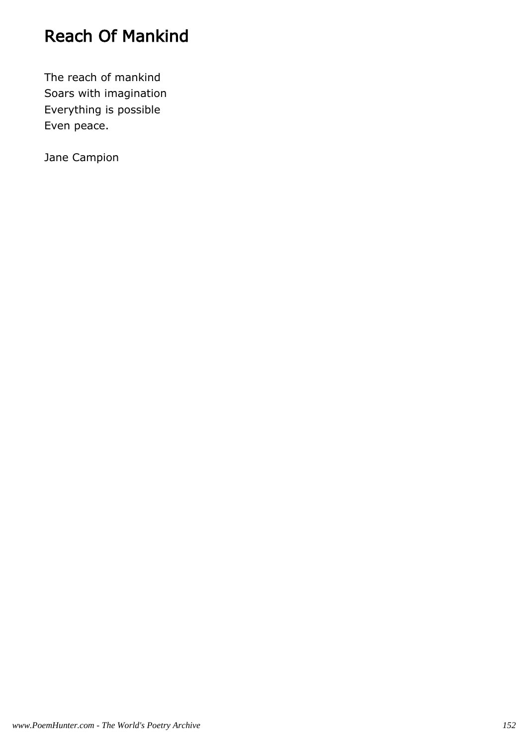# Reach Of Mankind

The reach of mankind  
Soars with imagination  
Everything is possible  
Even peace.

Jane Campion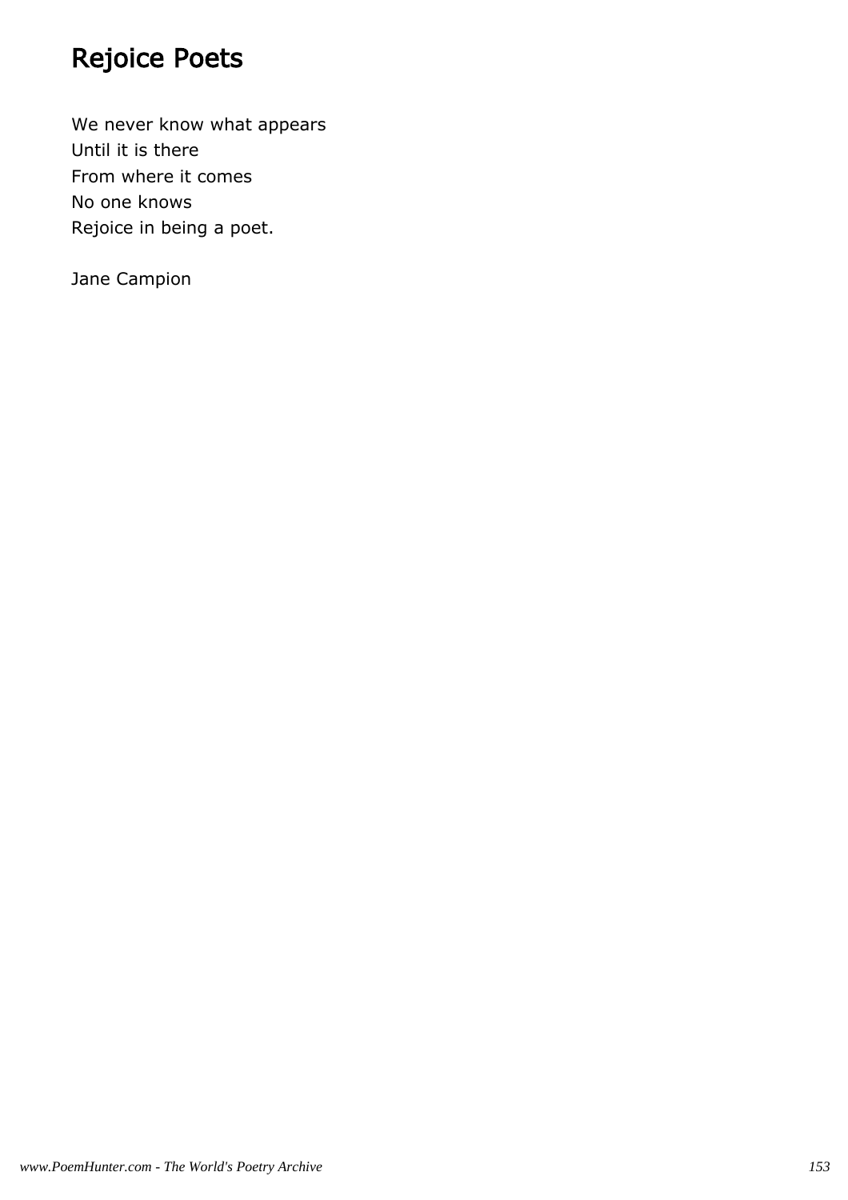# Rejoice Poets

We never know what appears  
Until it is there  
From where it comes  
No one knows  
Rejoice in being a poet.

Jane Campion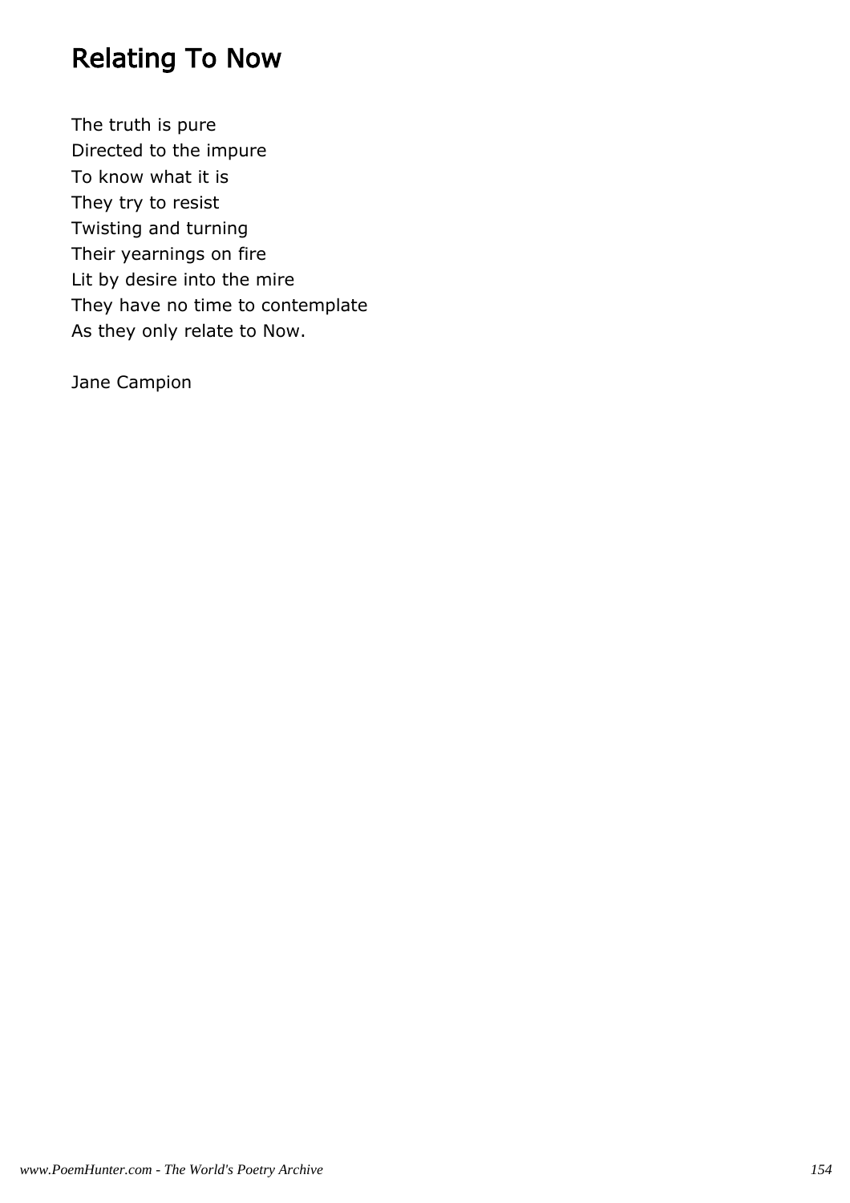# Relating To Now

The truth is pure
Directed to the impure
To know what it is
They try to resist
Twisting and turning
Their yearnings on fire
Lit by desire into the mire
They have no time to contemplate
As they only relate to Now.

Jane Campion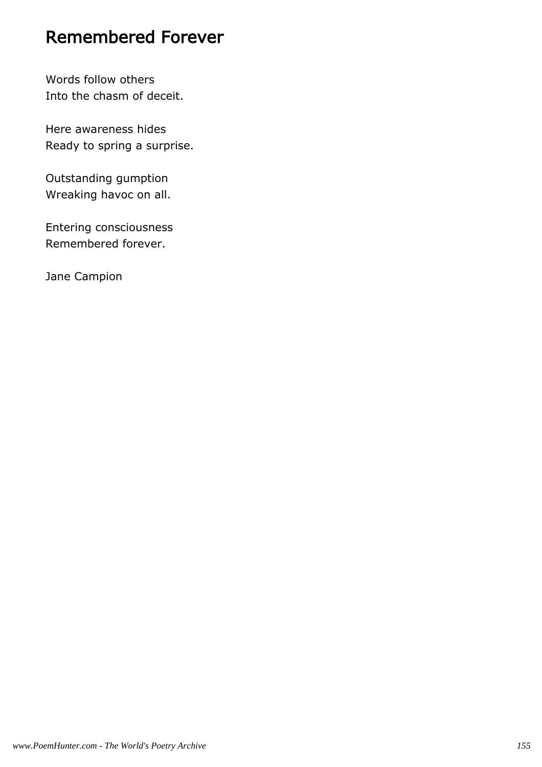# Remembered Forever

Words follow others  
Into the chasm of deceit.

Here awareness hides  
Ready to spring a surprise.

Outstanding gumption  
Wreaking havoc on all.

Entering consciousness  
Remembered forever.

Jane Campion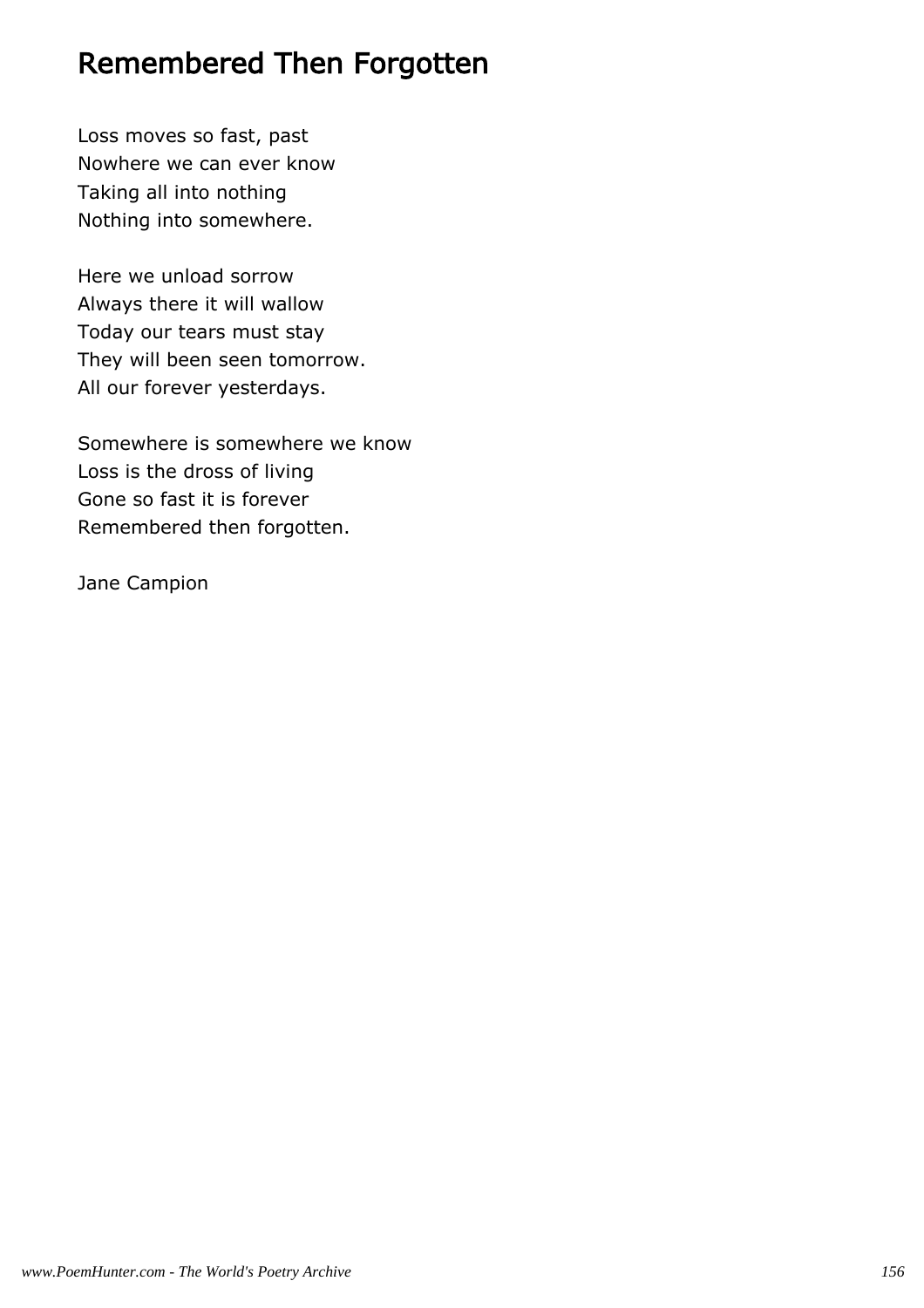# Remembered Then Forgotten

Loss moves so fast, past
Nowhere we can ever know
Taking all into nothing
Nothing into somewhere.

Here we unload sorrow
Always there it will wallow
Today our tears must stay
They will been seen tomorrow.
All our forever yesterdays.

Somewhere is somewhere we know
Loss is the dross of living
Gone so fast it is forever
Remembered then forgotten.

Jane Campion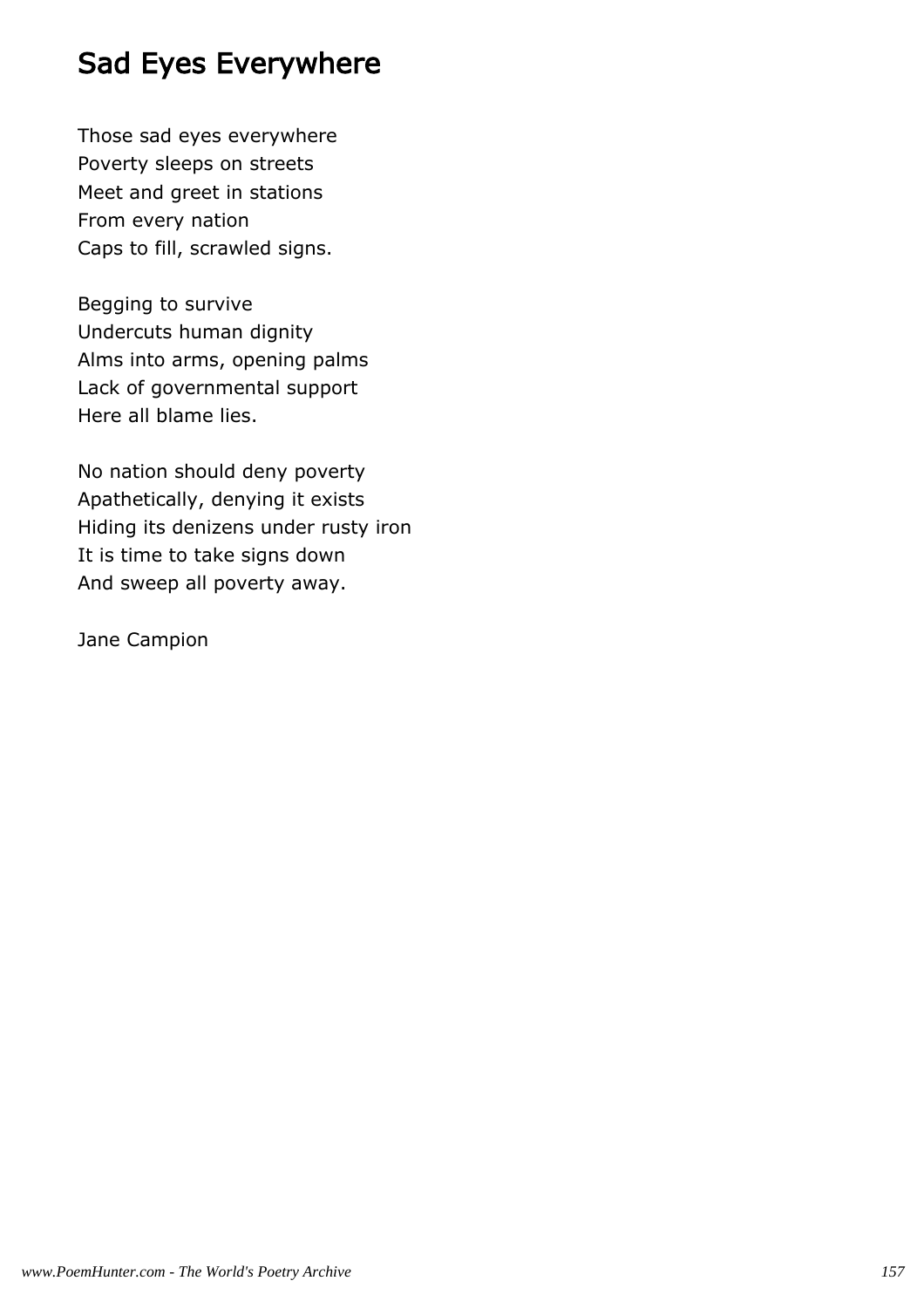# Sad Eyes Everywhere

Those sad eyes everywhere
Poverty sleeps on streets
Meet and greet in stations
From every nation
Caps to fill, scrawled signs.

Begging to survive
Undercuts human dignity
Alms into arms, opening palms
Lack of governmental support
Here all blame lies.

No nation should deny poverty
Apathetically, denying it exists
Hiding its denizens under rusty iron
It is time to take signs down
And sweep all poverty away.

Jane Campion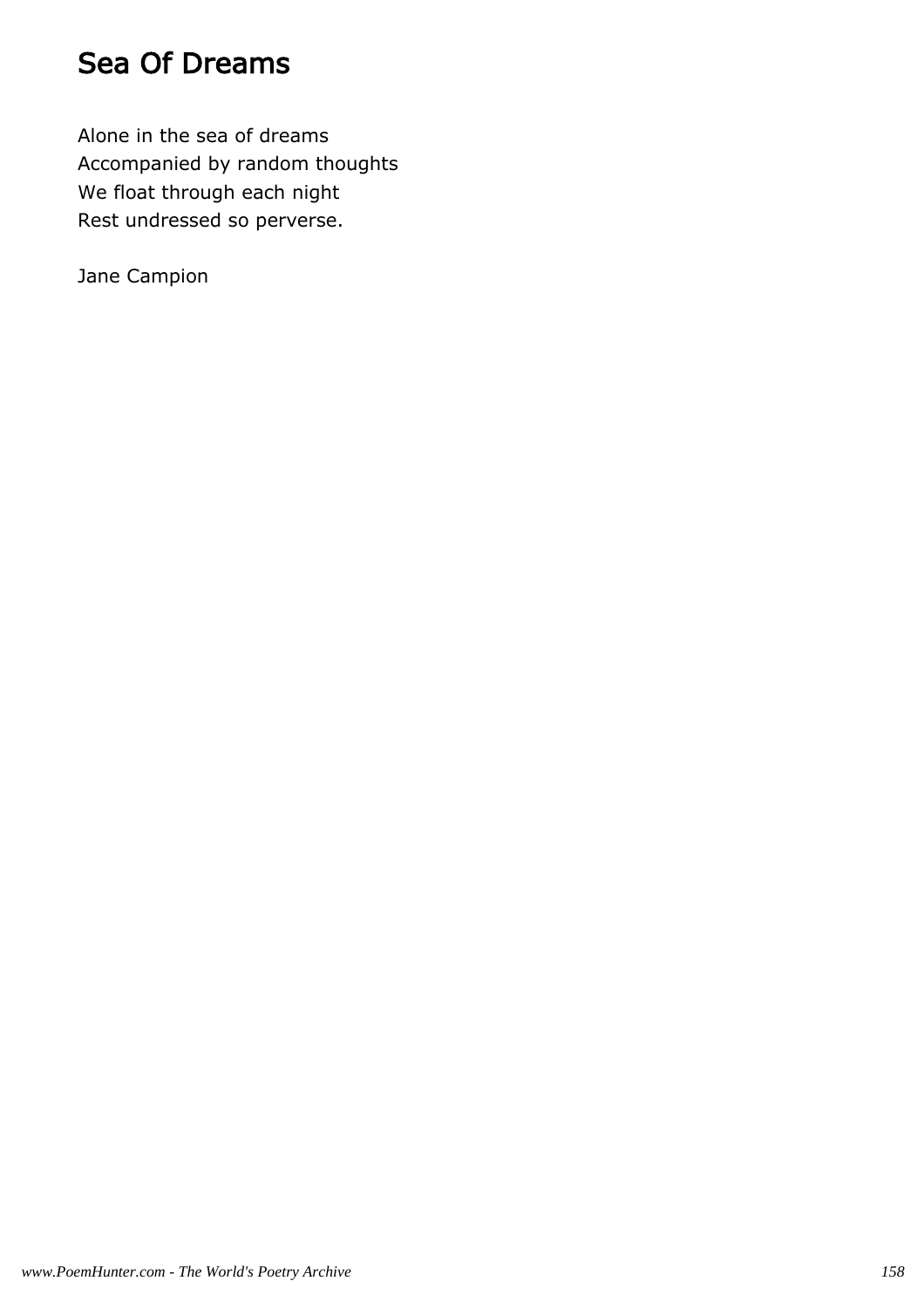# Sea Of Dreams

Alone in the sea of dreams
Accompanied by random thoughts
We float through each night
Rest undressed so perverse.

Jane Campion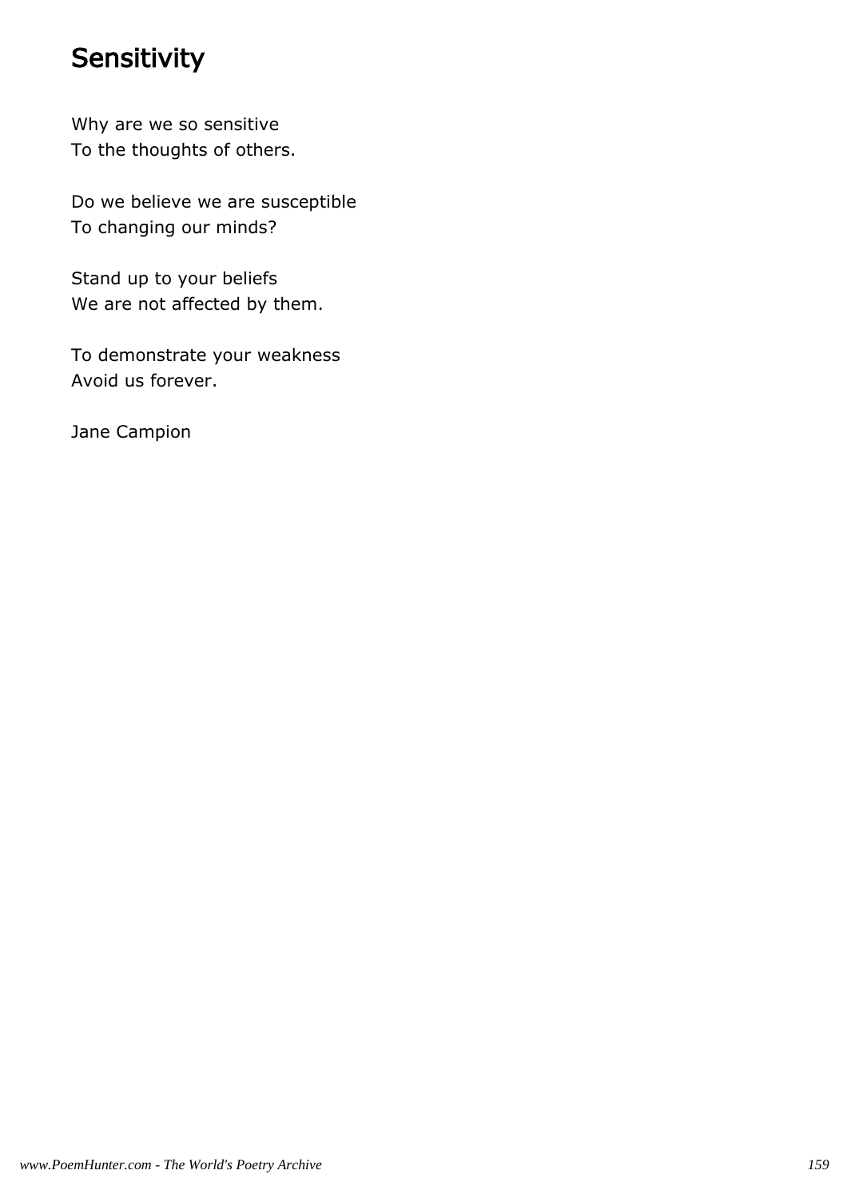# Sensitivity

Why are we so sensitive  
To the thoughts of others.

Do we believe we are susceptible  
To changing our minds?

Stand up to your beliefs  
We are not affected by them.

To demonstrate your weakness  
Avoid us forever.

Jane Campion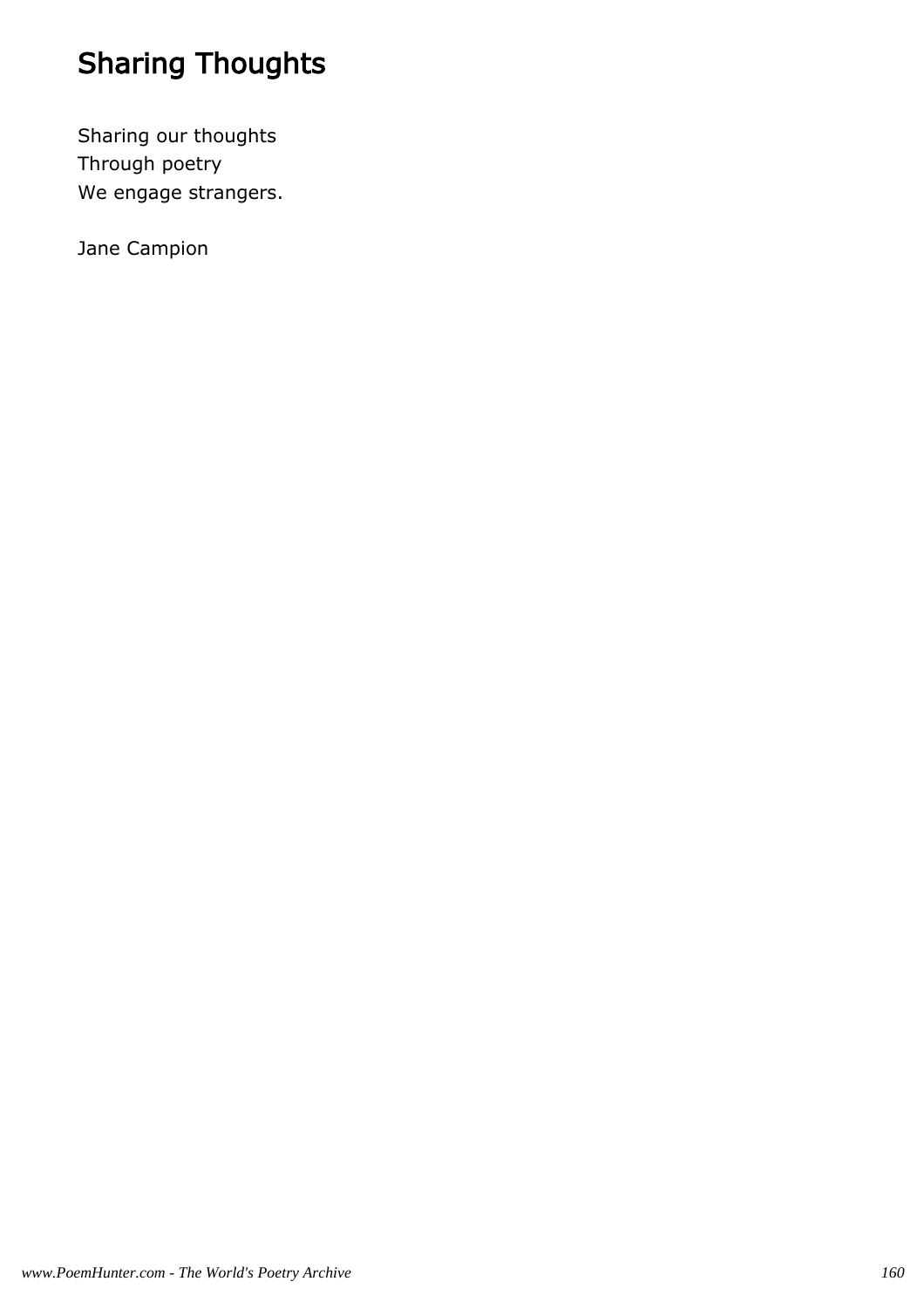# Sharing Thoughts

Sharing our thoughts  
Through poetry  
We engage strangers.

Jane Campion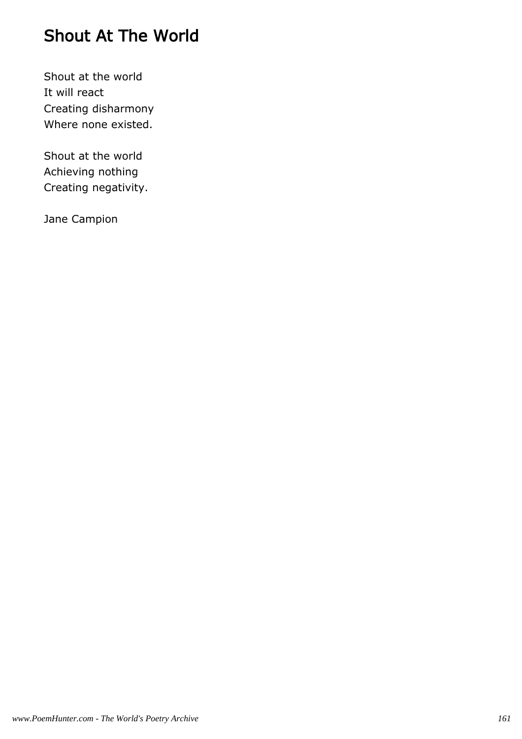# Shout At The World

Shout at the world  
It will react  
Creating disharmony  
Where none existed.

Shout at the world  
Achieving nothing  
Creating negativity.

Jane Campion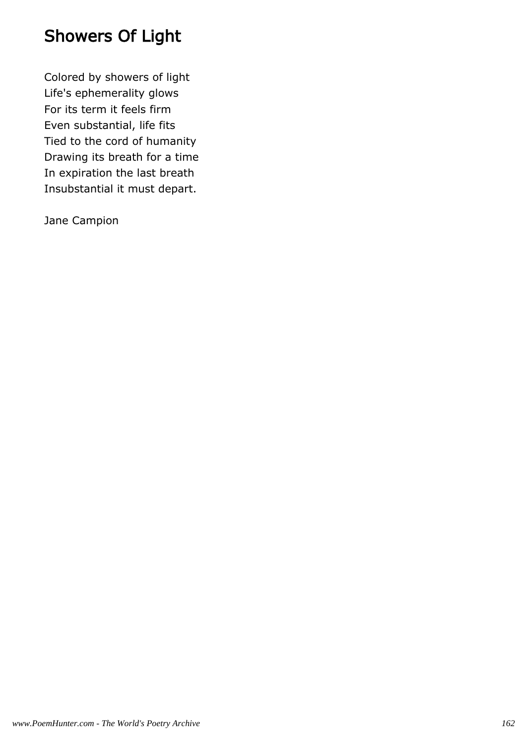# Showers Of Light

Colored by showers of light
Life's ephemerality glows
For its term it feels firm
Even substantial, life fits
Tied to the cord of humanity
Drawing its breath for a time
In expiration the last breath
Insubstantial it must depart.

Jane Campion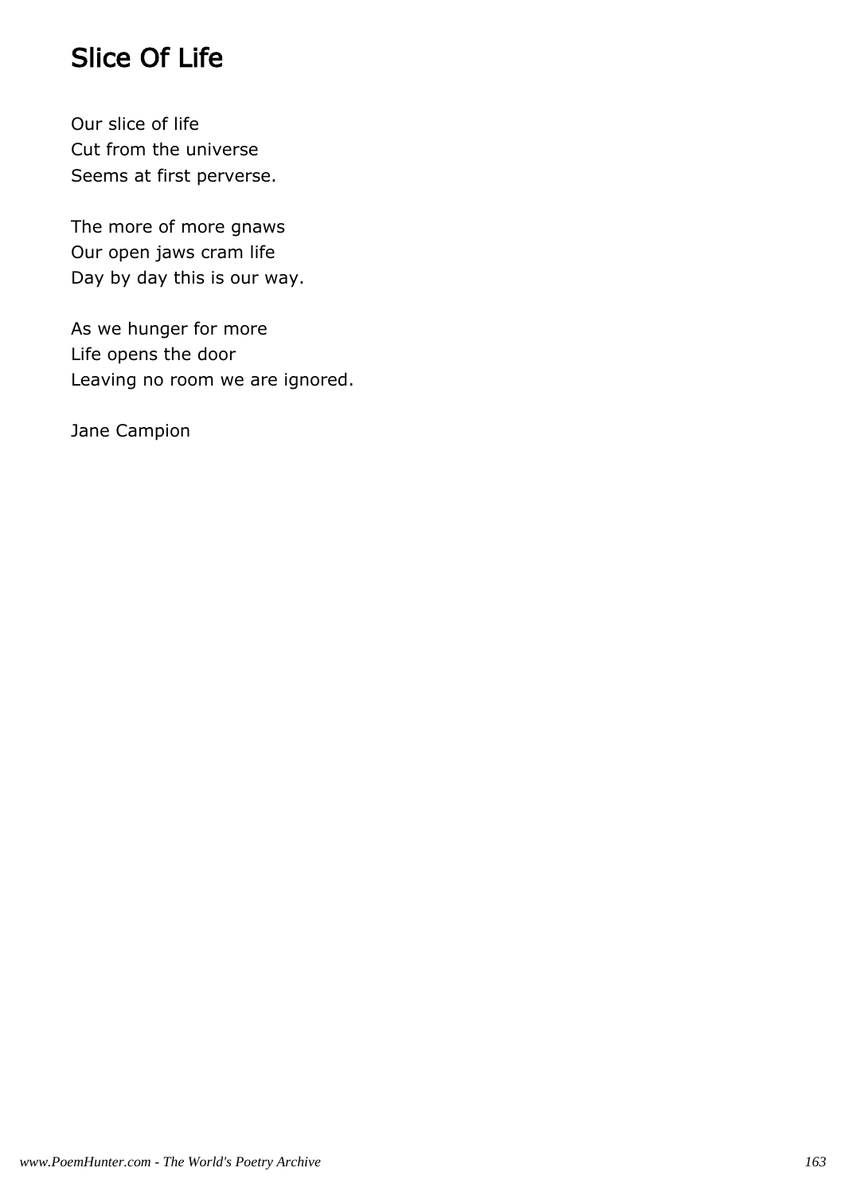# Slice Of Life

Our slice of life
Cut from the universe
Seems at first perverse.

The more of more gnaws
Our open jaws cram life
Day by day this is our way.

As we hunger for more
Life opens the door
Leaving no room we are ignored.

Jane Campion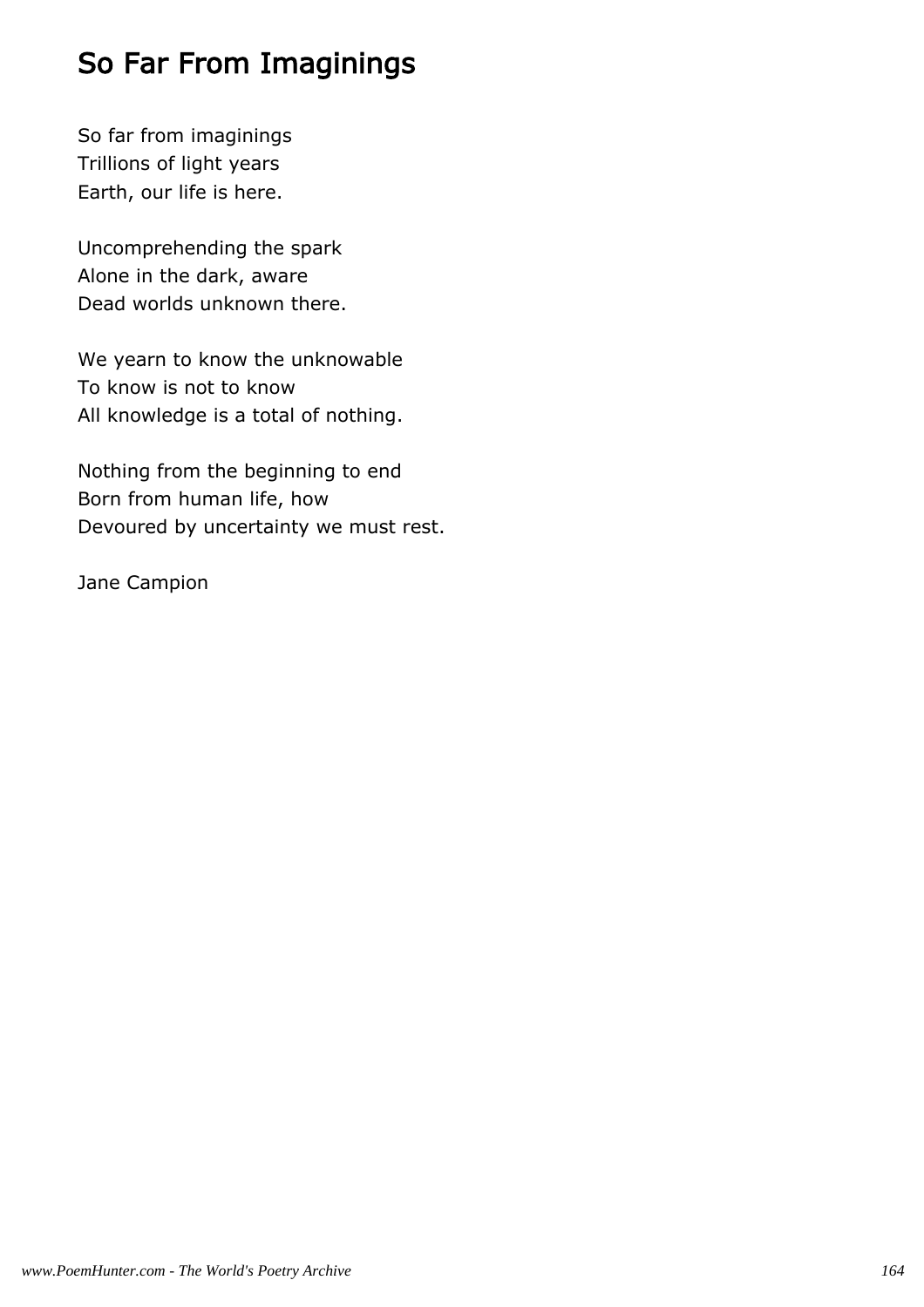# So Far From Imaginings

So far from imaginings
Trillions of light years
Earth, our life is here.

Uncomprehending the spark
Alone in the dark, aware
Dead worlds unknown there.

We yearn to know the unknowable
To know is not to know
All knowledge is a total of nothing.

Nothing from the beginning to end
Born from human life, how
Devoured by uncertainty we must rest.

Jane Campion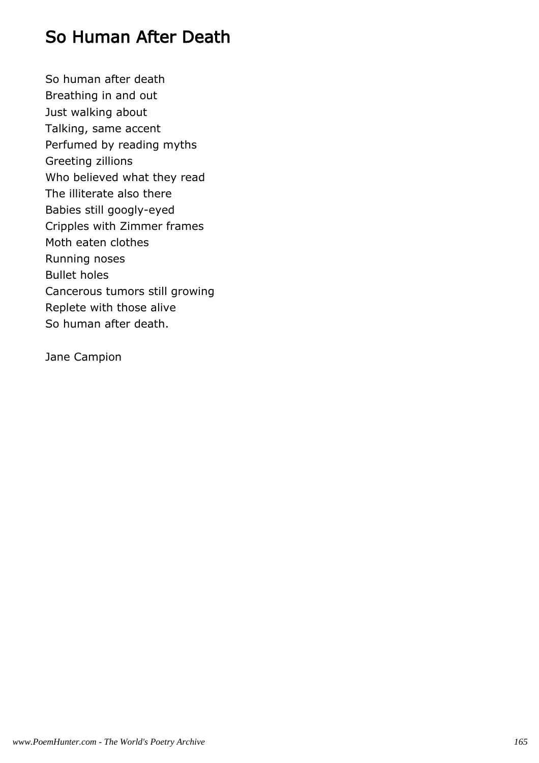# So Human After Death

So human after death
Breathing in and out
Just walking about
Talking, same accent
Perfumed by reading myths
Greeting zillions
Who believed what they read
The illiterate also there
Babies still googly-eyed
Cripples with Zimmer frames
Moth eaten clothes
Running noses
Bullet holes
Cancerous tumors still growing
Replete with those alive
So human after death.

Jane Campion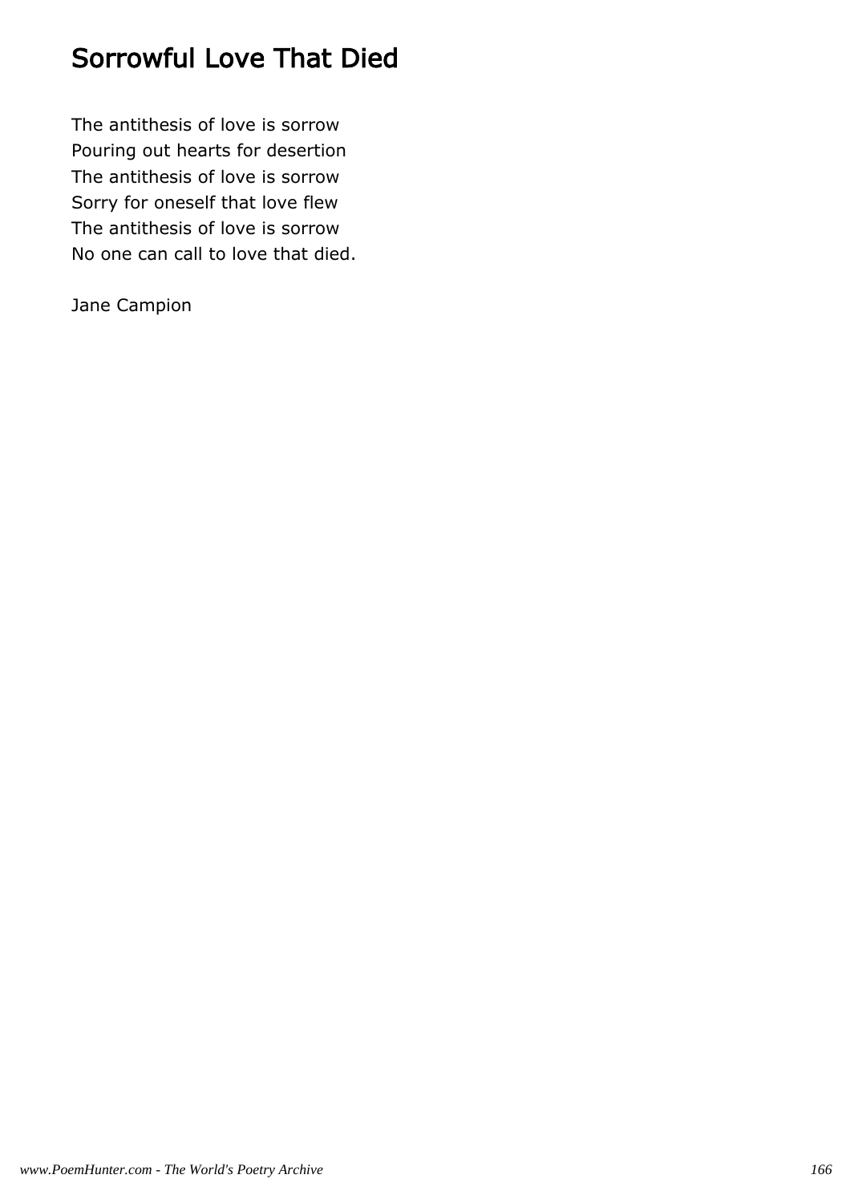# Sorrowful Love That Died

The antithesis of love is sorrow
Pouring out hearts for desertion
The antithesis of love is sorrow
Sorry for oneself that love flew
The antithesis of love is sorrow
No one can call to love that died.

Jane Campion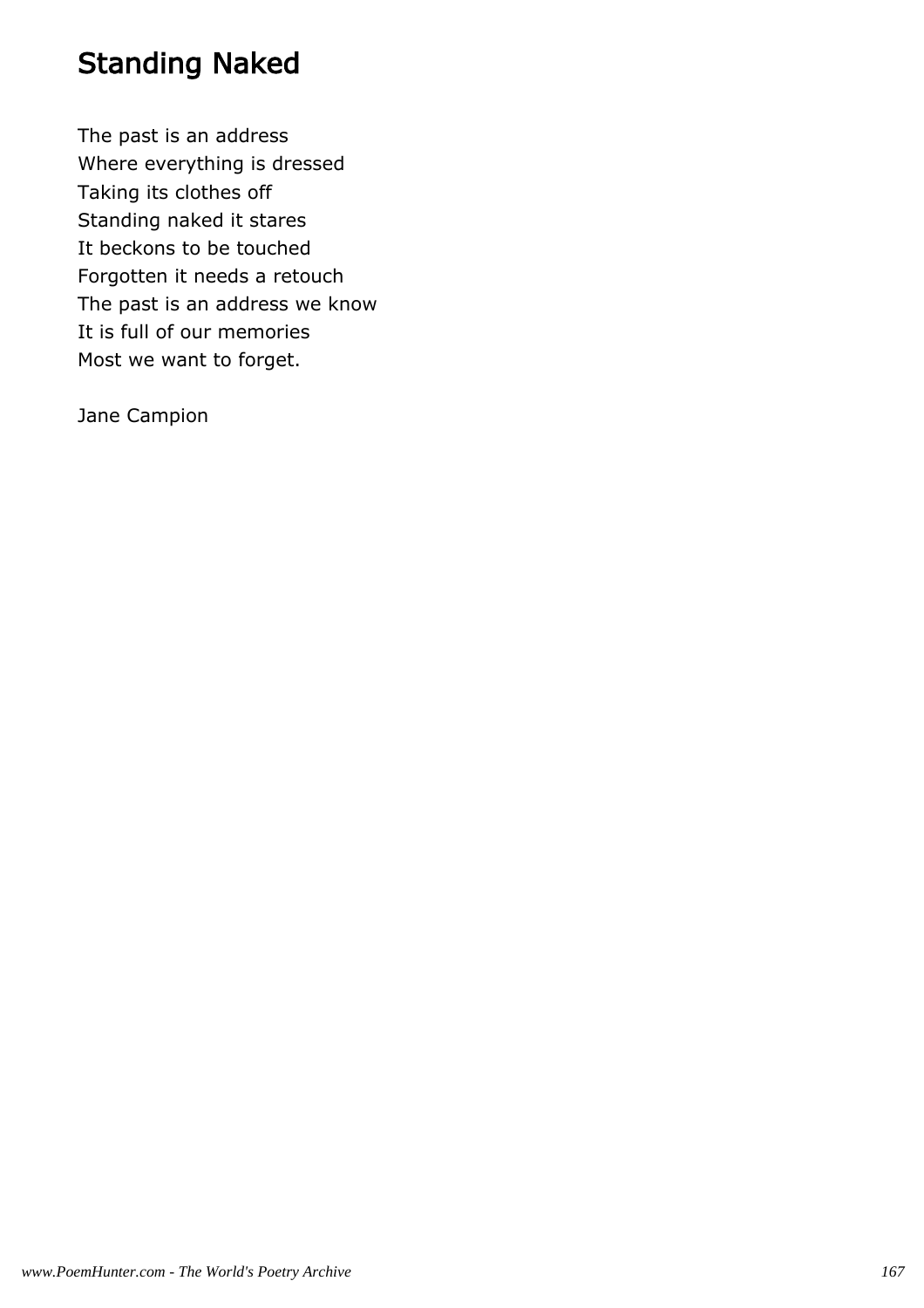# Standing Naked

The past is an address  
Where everything is dressed  
Taking its clothes off  
Standing naked it stares  
It beckons to be touched  
Forgotten it needs a retouch  
The past is an address we know  
It is full of our memories  
Most we want to forget.

Jane Campion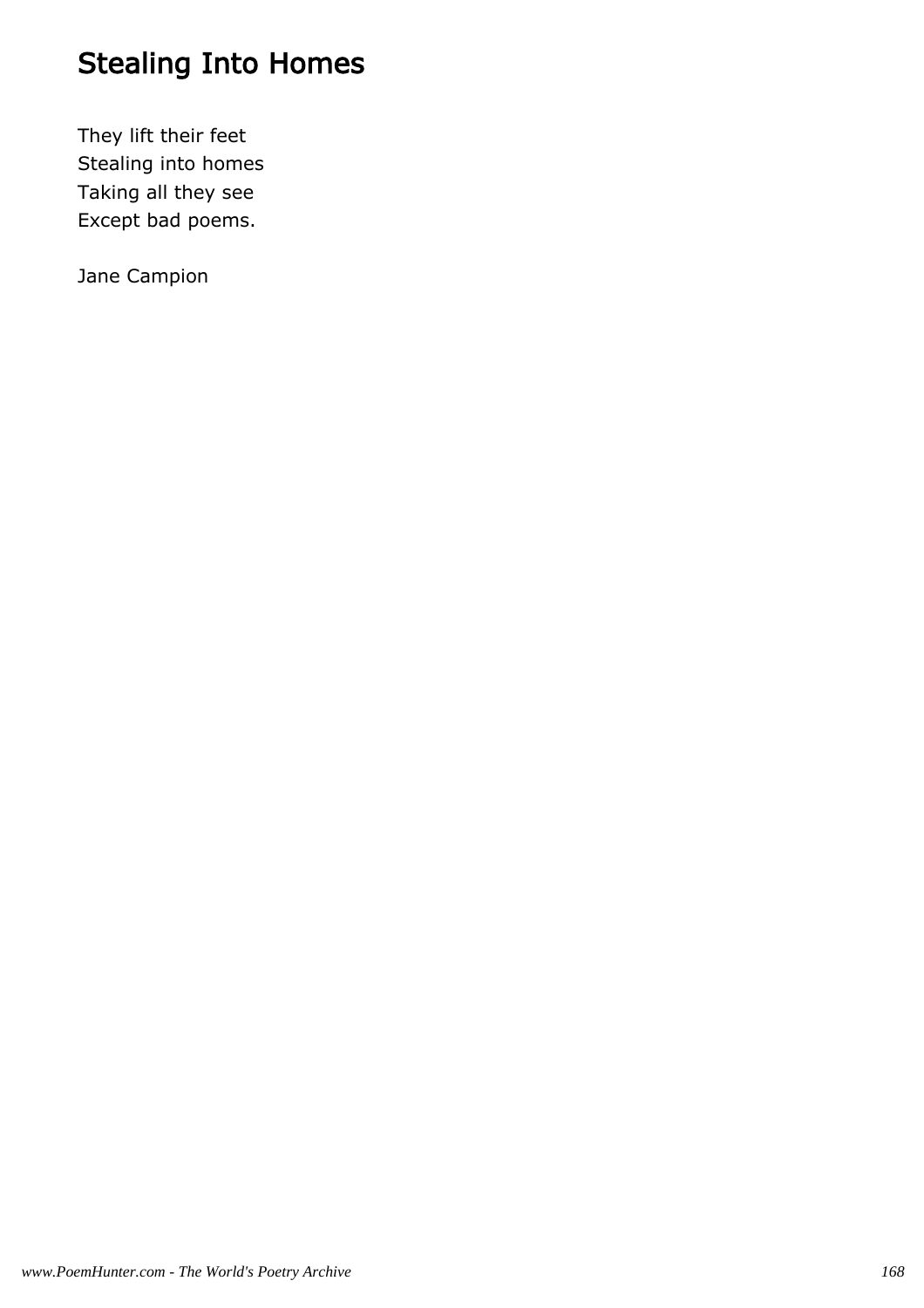# Stealing Into Homes

They lift their feet  
Stealing into homes  
Taking all they see  
Except bad poems.

Jane Campion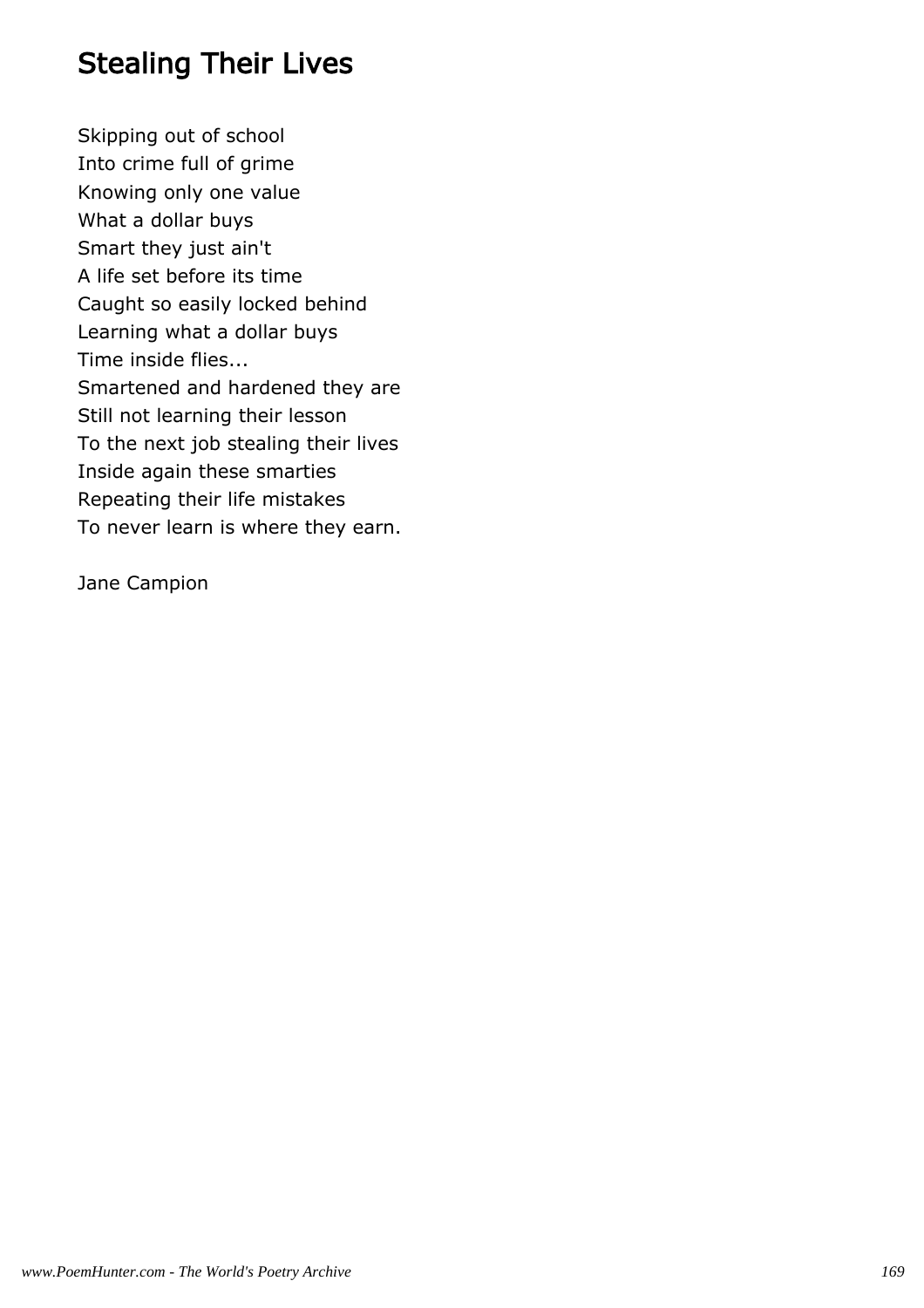## Stealing Their Lives

Skipping out of school
Into crime full of grime
Knowing only one value
What a dollar buys
Smart they just ain't
A life set before its time
Caught so easily locked behind
Learning what a dollar buys
Time inside flies...
Smartened and hardened they are
Still not learning their lesson
To the next job stealing their lives
Inside again these smarties
Repeating their life mistakes
To never learn is where they earn.

Jane Campion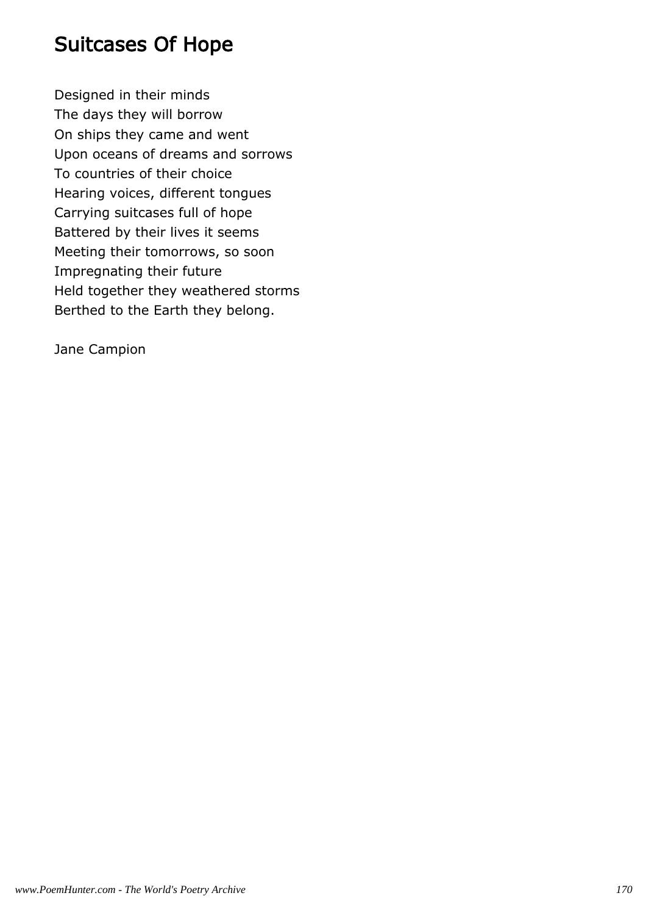# Suitcases Of Hope

Designed in their minds
The days they will borrow
On ships they came and went
Upon oceans of dreams and sorrows
To countries of their choice
Hearing voices, different tongues
Carrying suitcases full of hope
Battered by their lives it seems
Meeting their tomorrows, so soon
Impregnating their future
Held together they weathered storms
Berthed to the Earth they belong.

Jane Campion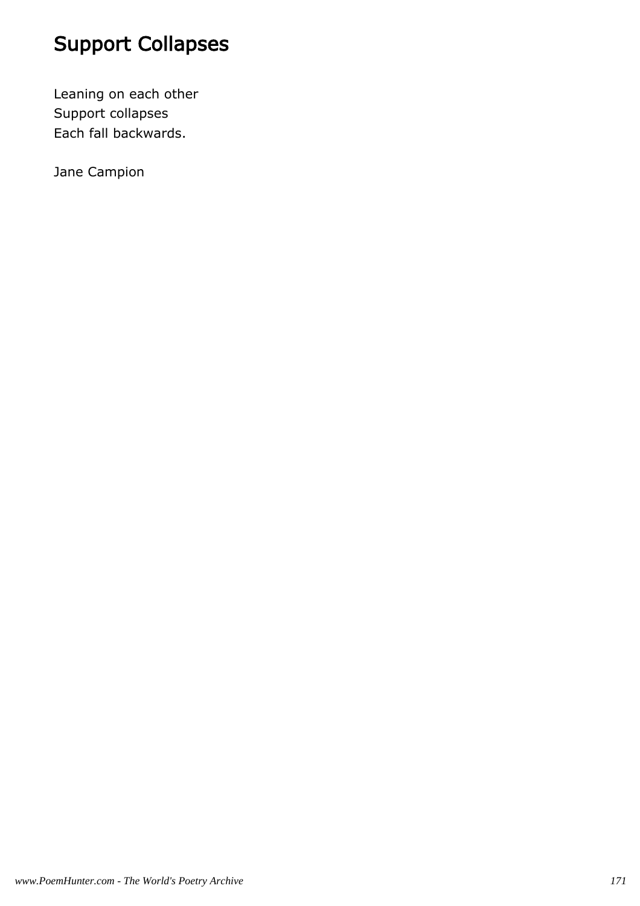# Support Collapses

Leaning on each other
Support collapses
Each fall backwards.

Jane Campion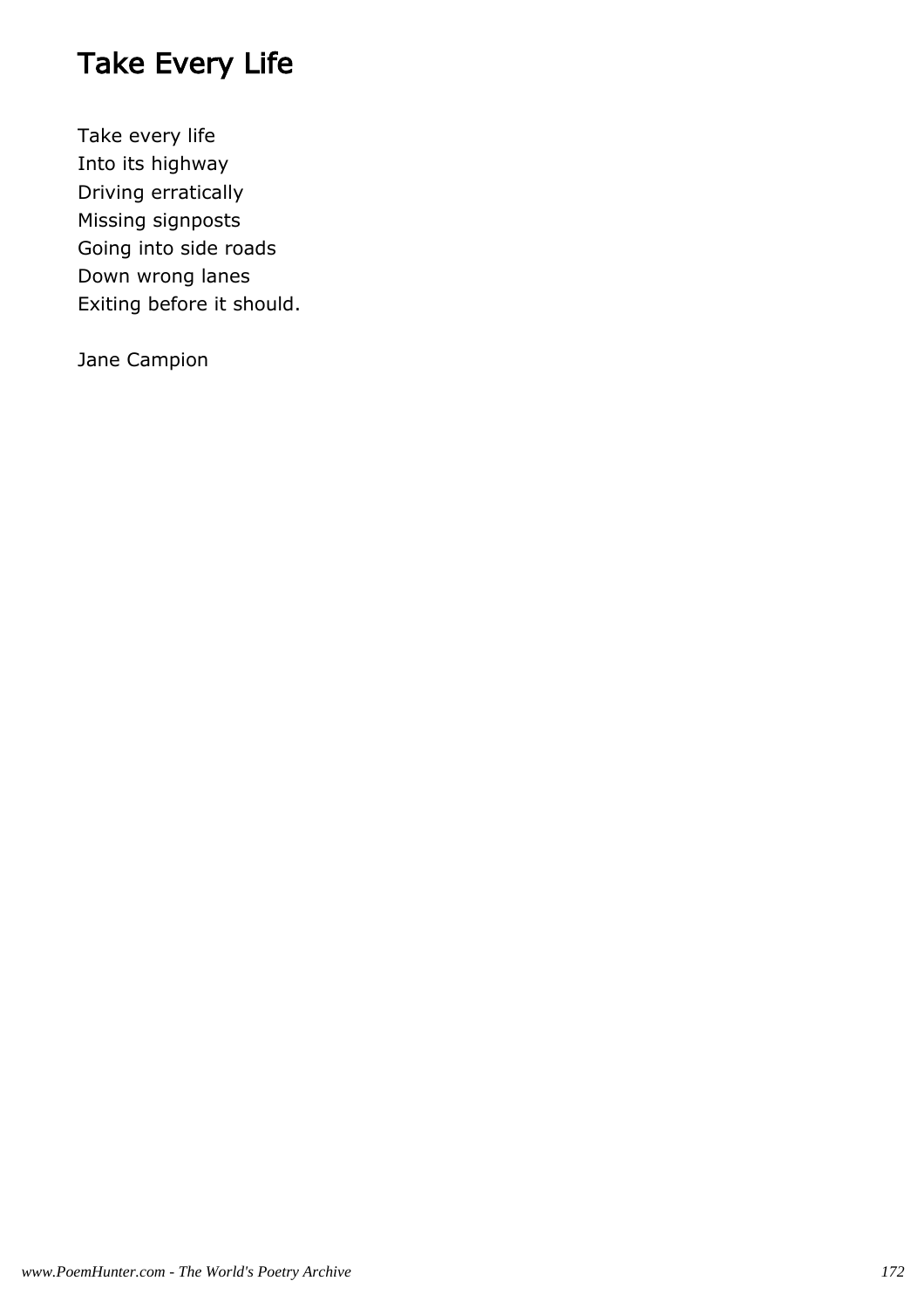# Take Every Life

Take every life
Into its highway
Driving erratically
Missing signposts
Going into side roads
Down wrong lanes
Exiting before it should.

Jane Campion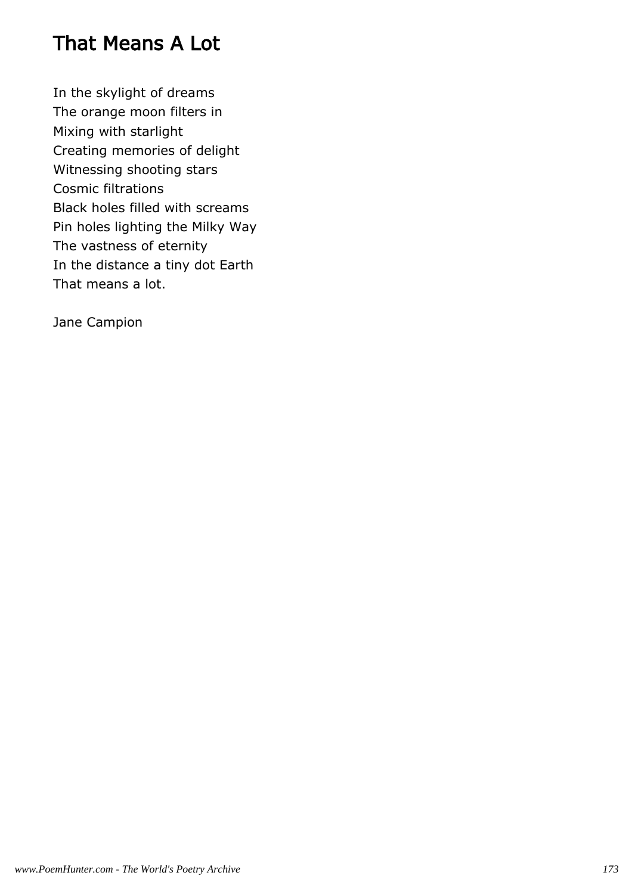# That Means A Lot

In the skylight of dreams
The orange moon filters in
Mixing with starlight
Creating memories of delight
Witnessing shooting stars
Cosmic filtrations
Black holes filled with screams
Pin holes lighting the Milky Way
The vastness of eternity
In the distance a tiny dot Earth
That means a lot.

Jane Campion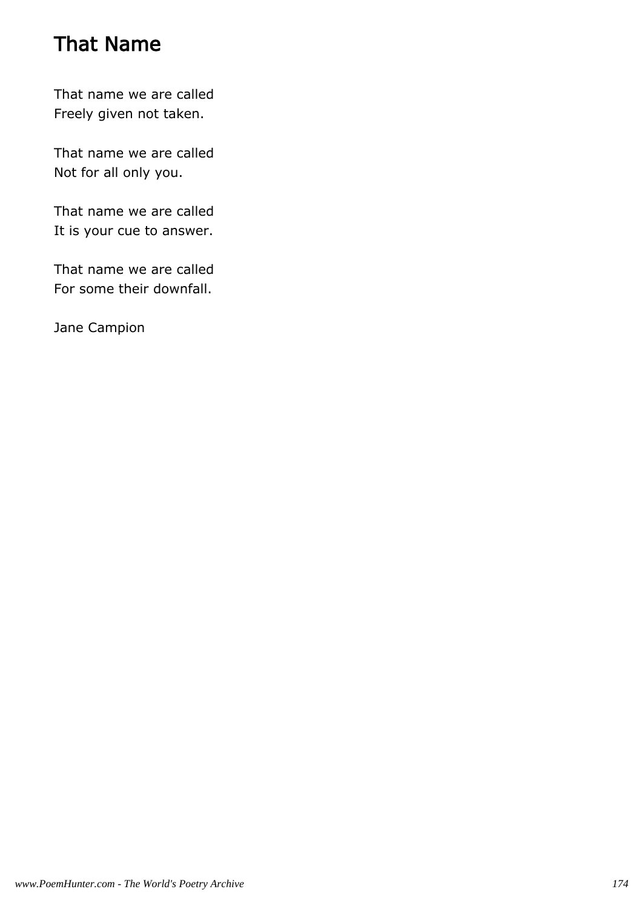# That Name

That name we are called  
Freely given not taken.

That name we are called  
Not for all only you.

That name we are called  
It is your cue to answer.

That name we are called  
For some their downfall.

Jane Campion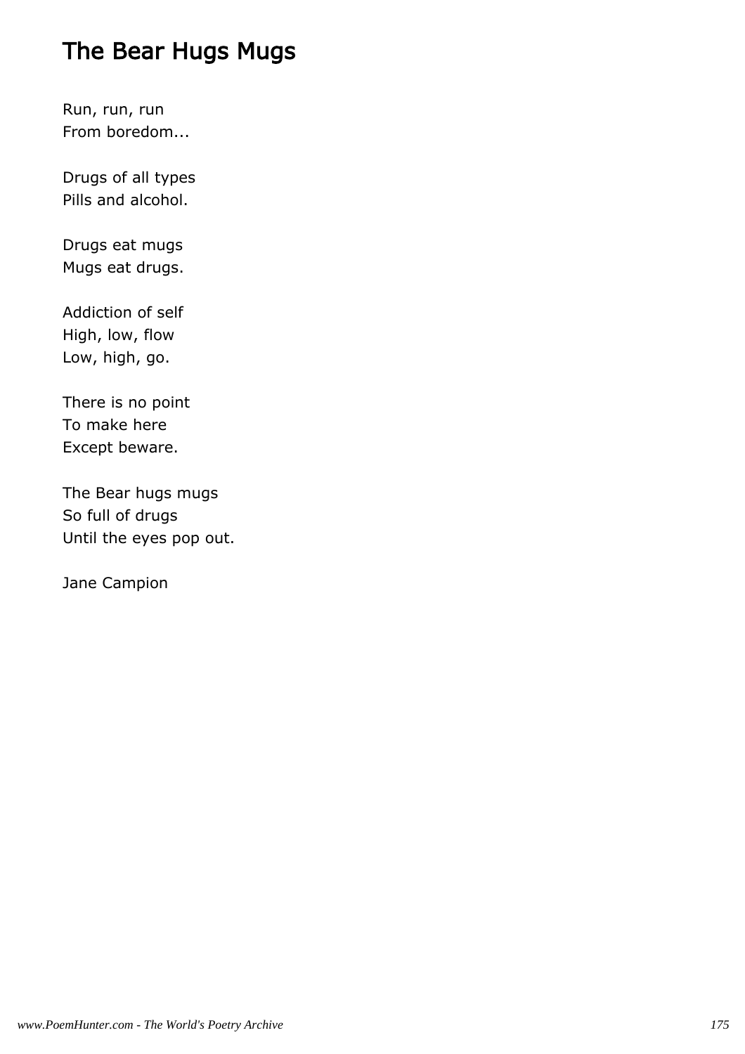# The Bear Hugs Mugs

Run, run, run
From boredom...

Drugs of all types
Pills and alcohol.

Drugs eat mugs
Mugs eat drugs.

Addiction of self
High, low, flow
Low, high, go.

There is no point
To make here
Except beware.

The Bear hugs mugs
So full of drugs
Until the eyes pop out.

Jane Campion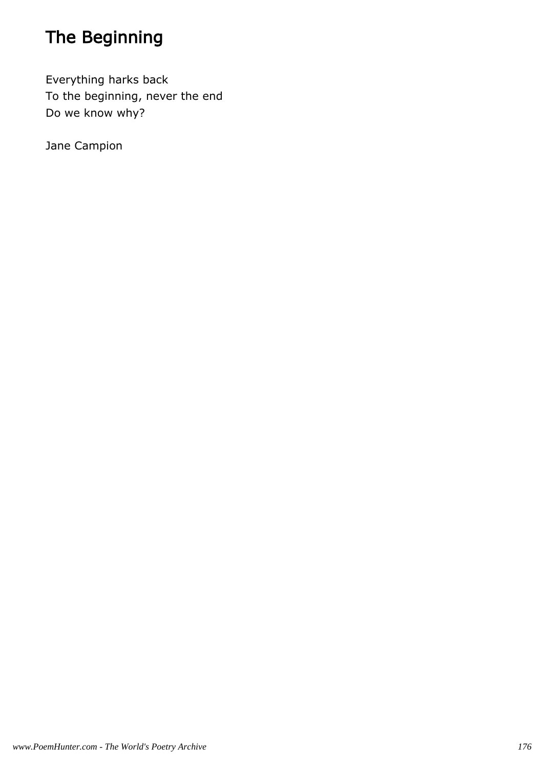# The Beginning

Everything harks back  
To the beginning, never the end  
Do we know why?

Jane Campion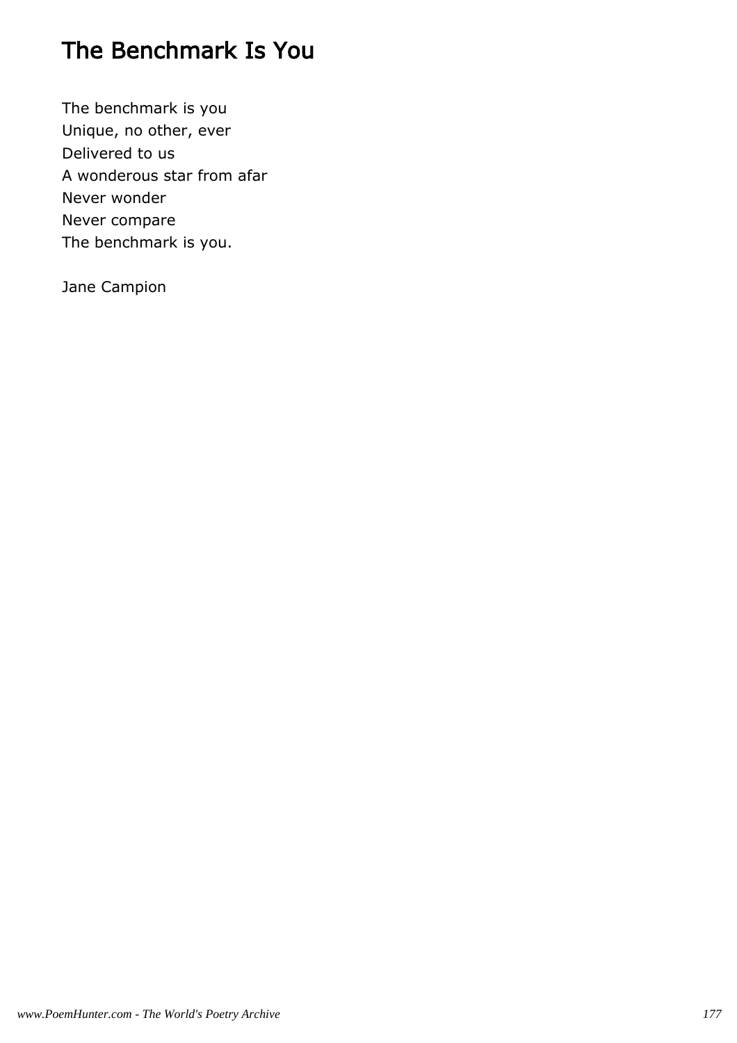# The Benchmark Is You

The benchmark is you  
Unique, no other, ever  
Delivered to us  
A wonderous star from afar  
Never wonder  
Never compare  
The benchmark is you.

Jane Campion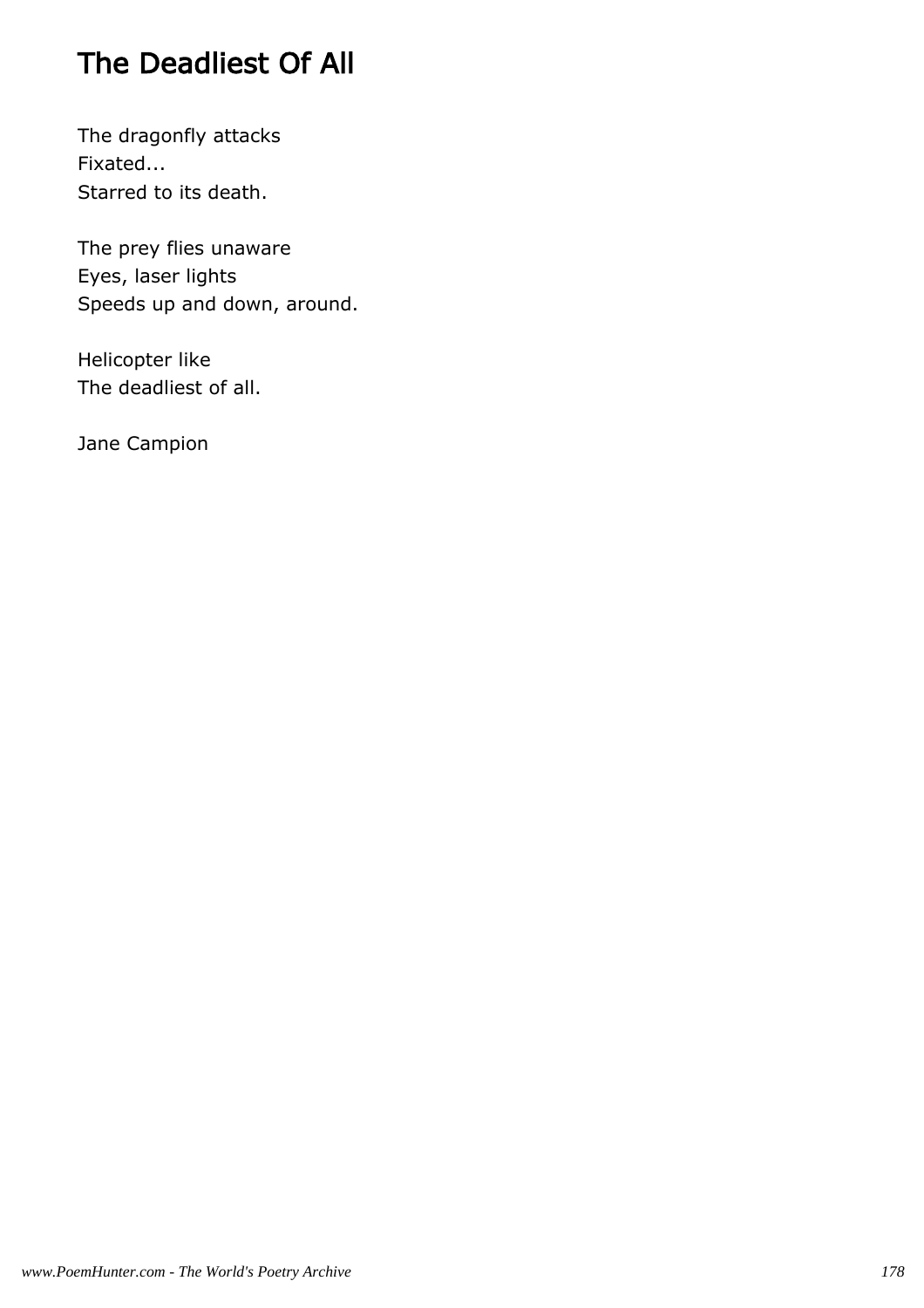# The Deadliest Of All

The dragonfly attacks  
Fixated...  
Starred to its death.

The prey flies unaware  
Eyes, laser lights  
Speeds up and down, around.

Helicopter like  
The deadliest of all.

Jane Campion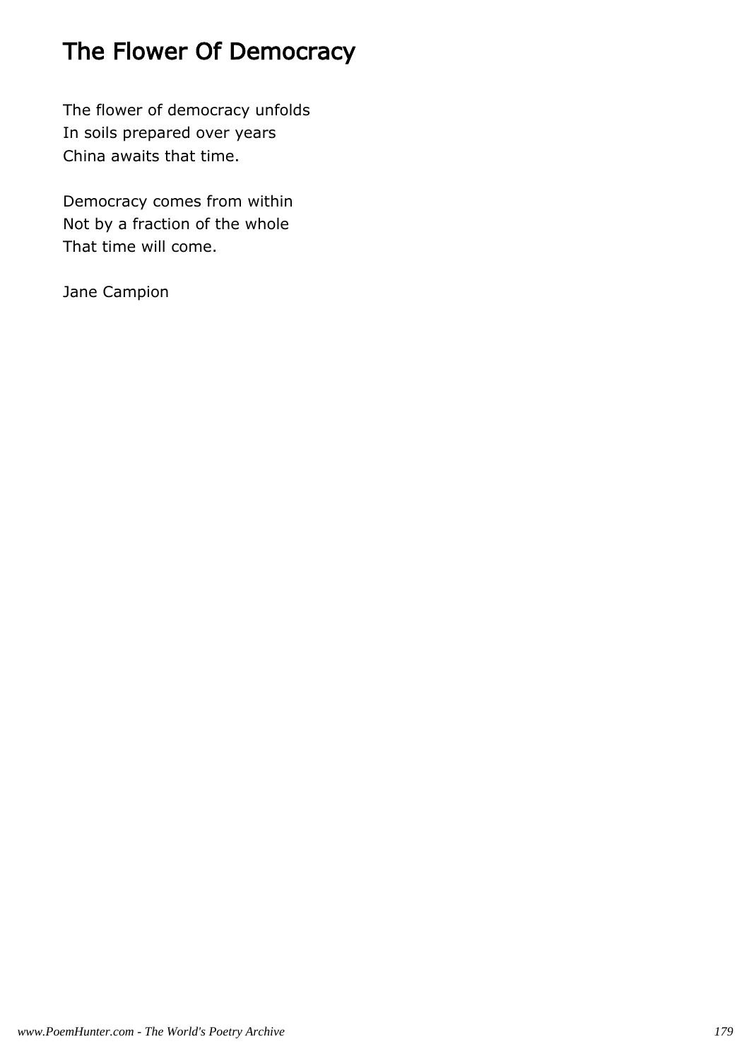# The Flower Of Democracy

The flower of democracy unfolds  
In soils prepared over years  
China awaits that time.

Democracy comes from within  
Not by a fraction of the whole  
That time will come.

Jane Campion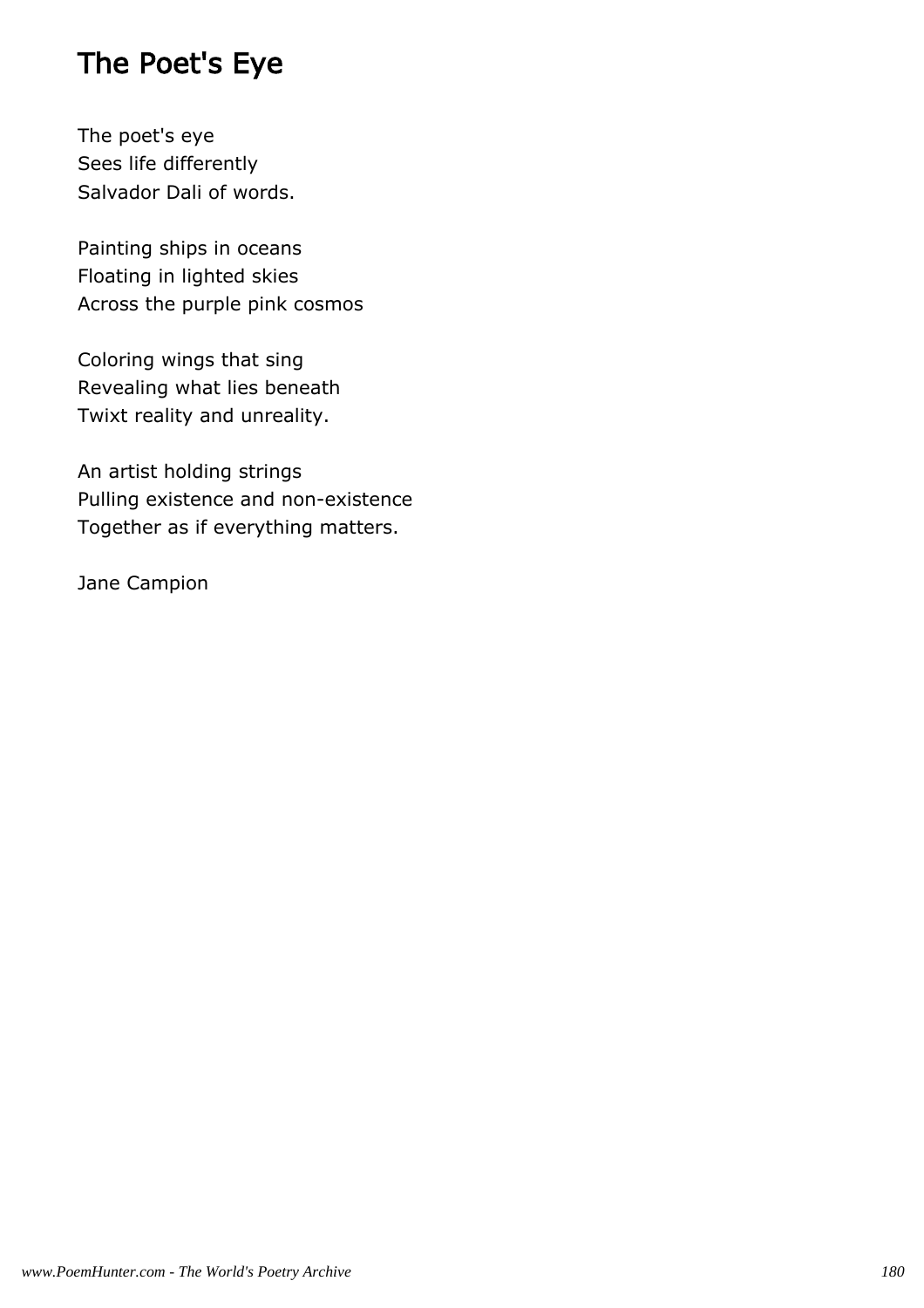# The Poet's Eye

The poet's eye  
Sees life differently  
Salvador Dali of words.

Painting ships in oceans  
Floating in lighted skies  
Across the purple pink cosmos

Coloring wings that sing  
Revealing what lies beneath  
Twixt reality and unreality.

An artist holding strings  
Pulling existence and non-existence  
Together as if everything matters.

Jane Campion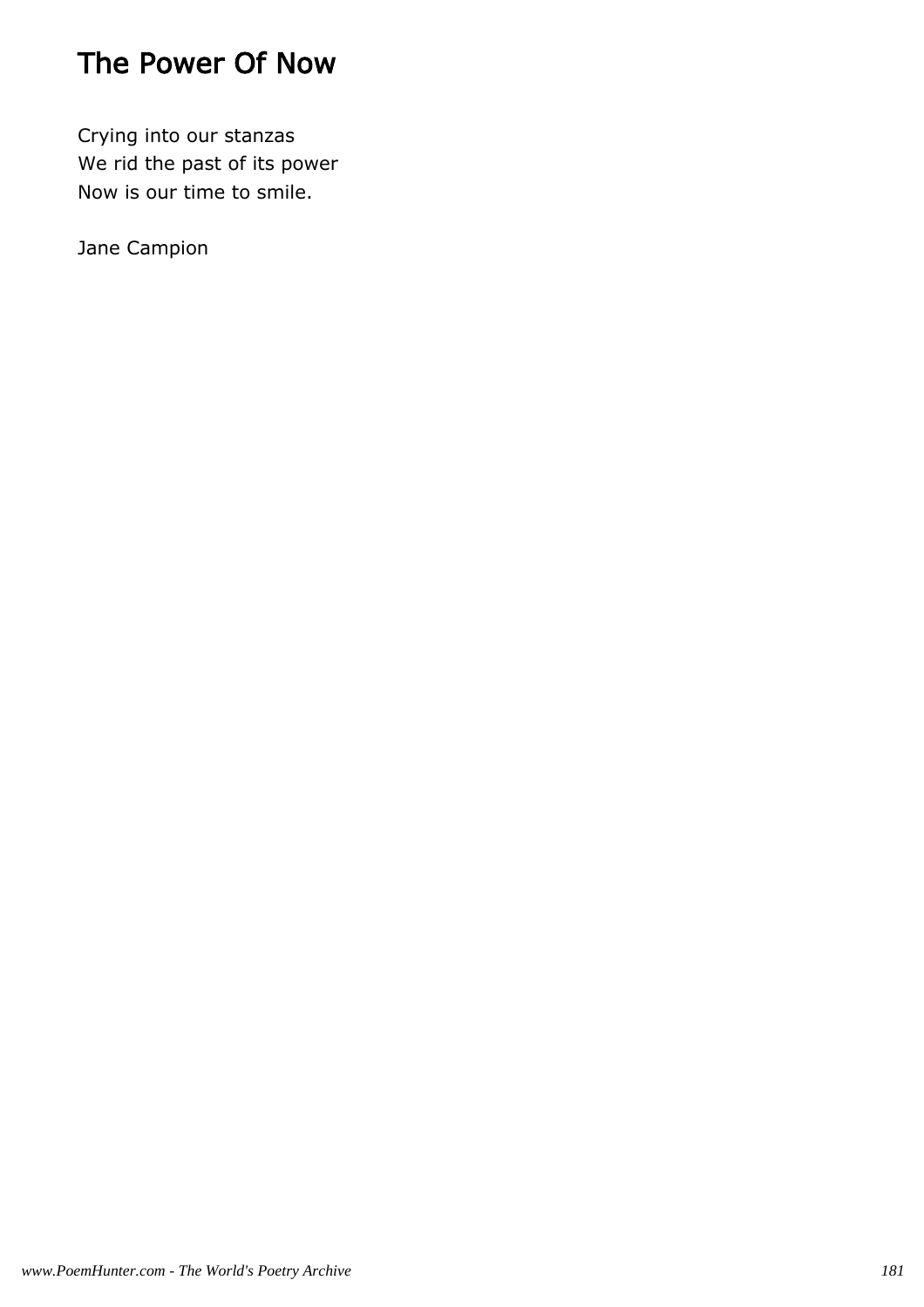# The Power Of Now

Crying into our stanzas  
We rid the past of its power  
Now is our time to smile.

Jane Campion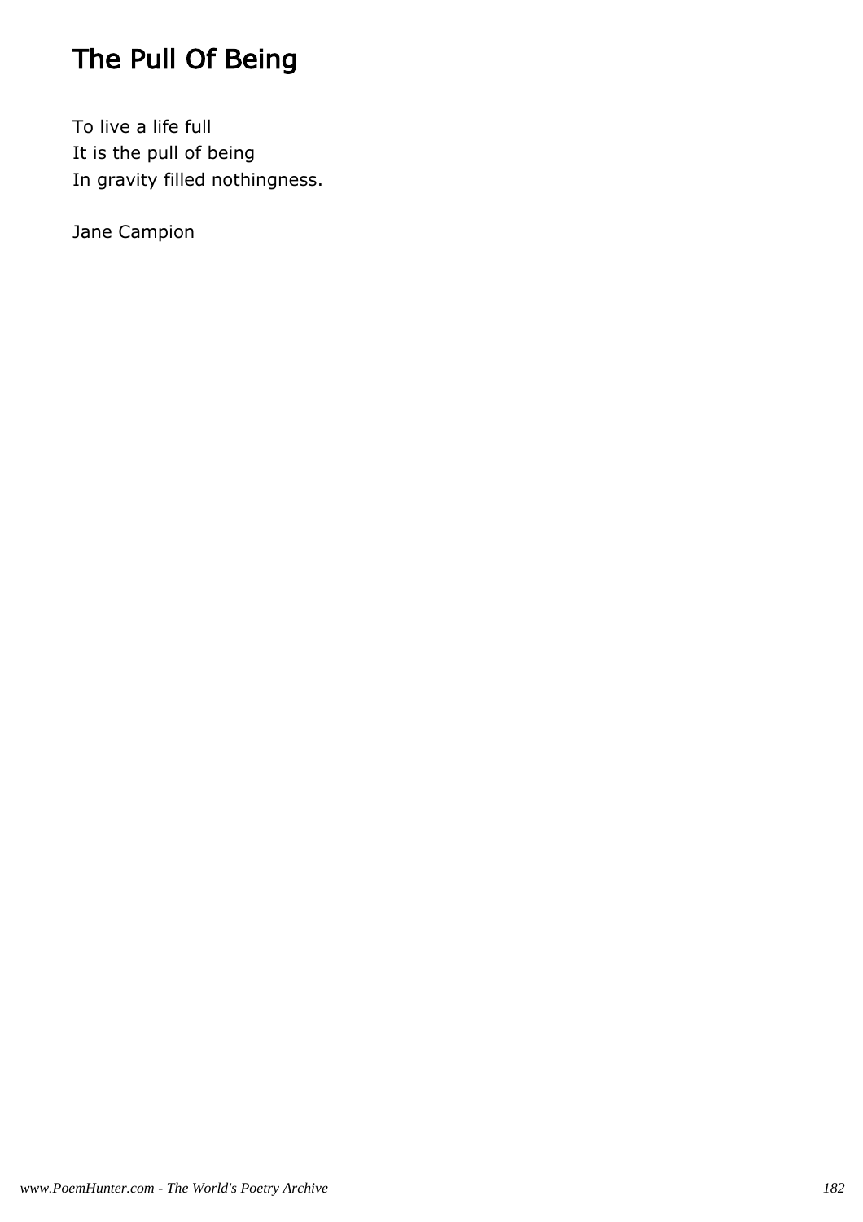# The Pull Of Being

To live a life full  
It is the pull of being  
In gravity filled nothingness.

Jane Campion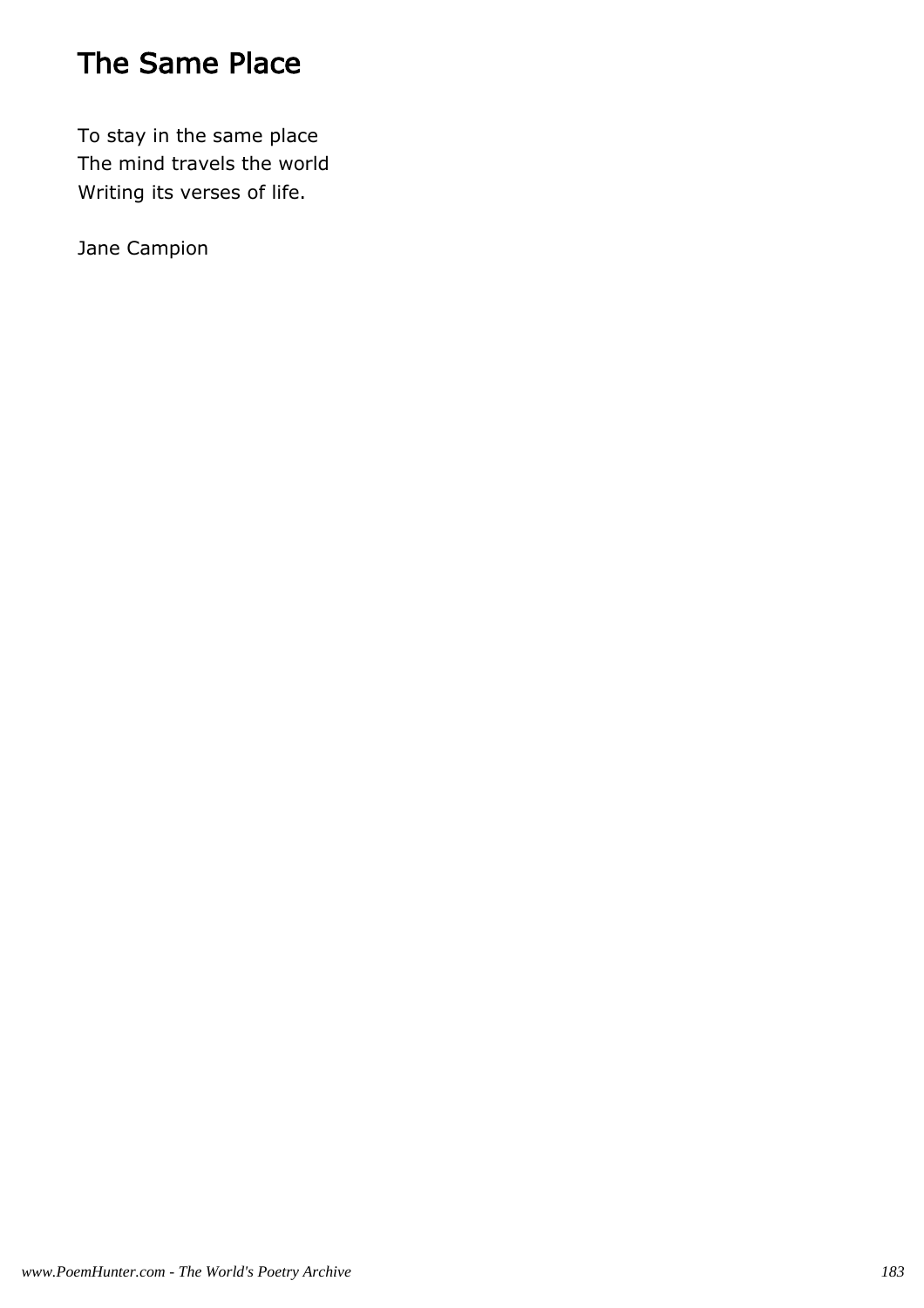# The Same Place

To stay in the same place
The mind travels the world
Writing its verses of life.

Jane Campion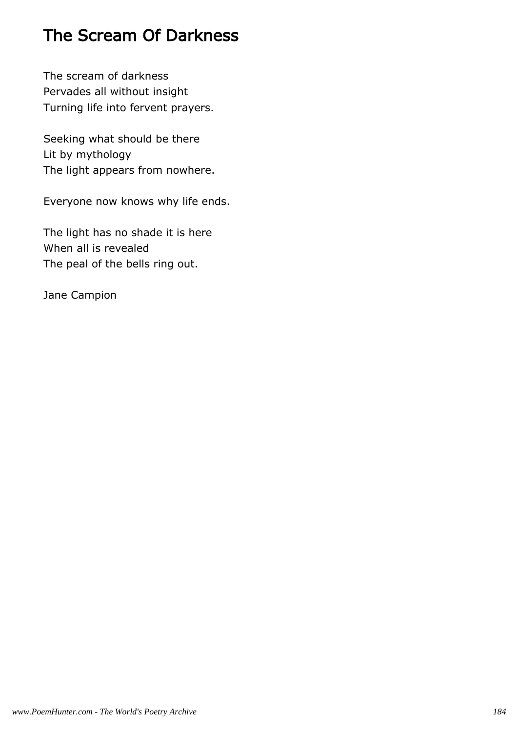# The Scream Of Darkness

The scream of darkness
Pervades all without insight
Turning life into fervent prayers.

Seeking what should be there
Lit by mythology
The light appears from nowhere.

Everyone now knows why life ends.

The light has no shade it is here
When all is revealed
The peal of the bells ring out.

Jane Campion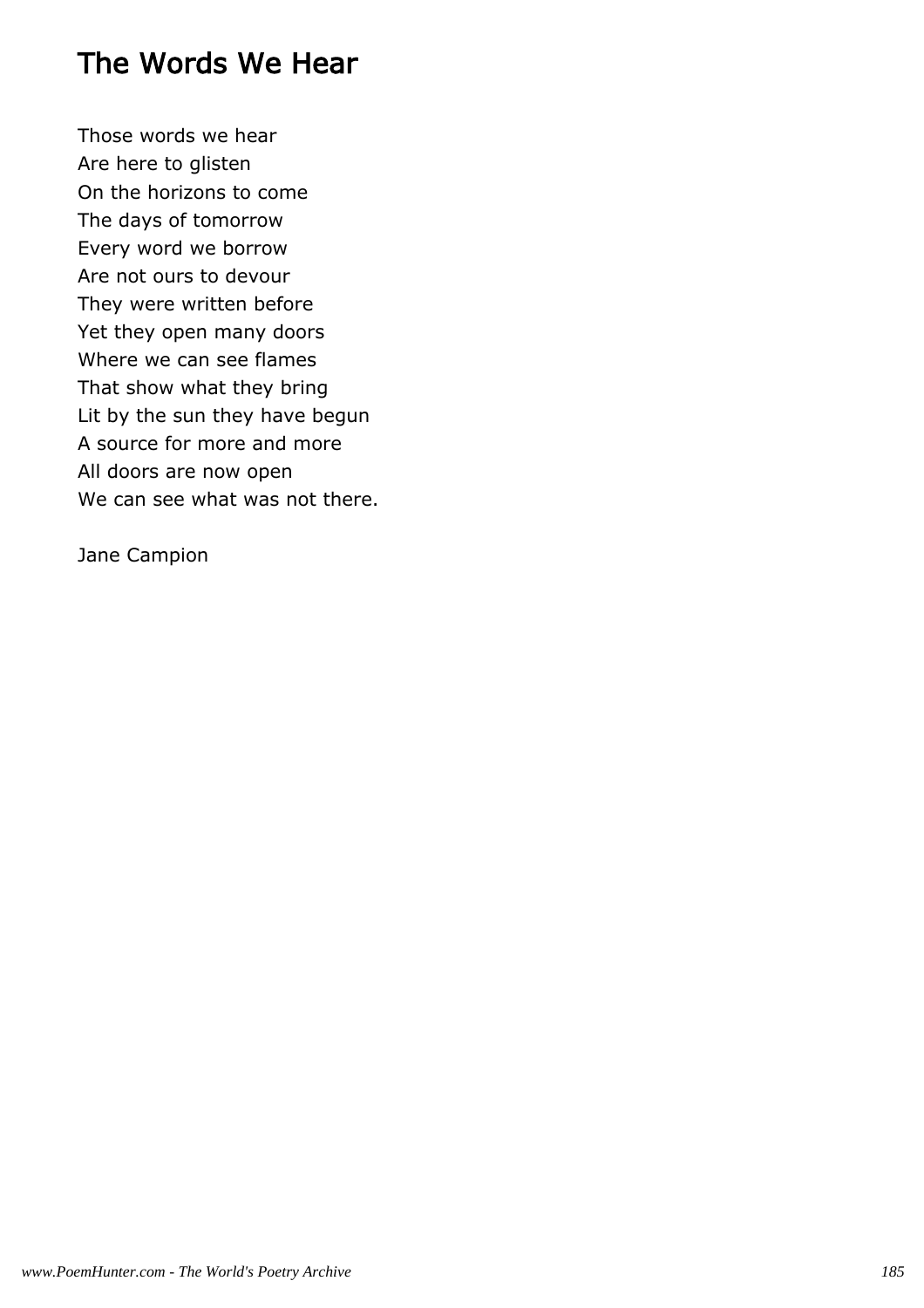# The Words We Hear

Those words we hear  
Are here to glisten  
On the horizons to come  
The days of tomorrow  
Every word we borrow  
Are not ours to devour  
They were written before  
Yet they open many doors  
Where we can see flames  
That show what they bring  
Lit by the sun they have begun  
A source for more and more  
All doors are now open  
We can see what was not there.

Jane Campion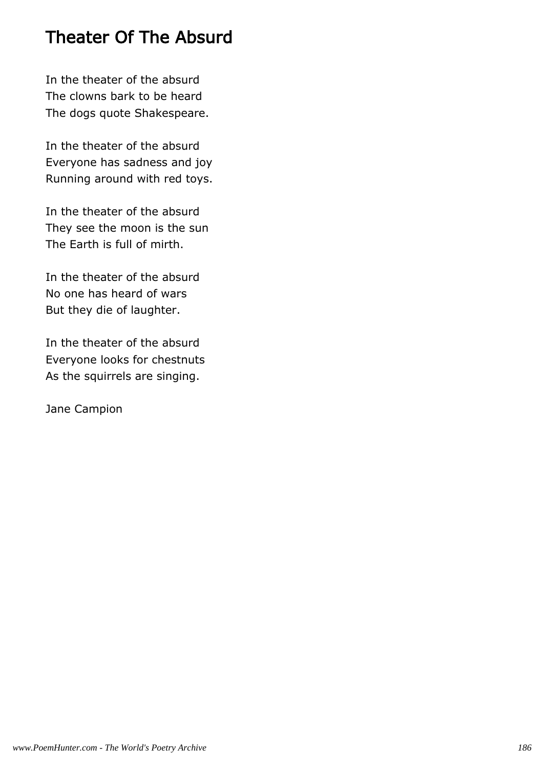# Theater Of The Absurd

In the theater of the absurd  
The clowns bark to be heard  
The dogs quote Shakespeare.

In the theater of the absurd  
Everyone has sadness and joy  
Running around with red toys.

In the theater of the absurd  
They see the moon is the sun  
The Earth is full of mirth.

In the theater of the absurd  
No one has heard of wars  
But they die of laughter.

In the theater of the absurd  
Everyone looks for chestnuts  
As the squirrels are singing.

Jane Campion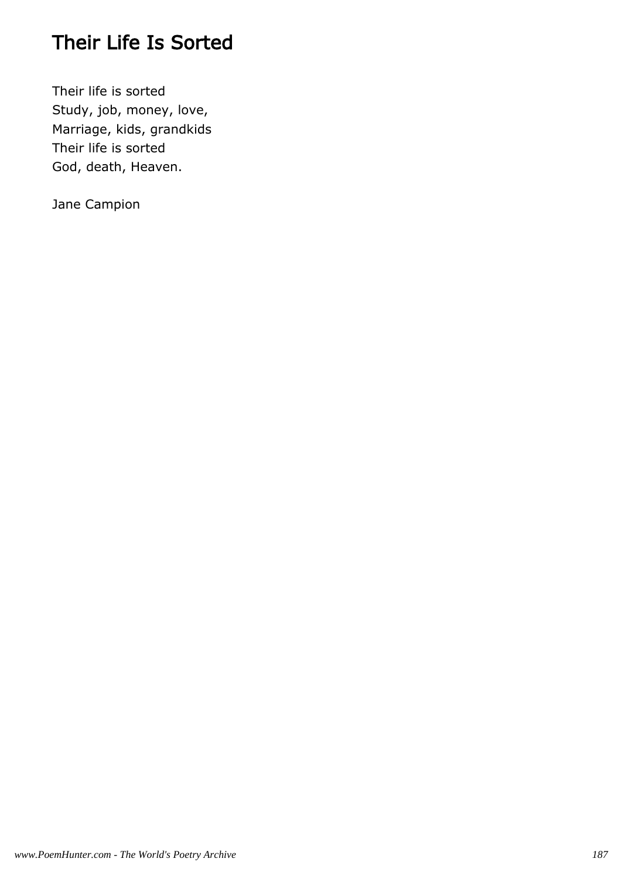# Their Life Is Sorted

Their life is sorted
Study, job, money, love,
Marriage, kids, grandkids
Their life is sorted
God, death, Heaven.

Jane Campion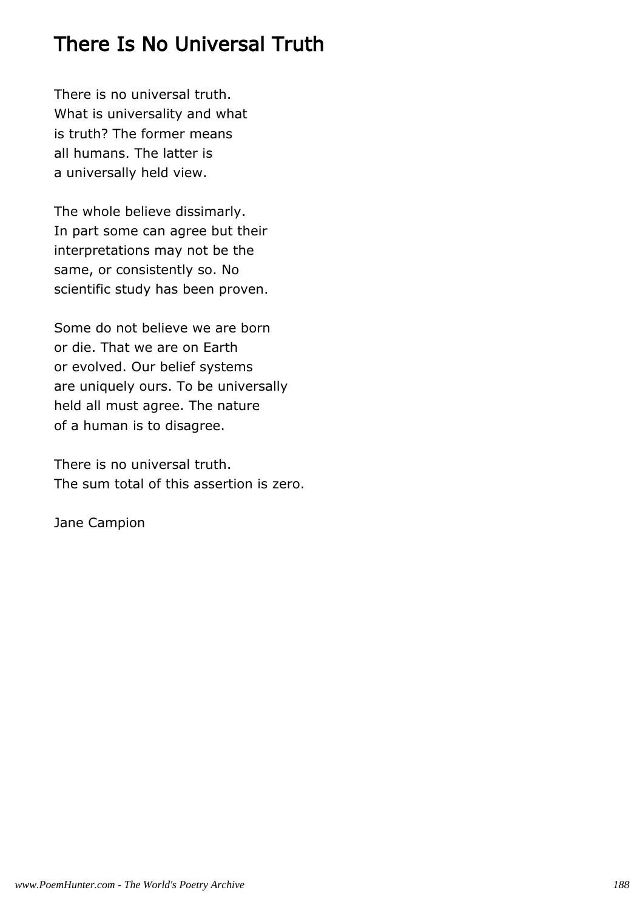# There Is No Universal Truth

There is no universal truth.
What is universality and what
is truth? The former means
all humans. The latter is
a universally held view.

The whole believe dissimarly.
In part some can agree but their
interpretations may not be the
same, or consistently so. No
scientific study has been proven.

Some do not believe we are born
or die. That we are on Earth
or evolved. Our belief systems
are uniquely ours. To be universally
held all must agree. The nature
of a human is to disagree.

There is no universal truth.
The sum total of this assertion is zero.

Jane Campion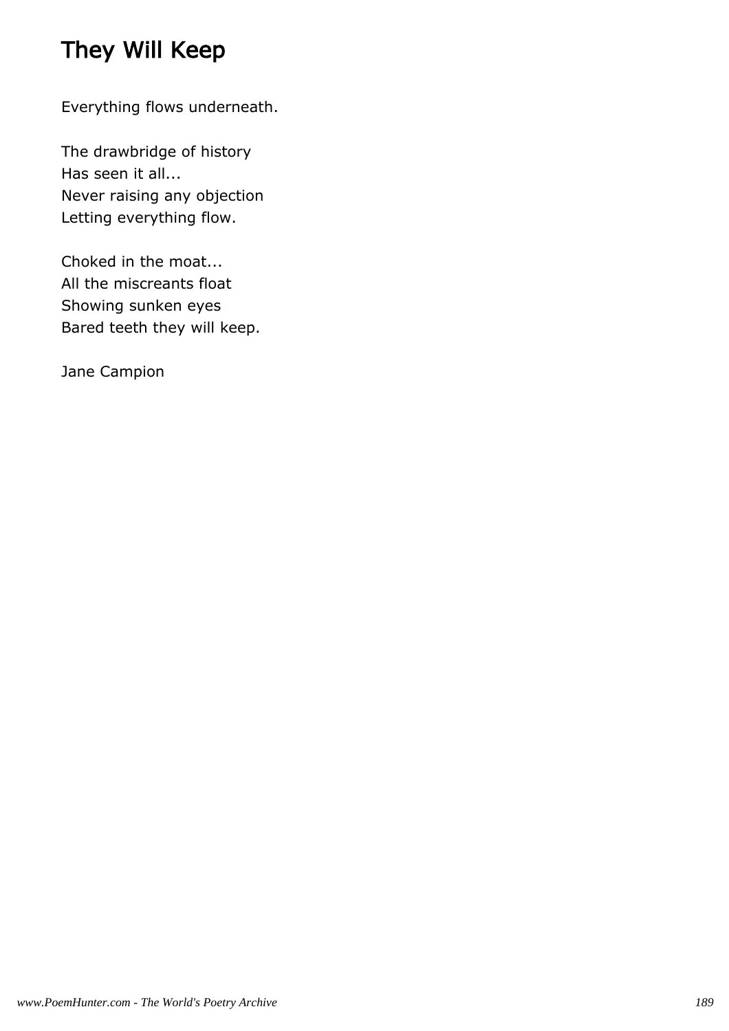# They Will Keep

Everything flows underneath.

The drawbridge of history
Has seen it all...
Never raising any objection
Letting everything flow.

Choked in the moat...
All the miscreants float
Showing sunken eyes
Bared teeth they will keep.

Jane Campion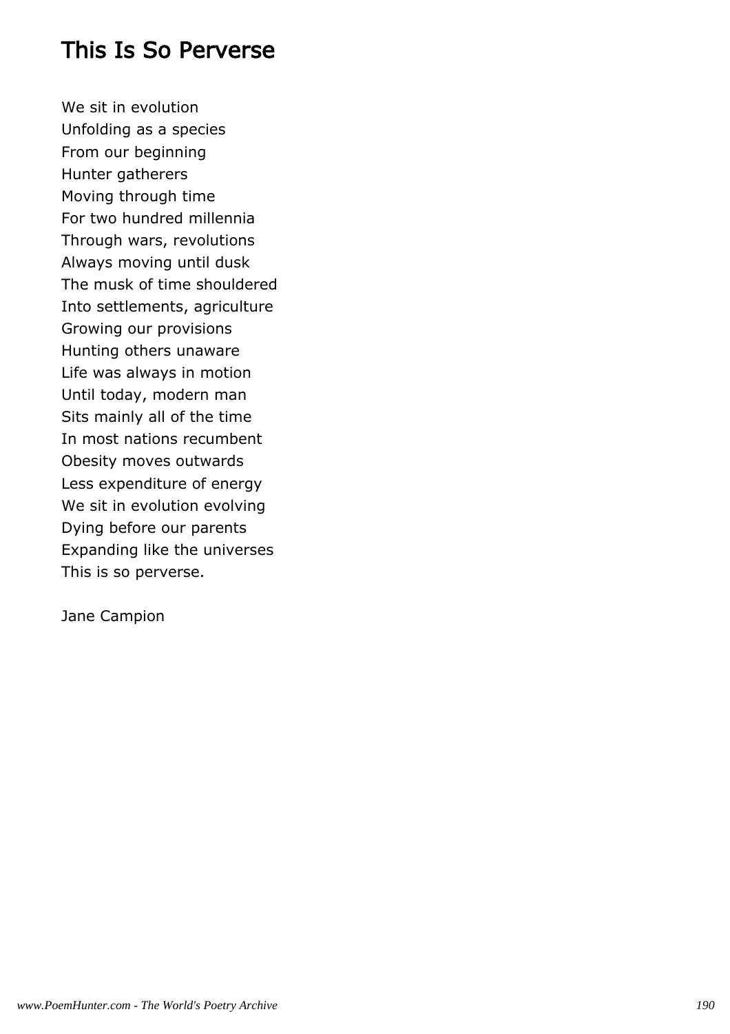# This Is So Perverse

We sit in evolution
Unfolding as a species
From our beginning
Hunter gatherers
Moving through time
For two hundred millennia
Through wars, revolutions
Always moving until dusk
The musk of time shouldered
Into settlements, agriculture
Growing our provisions
Hunting others unaware
Life was always in motion
Until today, modern man
Sits mainly all of the time
In most nations recumbent
Obesity moves outwards
Less expenditure of energy
We sit in evolution evolving
Dying before our parents
Expanding like the universes
This is so perverse.

Jane Campion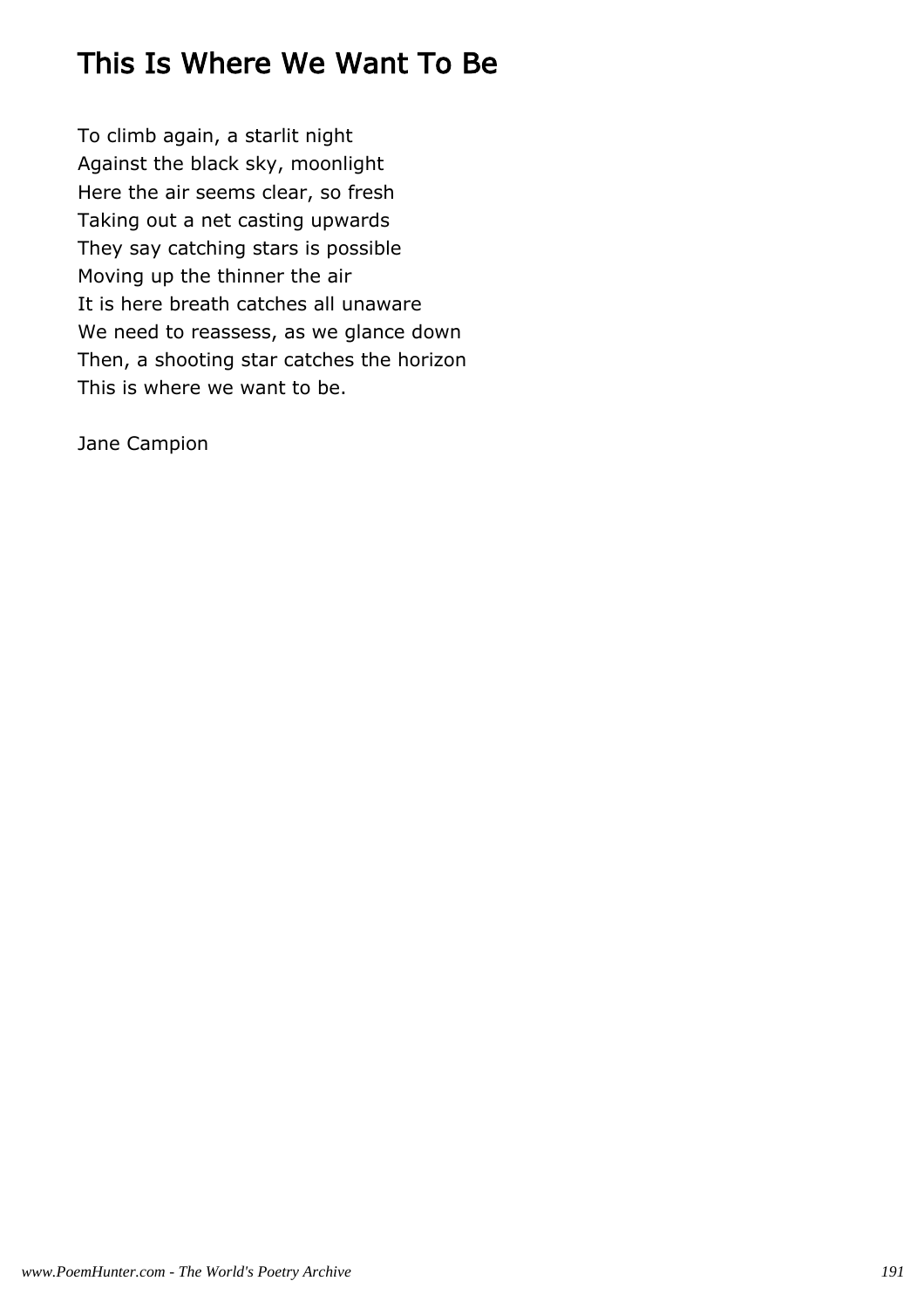# This Is Where We Want To Be

To climb again, a starlit night  
Against the black sky, moonlight  
Here the air seems clear, so fresh  
Taking out a net casting upwards  
They say catching stars is possible  
Moving up the thinner the air  
It is here breath catches all unaware  
We need to reassess, as we glance down  
Then, a shooting star catches the horizon  
This is where we want to be.

Jane Campion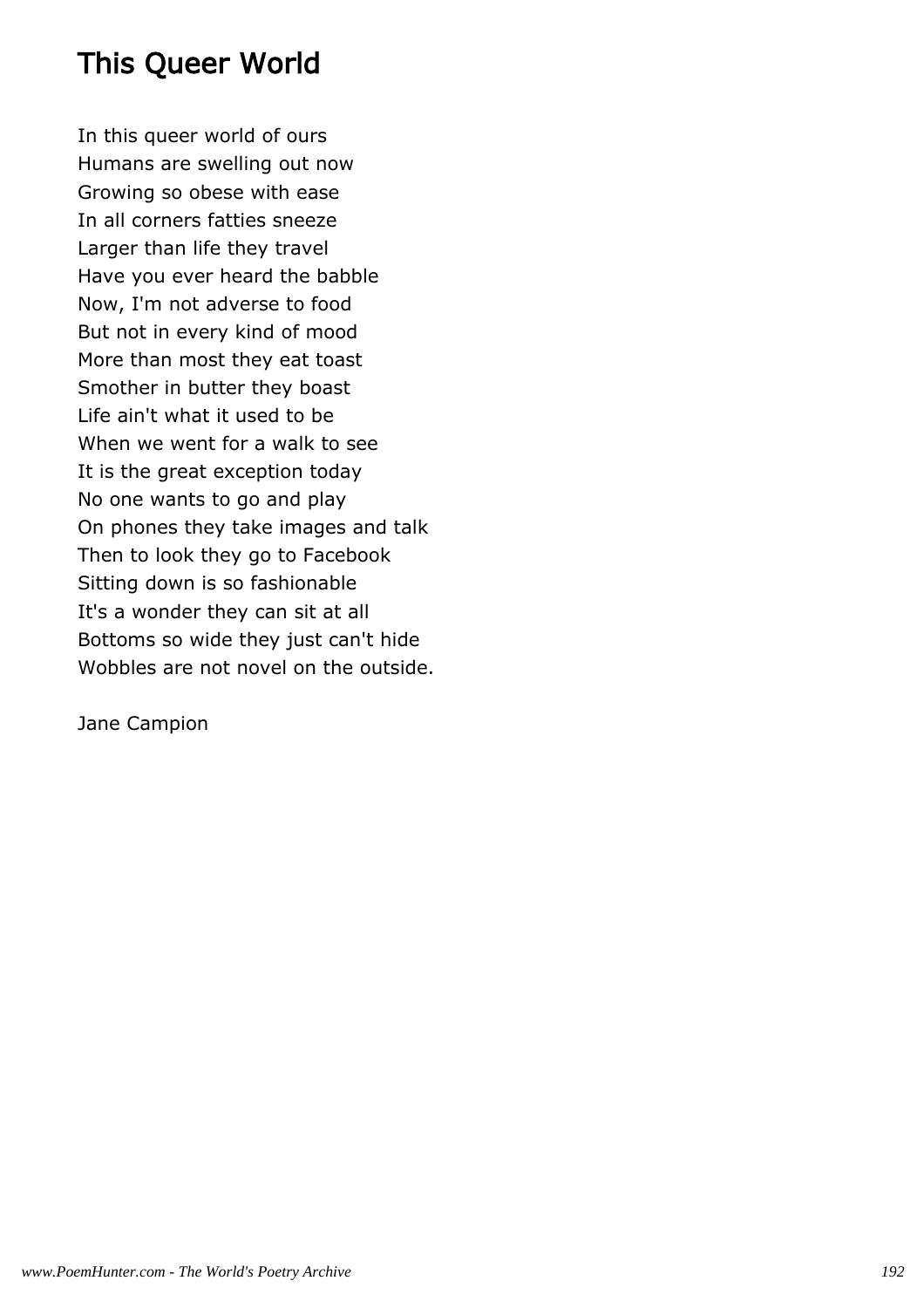# This Queer World

In this queer world of ours
Humans are swelling out now
Growing so obese with ease
In all corners fatties sneeze
Larger than life they travel
Have you ever heard the babble
Now, I'm not adverse to food
But not in every kind of mood
More than most they eat toast
Smother in butter they boast
Life ain't what it used to be
When we went for a walk to see
It is the great exception today
No one wants to go and play
On phones they take images and talk
Then to look they go to Facebook
Sitting down is so fashionable
It's a wonder they can sit at all
Bottoms so wide they just can't hide
Wobbles are not novel on the outside.

Jane Campion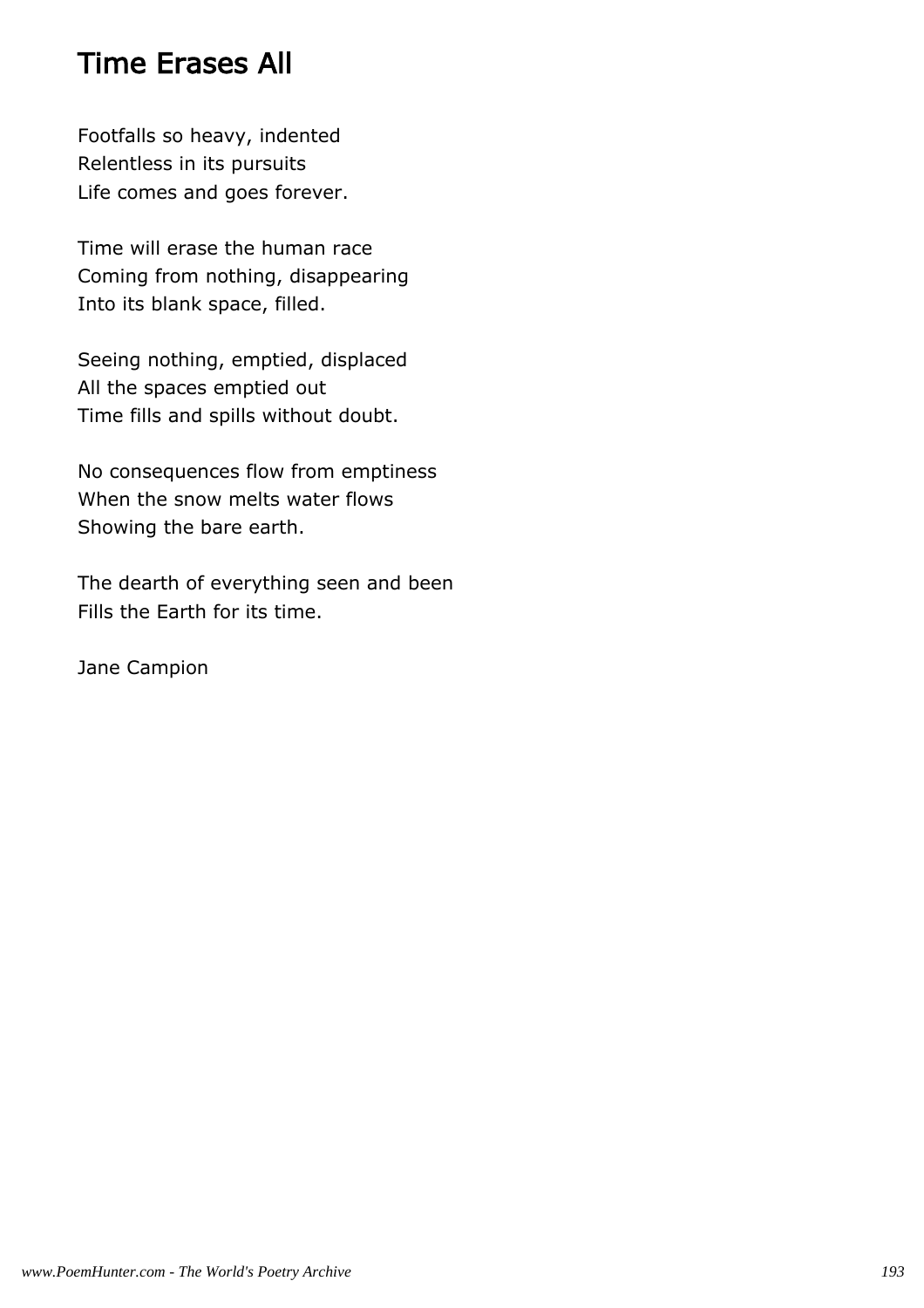# Time Erases All

Footfalls so heavy, indented
Relentless in its pursuits
Life comes and goes forever.

Time will erase the human race
Coming from nothing, disappearing
Into its blank space, filled.

Seeing nothing, emptied, displaced
All the spaces emptied out
Time fills and spills without doubt.

No consequences flow from emptiness
When the snow melts water flows
Showing the bare earth.

The dearth of everything seen and been
Fills the Earth for its time.

Jane Campion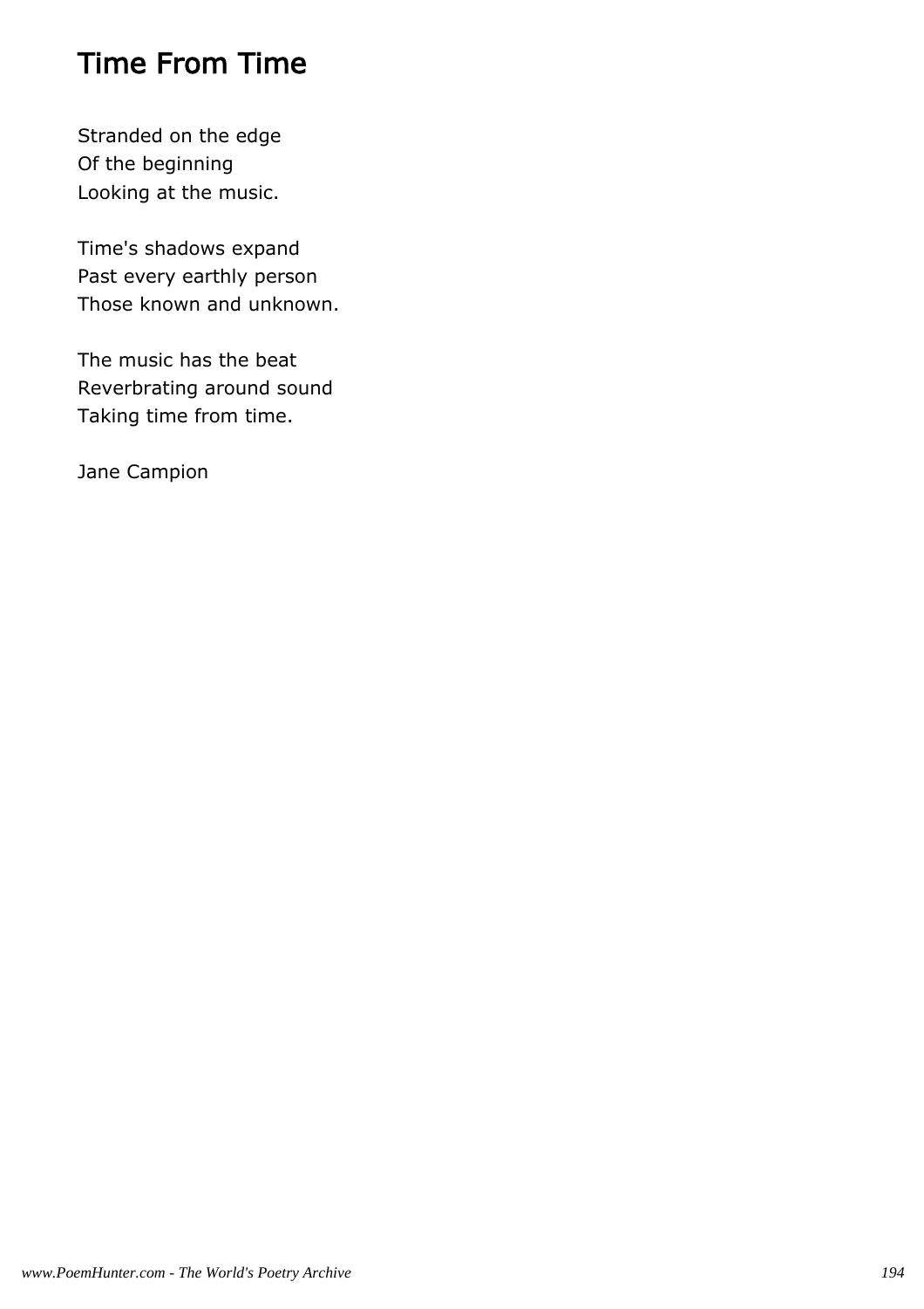# Time From Time

Stranded on the edge
Of the beginning
Looking at the music.

Time's shadows expand
Past every earthly person
Those known and unknown.

The music has the beat
Reverbrating around sound
Taking time from time.

Jane Campion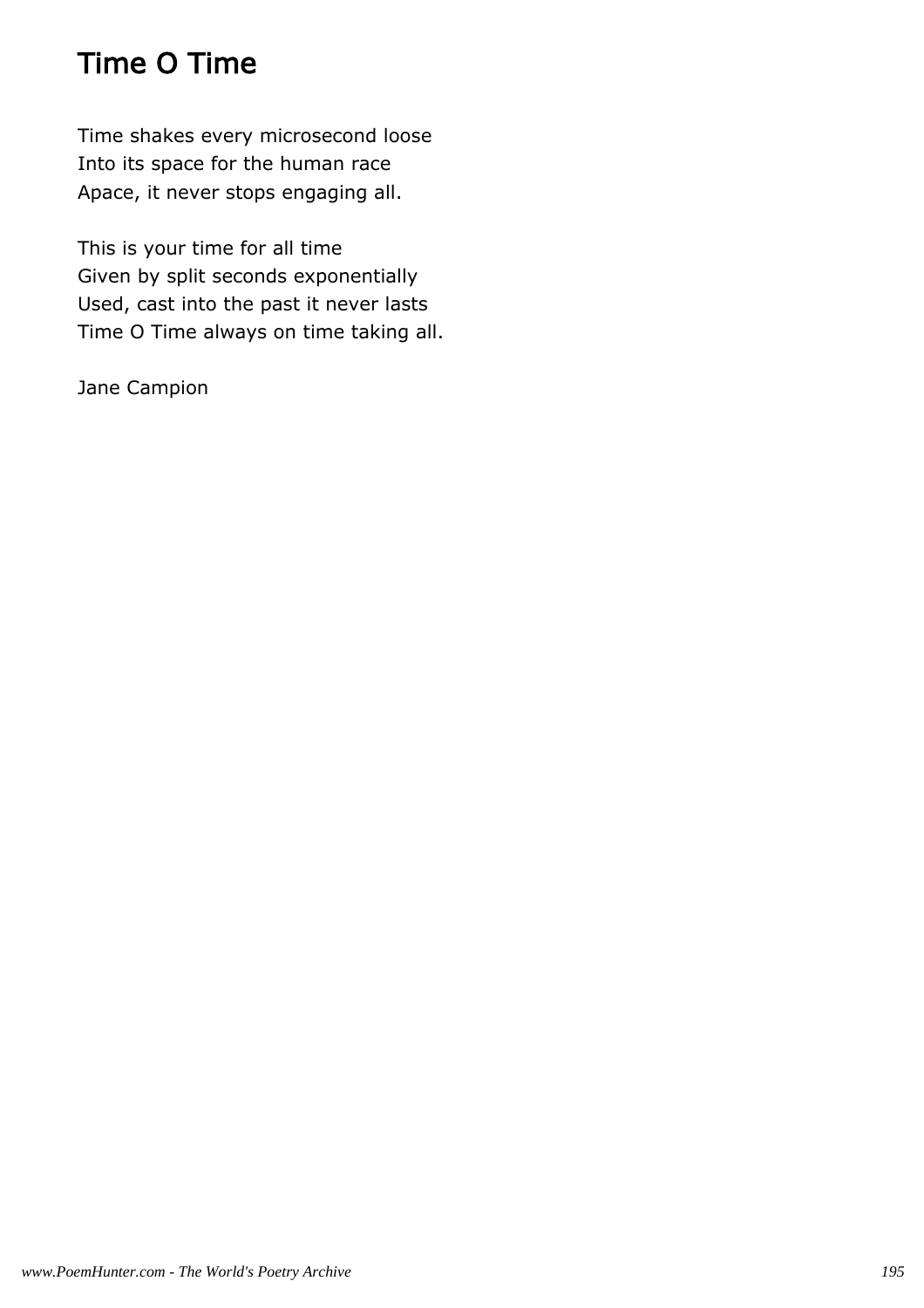# Time O Time

Time shakes every microsecond loose
Into its space for the human race
Apace, it never stops engaging all.

This is your time for all time
Given by split seconds exponentially
Used, cast into the past it never lasts
Time O Time always on time taking all.

Jane Campion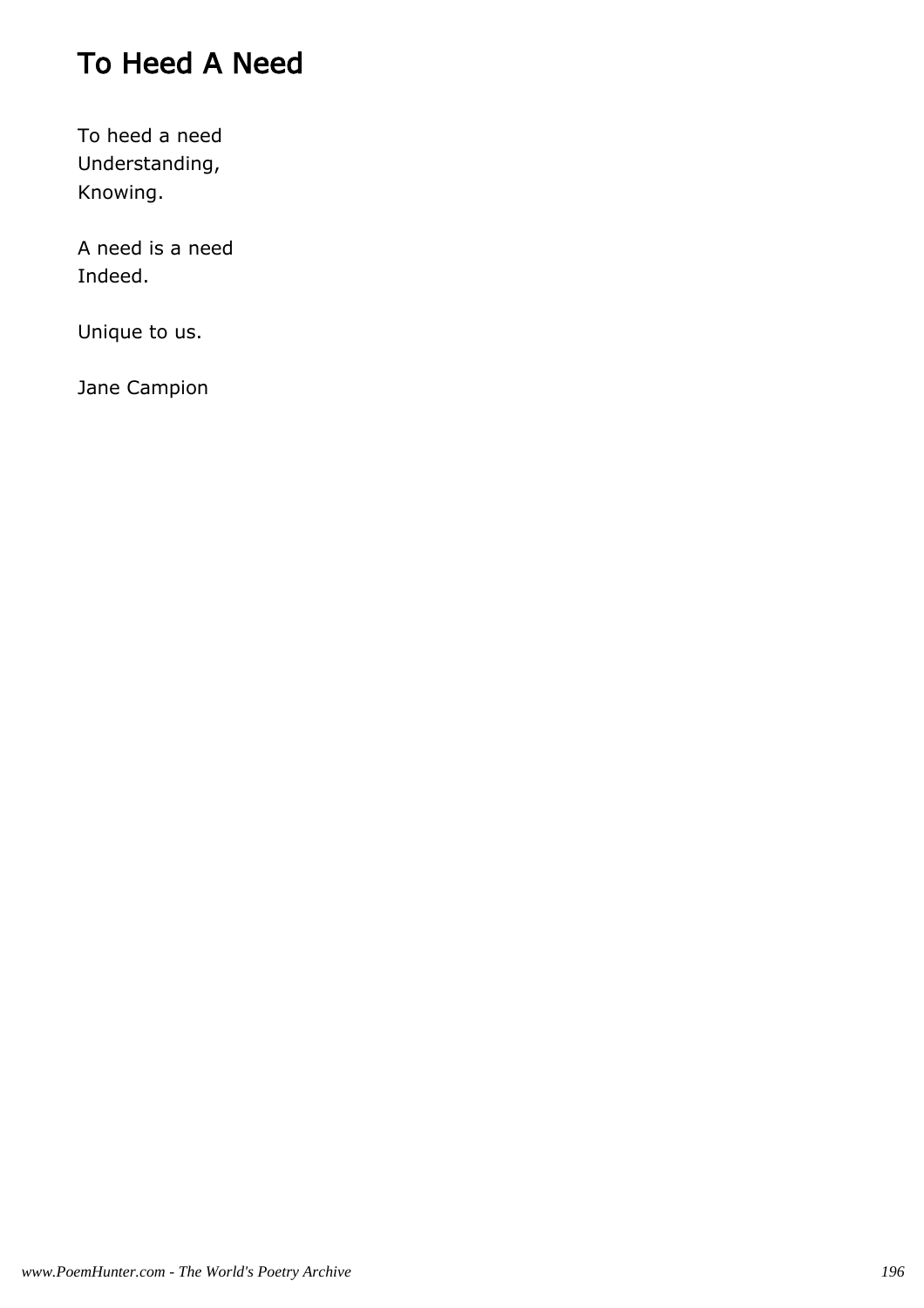# To Heed A Need

To heed a need  
Understanding,  
Knowing.

A need is a need  
Indeed.

Unique to us.

Jane Campion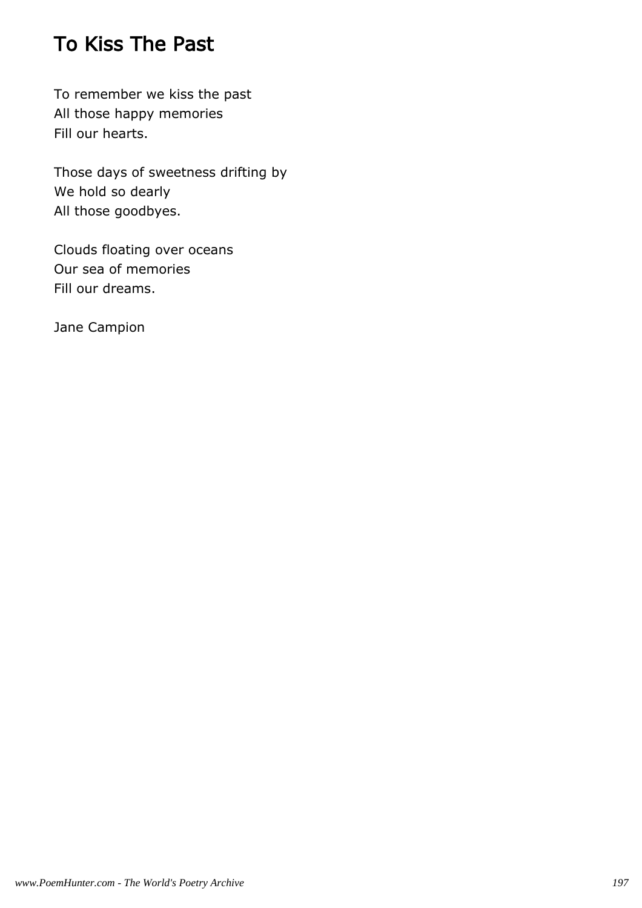# To Kiss The Past

To remember we kiss the past  
All those happy memories  
Fill our hearts.

Those days of sweetness drifting by  
We hold so dearly  
All those goodbyes.

Clouds floating over oceans  
Our sea of memories  
Fill our dreams.

Jane Campion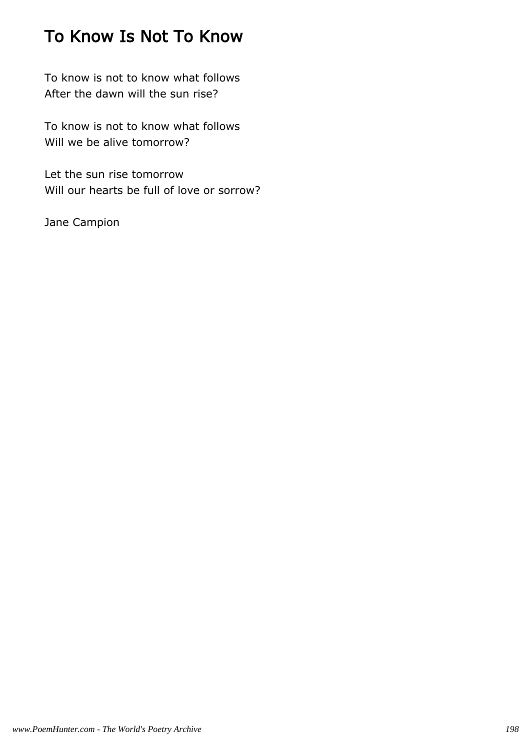# To Know Is Not To Know

To know is not to know what follows
After the dawn will the sun rise?

To know is not to know what follows
Will we be alive tomorrow?

Let the sun rise tomorrow
Will our hearts be full of love or sorrow?

Jane Campion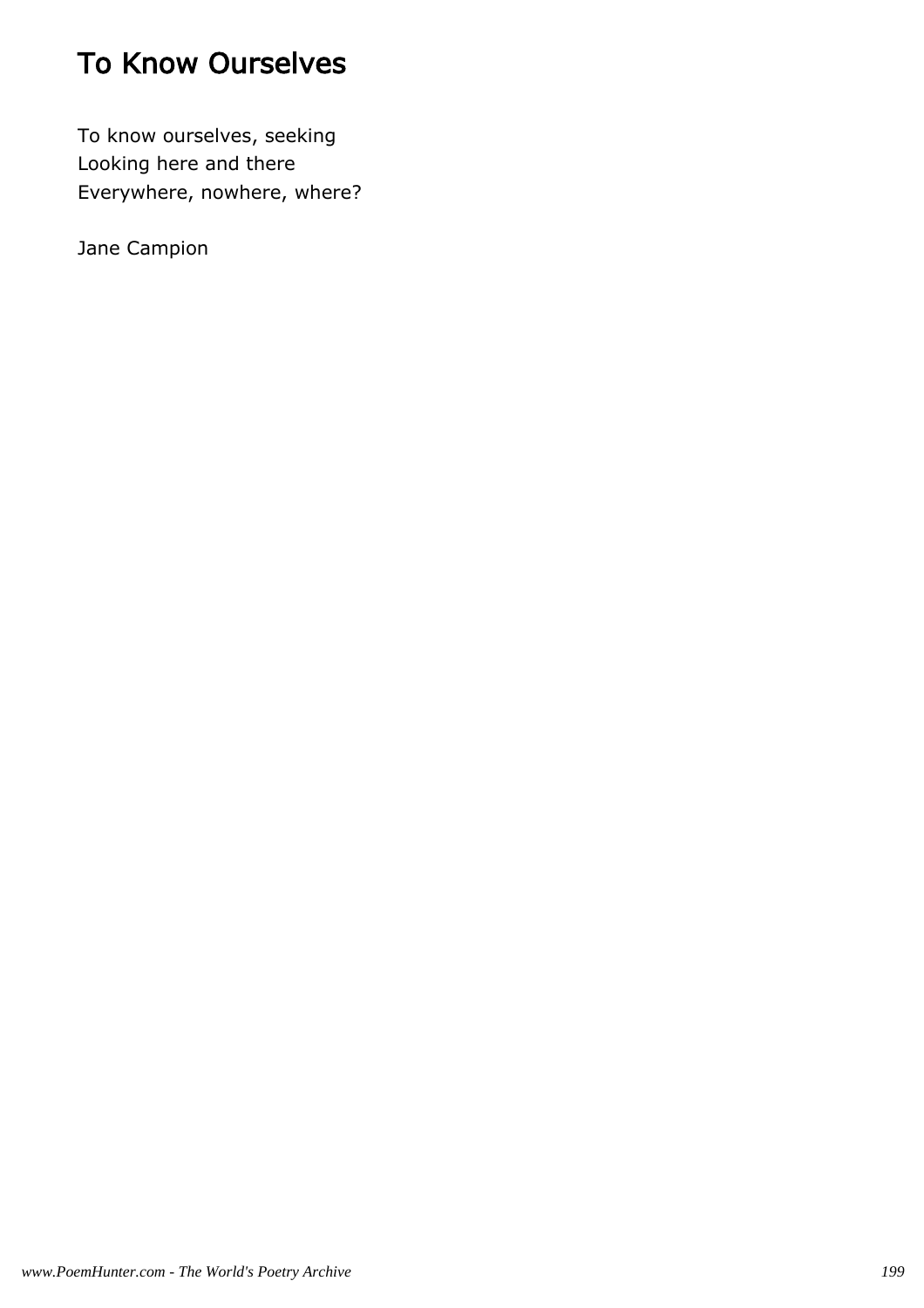# To Know Ourselves

To know ourselves, seeking  
Looking here and there  
Everywhere, nowhere, where?

Jane Campion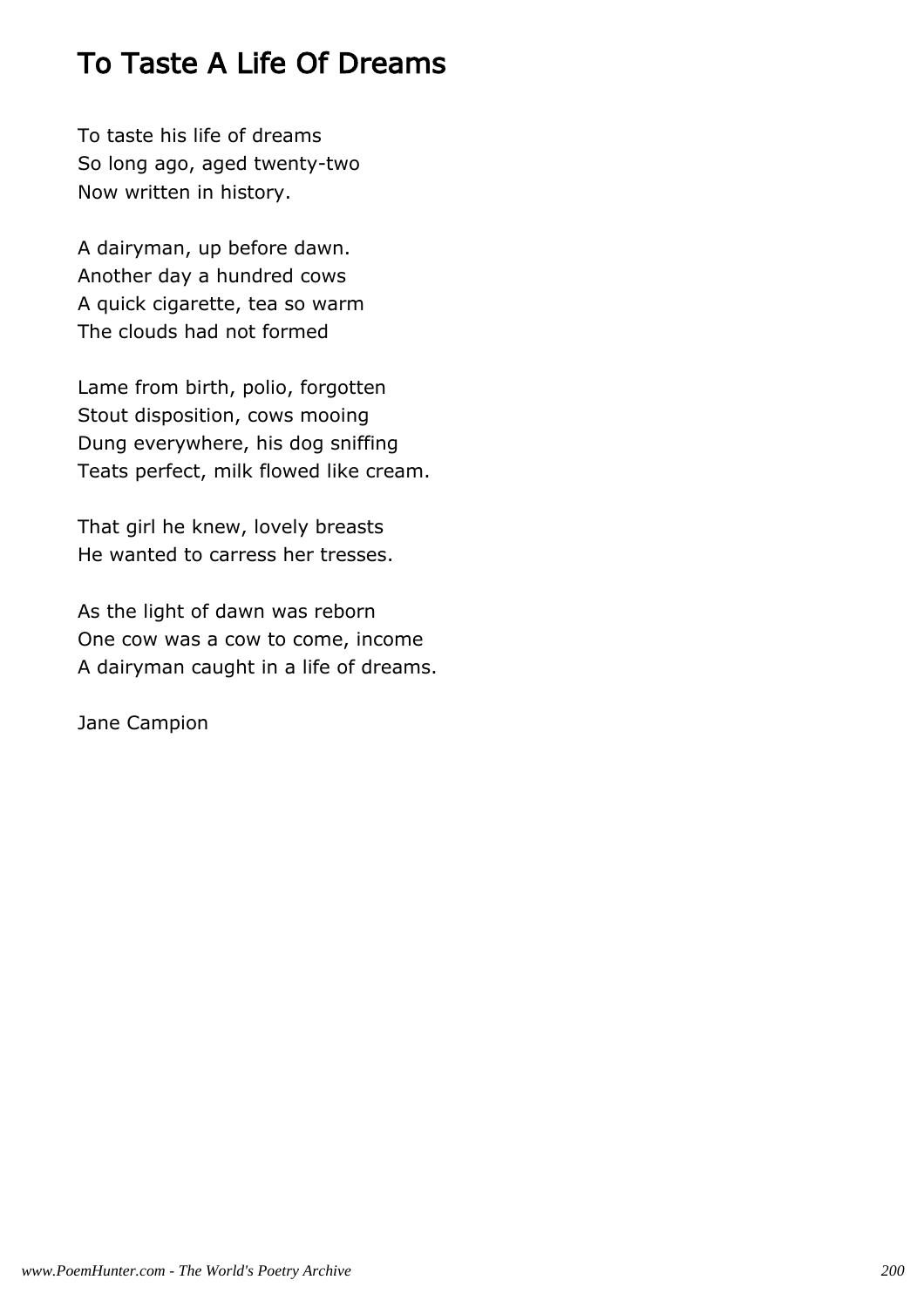# To Taste A Life Of Dreams

To taste his life of dreams
So long ago, aged twenty-two
Now written in history.

A dairyman, up before dawn.
Another day a hundred cows
A quick cigarette, tea so warm
The clouds had not formed

Lame from birth, polio, forgotten
Stout disposition, cows mooing
Dung everywhere, his dog sniffing
Teats perfect, milk flowed like cream.

That girl he knew, lovely breasts
He wanted to carress her tresses.

As the light of dawn was reborn
One cow was a cow to come, income
A dairyman caught in a life of dreams.

Jane Campion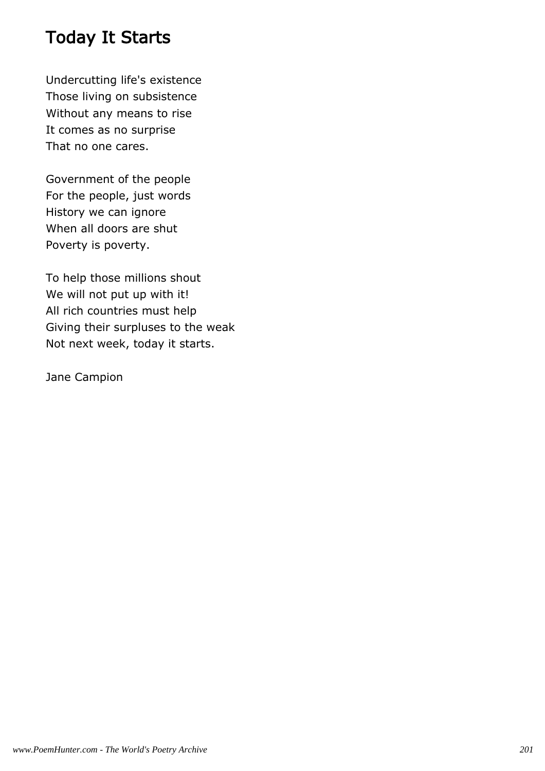# Today It Starts

Undercutting life's existence
Those living on subsistence
Without any means to rise
It comes as no surprise
That no one cares.

Government of the people
For the people, just words
History we can ignore
When all doors are shut
Poverty is poverty.

To help those millions shout
We will not put up with it!
All rich countries must help
Giving their surpluses to the weak
Not next week, today it starts.

Jane Campion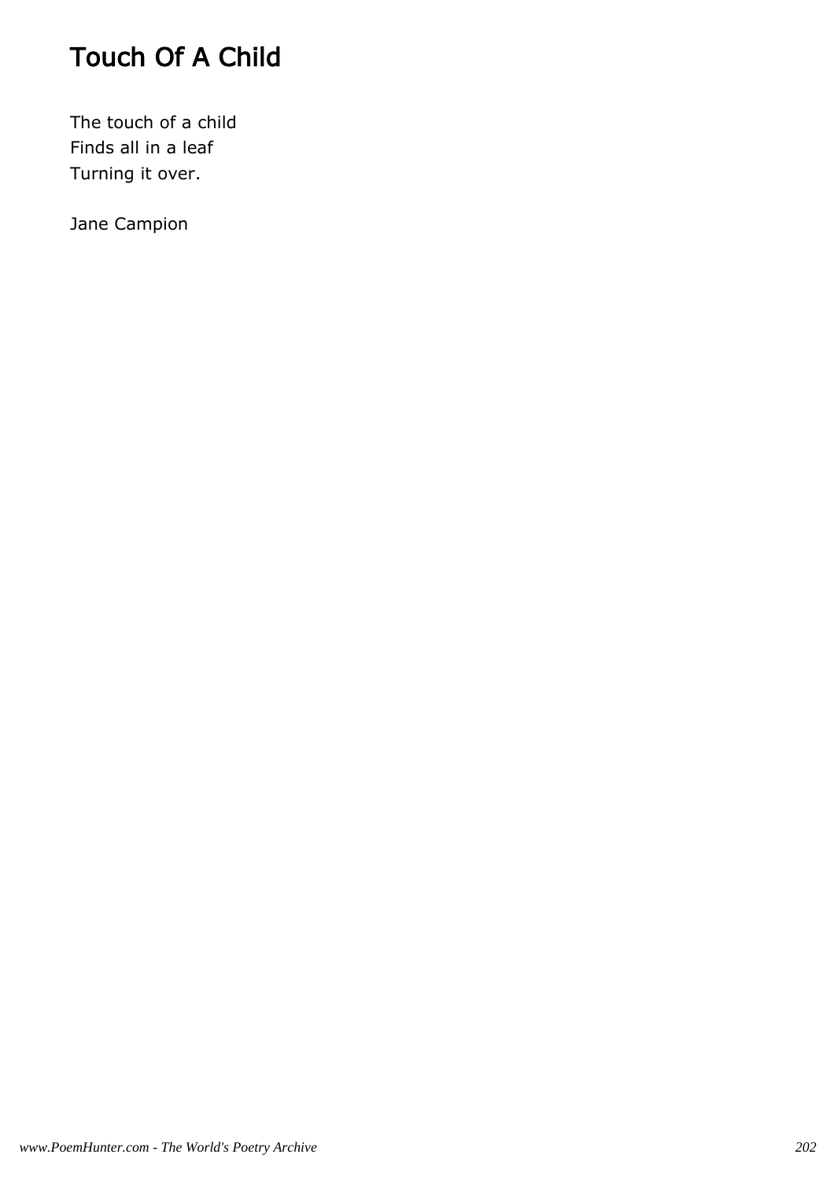# Touch Of A Child

The touch of a child  
Finds all in a leaf  
Turning it over.

Jane Campion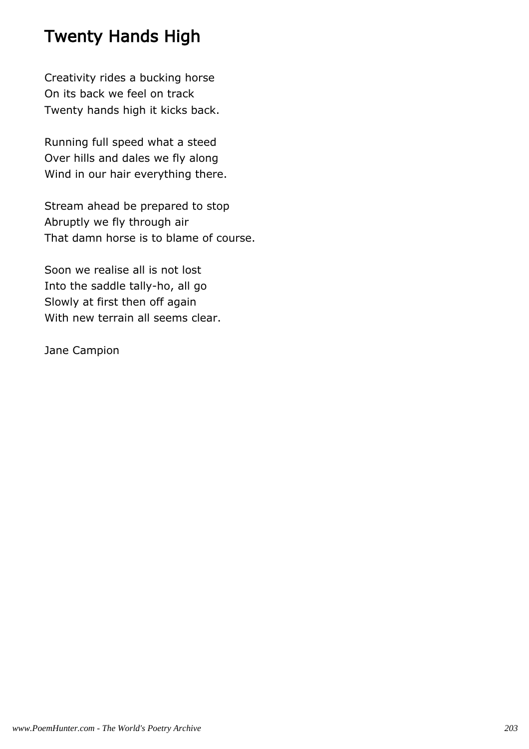# Twenty Hands High

Creativity rides a bucking horse
On its back we feel on track
Twenty hands high it kicks back.

Running full speed what a steed
Over hills and dales we fly along
Wind in our hair everything there.

Stream ahead be prepared to stop
Abruptly we fly through air
That damn horse is to blame of course.

Soon we realise all is not lost
Into the saddle tally-ho, all go
Slowly at first then off again
With new terrain all seems clear.

Jane Campion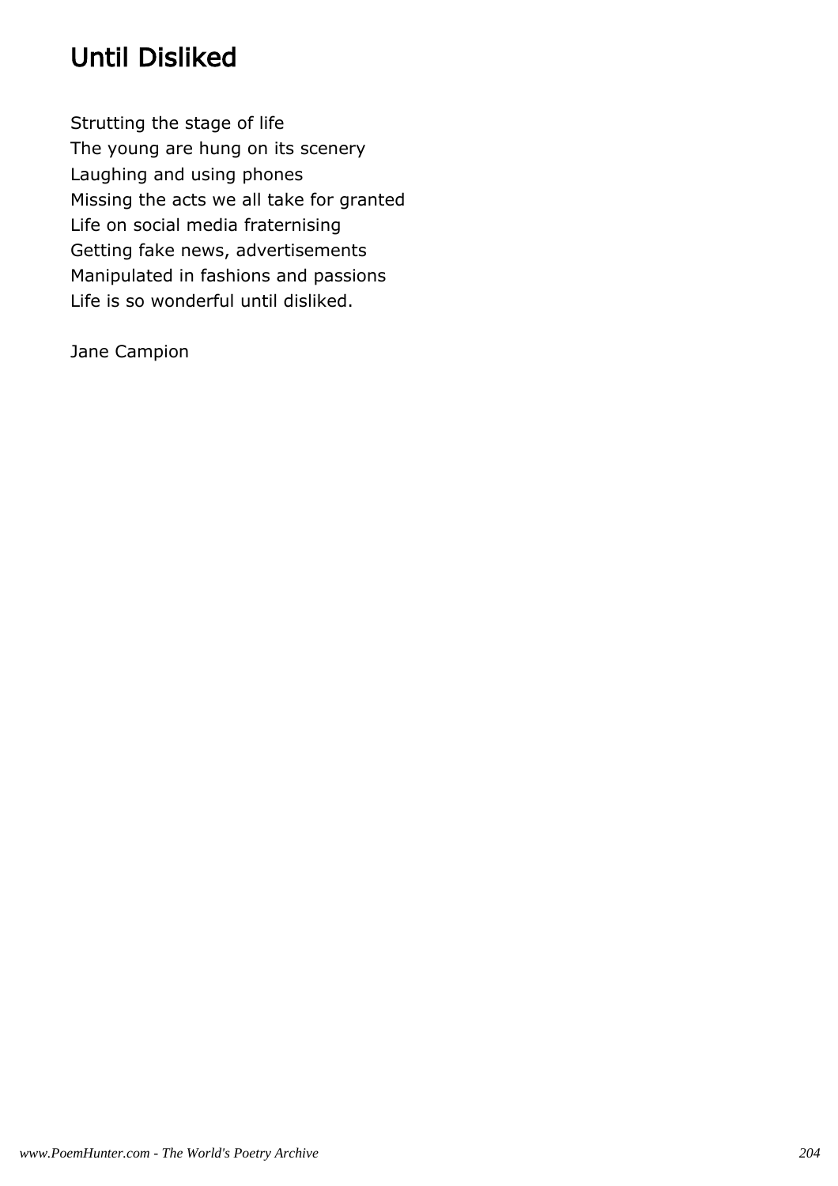# Until Disliked

Strutting the stage of life  
The young are hung on its scenery  
Laughing and using phones  
Missing the acts we all take for granted  
Life on social media fraternising  
Getting fake news, advertisements  
Manipulated in fashions and passions  
Life is so wonderful until disliked.

Jane Campion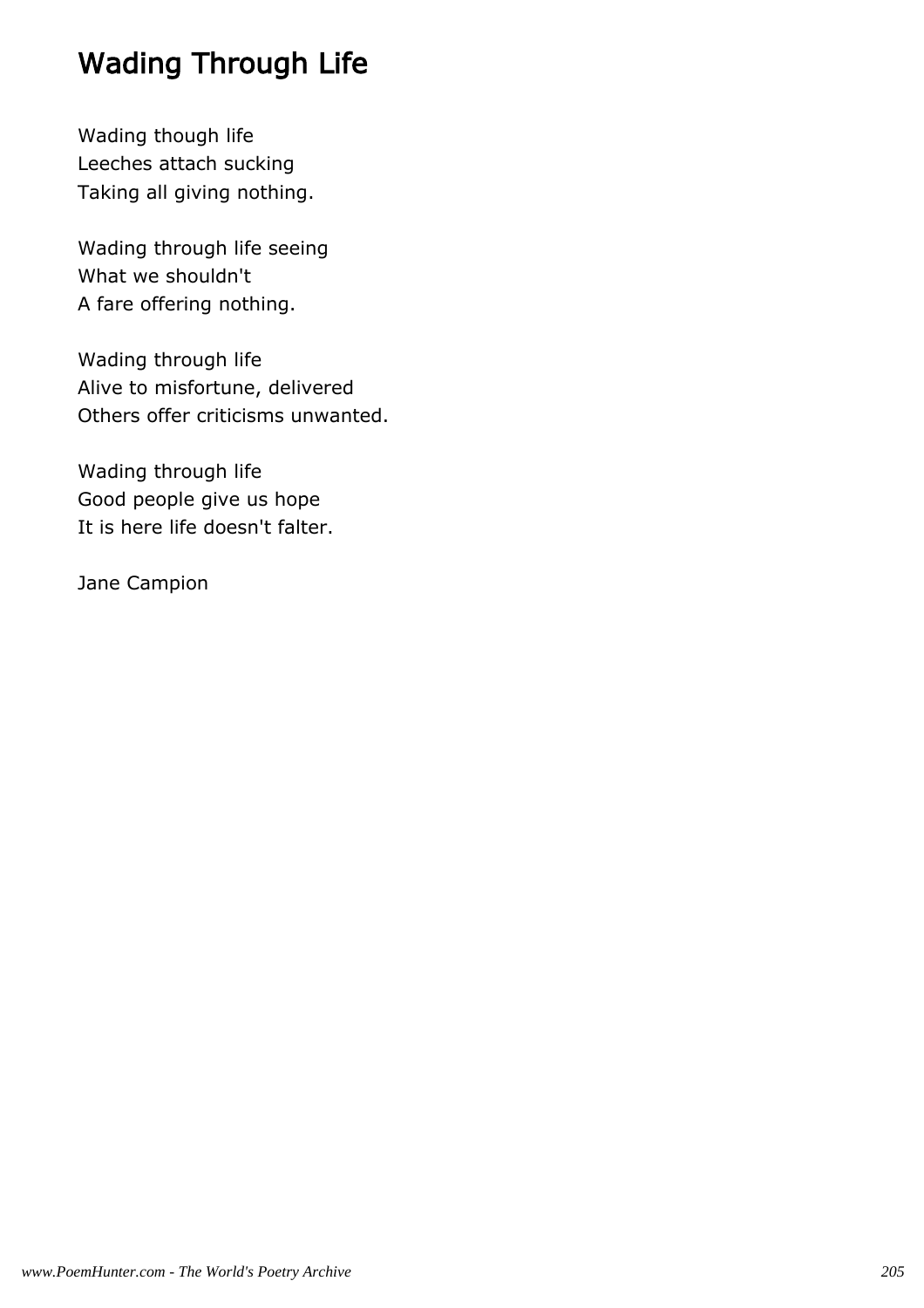# Wading Through Life

Wading though life  
Leeches attach sucking  
Taking all giving nothing.

Wading through life seeing  
What we shouldn't  
A fare offering nothing.

Wading through life  
Alive to misfortune, delivered  
Others offer criticisms unwanted.

Wading through life  
Good people give us hope  
It is here life doesn't falter.

Jane Campion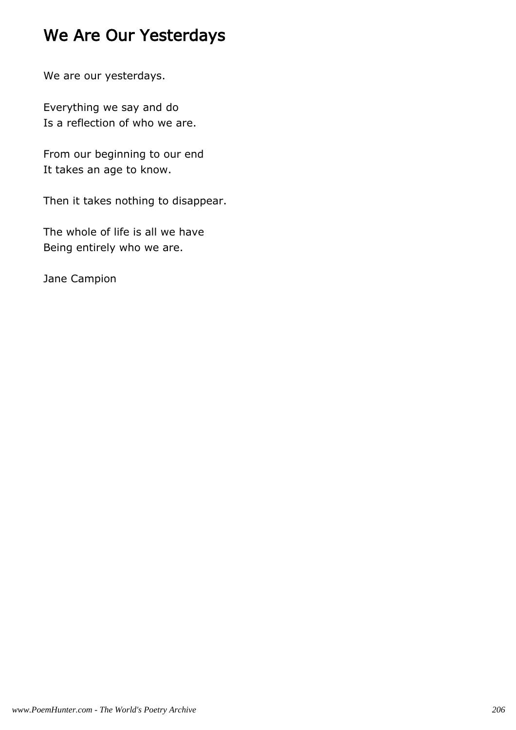# We Are Our Yesterdays

We are our yesterdays.

Everything we say and do  
Is a reflection of who we are.

From our beginning to our end  
It takes an age to know.

Then it takes nothing to disappear.

The whole of life is all we have  
Being entirely who we are.

Jane Campion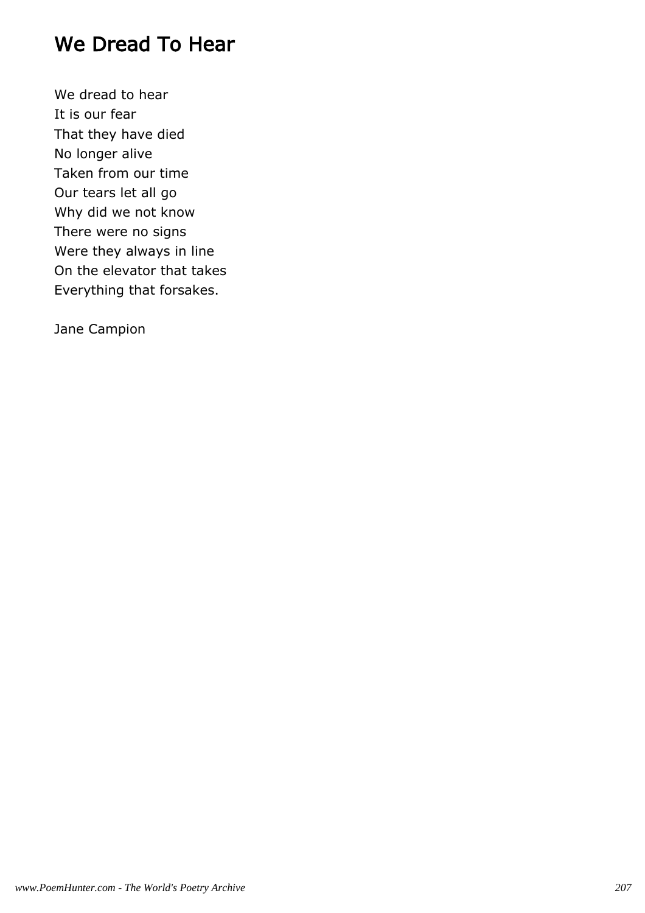# We Dread To Hear

We dread to hear
It is our fear
That they have died
No longer alive
Taken from our time
Our tears let all go
Why did we not know
There were no signs
Were they always in line
On the elevator that takes
Everything that forsakes.

Jane Campion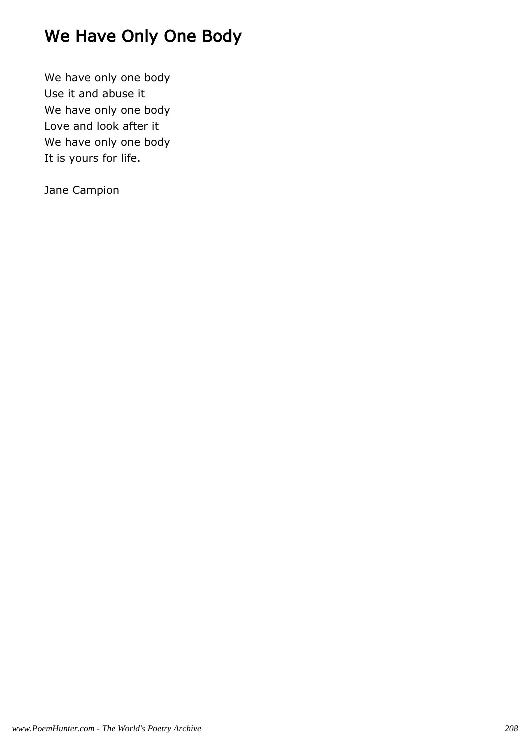# We Have Only One Body

We have only one body  
Use it and abuse it  
We have only one body  
Love and look after it  
We have only one body  
It is yours for life.

Jane Campion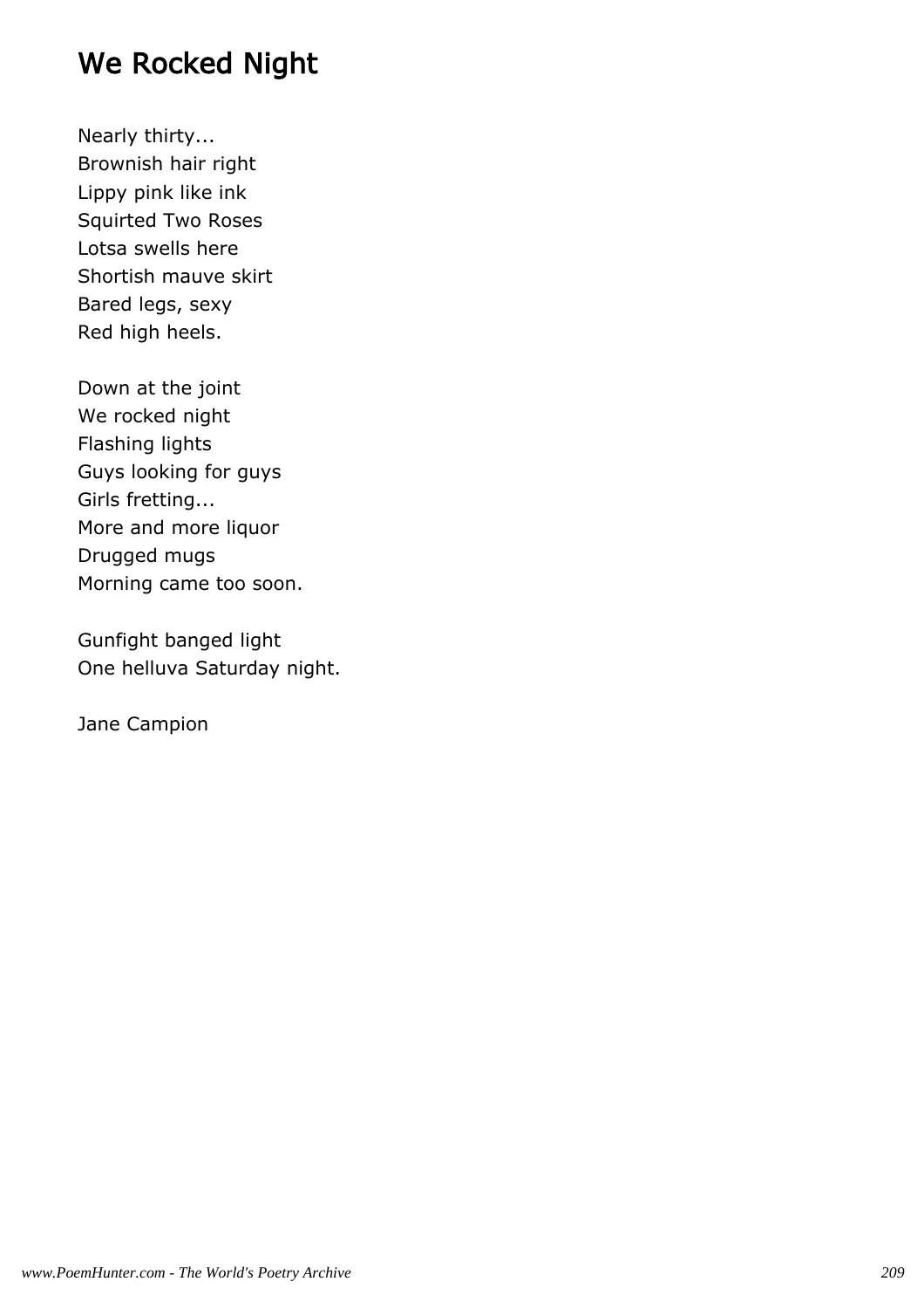# We Rocked Night

Nearly thirty...
Brownish hair right
Lippy pink like ink
Squirted Two Roses
Lotsa swells here
Shortish mauve skirt
Bared legs, sexy
Red high heels.

Down at the joint
We rocked night
Flashing lights
Guys looking for guys
Girls fretting...
More and more liquor
Drugged mugs
Morning came too soon.

Gunfight banged light
One helluva Saturday night.

Jane Campion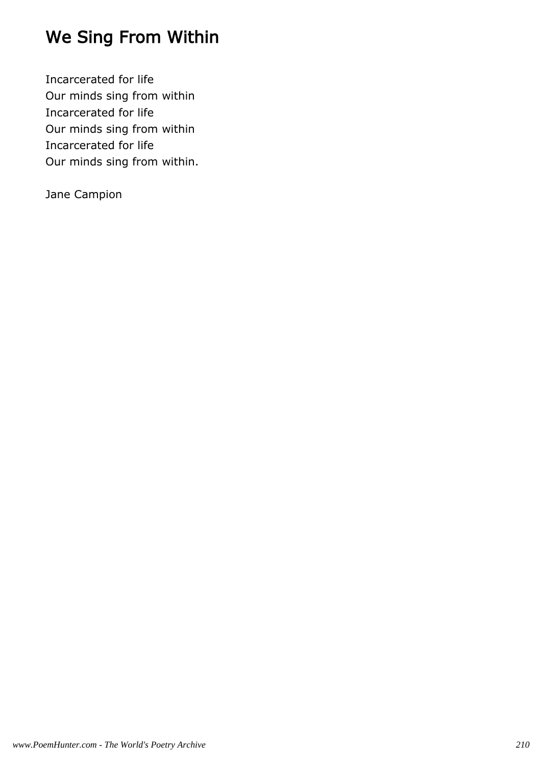# We Sing From Within

Incarcerated for life  
Our minds sing from within  
Incarcerated for life  
Our minds sing from within  
Incarcerated for life  
Our minds sing from within.

Jane Campion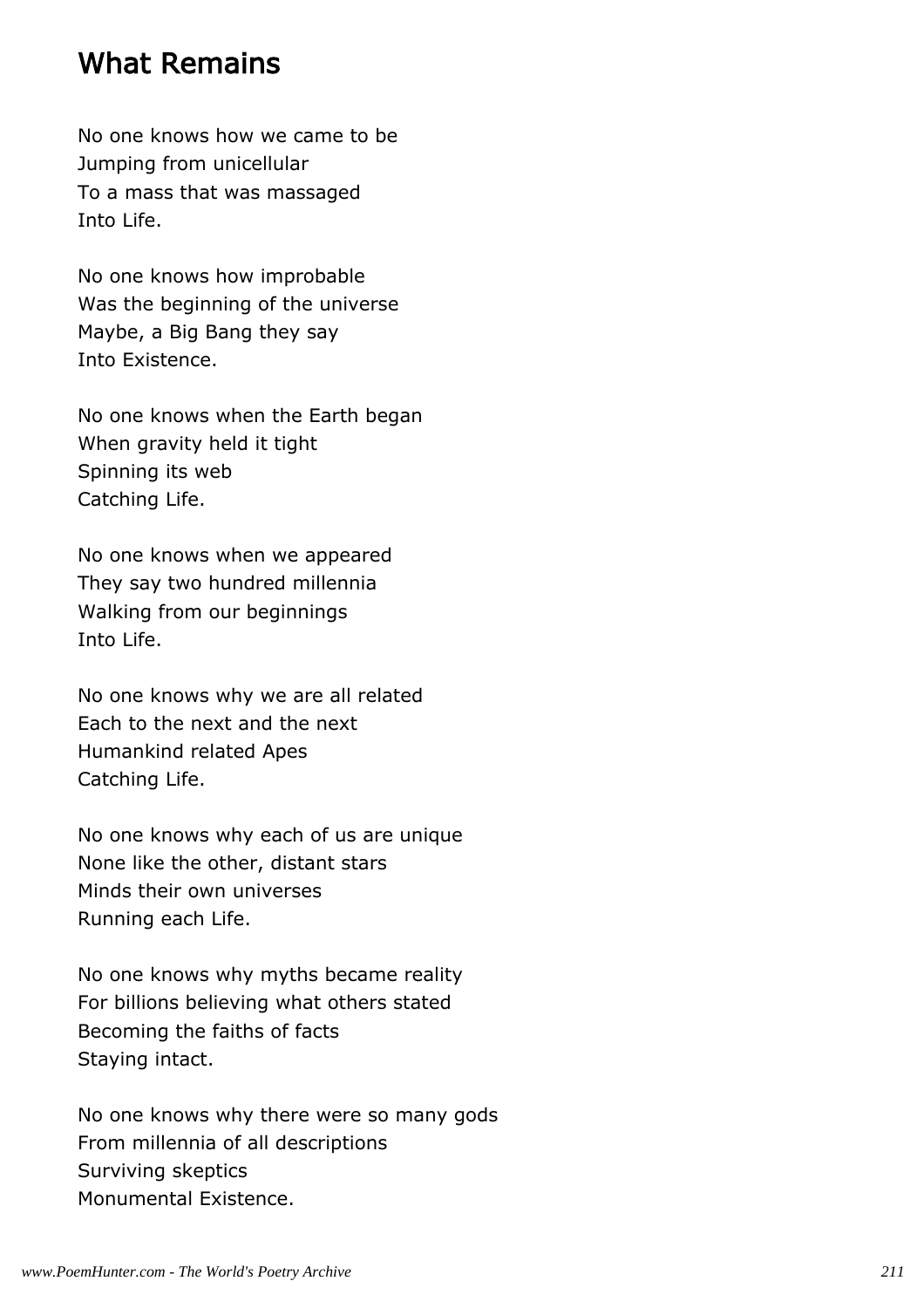## What Remains

No one knows how we came to be  
Jumping from unicellular  
To a mass that was massaged  
Into Life.

No one knows how improbable  
Was the beginning of the universe  
Maybe, a Big Bang they say  
Into Existence.

No one knows when the Earth began  
When gravity held it tight  
Spinning its web  
Catching Life.

No one knows when we appeared  
They say two hundred millennia  
Walking from our beginnings  
Into Life.

No one knows why we are all related  
Each to the next and the next  
Humankind related Apes  
Catching Life.

No one knows why each of us are unique  
None like the other, distant stars  
Minds their own universes  
Running each Life.

No one knows why myths became reality  
For billions believing what others stated  
Becoming the faiths of facts  
Staying intact.

No one knows why there were so many gods  
From millennia of all descriptions  
Surviving skeptics  
Monumental Existence.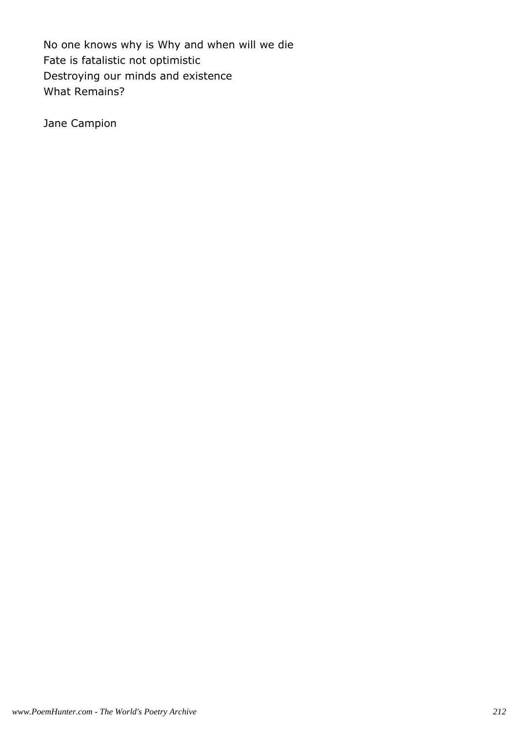No one knows why is Why and when will we die  
Fate is fatalistic not optimistic  
Destroying our minds and existence  
What Remains?

Jane Campion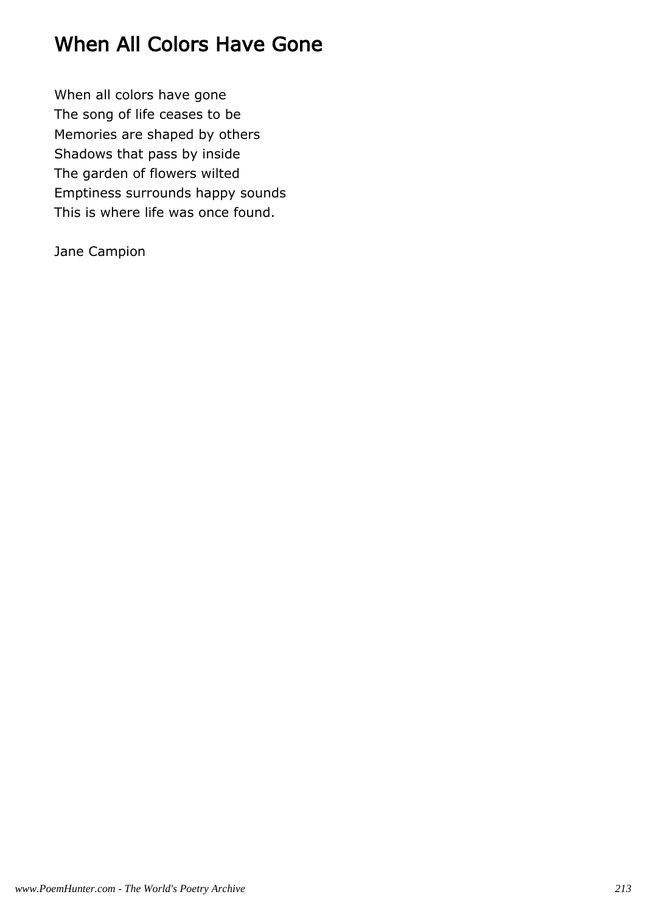# When All Colors Have Gone

When all colors have gone  
The song of life ceases to be  
Memories are shaped by others  
Shadows that pass by inside  
The garden of flowers wilted  
Emptiness surrounds happy sounds  
This is where life was once found.

Jane Campion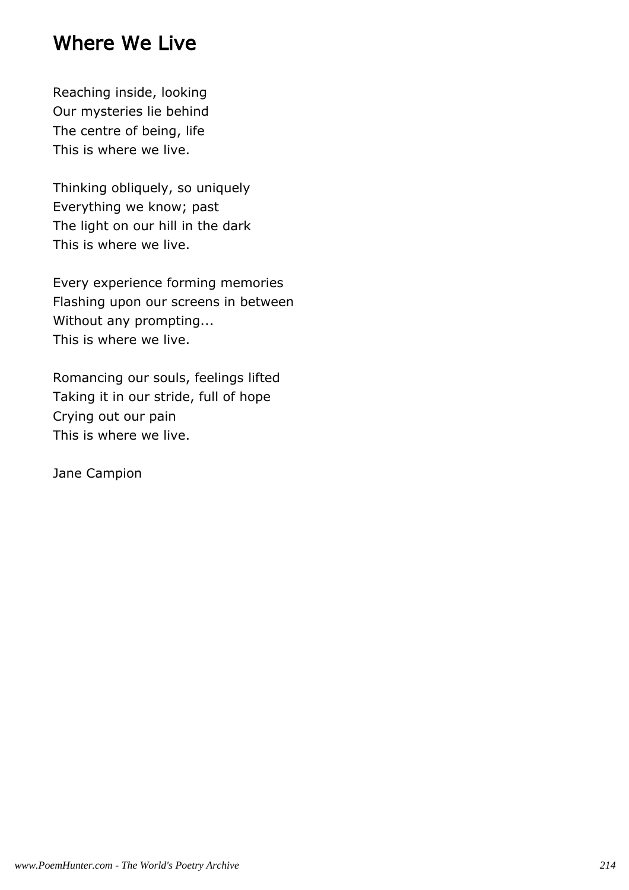# Where We Live

Reaching inside, looking
Our mysteries lie behind
The centre of being, life
This is where we live.

Thinking obliquely, so uniquely
Everything we know; past
The light on our hill in the dark
This is where we live.

Every experience forming memories
Flashing upon our screens in between
Without any prompting...
This is where we live.

Romancing our souls, feelings lifted
Taking it in our stride, full of hope
Crying out our pain
This is where we live.

Jane Campion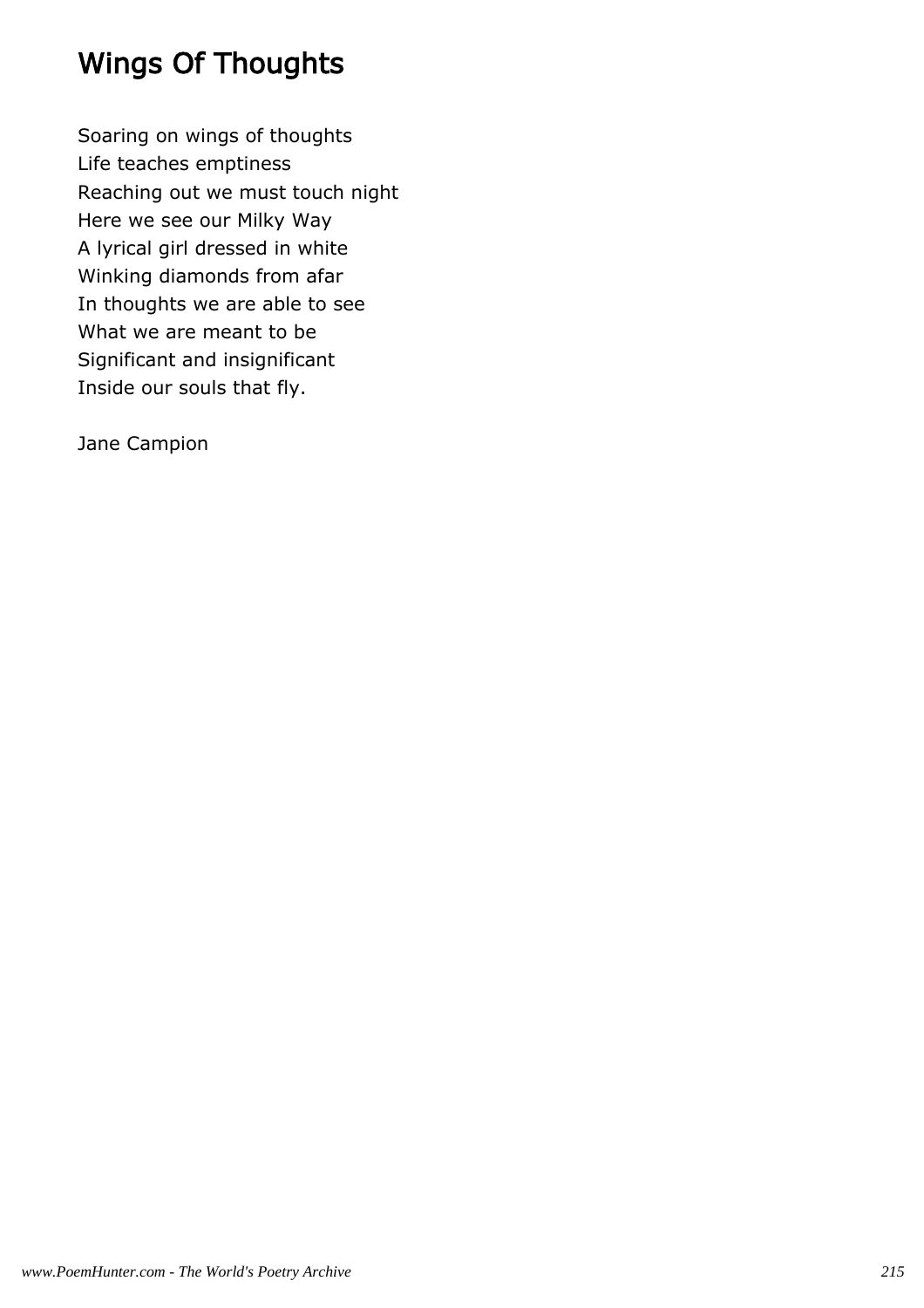# Wings Of Thoughts

Soaring on wings of thoughts
Life teaches emptiness
Reaching out we must touch night
Here we see our Milky Way
A lyrical girl dressed in white
Winking diamonds from afar
In thoughts we are able to see
What we are meant to be
Significant and insignificant
Inside our souls that fly.

Jane Campion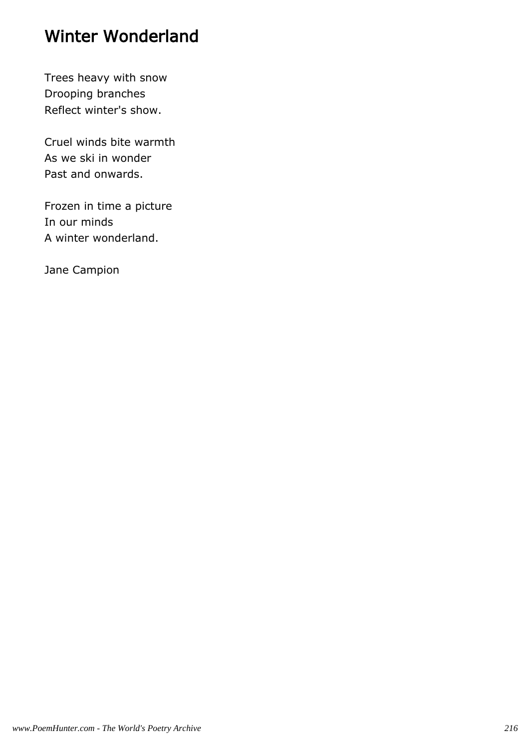# Winter Wonderland

Trees heavy with snow  
Drooping branches  
Reflect winter's show.

Cruel winds bite warmth  
As we ski in wonder  
Past and onwards.

Frozen in time a picture  
In our minds  
A winter wonderland.

Jane Campion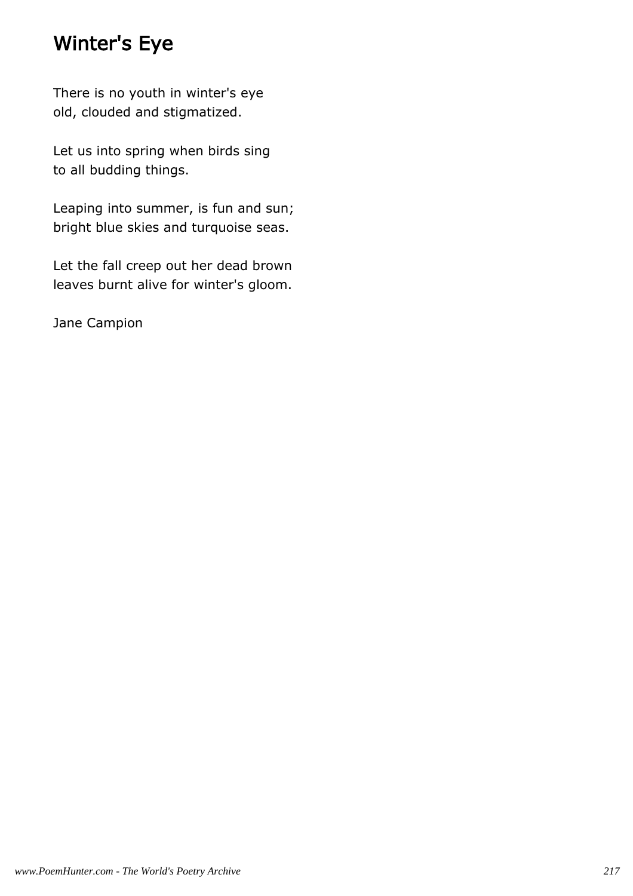# Winter's Eye

There is no youth in winter's eye
old, clouded and stigmatized.

Let us into spring when birds sing
to all budding things.

Leaping into summer, is fun and sun;
bright blue skies and turquoise seas.

Let the fall creep out her dead brown
leaves burnt alive for winter's gloom.

Jane Campion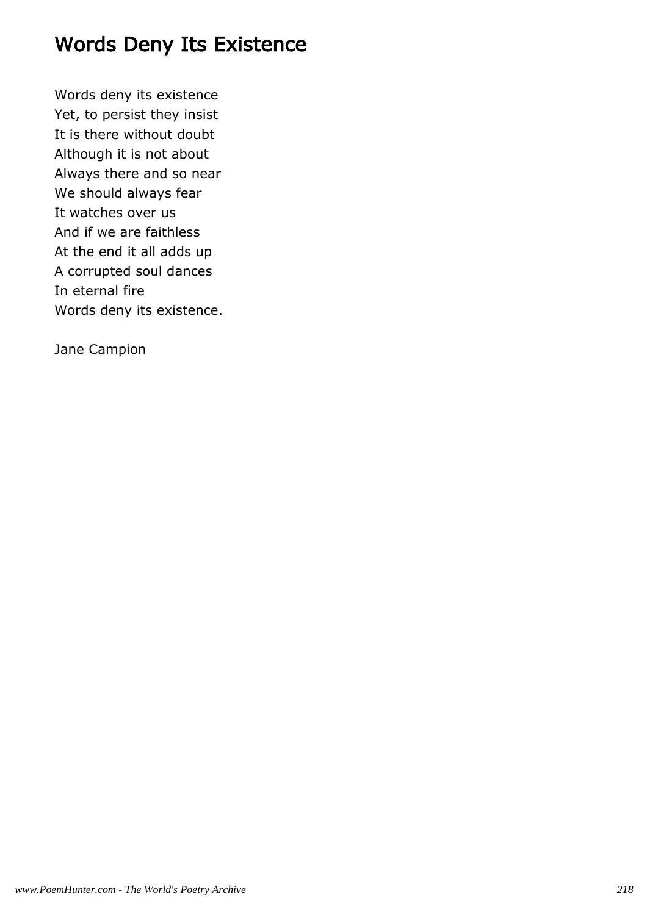# Words Deny Its Existence

Words deny its existence
Yet, to persist they insist
It is there without doubt
Although it is not about
Always there and so near
We should always fear
It watches over us
And if we are faithless
At the end it all adds up
A corrupted soul dances
In eternal fire
Words deny its existence.

Jane Campion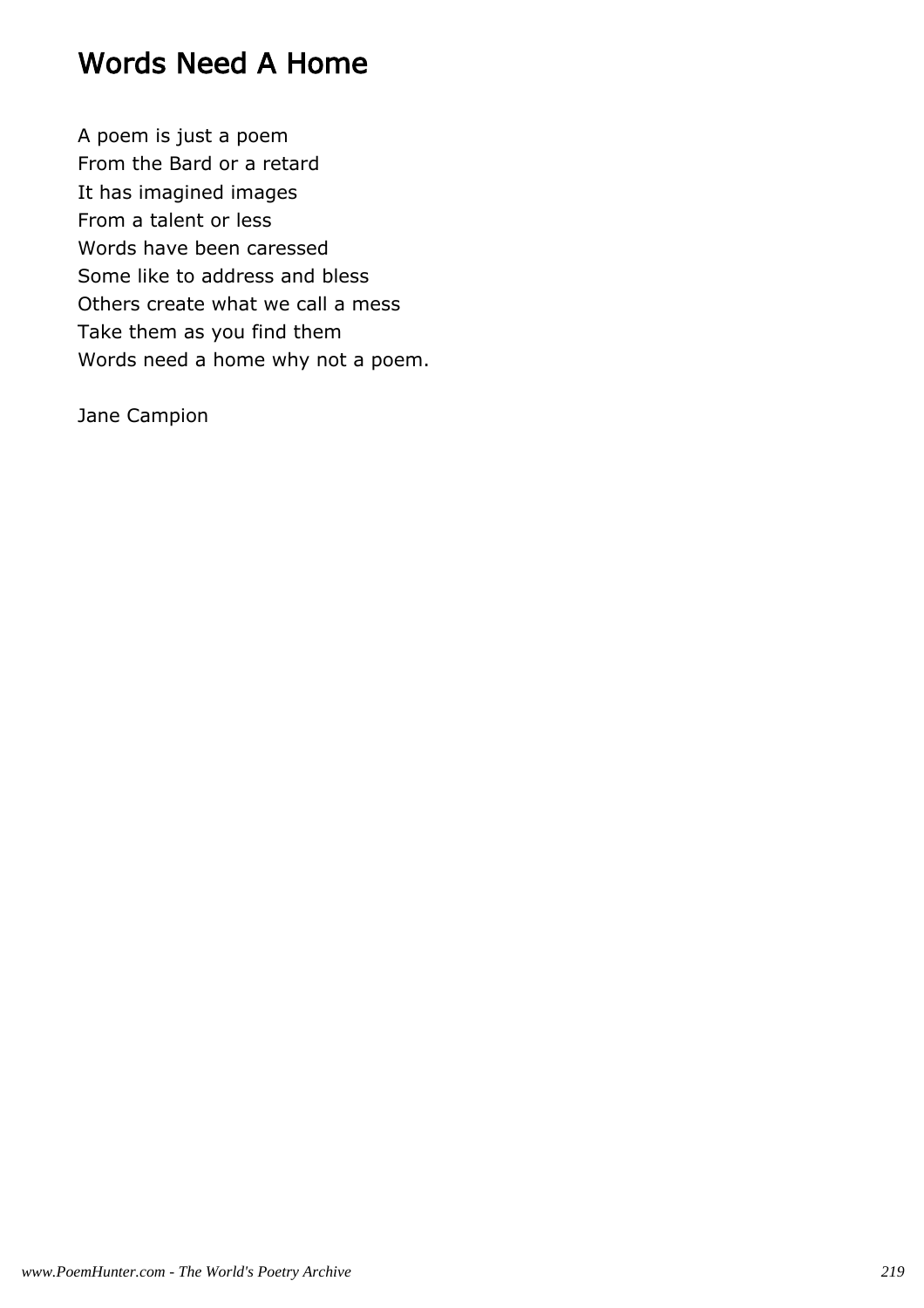# Words Need A Home

A poem is just a poem
From the Bard or a retard
It has imagined images
From a talent or less
Words have been caressed
Some like to address and bless
Others create what we call a mess
Take them as you find them
Words need a home why not a poem.

Jane Campion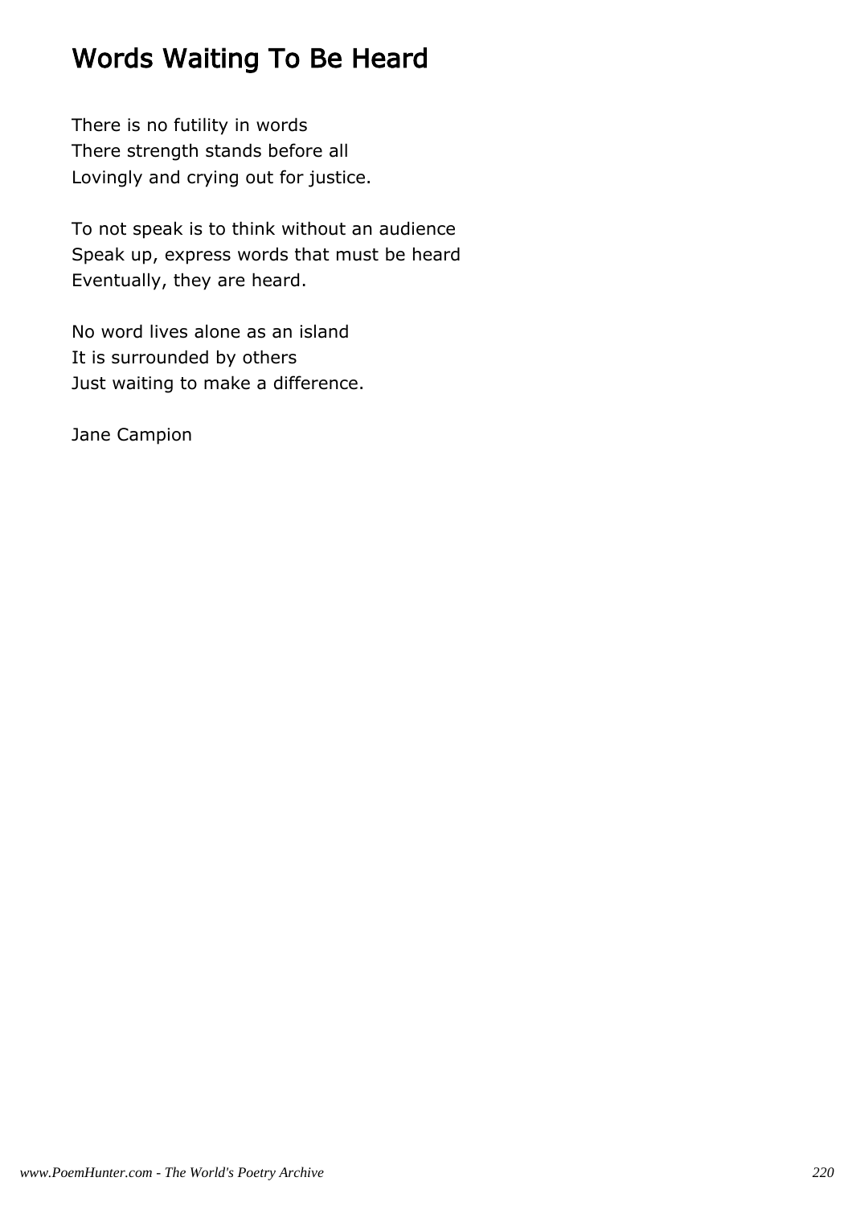# Words Waiting To Be Heard

There is no futility in words
There strength stands before all
Lovingly and crying out for justice.

To not speak is to think without an audience
Speak up, express words that must be heard
Eventually, they are heard.

No word lives alone as an island
It is surrounded by others
Just waiting to make a difference.

Jane Campion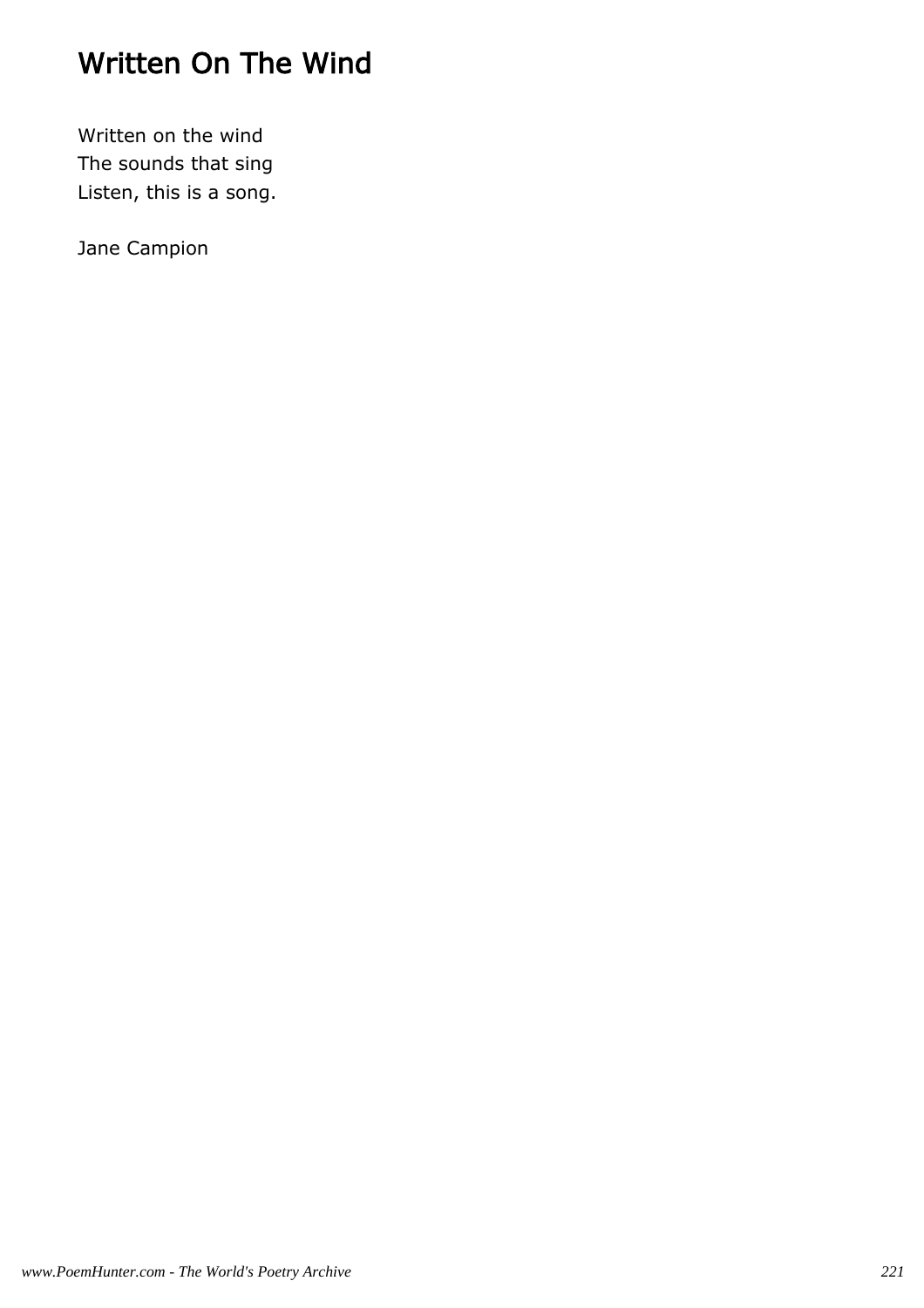# Written On The Wind

Written on the wind  
The sounds that sing  
Listen, this is a song.

Jane Campion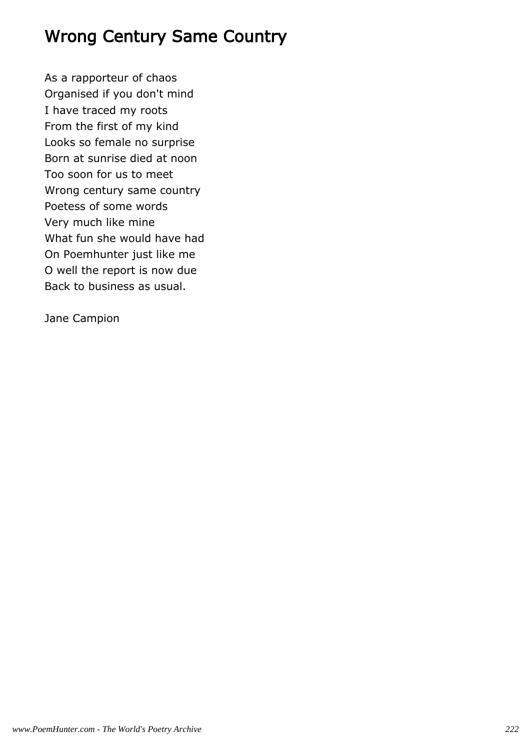# Wrong Century Same Country

As a rapporteur of chaos
Organised if you don't mind
I have traced my roots
From the first of my kind
Looks so female no surprise
Born at sunrise died at noon
Too soon for us to meet
Wrong century same country
Poetess of some words
Very much like mine
What fun she would have had
On Poemhunter just like me
O well the report is now due
Back to business as usual.

Jane Campion